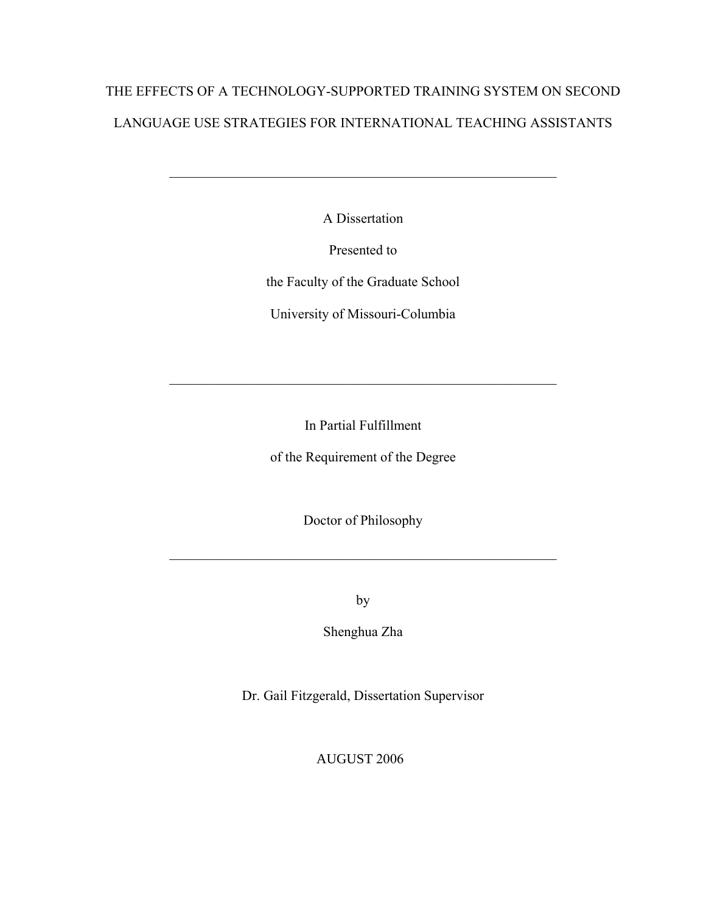# THE EFFECTS OF A TECHNOLOGY-SUPPORTED TRAINING SYSTEM ON SECOND LANGUAGE USE STRATEGIES FOR INTERNATIONAL TEACHING ASSISTANTS

---

A Dissertation

Presented to

the Faculty of the Graduate School

University of Missouri-Columbia

---

In Partial Fulfillment

of the Requirement of the Degree

Doctor of Philosophy

---

by

Shenghua Zha

Dr. Gail Fitzgerald, Dissertation Supervisor

AUGUST 2006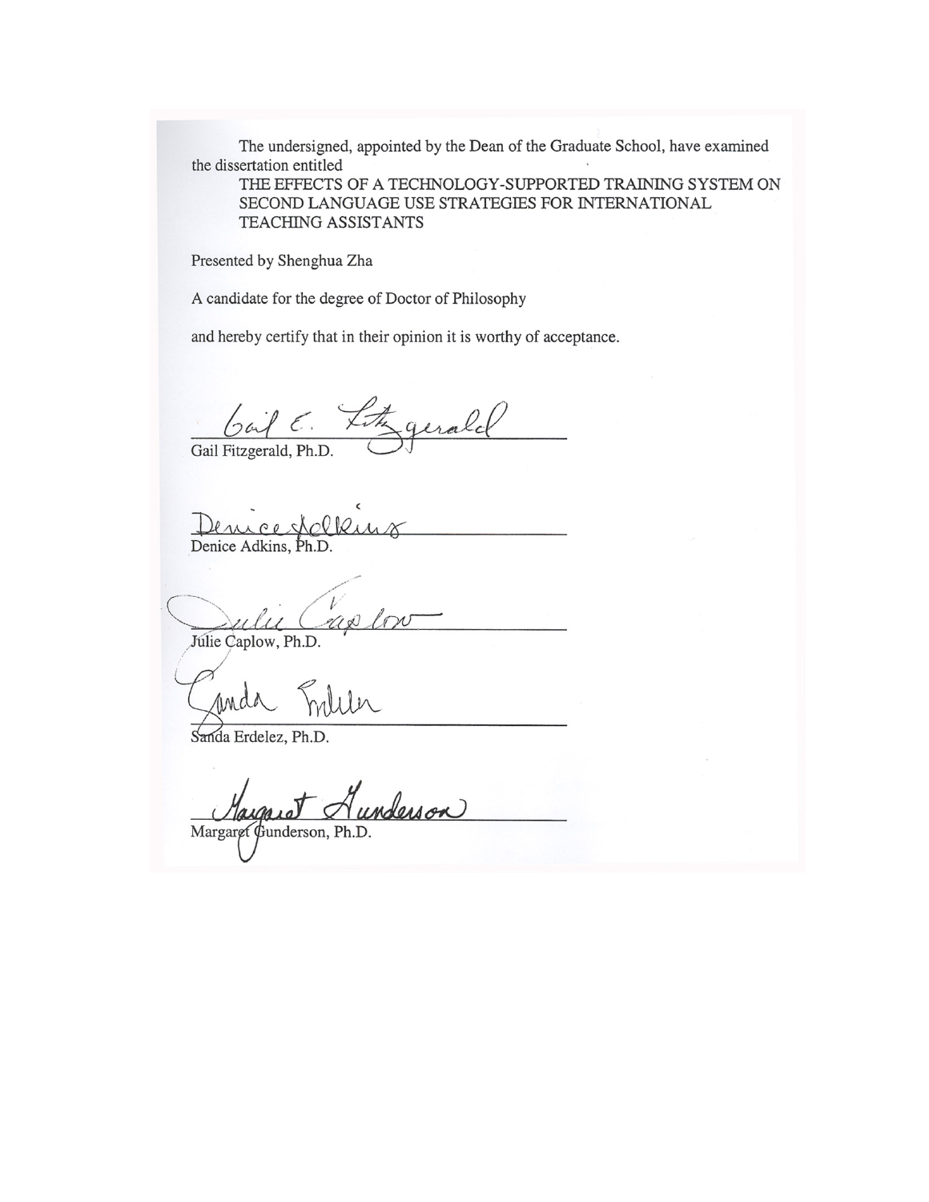The undersigned, appointed by the Dean of the Graduate School, have examined the dissertation entitled

THE EFFECTS OF A TECHNOLOGY-SUPPORTED TRAINING SYSTEM ON SECOND LANGUAGE USE STRATEGIES FOR INTERNATIONAL TEACHING ASSISTANTS

Presented by Shenghua Zha

A candidate for the degree of Doctor of Philosophy

and hereby certify that in their opinion it is worthy of acceptance.

Gail Fitzgerald, Ph.D.

Denice Adkins, Ph.D.

Julie Caplow, Ph.D.

Sanda Erdelez, Ph.D.

Margaret Gunderson, Ph.D.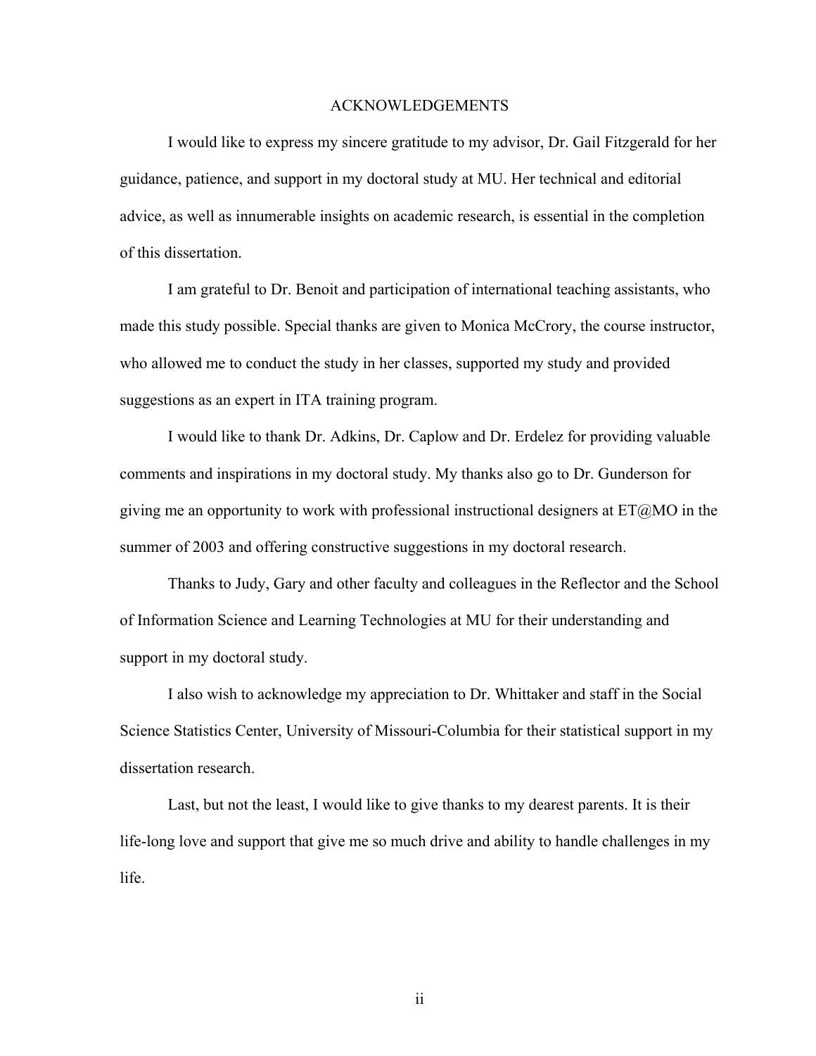# ACKNOWLEDGEMENTS

I would like to express my sincere gratitude to my advisor, Dr. Gail Fitzgerald for her guidance, patience, and support in my doctoral study at MU. Her technical and editorial advice, as well as innumerable insights on academic research, is essential in the completion of this dissertation.

I am grateful to Dr. Benoit and participation of international teaching assistants, who made this study possible. Special thanks are given to Monica McCrory, the course instructor, who allowed me to conduct the study in her classes, supported my study and provided suggestions as an expert in ITA training program.

I would like to thank Dr. Adkins, Dr. Caplow and Dr. Erdelez for providing valuable comments and inspirations in my doctoral study. My thanks also go to Dr. Gunderson for giving me an opportunity to work with professional instructional designers at ET@MO in the summer of 2003 and offering constructive suggestions in my doctoral research.

Thanks to Judy, Gary and other faculty and colleagues in the Reflector and the School of Information Science and Learning Technologies at MU for their understanding and support in my doctoral study.

I also wish to acknowledge my appreciation to Dr. Whittaker and staff in the Social Science Statistics Center, University of Missouri-Columbia for their statistical support in my dissertation research.

Last, but not the least, I would like to give thanks to my dearest parents. It is their life-long love and support that give me so much drive and ability to handle challenges in my life.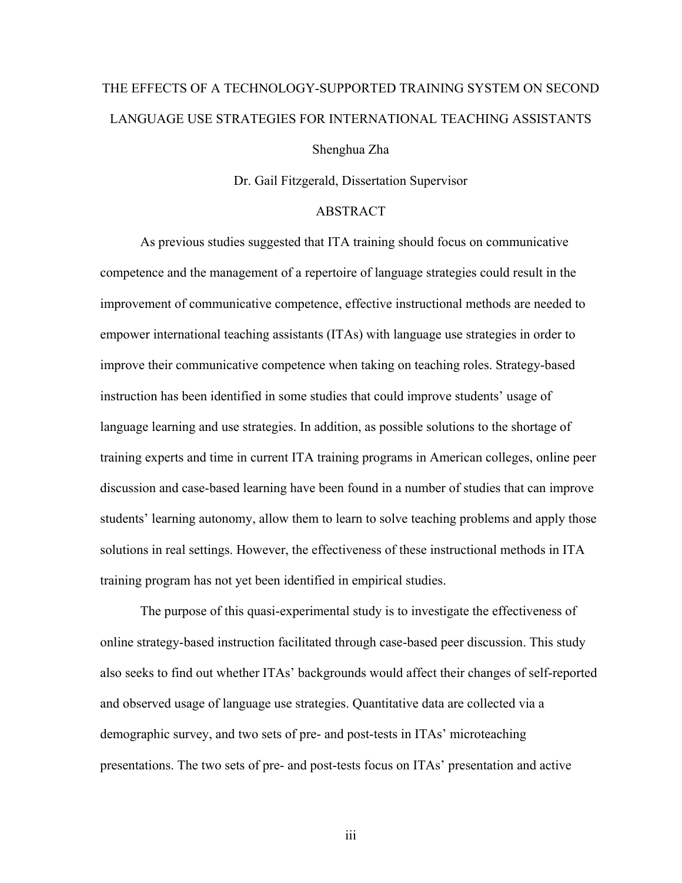THE EFFECTS OF A TECHNOLOGY-SUPPORTED TRAINING SYSTEM ON SECOND LANGUAGE USE STRATEGIES FOR INTERNATIONAL TEACHING ASSISTANTS

Shenghua Zha

Dr. Gail Fitzgerald, Dissertation Supervisor

## ABSTRACT

As previous studies suggested that ITA training should focus on communicative competence and the management of a repertoire of language strategies could result in the improvement of communicative competence, effective instructional methods are needed to empower international teaching assistants (ITAs) with language use strategies in order to improve their communicative competence when taking on teaching roles. Strategy-based instruction has been identified in some studies that could improve students' usage of language learning and use strategies. In addition, as possible solutions to the shortage of training experts and time in current ITA training programs in American colleges, online peer discussion and case-based learning have been found in a number of studies that can improve students' learning autonomy, allow them to learn to solve teaching problems and apply those solutions in real settings. However, the effectiveness of these instructional methods in ITA training program has not yet been identified in empirical studies.

The purpose of this quasi-experimental study is to investigate the effectiveness of online strategy-based instruction facilitated through case-based peer discussion. This study also seeks to find out whether ITAs' backgrounds would affect their changes of self-reported and observed usage of language use strategies. Quantitative data are collected via a demographic survey, and two sets of pre- and post-tests in ITAs' microteaching presentations. The two sets of pre- and post-tests focus on ITAs' presentation and active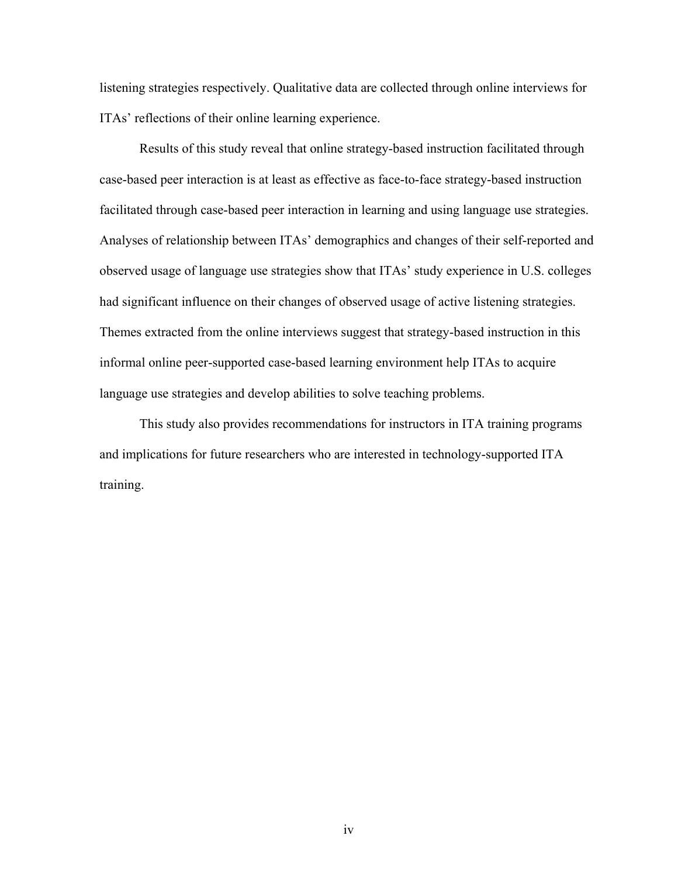listening strategies respectively. Qualitative data are collected through online interviews for ITAs' reflections of their online learning experience.

Results of this study reveal that online strategy-based instruction facilitated through case-based peer interaction is at least as effective as face-to-face strategy-based instruction facilitated through case-based peer interaction in learning and using language use strategies. Analyses of relationship between ITAs' demographics and changes of their self-reported and observed usage of language use strategies show that ITAs' study experience in U.S. colleges had significant influence on their changes of observed usage of active listening strategies. Themes extracted from the online interviews suggest that strategy-based instruction in this informal online peer-supported case-based learning environment help ITAs to acquire language use strategies and develop abilities to solve teaching problems.

This study also provides recommendations for instructors in ITA training programs and implications for future researchers who are interested in technology-supported ITA training.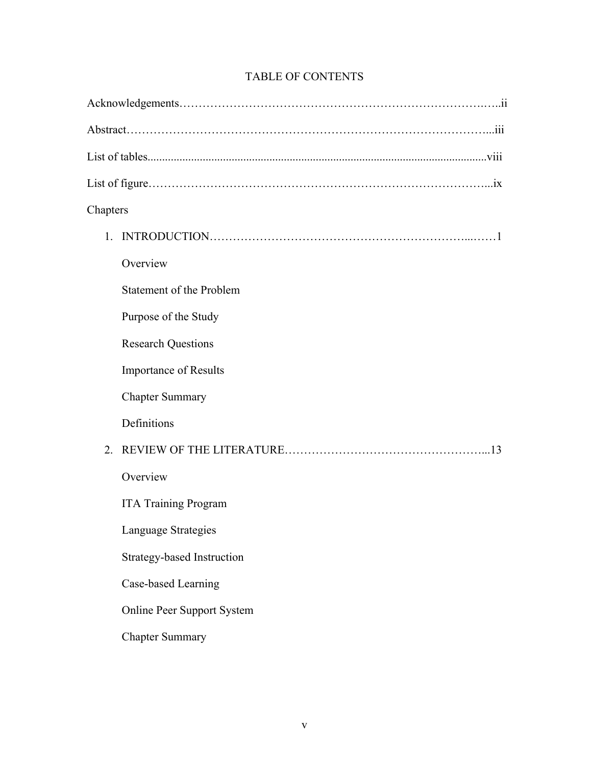# TABLE OF CONTENTS

Acknowledgements……………………………………………………………………….…..ii

Abstract…………………………………………………………………………………...iii

List of tables...................................................................................................................viii

List of figure……………………………………………………………………………...ix

Chapters

1. INTRODUCTION……………………………………………………...……1

    Overview

    Statement of the Problem

    Purpose of the Study

    Research Questions

    Importance of Results

    Chapter Summary

    Definitions

2. REVIEW OF THE LITERATURE…………………………………………...13

    Overview

    ITA Training Program

    Language Strategies

    Strategy-based Instruction

    Case-based Learning

    Online Peer Support System

    Chapter Summary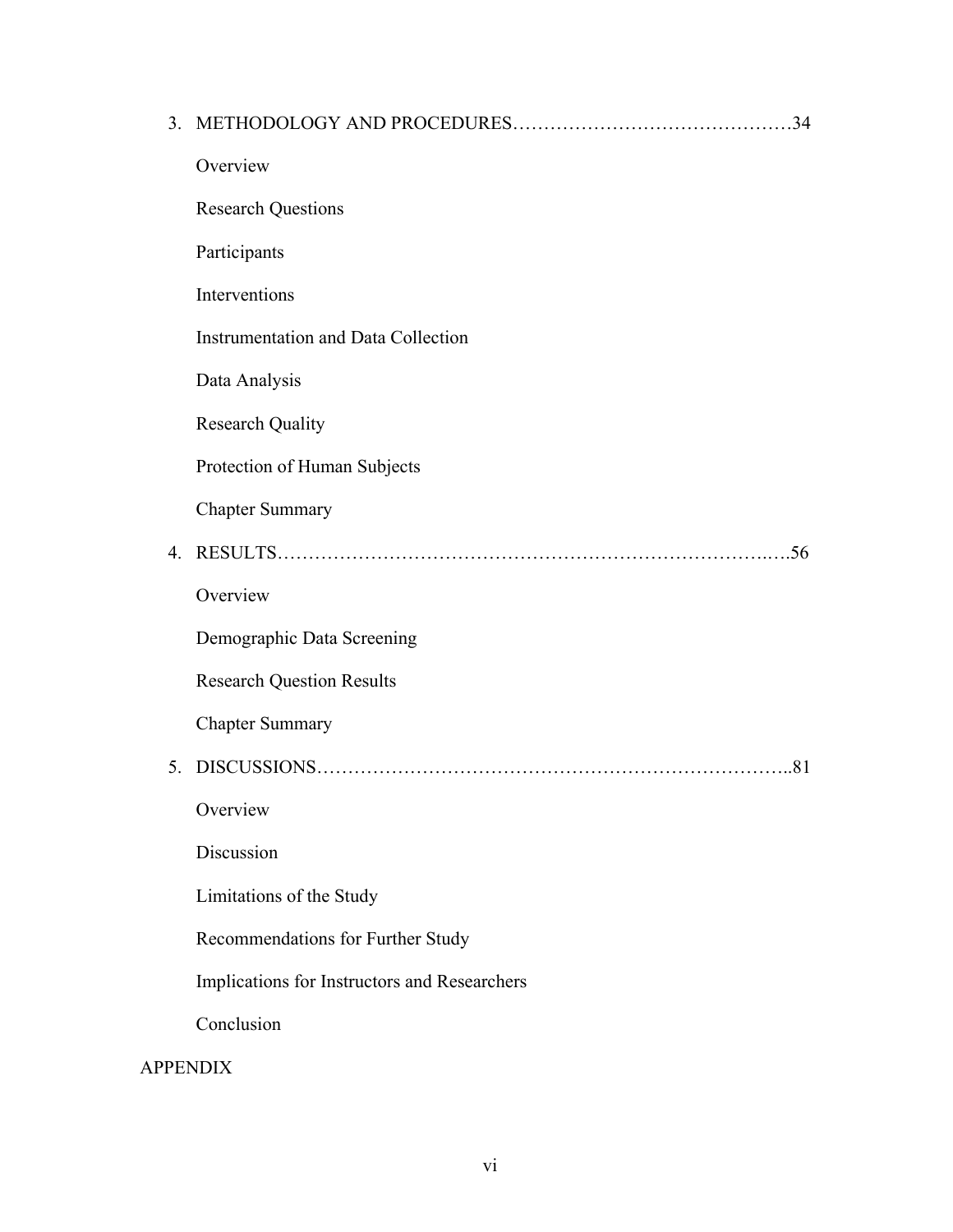3. METHODOLOGY AND PROCEDURES……………………………………….34

    Overview

    Research Questions

    Participants

    Interventions

    Instrumentation and Data Collection

    Data Analysis

    Research Quality

    Protection of Human Subjects

    Chapter Summary

4. RESULTS……………………………………………………………….….56

    Overview

    Demographic Data Screening

    Research Question Results

    Chapter Summary

5. DISCUSSIONS…………………………………………………………..81

    Overview

    Discussion

    Limitations of the Study

    Recommendations for Further Study

    Implications for Instructors and Researchers

    Conclusion

APPENDIX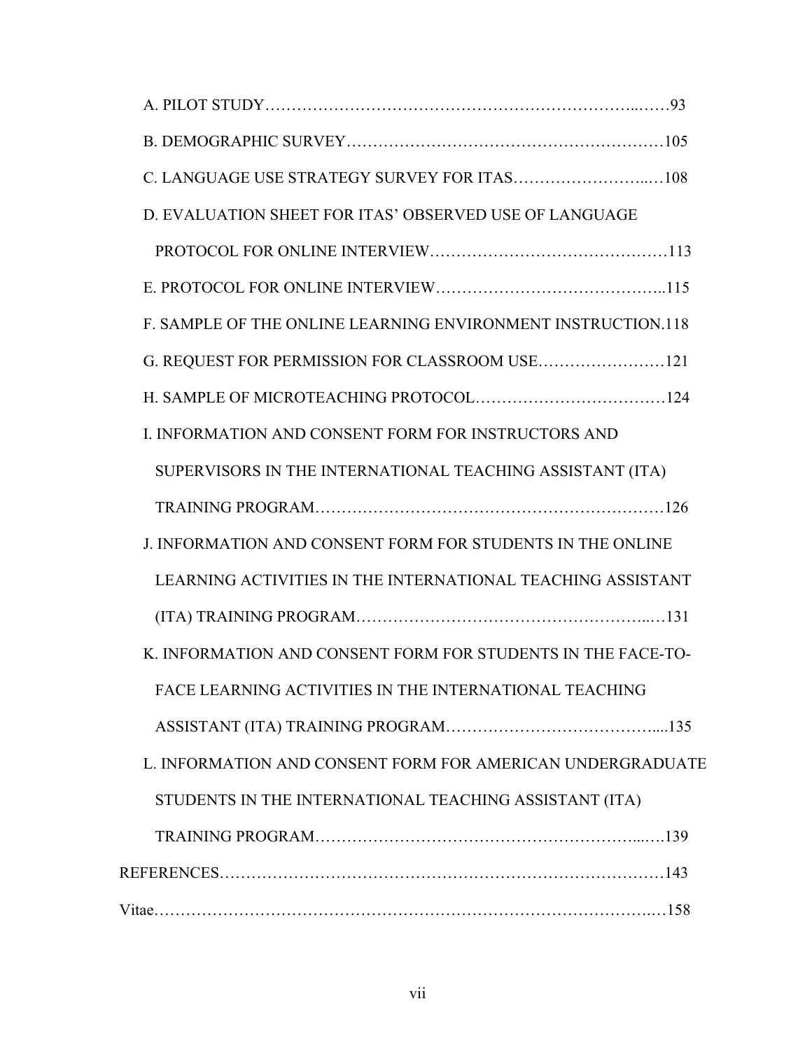A. PILOT STUDY……………………………………………………………..……93

B. DEMOGRAPHIC SURVEY…………………………………………………105

C. LANGUAGE USE STRATEGY SURVEY FOR ITAS……………………...…108

D. EVALUATION SHEET FOR ITAS' OBSERVED USE OF LANGUAGE PROTOCOL FOR ONLINE INTERVIEW……………………………………113

E. PROTOCOL FOR ONLINE INTERVIEW…………………………………..115

F. SAMPLE OF THE ONLINE LEARNING ENVIRONMENT INSTRUCTION.118

G. REQUEST FOR PERMISSION FOR CLASSROOM USE……………………121

H. SAMPLE OF MICROTEACHING PROTOCOL………………………………124

I. INFORMATION AND CONSENT FORM FOR INSTRUCTORS AND SUPERVISORS IN THE INTERNATIONAL TEACHING ASSISTANT (ITA) TRAINING PROGRAM………………………………………………………126

J. INFORMATION AND CONSENT FORM FOR STUDENTS IN THE ONLINE LEARNING ACTIVITIES IN THE INTERNATIONAL TEACHING ASSISTANT (ITA) TRAINING PROGRAM……………………………………………..…131

K. INFORMATION AND CONSENT FORM FOR STUDENTS IN THE FACE-TO-FACE LEARNING ACTIVITIES IN THE INTERNATIONAL TEACHING ASSISTANT (ITA) TRAINING PROGRAM………………………………....135

L. INFORMATION AND CONSENT FORM FOR AMERICAN UNDERGRADUATE STUDENTS IN THE INTERNATIONAL TEACHING ASSISTANT (ITA) TRAINING PROGRAM…………………………………………………...….139

REFERENCES………………………………………………………………………143

Vitae……………………………………………………………………………….…158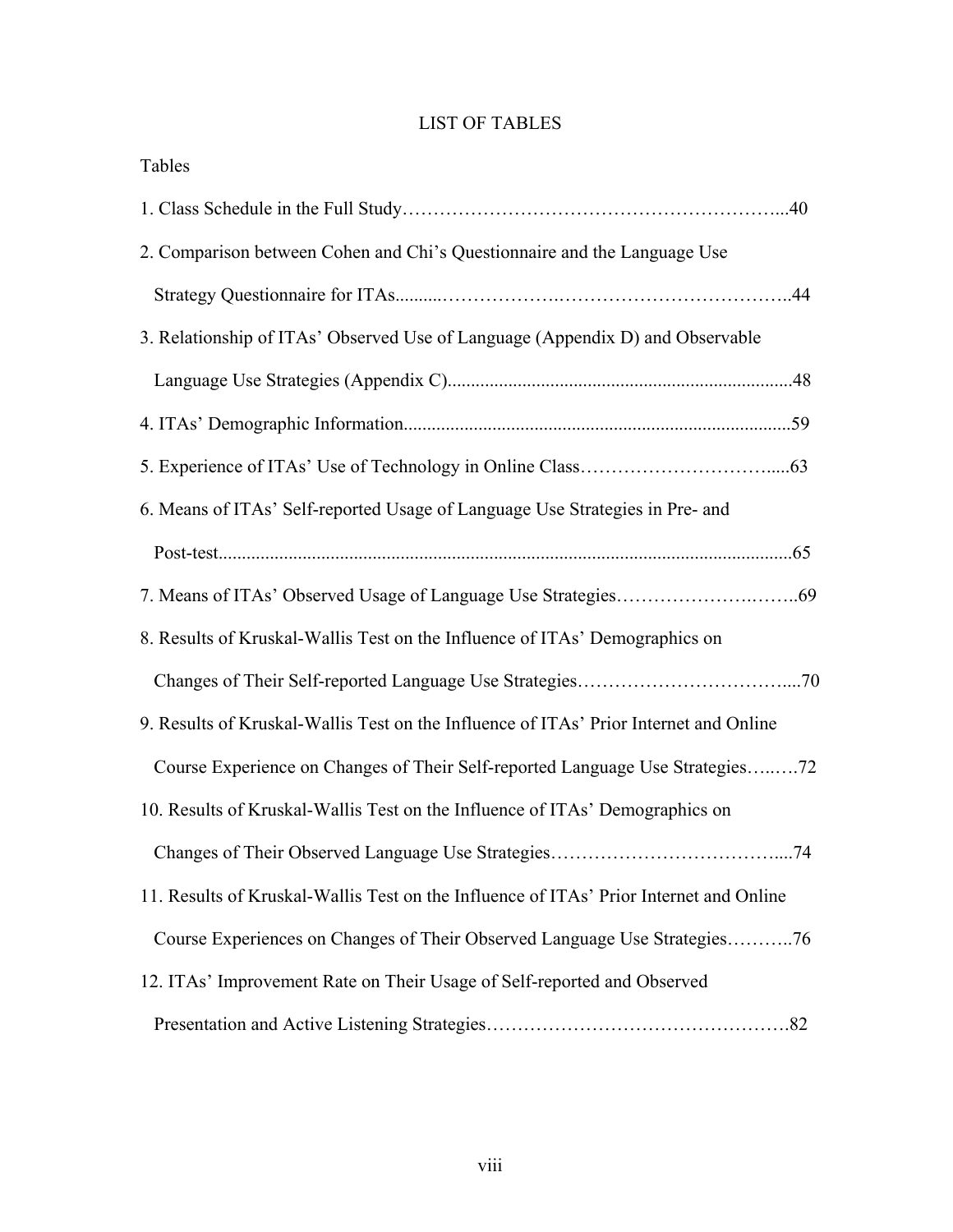# LIST OF TABLES

Tables

1. Class Schedule in the Full Study………………………………………………………...40
2. Comparison between Cohen and Chi's Questionnaire and the Language Use Strategy Questionnaire for ITAs..........………………..………………………………..44
3. Relationship of ITAs' Observed Use of Language (Appendix D) and Observable Language Use Strategies (Appendix C)........................................................................48
4. ITAs' Demographic Information.................................................................................59
5. Experience of ITAs' Use of Technology in Online Class…………………………....63
6. Means of ITAs' Self-reported Usage of Language Use Strategies in Pre- and Post-test.........................................................................................................................65
7. Means of ITAs' Observed Usage of Language Use Strategies…………………..……..69
8. Results of Kruskal-Wallis Test on the Influence of ITAs' Demographics on Changes of Their Self-reported Language Use Strategies…………………………….....70
9. Results of Kruskal-Wallis Test on the Influence of ITAs' Prior Internet and Online Course Experience on Changes of Their Self-reported Language Use Strategies…..….72
10. Results of Kruskal-Wallis Test on the Influence of ITAs' Demographics on Changes of Their Observed Language Use Strategies………………………………....74
11. Results of Kruskal-Wallis Test on the Influence of ITAs' Prior Internet and Online Course Experiences on Changes of Their Observed Language Use Strategies………..76
12. ITAs' Improvement Rate on Their Usage of Self-reported and Observed Presentation and Active Listening Strategies………………………………………….82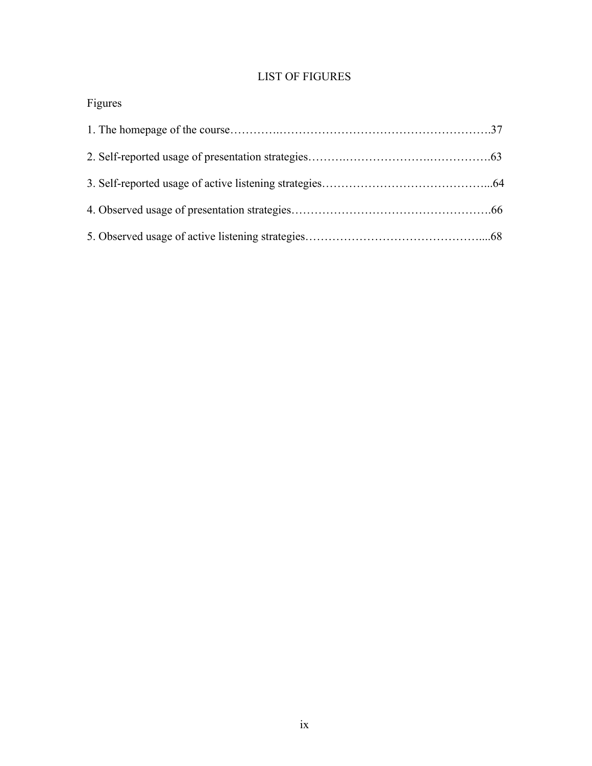# LIST OF FIGURES

Figures

1. The homepage of the course……………………………………………………………37
2. Self-reported usage of presentation strategies…………………………………………63
3. Self-reported usage of active listening strategies……………………………………...64
4. Observed usage of presentation strategies………………………………………………66
5. Observed usage of active listening strategies…………………………………………...68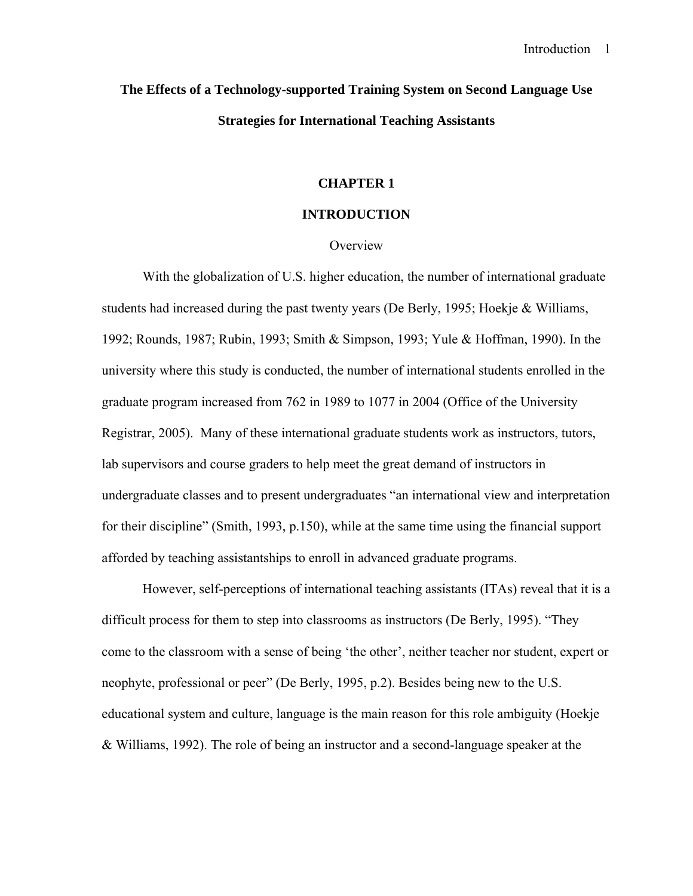# The Effects of a Technology-supported Training System on Second Language Use Strategies for International Teaching Assistants

## CHAPTER 1

## INTRODUCTION

### Overview

With the globalization of U.S. higher education, the number of international graduate students had increased during the past twenty years (De Berly, 1995; Hoekje & Williams, 1992; Rounds, 1987; Rubin, 1993; Smith & Simpson, 1993; Yule & Hoffman, 1990). In the university where this study is conducted, the number of international students enrolled in the graduate program increased from 762 in 1989 to 1077 in 2004 (Office of the University Registrar, 2005). Many of these international graduate students work as instructors, tutors, lab supervisors and course graders to help meet the great demand of instructors in undergraduate classes and to present undergraduates "an international view and interpretation for their discipline" (Smith, 1993, p.150), while at the same time using the financial support afforded by teaching assistantships to enroll in advanced graduate programs.

However, self-perceptions of international teaching assistants (ITAs) reveal that it is a difficult process for them to step into classrooms as instructors (De Berly, 1995). "They come to the classroom with a sense of being 'the other', neither teacher nor student, expert or neophyte, professional or peer" (De Berly, 1995, p.2). Besides being new to the U.S. educational system and culture, language is the main reason for this role ambiguity (Hoekje & Williams, 1992). The role of being an instructor and a second-language speaker at the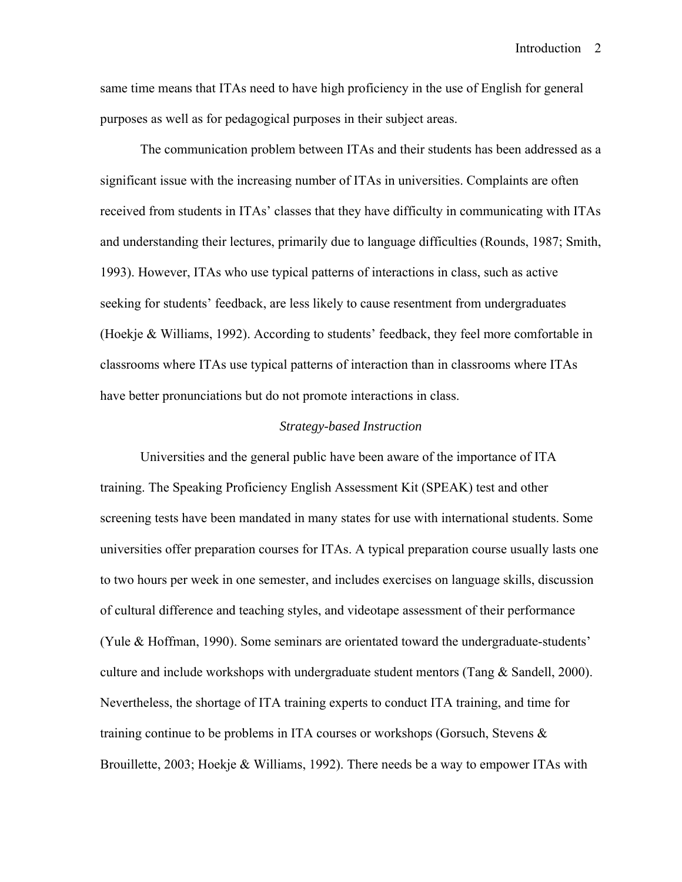same time means that ITAs need to have high proficiency in the use of English for general purposes as well as for pedagogical purposes in their subject areas.

The communication problem between ITAs and their students has been addressed as a significant issue with the increasing number of ITAs in universities. Complaints are often received from students in ITAs' classes that they have difficulty in communicating with ITAs and understanding their lectures, primarily due to language difficulties (Rounds, 1987; Smith, 1993). However, ITAs who use typical patterns of interactions in class, such as active seeking for students' feedback, are less likely to cause resentment from undergraduates (Hoekje & Williams, 1992). According to students' feedback, they feel more comfortable in classrooms where ITAs use typical patterns of interaction than in classrooms where ITAs have better pronunciations but do not promote interactions in class.

### *Strategy-based Instruction*

Universities and the general public have been aware of the importance of ITA training. The Speaking Proficiency English Assessment Kit (SPEAK) test and other screening tests have been mandated in many states for use with international students. Some universities offer preparation courses for ITAs. A typical preparation course usually lasts one to two hours per week in one semester, and includes exercises on language skills, discussion of cultural difference and teaching styles, and videotape assessment of their performance (Yule & Hoffman, 1990). Some seminars are orientated toward the undergraduate-students' culture and include workshops with undergraduate student mentors (Tang & Sandell, 2000). Nevertheless, the shortage of ITA training experts to conduct ITA training, and time for training continue to be problems in ITA courses or workshops (Gorsuch, Stevens & Brouillette, 2003; Hoekje & Williams, 1992). There needs be a way to empower ITAs with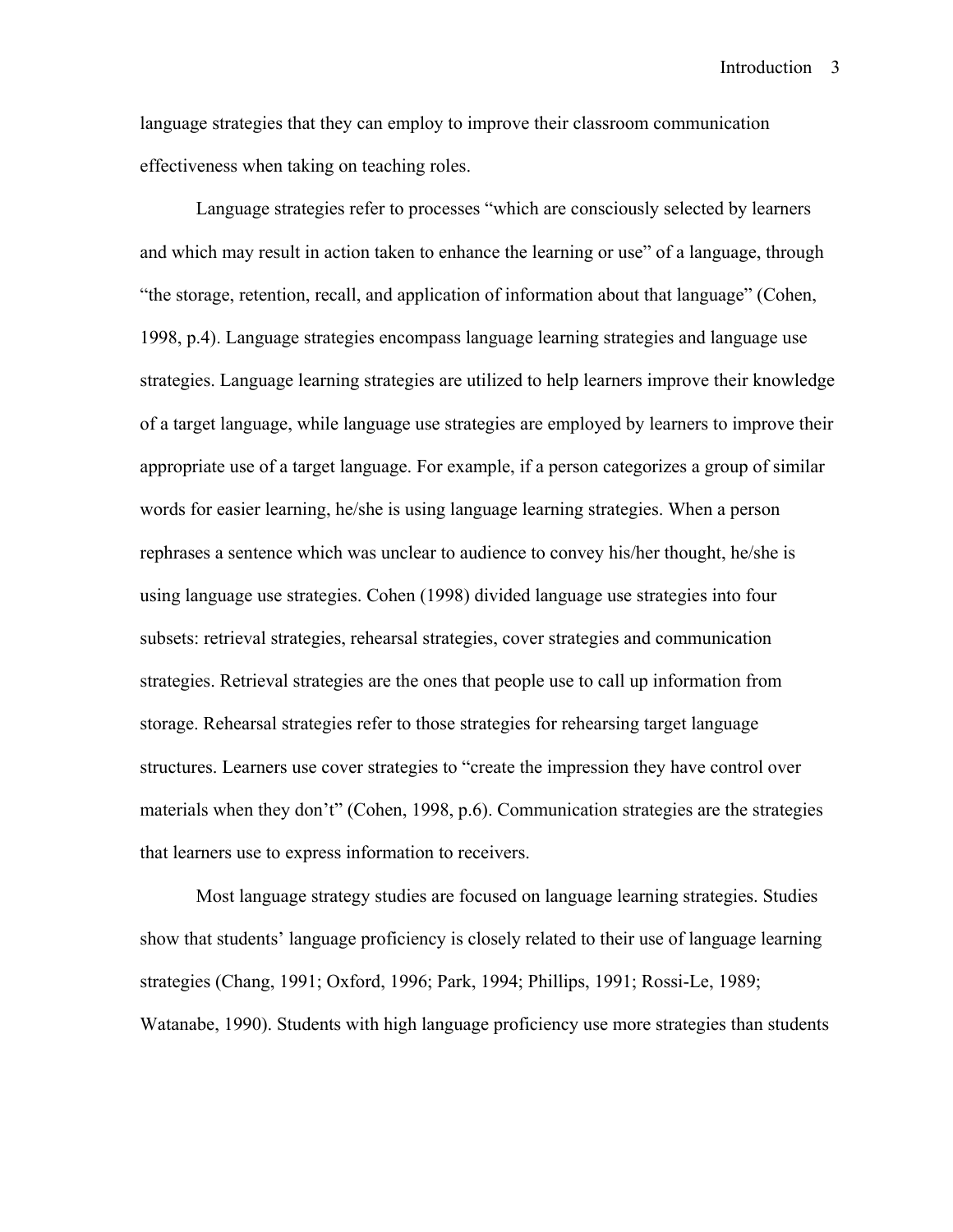language strategies that they can employ to improve their classroom communication effectiveness when taking on teaching roles.

Language strategies refer to processes "which are consciously selected by learners and which may result in action taken to enhance the learning or use" of a language, through "the storage, retention, recall, and application of information about that language" (Cohen, 1998, p.4). Language strategies encompass language learning strategies and language use strategies. Language learning strategies are utilized to help learners improve their knowledge of a target language, while language use strategies are employed by learners to improve their appropriate use of a target language. For example, if a person categorizes a group of similar words for easier learning, he/she is using language learning strategies. When a person rephrases a sentence which was unclear to audience to convey his/her thought, he/she is using language use strategies. Cohen (1998) divided language use strategies into four subsets: retrieval strategies, rehearsal strategies, cover strategies and communication strategies. Retrieval strategies are the ones that people use to call up information from storage. Rehearsal strategies refer to those strategies for rehearsing target language structures. Learners use cover strategies to "create the impression they have control over materials when they don't" (Cohen, 1998, p.6). Communication strategies are the strategies that learners use to express information to receivers.

Most language strategy studies are focused on language learning strategies. Studies show that students' language proficiency is closely related to their use of language learning strategies (Chang, 1991; Oxford, 1996; Park, 1994; Phillips, 1991; Rossi-Le, 1989; Watanabe, 1990). Students with high language proficiency use more strategies than students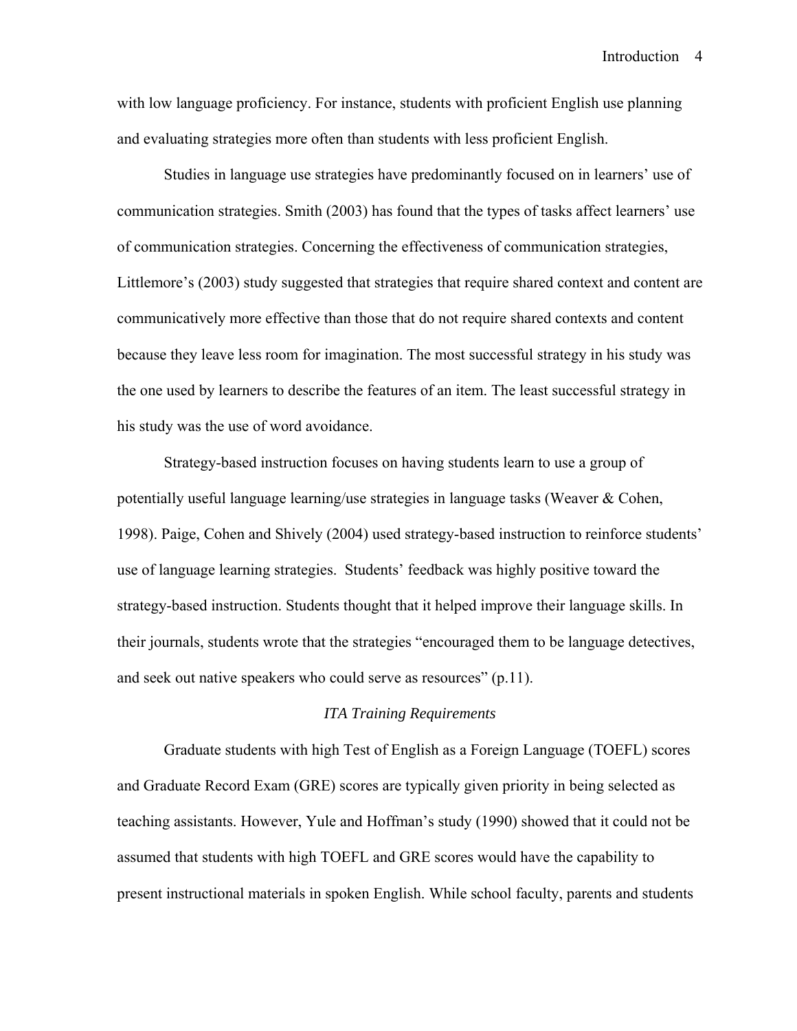with low language proficiency. For instance, students with proficient English use planning and evaluating strategies more often than students with less proficient English.

Studies in language use strategies have predominantly focused on in learners' use of communication strategies. Smith (2003) has found that the types of tasks affect learners' use of communication strategies. Concerning the effectiveness of communication strategies, Littlemore's (2003) study suggested that strategies that require shared context and content are communicatively more effective than those that do not require shared contexts and content because they leave less room for imagination. The most successful strategy in his study was the one used by learners to describe the features of an item. The least successful strategy in his study was the use of word avoidance.

Strategy-based instruction focuses on having students learn to use a group of potentially useful language learning/use strategies in language tasks (Weaver & Cohen, 1998). Paige, Cohen and Shively (2004) used strategy-based instruction to reinforce students' use of language learning strategies. Students' feedback was highly positive toward the strategy-based instruction. Students thought that it helped improve their language skills. In their journals, students wrote that the strategies "encouraged them to be language detectives, and seek out native speakers who could serve as resources" (p.11).

### *ITA Training Requirements*

Graduate students with high Test of English as a Foreign Language (TOEFL) scores and Graduate Record Exam (GRE) scores are typically given priority in being selected as teaching assistants. However, Yule and Hoffman's study (1990) showed that it could not be assumed that students with high TOEFL and GRE scores would have the capability to present instructional materials in spoken English. While school faculty, parents and students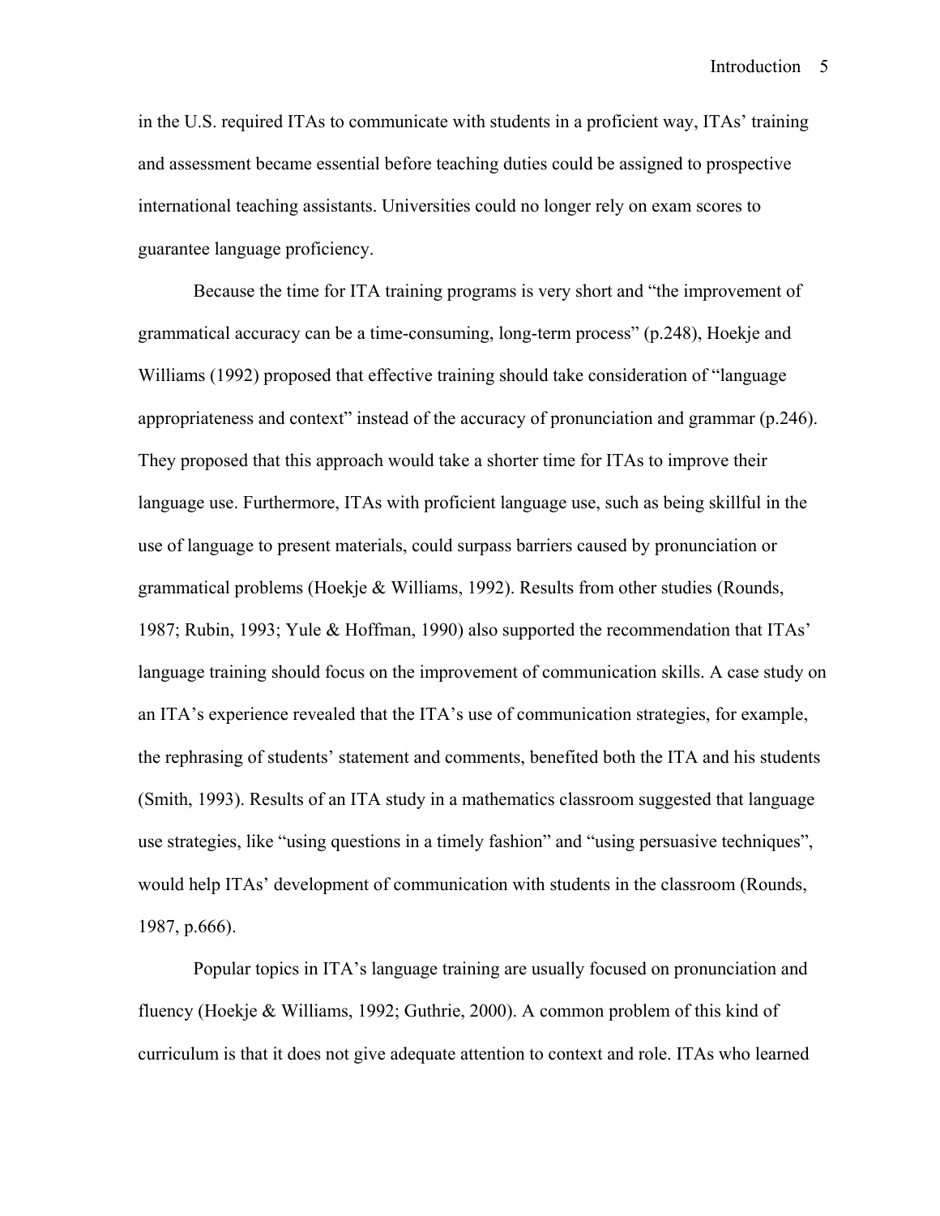in the U.S. required ITAs to communicate with students in a proficient way, ITAs' training and assessment became essential before teaching duties could be assigned to prospective international teaching assistants. Universities could no longer rely on exam scores to guarantee language proficiency.

Because the time for ITA training programs is very short and "the improvement of grammatical accuracy can be a time-consuming, long-term process" (p.248), Hoekje and Williams (1992) proposed that effective training should take consideration of "language appropriateness and context" instead of the accuracy of pronunciation and grammar (p.246). They proposed that this approach would take a shorter time for ITAs to improve their language use. Furthermore, ITAs with proficient language use, such as being skillful in the use of language to present materials, could surpass barriers caused by pronunciation or grammatical problems (Hoekje & Williams, 1992). Results from other studies (Rounds, 1987; Rubin, 1993; Yule & Hoffman, 1990) also supported the recommendation that ITAs' language training should focus on the improvement of communication skills. A case study on an ITA's experience revealed that the ITA's use of communication strategies, for example, the rephrasing of students' statement and comments, benefited both the ITA and his students (Smith, 1993). Results of an ITA study in a mathematics classroom suggested that language use strategies, like "using questions in a timely fashion" and "using persuasive techniques", would help ITAs' development of communication with students in the classroom (Rounds, 1987, p.666).

Popular topics in ITA's language training are usually focused on pronunciation and fluency (Hoekje & Williams, 1992; Guthrie, 2000). A common problem of this kind of curriculum is that it does not give adequate attention to context and role. ITAs who learned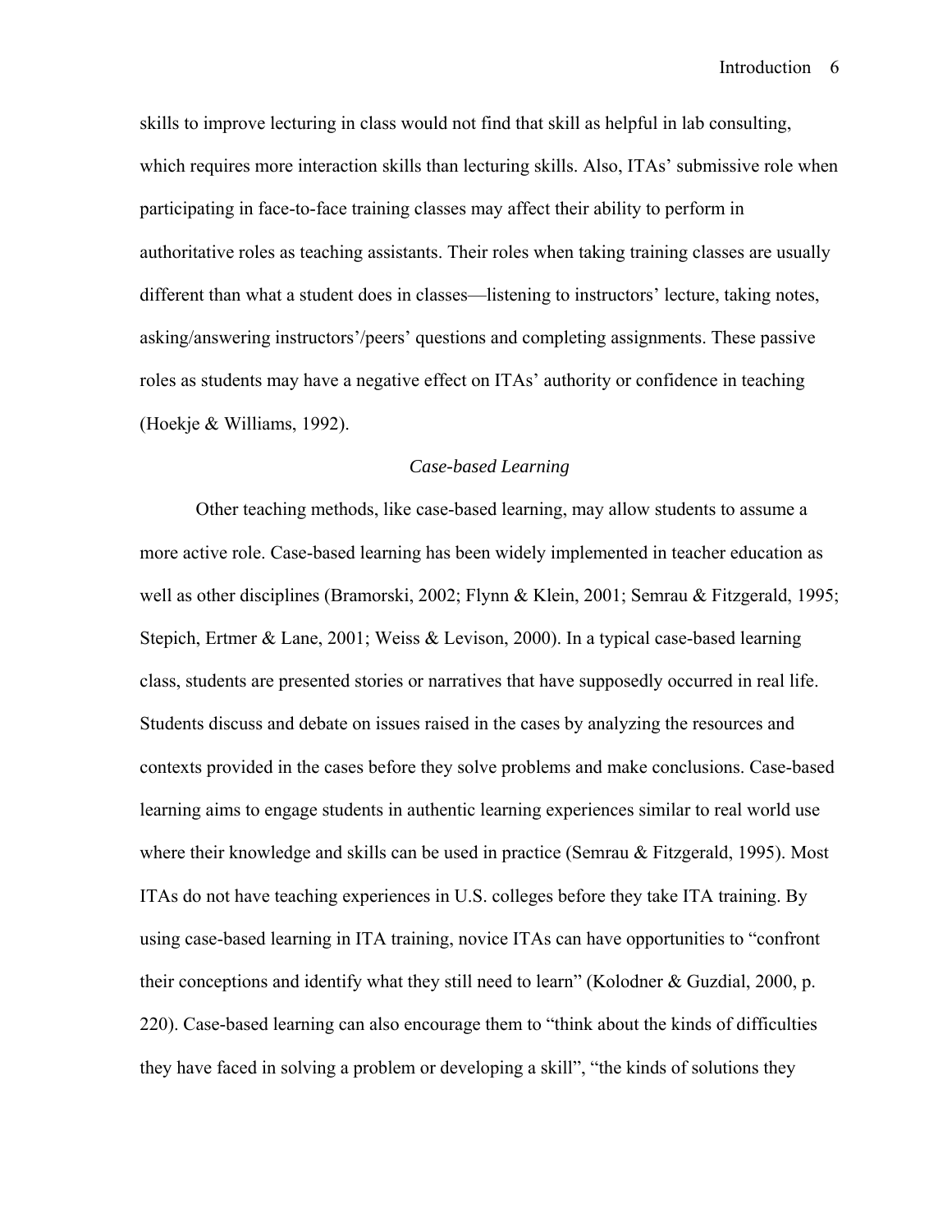skills to improve lecturing in class would not find that skill as helpful in lab consulting, which requires more interaction skills than lecturing skills. Also, ITAs' submissive role when participating in face-to-face training classes may affect their ability to perform in authoritative roles as teaching assistants. Their roles when taking training classes are usually different than what a student does in classes—listening to instructors' lecture, taking notes, asking/answering instructors'/peers' questions and completing assignments. These passive roles as students may have a negative effect on ITAs' authority or confidence in teaching (Hoekje & Williams, 1992).

### *Case-based Learning*

Other teaching methods, like case-based learning, may allow students to assume a more active role. Case-based learning has been widely implemented in teacher education as well as other disciplines (Bramorski, 2002; Flynn & Klein, 2001; Semrau & Fitzgerald, 1995; Stepich, Ertmer & Lane, 2001; Weiss & Levison, 2000). In a typical case-based learning class, students are presented stories or narratives that have supposedly occurred in real life. Students discuss and debate on issues raised in the cases by analyzing the resources and contexts provided in the cases before they solve problems and make conclusions. Case-based learning aims to engage students in authentic learning experiences similar to real world use where their knowledge and skills can be used in practice (Semrau & Fitzgerald, 1995). Most ITAs do not have teaching experiences in U.S. colleges before they take ITA training. By using case-based learning in ITA training, novice ITAs can have opportunities to "confront their conceptions and identify what they still need to learn" (Kolodner & Guzdial, 2000, p. 220). Case-based learning can also encourage them to "think about the kinds of difficulties they have faced in solving a problem or developing a skill", "the kinds of solutions they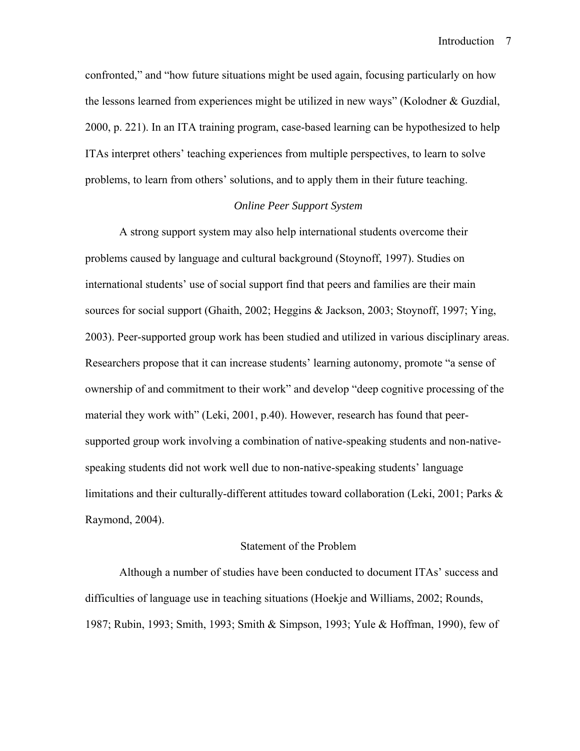confronted," and "how future situations might be used again, focusing particularly on how the lessons learned from experiences might be utilized in new ways" (Kolodner & Guzdial, 2000, p. 221). In an ITA training program, case-based learning can be hypothesized to help ITAs interpret others' teaching experiences from multiple perspectives, to learn to solve problems, to learn from others' solutions, and to apply them in their future teaching.

### *Online Peer Support System*

A strong support system may also help international students overcome their problems caused by language and cultural background (Stoynoff, 1997). Studies on international students' use of social support find that peers and families are their main sources for social support (Ghaith, 2002; Heggins & Jackson, 2003; Stoynoff, 1997; Ying, 2003). Peer-supported group work has been studied and utilized in various disciplinary areas. Researchers propose that it can increase students' learning autonomy, promote "a sense of ownership of and commitment to their work" and develop "deep cognitive processing of the material they work with" (Leki, 2001, p.40). However, research has found that peer-supported group work involving a combination of native-speaking students and non-native-speaking students did not work well due to non-native-speaking students' language limitations and their culturally-different attitudes toward collaboration (Leki, 2001; Parks & Raymond, 2004).

## Statement of the Problem

Although a number of studies have been conducted to document ITAs' success and difficulties of language use in teaching situations (Hoekje and Williams, 2002; Rounds, 1987; Rubin, 1993; Smith, 1993; Smith & Simpson, 1993; Yule & Hoffman, 1990), few of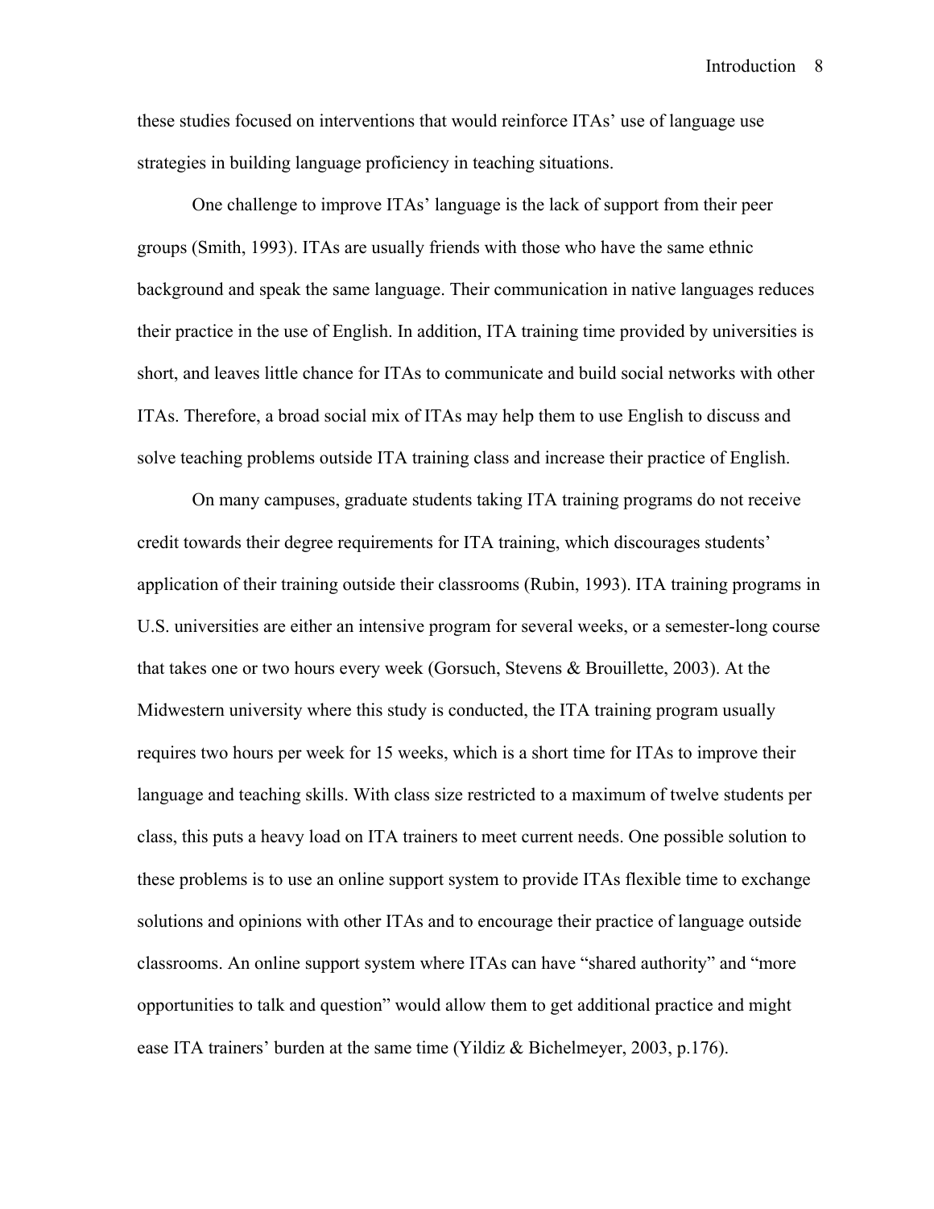these studies focused on interventions that would reinforce ITAs' use of language use strategies in building language proficiency in teaching situations.

One challenge to improve ITAs' language is the lack of support from their peer groups (Smith, 1993). ITAs are usually friends with those who have the same ethnic background and speak the same language. Their communication in native languages reduces their practice in the use of English. In addition, ITA training time provided by universities is short, and leaves little chance for ITAs to communicate and build social networks with other ITAs. Therefore, a broad social mix of ITAs may help them to use English to discuss and solve teaching problems outside ITA training class and increase their practice of English.

On many campuses, graduate students taking ITA training programs do not receive credit towards their degree requirements for ITA training, which discourages students' application of their training outside their classrooms (Rubin, 1993). ITA training programs in U.S. universities are either an intensive program for several weeks, or a semester-long course that takes one or two hours every week (Gorsuch, Stevens & Brouillette, 2003). At the Midwestern university where this study is conducted, the ITA training program usually requires two hours per week for 15 weeks, which is a short time for ITAs to improve their language and teaching skills. With class size restricted to a maximum of twelve students per class, this puts a heavy load on ITA trainers to meet current needs. One possible solution to these problems is to use an online support system to provide ITAs flexible time to exchange solutions and opinions with other ITAs and to encourage their practice of language outside classrooms. An online support system where ITAs can have "shared authority" and "more opportunities to talk and question" would allow them to get additional practice and might ease ITA trainers' burden at the same time (Yildiz & Bichelmeyer, 2003, p.176).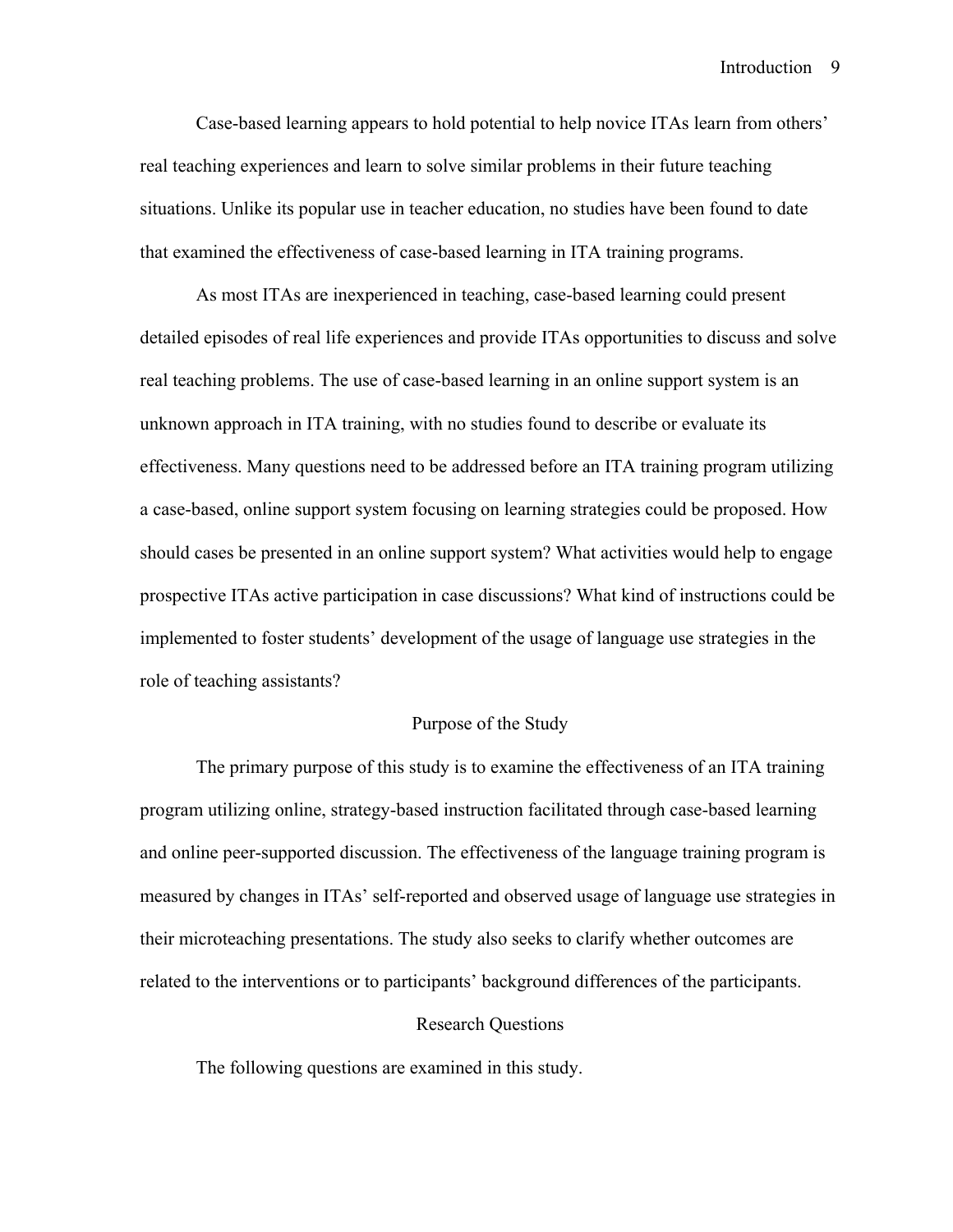Case-based learning appears to hold potential to help novice ITAs learn from others' real teaching experiences and learn to solve similar problems in their future teaching situations. Unlike its popular use in teacher education, no studies have been found to date that examined the effectiveness of case-based learning in ITA training programs.

As most ITAs are inexperienced in teaching, case-based learning could present detailed episodes of real life experiences and provide ITAs opportunities to discuss and solve real teaching problems. The use of case-based learning in an online support system is an unknown approach in ITA training, with no studies found to describe or evaluate its effectiveness. Many questions need to be addressed before an ITA training program utilizing a case-based, online support system focusing on learning strategies could be proposed. How should cases be presented in an online support system? What activities would help to engage prospective ITAs active participation in case discussions? What kind of instructions could be implemented to foster students' development of the usage of language use strategies in the role of teaching assistants?

## Purpose of the Study

The primary purpose of this study is to examine the effectiveness of an ITA training program utilizing online, strategy-based instruction facilitated through case-based learning and online peer-supported discussion. The effectiveness of the language training program is measured by changes in ITAs' self-reported and observed usage of language use strategies in their microteaching presentations. The study also seeks to clarify whether outcomes are related to the interventions or to participants' background differences of the participants.

## Research Questions

The following questions are examined in this study.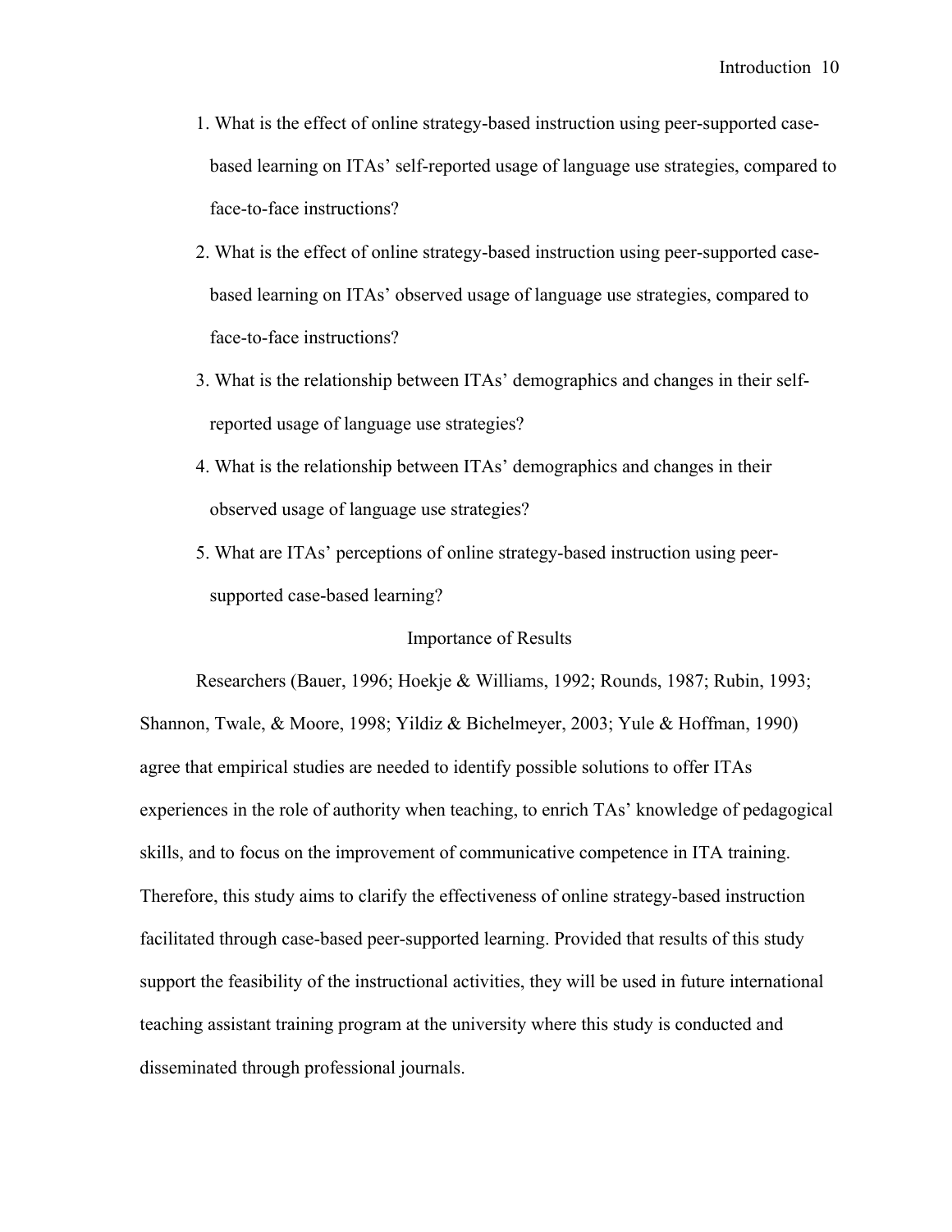1. What is the effect of online strategy-based instruction using peer-supported case-based learning on ITAs' self-reported usage of language use strategies, compared to face-to-face instructions?
2. What is the effect of online strategy-based instruction using peer-supported case-based learning on ITAs' observed usage of language use strategies, compared to face-to-face instructions?
3. What is the relationship between ITAs' demographics and changes in their self-reported usage of language use strategies?
4. What is the relationship between ITAs' demographics and changes in their observed usage of language use strategies?
5. What are ITAs' perceptions of online strategy-based instruction using peer-supported case-based learning?

## Importance of Results

Researchers (Bauer, 1996; Hoekje & Williams, 1992; Rounds, 1987; Rubin, 1993; Shannon, Twale, & Moore, 1998; Yildiz & Bichelmeyer, 2003; Yule & Hoffman, 1990) agree that empirical studies are needed to identify possible solutions to offer ITAs experiences in the role of authority when teaching, to enrich TAs' knowledge of pedagogical skills, and to focus on the improvement of communicative competence in ITA training. Therefore, this study aims to clarify the effectiveness of online strategy-based instruction facilitated through case-based peer-supported learning. Provided that results of this study support the feasibility of the instructional activities, they will be used in future international teaching assistant training program at the university where this study is conducted and disseminated through professional journals.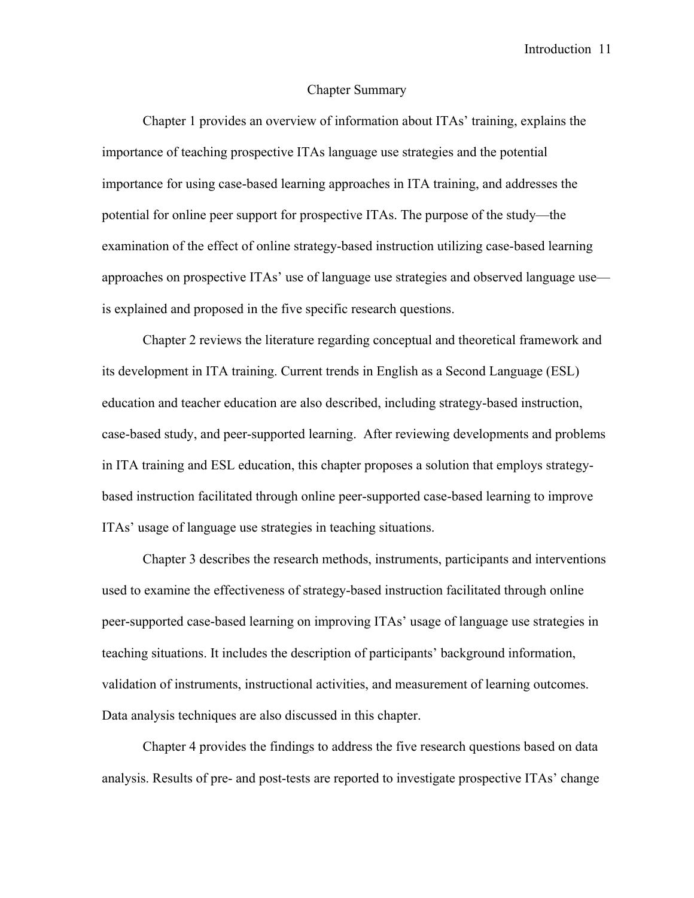## Chapter Summary

Chapter 1 provides an overview of information about ITAs' training, explains the importance of teaching prospective ITAs language use strategies and the potential importance for using case-based learning approaches in ITA training, and addresses the potential for online peer support for prospective ITAs. The purpose of the study—the examination of the effect of online strategy-based instruction utilizing case-based learning approaches on prospective ITAs' use of language use strategies and observed language use—is explained and proposed in the five specific research questions.

Chapter 2 reviews the literature regarding conceptual and theoretical framework and its development in ITA training. Current trends in English as a Second Language (ESL) education and teacher education are also described, including strategy-based instruction, case-based study, and peer-supported learning. After reviewing developments and problems in ITA training and ESL education, this chapter proposes a solution that employs strategy-based instruction facilitated through online peer-supported case-based learning to improve ITAs' usage of language use strategies in teaching situations.

Chapter 3 describes the research methods, instruments, participants and interventions used to examine the effectiveness of strategy-based instruction facilitated through online peer-supported case-based learning on improving ITAs' usage of language use strategies in teaching situations. It includes the description of participants' background information, validation of instruments, instructional activities, and measurement of learning outcomes. Data analysis techniques are also discussed in this chapter.

Chapter 4 provides the findings to address the five research questions based on data analysis. Results of pre- and post-tests are reported to investigate prospective ITAs' change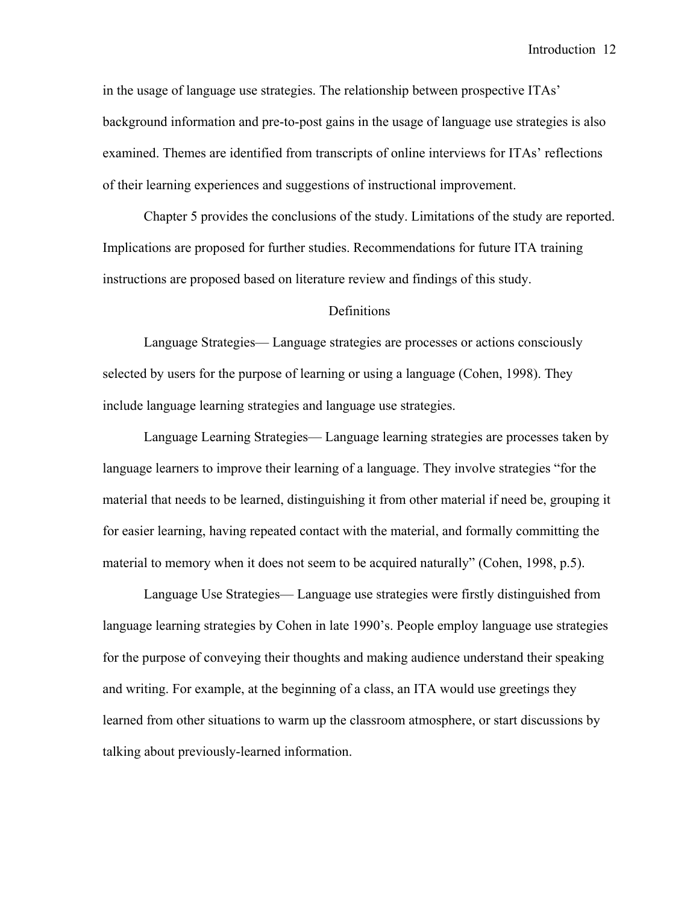in the usage of language use strategies. The relationship between prospective ITAs' background information and pre-to-post gains in the usage of language use strategies is also examined. Themes are identified from transcripts of online interviews for ITAs' reflections of their learning experiences and suggestions of instructional improvement.

Chapter 5 provides the conclusions of the study. Limitations of the study are reported. Implications are proposed for further studies. Recommendations for future ITA training instructions are proposed based on literature review and findings of this study.

## Definitions

Language Strategies— Language strategies are processes or actions consciously selected by users for the purpose of learning or using a language (Cohen, 1998). They include language learning strategies and language use strategies.

Language Learning Strategies— Language learning strategies are processes taken by language learners to improve their learning of a language. They involve strategies "for the material that needs to be learned, distinguishing it from other material if need be, grouping it for easier learning, having repeated contact with the material, and formally committing the material to memory when it does not seem to be acquired naturally" (Cohen, 1998, p.5).

Language Use Strategies— Language use strategies were firstly distinguished from language learning strategies by Cohen in late 1990's. People employ language use strategies for the purpose of conveying their thoughts and making audience understand their speaking and writing. For example, at the beginning of a class, an ITA would use greetings they learned from other situations to warm up the classroom atmosphere, or start discussions by talking about previously-learned information.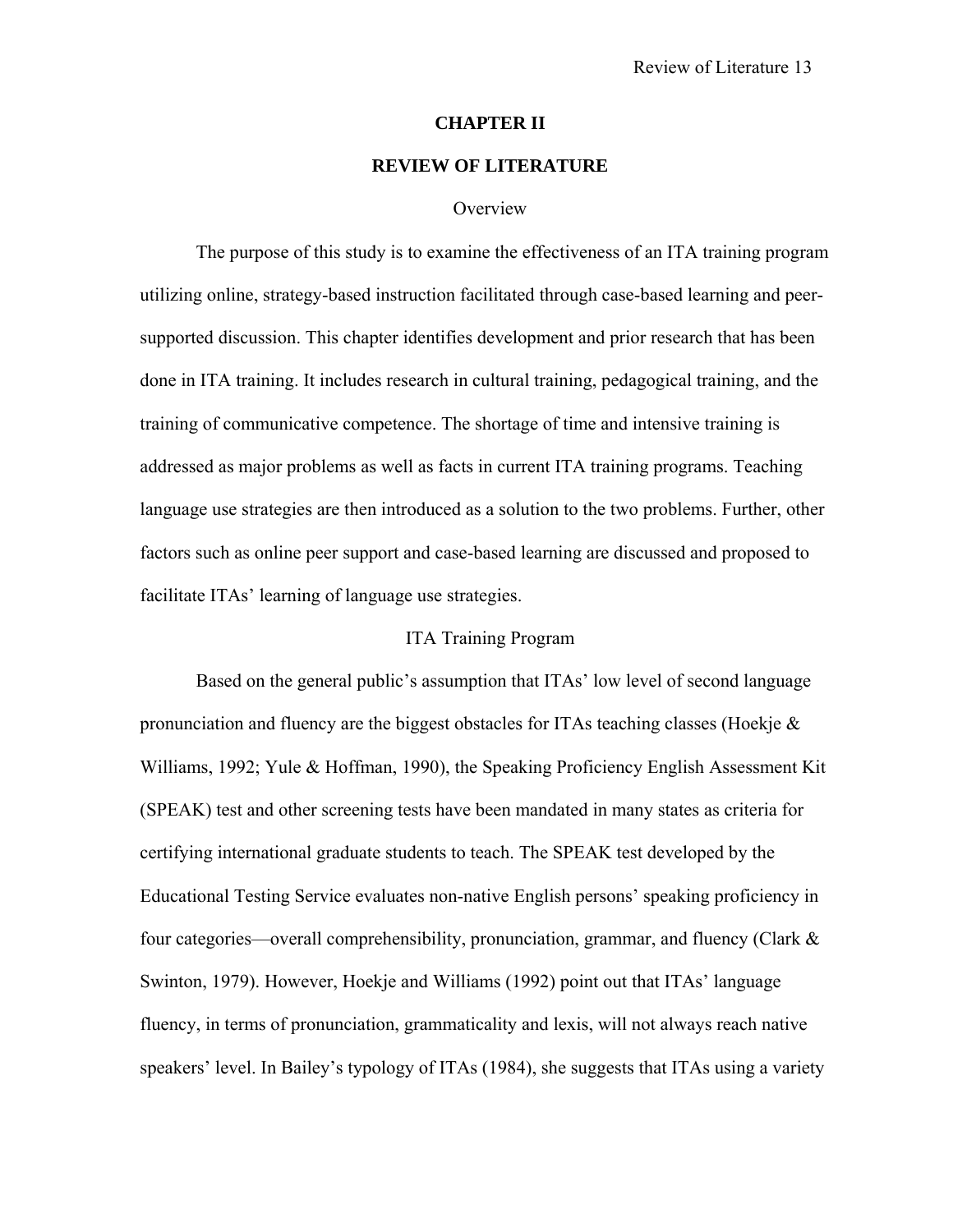# CHAPTER II

# REVIEW OF LITERATURE

## Overview

The purpose of this study is to examine the effectiveness of an ITA training program utilizing online, strategy-based instruction facilitated through case-based learning and peer-supported discussion. This chapter identifies development and prior research that has been done in ITA training. It includes research in cultural training, pedagogical training, and the training of communicative competence. The shortage of time and intensive training is addressed as major problems as well as facts in current ITA training programs. Teaching language use strategies are then introduced as a solution to the two problems. Further, other factors such as online peer support and case-based learning are discussed and proposed to facilitate ITAs' learning of language use strategies.

## ITA Training Program

Based on the general public's assumption that ITAs' low level of second language pronunciation and fluency are the biggest obstacles for ITAs teaching classes (Hoekje & Williams, 1992; Yule & Hoffman, 1990), the Speaking Proficiency English Assessment Kit (SPEAK) test and other screening tests have been mandated in many states as criteria for certifying international graduate students to teach. The SPEAK test developed by the Educational Testing Service evaluates non-native English persons' speaking proficiency in four categories—overall comprehensibility, pronunciation, grammar, and fluency (Clark & Swinton, 1979). However, Hoekje and Williams (1992) point out that ITAs' language fluency, in terms of pronunciation, grammaticality and lexis, will not always reach native speakers' level. In Bailey's typology of ITAs (1984), she suggests that ITAs using a variety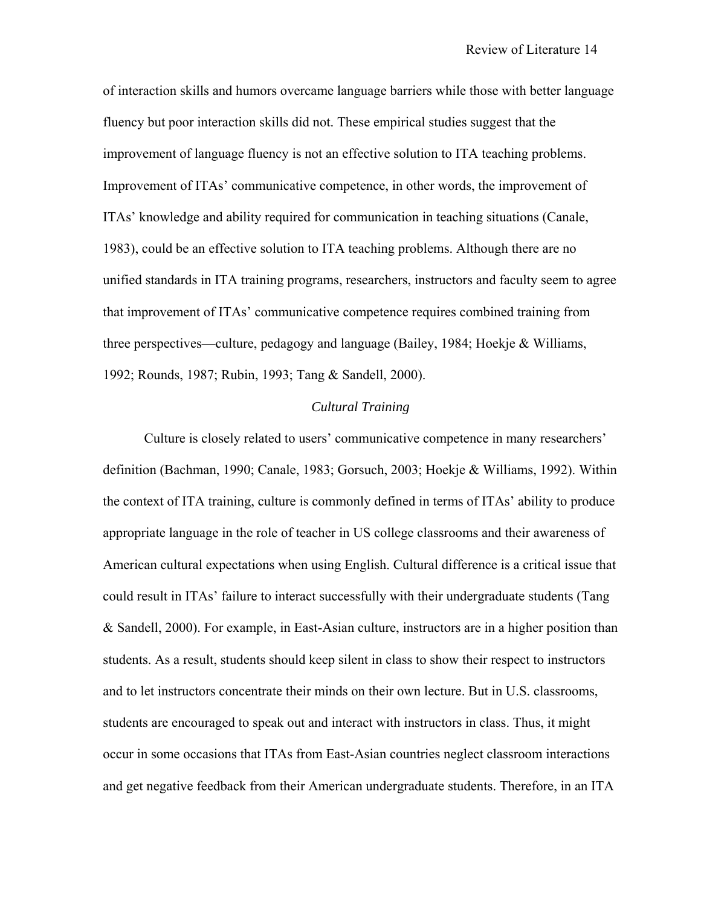of interaction skills and humors overcame language barriers while those with better language fluency but poor interaction skills did not. These empirical studies suggest that the improvement of language fluency is not an effective solution to ITA teaching problems. Improvement of ITAs' communicative competence, in other words, the improvement of ITAs' knowledge and ability required for communication in teaching situations (Canale, 1983), could be an effective solution to ITA teaching problems. Although there are no unified standards in ITA training programs, researchers, instructors and faculty seem to agree that improvement of ITAs' communicative competence requires combined training from three perspectives—culture, pedagogy and language (Bailey, 1984; Hoekje & Williams, 1992; Rounds, 1987; Rubin, 1993; Tang & Sandell, 2000).

### *Cultural Training*

Culture is closely related to users' communicative competence in many researchers' definition (Bachman, 1990; Canale, 1983; Gorsuch, 2003; Hoekje & Williams, 1992). Within the context of ITA training, culture is commonly defined in terms of ITAs' ability to produce appropriate language in the role of teacher in US college classrooms and their awareness of American cultural expectations when using English. Cultural difference is a critical issue that could result in ITAs' failure to interact successfully with their undergraduate students (Tang & Sandell, 2000). For example, in East-Asian culture, instructors are in a higher position than students. As a result, students should keep silent in class to show their respect to instructors and to let instructors concentrate their minds on their own lecture. But in U.S. classrooms, students are encouraged to speak out and interact with instructors in class. Thus, it might occur in some occasions that ITAs from East-Asian countries neglect classroom interactions and get negative feedback from their American undergraduate students. Therefore, in an ITA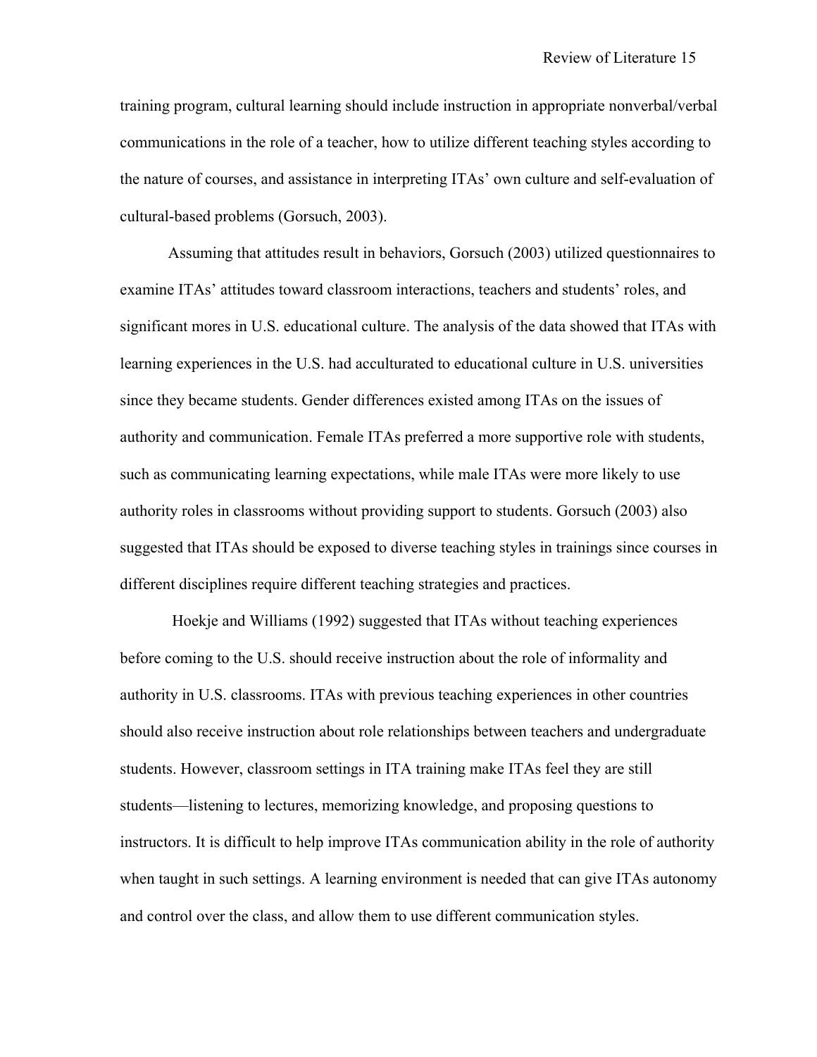training program, cultural learning should include instruction in appropriate nonverbal/verbal communications in the role of a teacher, how to utilize different teaching styles according to the nature of courses, and assistance in interpreting ITAs' own culture and self-evaluation of cultural-based problems (Gorsuch, 2003).

Assuming that attitudes result in behaviors, Gorsuch (2003) utilized questionnaires to examine ITAs' attitudes toward classroom interactions, teachers and students' roles, and significant mores in U.S. educational culture. The analysis of the data showed that ITAs with learning experiences in the U.S. had acculturated to educational culture in U.S. universities since they became students. Gender differences existed among ITAs on the issues of authority and communication. Female ITAs preferred a more supportive role with students, such as communicating learning expectations, while male ITAs were more likely to use authority roles in classrooms without providing support to students. Gorsuch (2003) also suggested that ITAs should be exposed to diverse teaching styles in trainings since courses in different disciplines require different teaching strategies and practices.

Hoekje and Williams (1992) suggested that ITAs without teaching experiences before coming to the U.S. should receive instruction about the role of informality and authority in U.S. classrooms. ITAs with previous teaching experiences in other countries should also receive instruction about role relationships between teachers and undergraduate students. However, classroom settings in ITA training make ITAs feel they are still students—listening to lectures, memorizing knowledge, and proposing questions to instructors. It is difficult to help improve ITAs communication ability in the role of authority when taught in such settings. A learning environment is needed that can give ITAs autonomy and control over the class, and allow them to use different communication styles.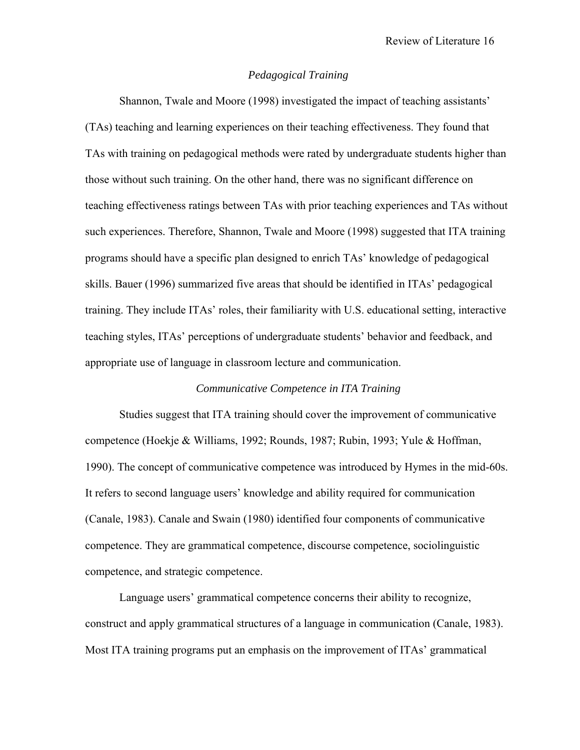### *Pedagogical Training*

Shannon, Twale and Moore (1998) investigated the impact of teaching assistants' (TAs) teaching and learning experiences on their teaching effectiveness. They found that TAs with training on pedagogical methods were rated by undergraduate students higher than those without such training. On the other hand, there was no significant difference on teaching effectiveness ratings between TAs with prior teaching experiences and TAs without such experiences. Therefore, Shannon, Twale and Moore (1998) suggested that ITA training programs should have a specific plan designed to enrich TAs' knowledge of pedagogical skills. Bauer (1996) summarized five areas that should be identified in ITAs' pedagogical training. They include ITAs' roles, their familiarity with U.S. educational setting, interactive teaching styles, ITAs' perceptions of undergraduate students' behavior and feedback, and appropriate use of language in classroom lecture and communication.

### *Communicative Competence in ITA Training*

Studies suggest that ITA training should cover the improvement of communicative competence (Hoekje & Williams, 1992; Rounds, 1987; Rubin, 1993; Yule & Hoffman, 1990). The concept of communicative competence was introduced by Hymes in the mid-60s. It refers to second language users' knowledge and ability required for communication (Canale, 1983). Canale and Swain (1980) identified four components of communicative competence. They are grammatical competence, discourse competence, sociolinguistic competence, and strategic competence.

Language users' grammatical competence concerns their ability to recognize, construct and apply grammatical structures of a language in communication (Canale, 1983). Most ITA training programs put an emphasis on the improvement of ITAs' grammatical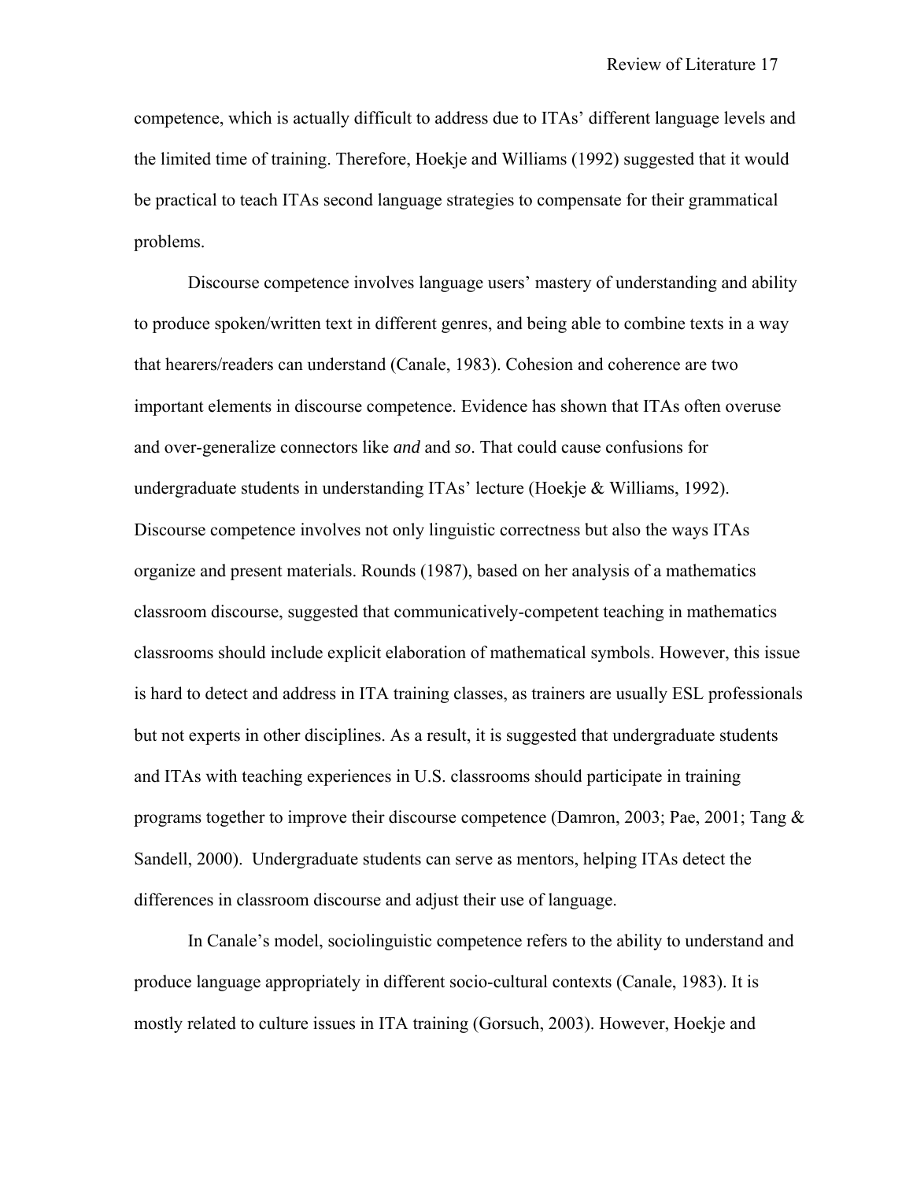competence, which is actually difficult to address due to ITAs' different language levels and the limited time of training. Therefore, Hoekje and Williams (1992) suggested that it would be practical to teach ITAs second language strategies to compensate for their grammatical problems.

Discourse competence involves language users' mastery of understanding and ability to produce spoken/written text in different genres, and being able to combine texts in a way that hearers/readers can understand (Canale, 1983). Cohesion and coherence are two important elements in discourse competence. Evidence has shown that ITAs often overuse and over-generalize connectors like *and* and *so*. That could cause confusions for undergraduate students in understanding ITAs' lecture (Hoekje & Williams, 1992). Discourse competence involves not only linguistic correctness but also the ways ITAs organize and present materials. Rounds (1987), based on her analysis of a mathematics classroom discourse, suggested that communicatively-competent teaching in mathematics classrooms should include explicit elaboration of mathematical symbols. However, this issue is hard to detect and address in ITA training classes, as trainers are usually ESL professionals but not experts in other disciplines. As a result, it is suggested that undergraduate students and ITAs with teaching experiences in U.S. classrooms should participate in training programs together to improve their discourse competence (Damron, 2003; Pae, 2001; Tang & Sandell, 2000). Undergraduate students can serve as mentors, helping ITAs detect the differences in classroom discourse and adjust their use of language.

In Canale's model, sociolinguistic competence refers to the ability to understand and produce language appropriately in different socio-cultural contexts (Canale, 1983). It is mostly related to culture issues in ITA training (Gorsuch, 2003). However, Hoekje and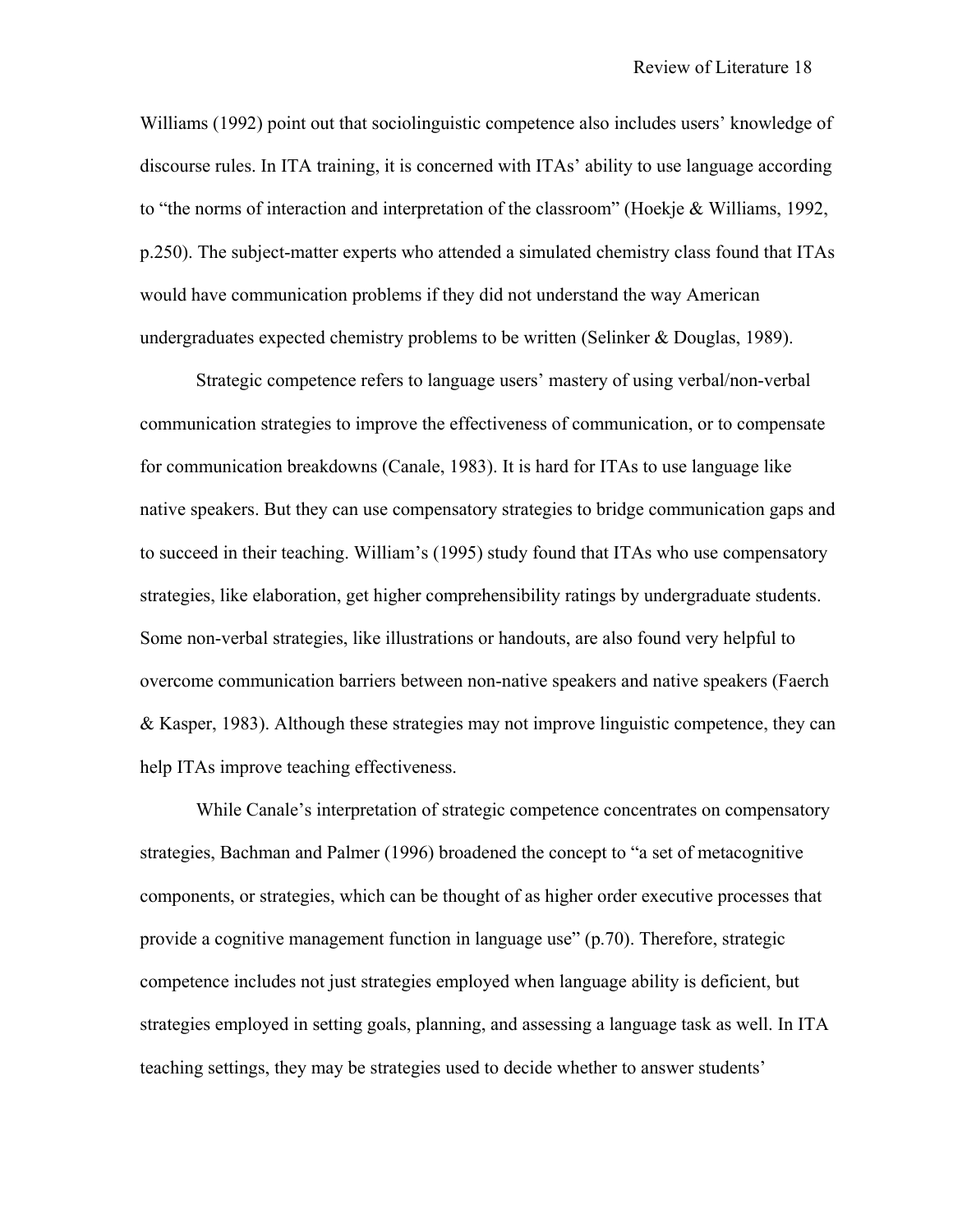Williams (1992) point out that sociolinguistic competence also includes users' knowledge of discourse rules. In ITA training, it is concerned with ITAs' ability to use language according to "the norms of interaction and interpretation of the classroom" (Hoekje & Williams, 1992, p.250). The subject-matter experts who attended a simulated chemistry class found that ITAs would have communication problems if they did not understand the way American undergraduates expected chemistry problems to be written (Selinker & Douglas, 1989).

Strategic competence refers to language users' mastery of using verbal/non-verbal communication strategies to improve the effectiveness of communication, or to compensate for communication breakdowns (Canale, 1983). It is hard for ITAs to use language like native speakers. But they can use compensatory strategies to bridge communication gaps and to succeed in their teaching. William's (1995) study found that ITAs who use compensatory strategies, like elaboration, get higher comprehensibility ratings by undergraduate students. Some non-verbal strategies, like illustrations or handouts, are also found very helpful to overcome communication barriers between non-native speakers and native speakers (Faerch & Kasper, 1983). Although these strategies may not improve linguistic competence, they can help ITAs improve teaching effectiveness.

While Canale's interpretation of strategic competence concentrates on compensatory strategies, Bachman and Palmer (1996) broadened the concept to "a set of metacognitive components, or strategies, which can be thought of as higher order executive processes that provide a cognitive management function in language use" (p.70). Therefore, strategic competence includes not just strategies employed when language ability is deficient, but strategies employed in setting goals, planning, and assessing a language task as well. In ITA teaching settings, they may be strategies used to decide whether to answer students'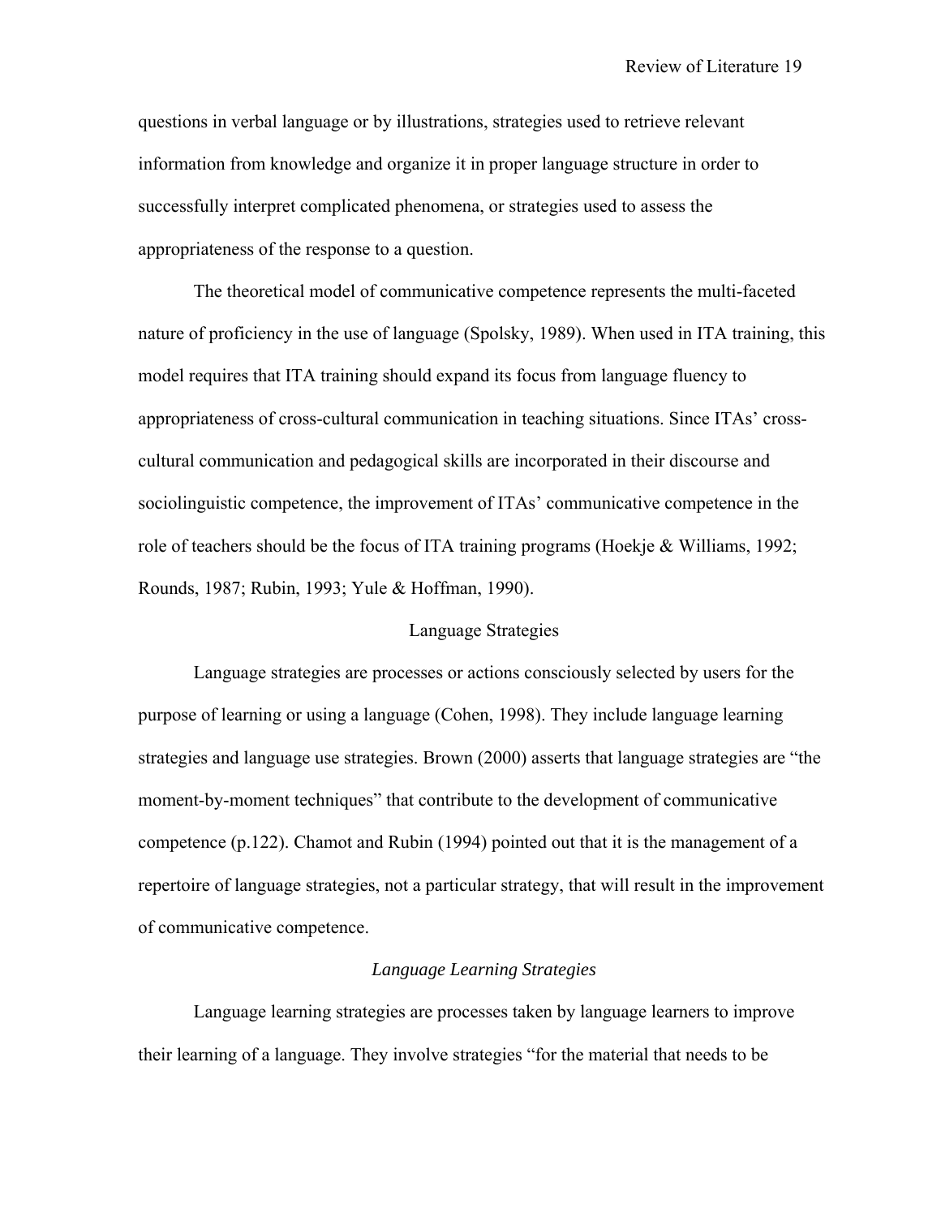questions in verbal language or by illustrations, strategies used to retrieve relevant information from knowledge and organize it in proper language structure in order to successfully interpret complicated phenomena, or strategies used to assess the appropriateness of the response to a question.

The theoretical model of communicative competence represents the multi-faceted nature of proficiency in the use of language (Spolsky, 1989). When used in ITA training, this model requires that ITA training should expand its focus from language fluency to appropriateness of cross-cultural communication in teaching situations. Since ITAs' cross-cultural communication and pedagogical skills are incorporated in their discourse and sociolinguistic competence, the improvement of ITAs' communicative competence in the role of teachers should be the focus of ITA training programs (Hoekje & Williams, 1992; Rounds, 1987; Rubin, 1993; Yule & Hoffman, 1990).

## Language Strategies

Language strategies are processes or actions consciously selected by users for the purpose of learning or using a language (Cohen, 1998). They include language learning strategies and language use strategies. Brown (2000) asserts that language strategies are "the moment-by-moment techniques" that contribute to the development of communicative competence (p.122). Chamot and Rubin (1994) pointed out that it is the management of a repertoire of language strategies, not a particular strategy, that will result in the improvement of communicative competence.

### *Language Learning Strategies*

Language learning strategies are processes taken by language learners to improve their learning of a language. They involve strategies "for the material that needs to be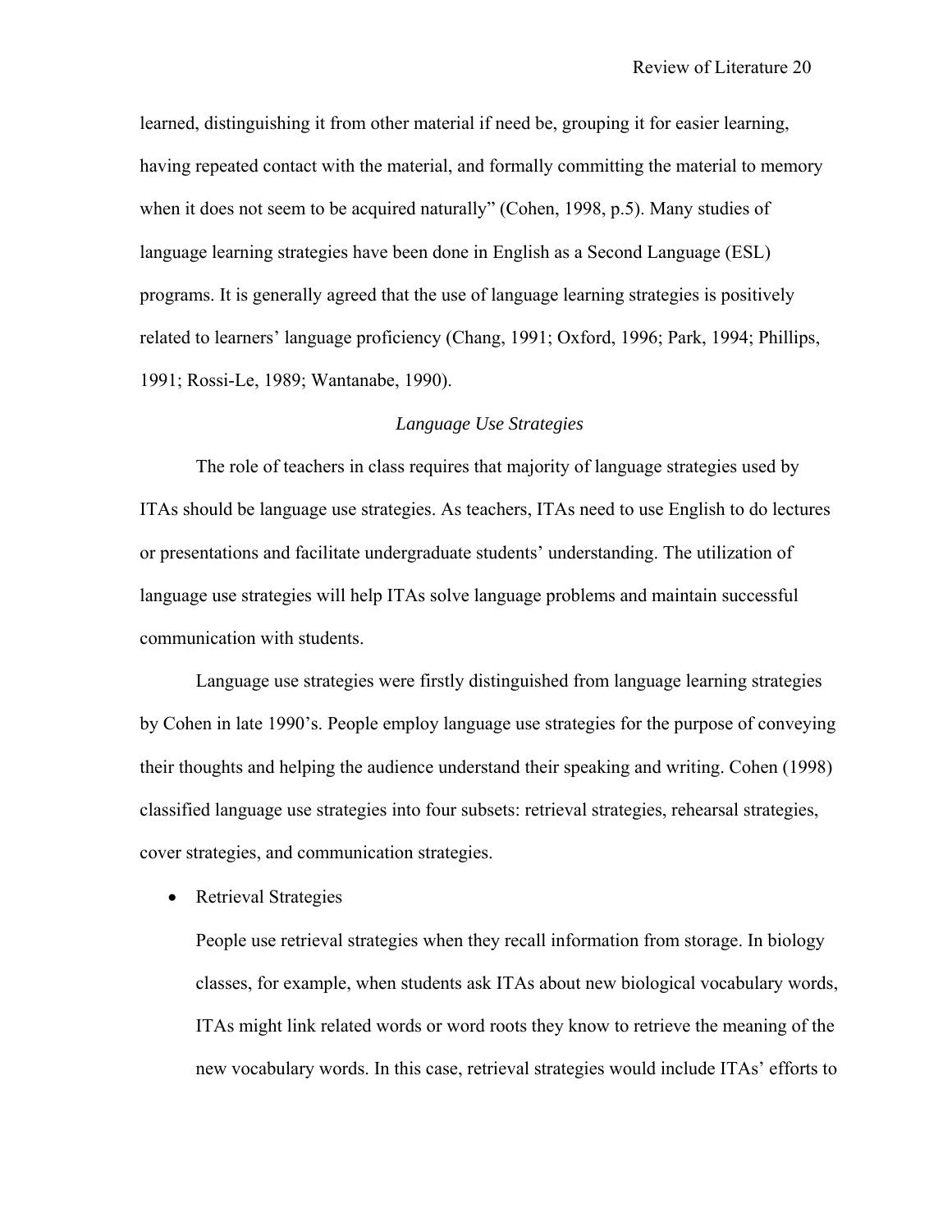learned, distinguishing it from other material if need be, grouping it for easier learning, having repeated contact with the material, and formally committing the material to memory when it does not seem to be acquired naturally" (Cohen, 1998, p.5). Many studies of language learning strategies have been done in English as a Second Language (ESL) programs. It is generally agreed that the use of language learning strategies is positively related to learners' language proficiency (Chang, 1991; Oxford, 1996; Park, 1994; Phillips, 1991; Rossi-Le, 1989; Wantanabe, 1990).

### *Language Use Strategies*

The role of teachers in class requires that majority of language strategies used by ITAs should be language use strategies. As teachers, ITAs need to use English to do lectures or presentations and facilitate undergraduate students' understanding. The utilization of language use strategies will help ITAs solve language problems and maintain successful communication with students.

Language use strategies were firstly distinguished from language learning strategies by Cohen in late 1990's. People employ language use strategies for the purpose of conveying their thoughts and helping the audience understand their speaking and writing. Cohen (1998) classified language use strategies into four subsets: retrieval strategies, rehearsal strategies, cover strategies, and communication strategies.

- Retrieval Strategies

  People use retrieval strategies when they recall information from storage. In biology classes, for example, when students ask ITAs about new biological vocabulary words, ITAs might link related words or word roots they know to retrieve the meaning of the new vocabulary words. In this case, retrieval strategies would include ITAs' efforts to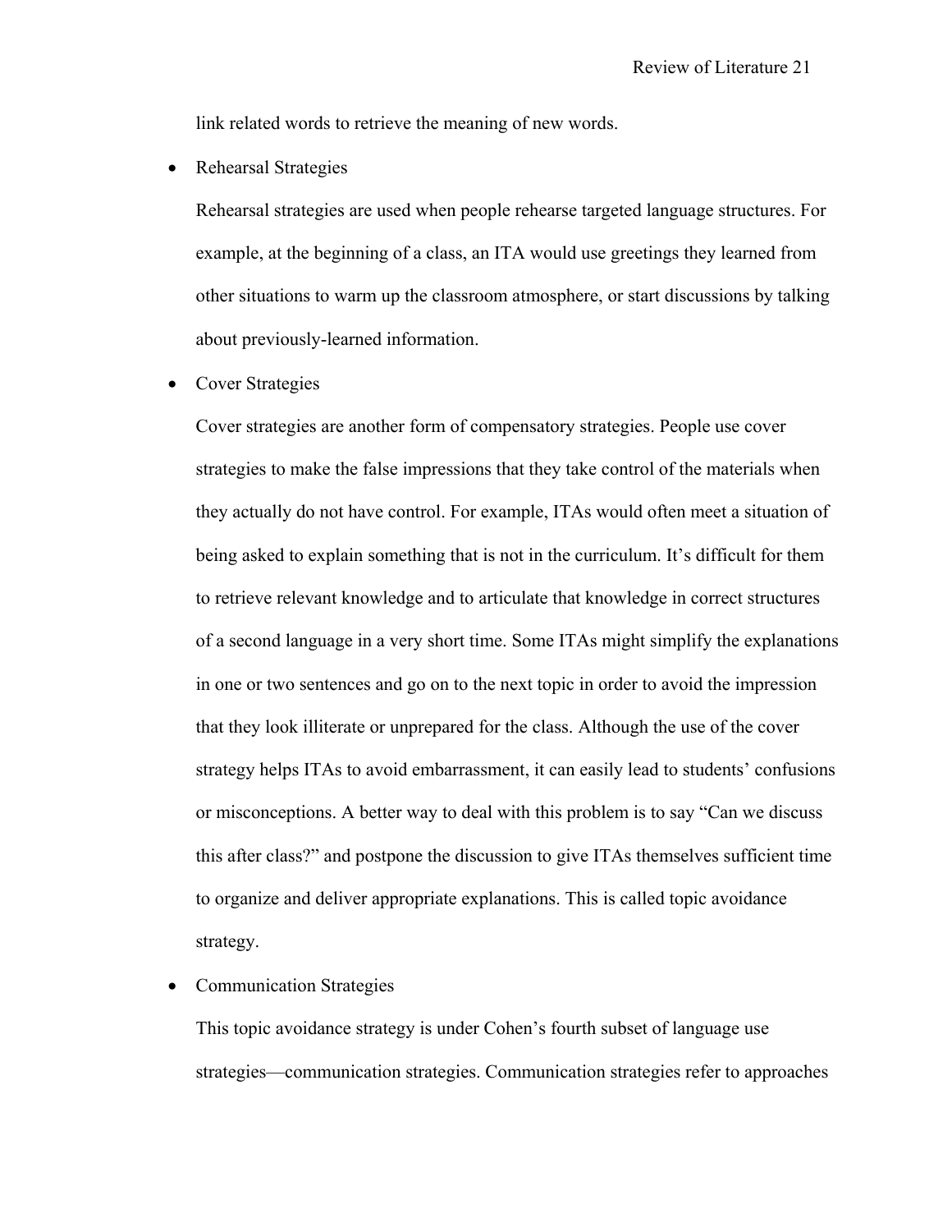link related words to retrieve the meaning of new words.

- Rehearsal Strategies

  Rehearsal strategies are used when people rehearse targeted language structures. For example, at the beginning of a class, an ITA would use greetings they learned from other situations to warm up the classroom atmosphere, or start discussions by talking about previously-learned information.

- Cover Strategies

  Cover strategies are another form of compensatory strategies. People use cover strategies to make the false impressions that they take control of the materials when they actually do not have control. For example, ITAs would often meet a situation of being asked to explain something that is not in the curriculum. It's difficult for them to retrieve relevant knowledge and to articulate that knowledge in correct structures of a second language in a very short time. Some ITAs might simplify the explanations in one or two sentences and go on to the next topic in order to avoid the impression that they look illiterate or unprepared for the class. Although the use of the cover strategy helps ITAs to avoid embarrassment, it can easily lead to students' confusions or misconceptions. A better way to deal with this problem is to say "Can we discuss this after class?" and postpone the discussion to give ITAs themselves sufficient time to organize and deliver appropriate explanations. This is called topic avoidance strategy.

- Communication Strategies

  This topic avoidance strategy is under Cohen's fourth subset of language use strategies—communication strategies. Communication strategies refer to approaches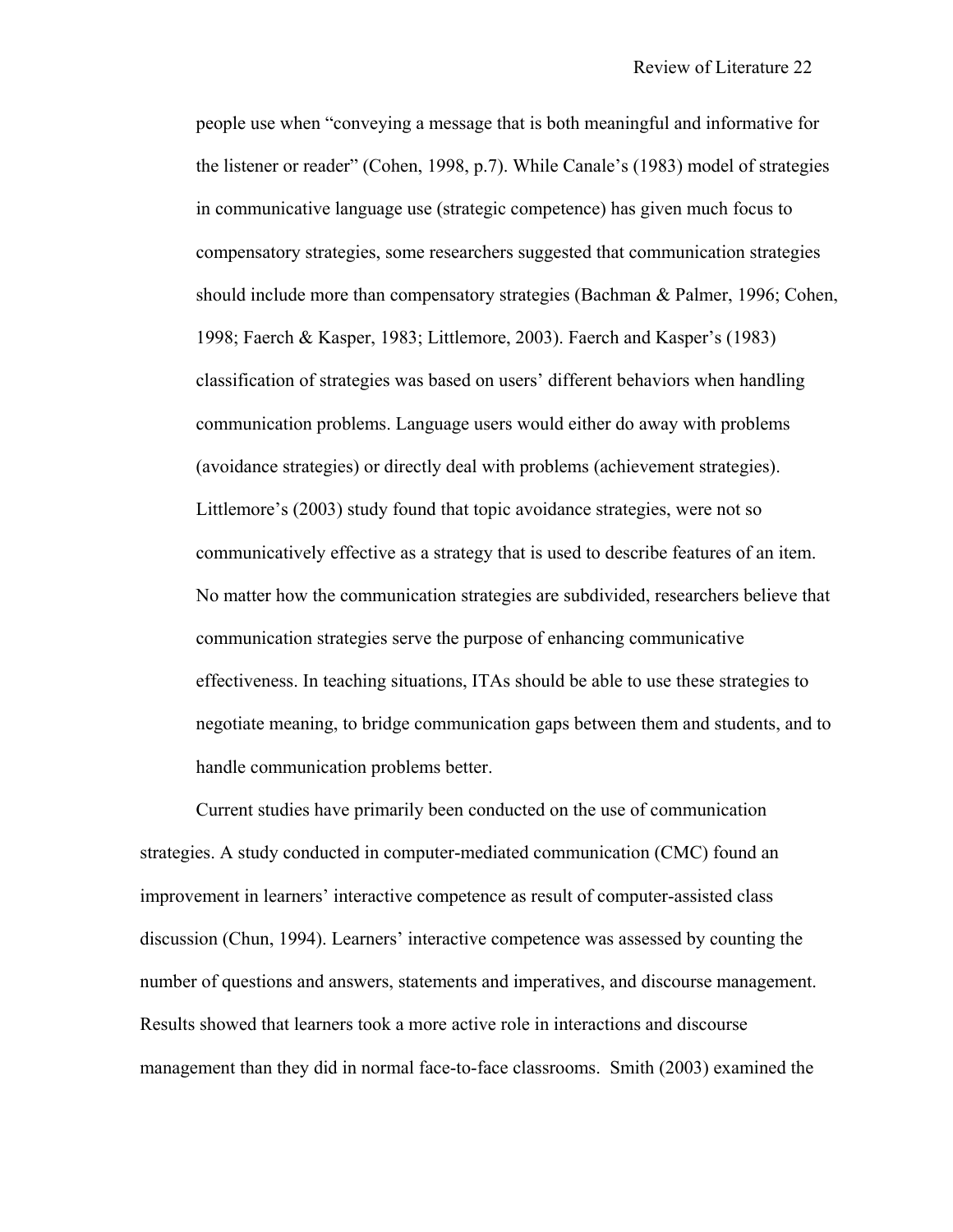people use when "conveying a message that is both meaningful and informative for the listener or reader" (Cohen, 1998, p.7). While Canale's (1983) model of strategies in communicative language use (strategic competence) has given much focus to compensatory strategies, some researchers suggested that communication strategies should include more than compensatory strategies (Bachman & Palmer, 1996; Cohen, 1998; Faerch & Kasper, 1983; Littlemore, 2003). Faerch and Kasper's (1983) classification of strategies was based on users' different behaviors when handling communication problems. Language users would either do away with problems (avoidance strategies) or directly deal with problems (achievement strategies). Littlemore's (2003) study found that topic avoidance strategies, were not so communicatively effective as a strategy that is used to describe features of an item. No matter how the communication strategies are subdivided, researchers believe that communication strategies serve the purpose of enhancing communicative effectiveness. In teaching situations, ITAs should be able to use these strategies to negotiate meaning, to bridge communication gaps between them and students, and to handle communication problems better.

Current studies have primarily been conducted on the use of communication strategies. A study conducted in computer-mediated communication (CMC) found an improvement in learners' interactive competence as result of computer-assisted class discussion (Chun, 1994). Learners' interactive competence was assessed by counting the number of questions and answers, statements and imperatives, and discourse management. Results showed that learners took a more active role in interactions and discourse management than they did in normal face-to-face classrooms. Smith (2003) examined the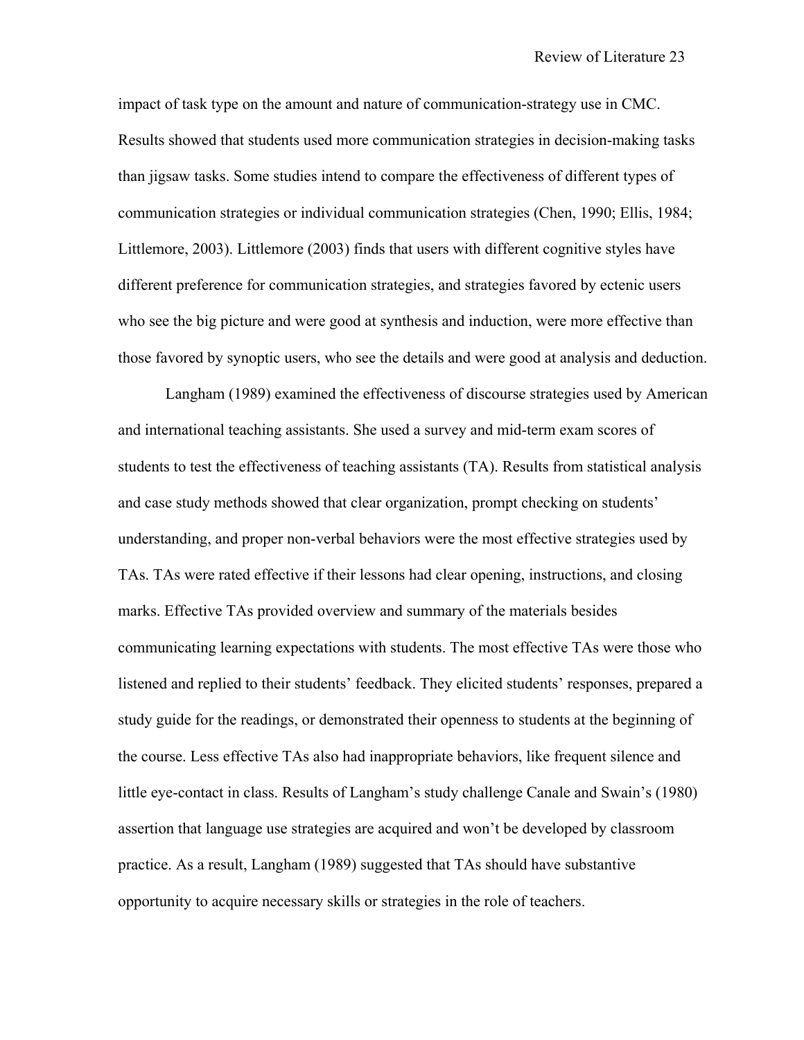impact of task type on the amount and nature of communication-strategy use in CMC. Results showed that students used more communication strategies in decision-making tasks than jigsaw tasks. Some studies intend to compare the effectiveness of different types of communication strategies or individual communication strategies (Chen, 1990; Ellis, 1984; Littlemore, 2003). Littlemore (2003) finds that users with different cognitive styles have different preference for communication strategies, and strategies favored by ectenic users who see the big picture and were good at synthesis and induction, were more effective than those favored by synoptic users, who see the details and were good at analysis and deduction.

Langham (1989) examined the effectiveness of discourse strategies used by American and international teaching assistants. She used a survey and mid-term exam scores of students to test the effectiveness of teaching assistants (TA). Results from statistical analysis and case study methods showed that clear organization, prompt checking on students' understanding, and proper non-verbal behaviors were the most effective strategies used by TAs. TAs were rated effective if their lessons had clear opening, instructions, and closing marks. Effective TAs provided overview and summary of the materials besides communicating learning expectations with students. The most effective TAs were those who listened and replied to their students' feedback. They elicited students' responses, prepared a study guide for the readings, or demonstrated their openness to students at the beginning of the course. Less effective TAs also had inappropriate behaviors, like frequent silence and little eye-contact in class. Results of Langham's study challenge Canale and Swain's (1980) assertion that language use strategies are acquired and won't be developed by classroom practice. As a result, Langham (1989) suggested that TAs should have substantive opportunity to acquire necessary skills or strategies in the role of teachers.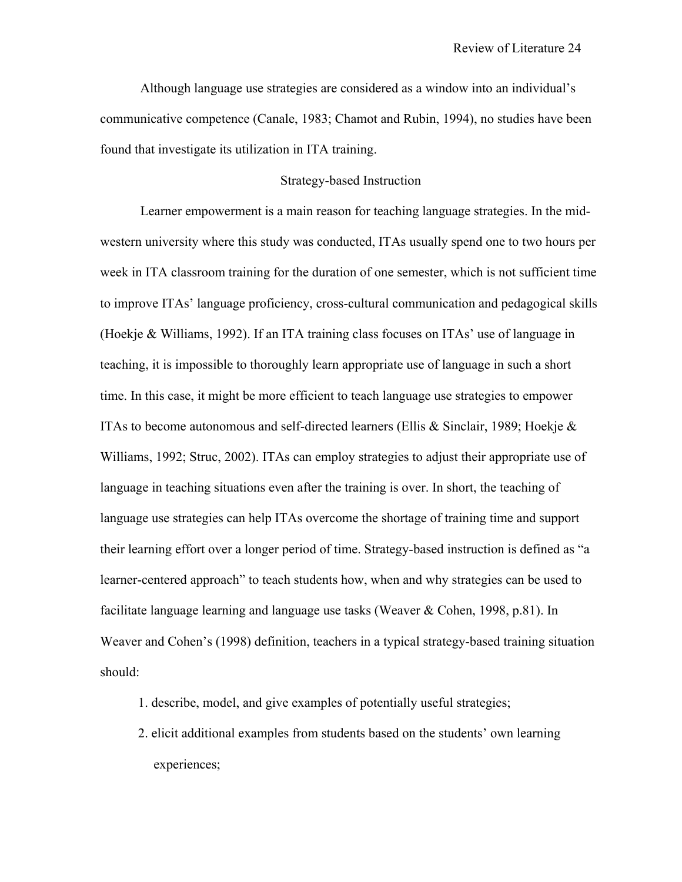Although language use strategies are considered as a window into an individual's communicative competence (Canale, 1983; Chamot and Rubin, 1994), no studies have been found that investigate its utilization in ITA training.

## Strategy-based Instruction

Learner empowerment is a main reason for teaching language strategies. In the mid-western university where this study was conducted, ITAs usually spend one to two hours per week in ITA classroom training for the duration of one semester, which is not sufficient time to improve ITAs' language proficiency, cross-cultural communication and pedagogical skills (Hoekje & Williams, 1992). If an ITA training class focuses on ITAs' use of language in teaching, it is impossible to thoroughly learn appropriate use of language in such a short time. In this case, it might be more efficient to teach language use strategies to empower ITAs to become autonomous and self-directed learners (Ellis & Sinclair, 1989; Hoekje & Williams, 1992; Struc, 2002). ITAs can employ strategies to adjust their appropriate use of language in teaching situations even after the training is over. In short, the teaching of language use strategies can help ITAs overcome the shortage of training time and support their learning effort over a longer period of time. Strategy-based instruction is defined as "a learner-centered approach" to teach students how, when and why strategies can be used to facilitate language learning and language use tasks (Weaver & Cohen, 1998, p.81). In Weaver and Cohen's (1998) definition, teachers in a typical strategy-based training situation should:

1. describe, model, and give examples of potentially useful strategies;
2. elicit additional examples from students based on the students' own learning experiences;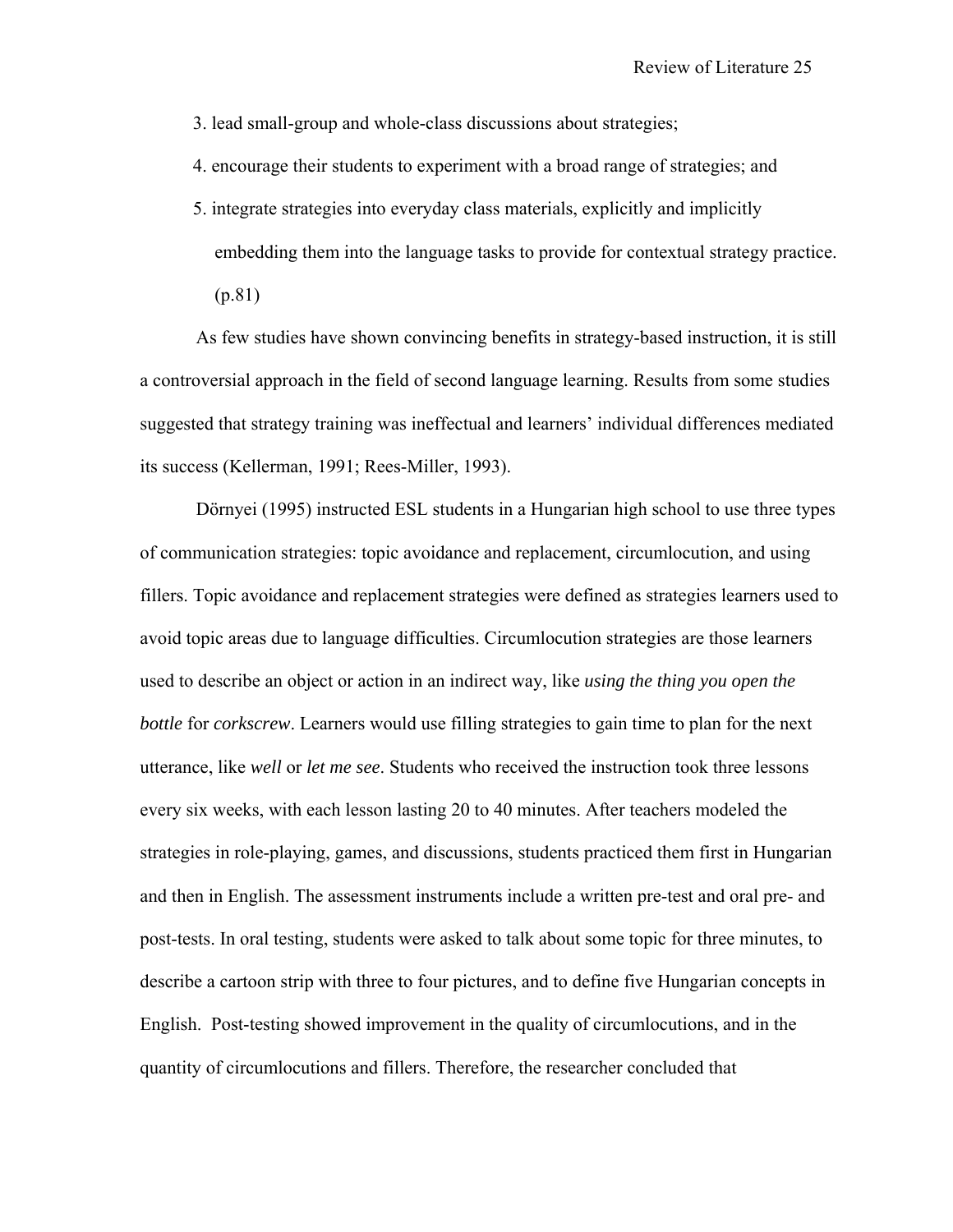3. lead small-group and whole-class discussions about strategies;
4. encourage their students to experiment with a broad range of strategies; and
5. integrate strategies into everyday class materials, explicitly and implicitly embedding them into the language tasks to provide for contextual strategy practice. (p.81)

As few studies have shown convincing benefits in strategy-based instruction, it is still a controversial approach in the field of second language learning. Results from some studies suggested that strategy training was ineffectual and learners' individual differences mediated its success (Kellerman, 1991; Rees-Miller, 1993).

Dörnyei (1995) instructed ESL students in a Hungarian high school to use three types of communication strategies: topic avoidance and replacement, circumlocution, and using fillers. Topic avoidance and replacement strategies were defined as strategies learners used to avoid topic areas due to language difficulties. Circumlocution strategies are those learners used to describe an object or action in an indirect way, like *using the thing you open the bottle* for *corkscrew*. Learners would use filling strategies to gain time to plan for the next utterance, like *well* or *let me see*. Students who received the instruction took three lessons every six weeks, with each lesson lasting 20 to 40 minutes. After teachers modeled the strategies in role-playing, games, and discussions, students practiced them first in Hungarian and then in English. The assessment instruments include a written pre-test and oral pre- and post-tests. In oral testing, students were asked to talk about some topic for three minutes, to describe a cartoon strip with three to four pictures, and to define five Hungarian concepts in English. Post-testing showed improvement in the quality of circumlocutions, and in the quantity of circumlocutions and fillers. Therefore, the researcher concluded that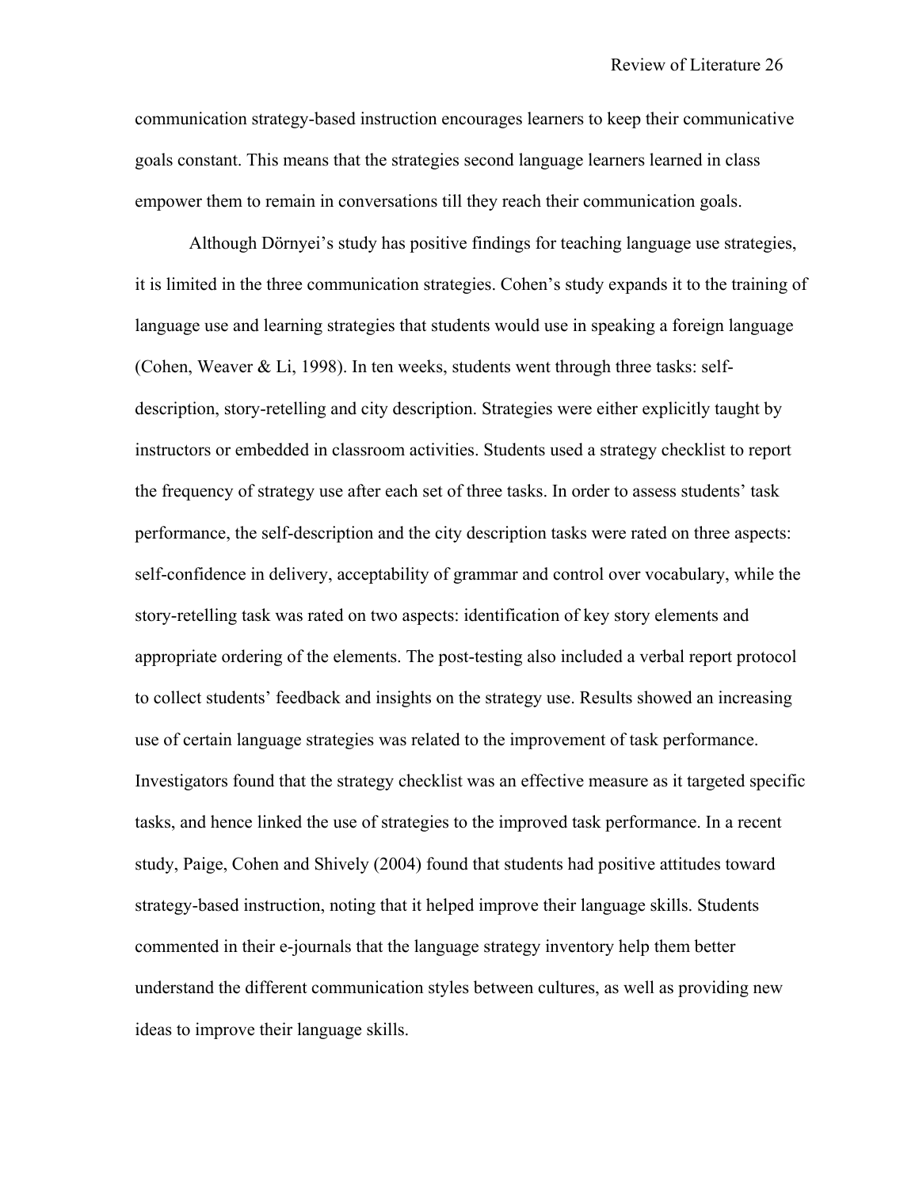communication strategy-based instruction encourages learners to keep their communicative goals constant. This means that the strategies second language learners learned in class empower them to remain in conversations till they reach their communication goals.

Although Dörnyei's study has positive findings for teaching language use strategies, it is limited in the three communication strategies. Cohen's study expands it to the training of language use and learning strategies that students would use in speaking a foreign language (Cohen, Weaver & Li, 1998). In ten weeks, students went through three tasks: self-description, story-retelling and city description. Strategies were either explicitly taught by instructors or embedded in classroom activities. Students used a strategy checklist to report the frequency of strategy use after each set of three tasks. In order to assess students' task performance, the self-description and the city description tasks were rated on three aspects: self-confidence in delivery, acceptability of grammar and control over vocabulary, while the story-retelling task was rated on two aspects: identification of key story elements and appropriate ordering of the elements. The post-testing also included a verbal report protocol to collect students' feedback and insights on the strategy use. Results showed an increasing use of certain language strategies was related to the improvement of task performance. Investigators found that the strategy checklist was an effective measure as it targeted specific tasks, and hence linked the use of strategies to the improved task performance. In a recent study, Paige, Cohen and Shively (2004) found that students had positive attitudes toward strategy-based instruction, noting that it helped improve their language skills. Students commented in their e-journals that the language strategy inventory help them better understand the different communication styles between cultures, as well as providing new ideas to improve their language skills.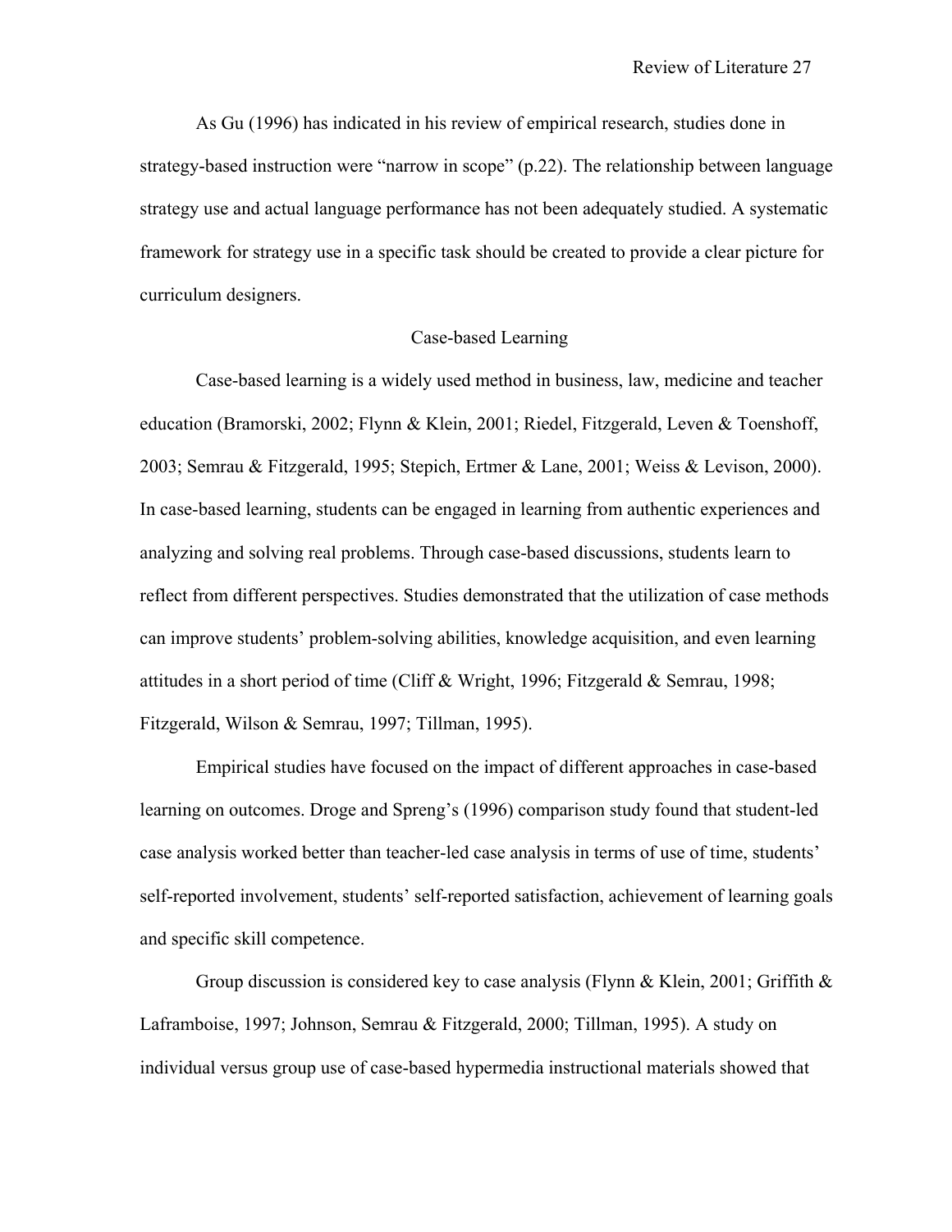As Gu (1996) has indicated in his review of empirical research, studies done in strategy-based instruction were “narrow in scope” (p.22). The relationship between language strategy use and actual language performance has not been adequately studied. A systematic framework for strategy use in a specific task should be created to provide a clear picture for curriculum designers.

## Case-based Learning

Case-based learning is a widely used method in business, law, medicine and teacher education (Bramorski, 2002; Flynn & Klein, 2001; Riedel, Fitzgerald, Leven & Toenshoff, 2003; Semrau & Fitzgerald, 1995; Stepich, Ertmer & Lane, 2001; Weiss & Levison, 2000). In case-based learning, students can be engaged in learning from authentic experiences and analyzing and solving real problems. Through case-based discussions, students learn to reflect from different perspectives. Studies demonstrated that the utilization of case methods can improve students’ problem-solving abilities, knowledge acquisition, and even learning attitudes in a short period of time (Cliff & Wright, 1996; Fitzgerald & Semrau, 1998; Fitzgerald, Wilson & Semrau, 1997; Tillman, 1995).

Empirical studies have focused on the impact of different approaches in case-based learning on outcomes. Droge and Spreng’s (1996) comparison study found that student-led case analysis worked better than teacher-led case analysis in terms of use of time, students’ self-reported involvement, students’ self-reported satisfaction, achievement of learning goals and specific skill competence.

Group discussion is considered key to case analysis (Flynn & Klein, 2001; Griffith & Laframboise, 1997; Johnson, Semrau & Fitzgerald, 2000; Tillman, 1995). A study on individual versus group use of case-based hypermedia instructional materials showed that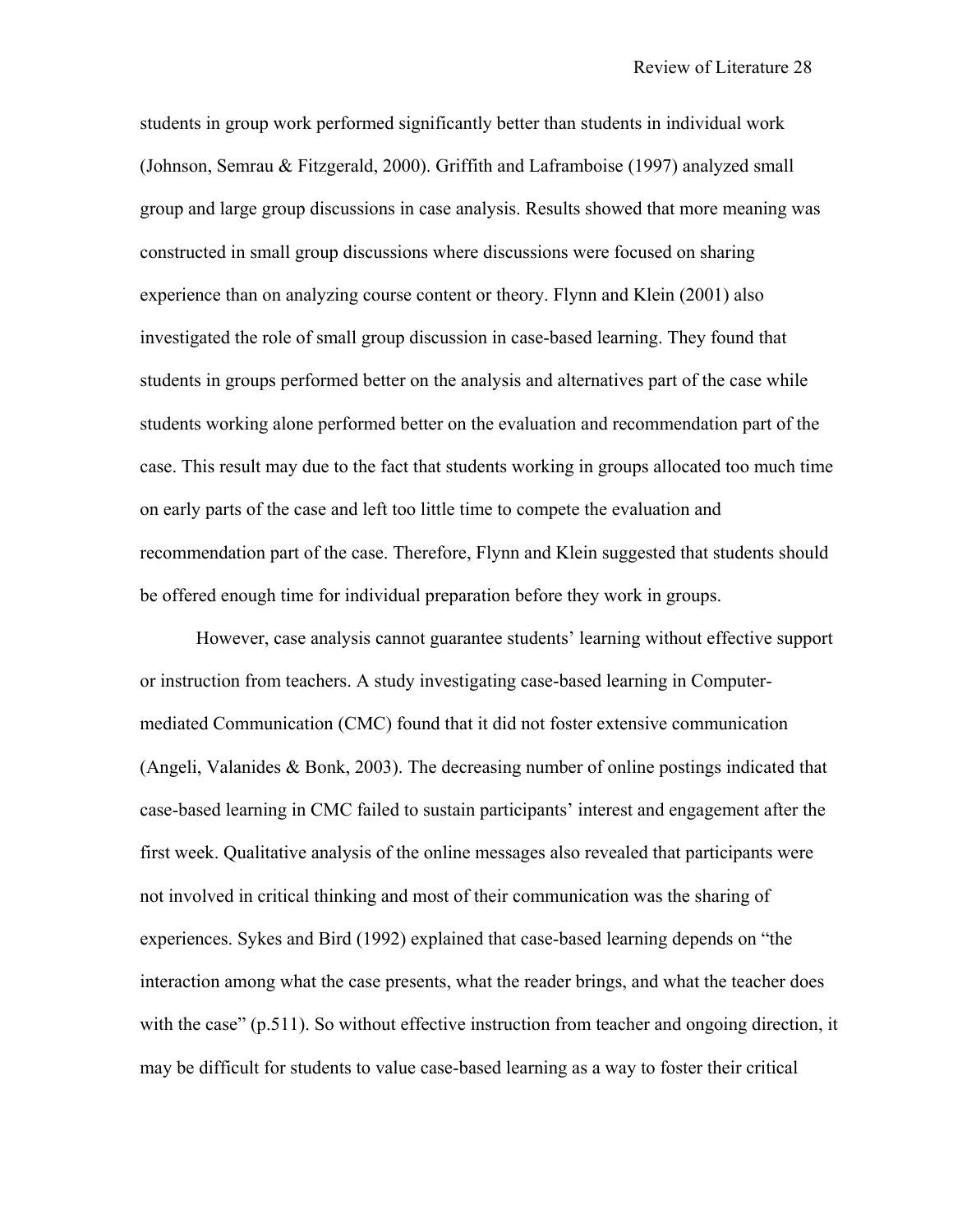students in group work performed significantly better than students in individual work (Johnson, Semrau & Fitzgerald, 2000). Griffith and Laframboise (1997) analyzed small group and large group discussions in case analysis. Results showed that more meaning was constructed in small group discussions where discussions were focused on sharing experience than on analyzing course content or theory. Flynn and Klein (2001) also investigated the role of small group discussion in case-based learning. They found that students in groups performed better on the analysis and alternatives part of the case while students working alone performed better on the evaluation and recommendation part of the case. This result may due to the fact that students working in groups allocated too much time on early parts of the case and left too little time to compete the evaluation and recommendation part of the case. Therefore, Flynn and Klein suggested that students should be offered enough time for individual preparation before they work in groups.

However, case analysis cannot guarantee students' learning without effective support or instruction from teachers. A study investigating case-based learning in Computer-mediated Communication (CMC) found that it did not foster extensive communication (Angeli, Valanides & Bonk, 2003). The decreasing number of online postings indicated that case-based learning in CMC failed to sustain participants' interest and engagement after the first week. Qualitative analysis of the online messages also revealed that participants were not involved in critical thinking and most of their communication was the sharing of experiences. Sykes and Bird (1992) explained that case-based learning depends on "the interaction among what the case presents, what the reader brings, and what the teacher does with the case" (p.511). So without effective instruction from teacher and ongoing direction, it may be difficult for students to value case-based learning as a way to foster their critical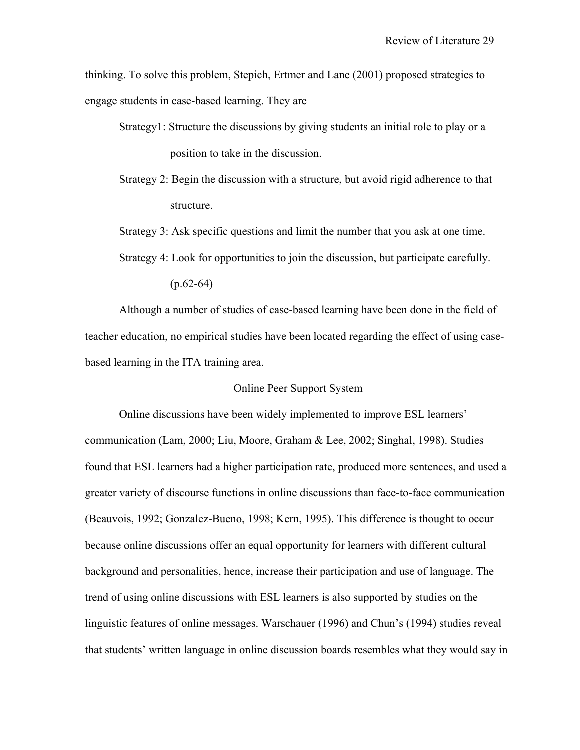thinking. To solve this problem, Stepich, Ertmer and Lane (2001) proposed strategies to engage students in case-based learning. They are

> Strategy1: Structure the discussions by giving students an initial role to play or a position to take in the discussion.
>
> Strategy 2: Begin the discussion with a structure, but avoid rigid adherence to that structure.
>
> Strategy 3: Ask specific questions and limit the number that you ask at one time.
>
> Strategy 4: Look for opportunities to join the discussion, but participate carefully. (p.62-64)

Although a number of studies of case-based learning have been done in the field of teacher education, no empirical studies have been located regarding the effect of using case-based learning in the ITA training area.

## Online Peer Support System

Online discussions have been widely implemented to improve ESL learners' communication (Lam, 2000; Liu, Moore, Graham & Lee, 2002; Singhal, 1998). Studies found that ESL learners had a higher participation rate, produced more sentences, and used a greater variety of discourse functions in online discussions than face-to-face communication (Beauvois, 1992; Gonzalez-Bueno, 1998; Kern, 1995). This difference is thought to occur because online discussions offer an equal opportunity for learners with different cultural background and personalities, hence, increase their participation and use of language. The trend of using online discussions with ESL learners is also supported by studies on the linguistic features of online messages. Warschauer (1996) and Chun's (1994) studies reveal that students' written language in online discussion boards resembles what they would say in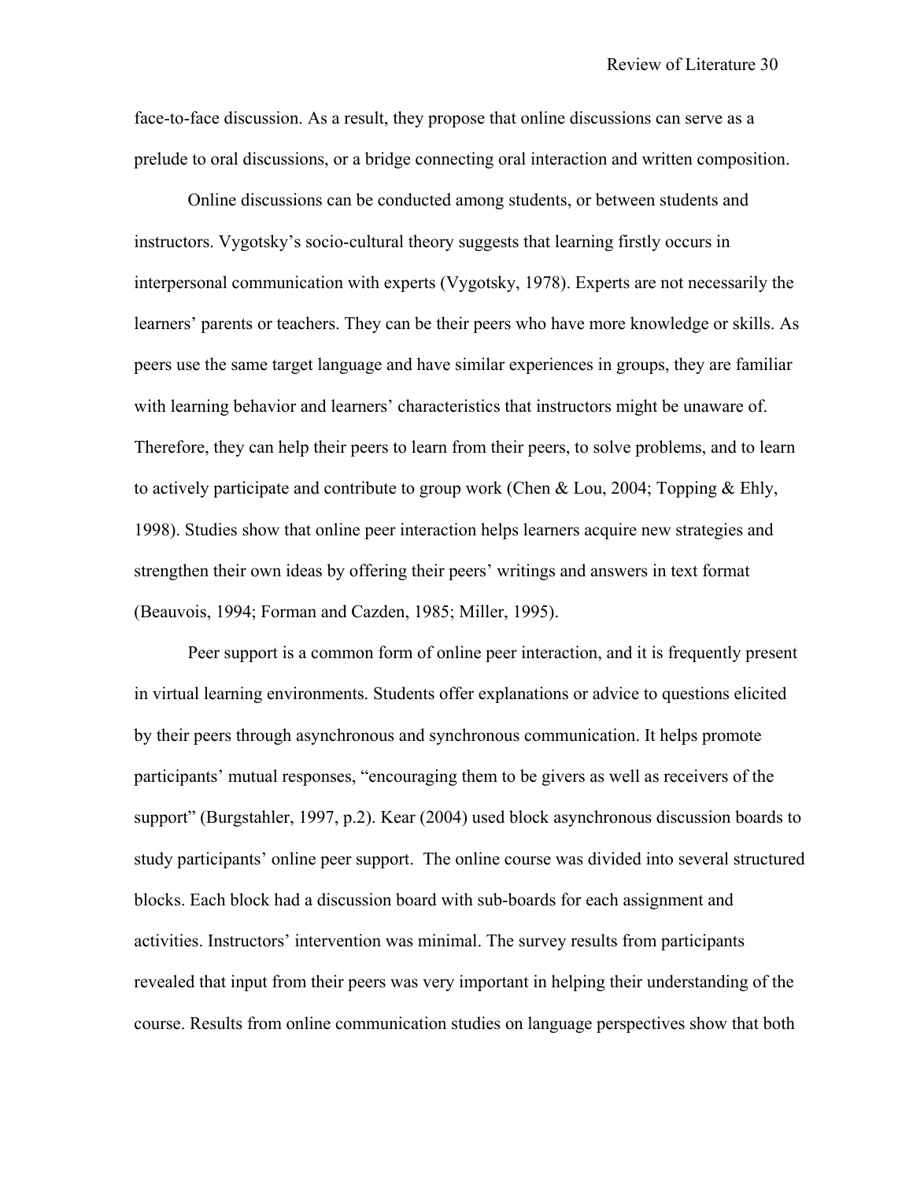face-to-face discussion. As a result, they propose that online discussions can serve as a prelude to oral discussions, or a bridge connecting oral interaction and written composition.

Online discussions can be conducted among students, or between students and instructors. Vygotsky's socio-cultural theory suggests that learning firstly occurs in interpersonal communication with experts (Vygotsky, 1978). Experts are not necessarily the learners' parents or teachers. They can be their peers who have more knowledge or skills. As peers use the same target language and have similar experiences in groups, they are familiar with learning behavior and learners' characteristics that instructors might be unaware of. Therefore, they can help their peers to learn from their peers, to solve problems, and to learn to actively participate and contribute to group work (Chen & Lou, 2004; Topping & Ehly, 1998). Studies show that online peer interaction helps learners acquire new strategies and strengthen their own ideas by offering their peers' writings and answers in text format (Beauvois, 1994; Forman and Cazden, 1985; Miller, 1995).

Peer support is a common form of online peer interaction, and it is frequently present in virtual learning environments. Students offer explanations or advice to questions elicited by their peers through asynchronous and synchronous communication. It helps promote participants' mutual responses, "encouraging them to be givers as well as receivers of the support" (Burgstahler, 1997, p.2). Kear (2004) used block asynchronous discussion boards to study participants' online peer support. The online course was divided into several structured blocks. Each block had a discussion board with sub-boards for each assignment and activities. Instructors' intervention was minimal. The survey results from participants revealed that input from their peers was very important in helping their understanding of the course. Results from online communication studies on language perspectives show that both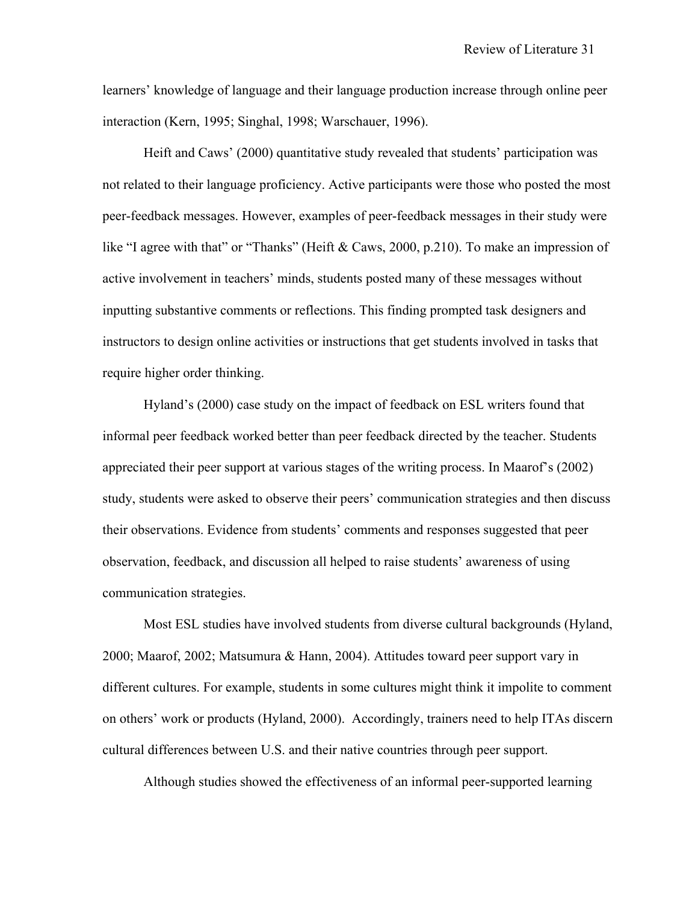learners' knowledge of language and their language production increase through online peer interaction (Kern, 1995; Singhal, 1998; Warschauer, 1996).

Heift and Caws' (2000) quantitative study revealed that students' participation was not related to their language proficiency. Active participants were those who posted the most peer-feedback messages. However, examples of peer-feedback messages in their study were like "I agree with that" or "Thanks" (Heift & Caws, 2000, p.210). To make an impression of active involvement in teachers' minds, students posted many of these messages without inputting substantive comments or reflections. This finding prompted task designers and instructors to design online activities or instructions that get students involved in tasks that require higher order thinking.

Hyland's (2000) case study on the impact of feedback on ESL writers found that informal peer feedback worked better than peer feedback directed by the teacher. Students appreciated their peer support at various stages of the writing process. In Maarof's (2002) study, students were asked to observe their peers' communication strategies and then discuss their observations. Evidence from students' comments and responses suggested that peer observation, feedback, and discussion all helped to raise students' awareness of using communication strategies.

Most ESL studies have involved students from diverse cultural backgrounds (Hyland, 2000; Maarof, 2002; Matsumura & Hann, 2004). Attitudes toward peer support vary in different cultures. For example, students in some cultures might think it impolite to comment on others' work or products (Hyland, 2000). Accordingly, trainers need to help ITAs discern cultural differences between U.S. and their native countries through peer support.

Although studies showed the effectiveness of an informal peer-supported learning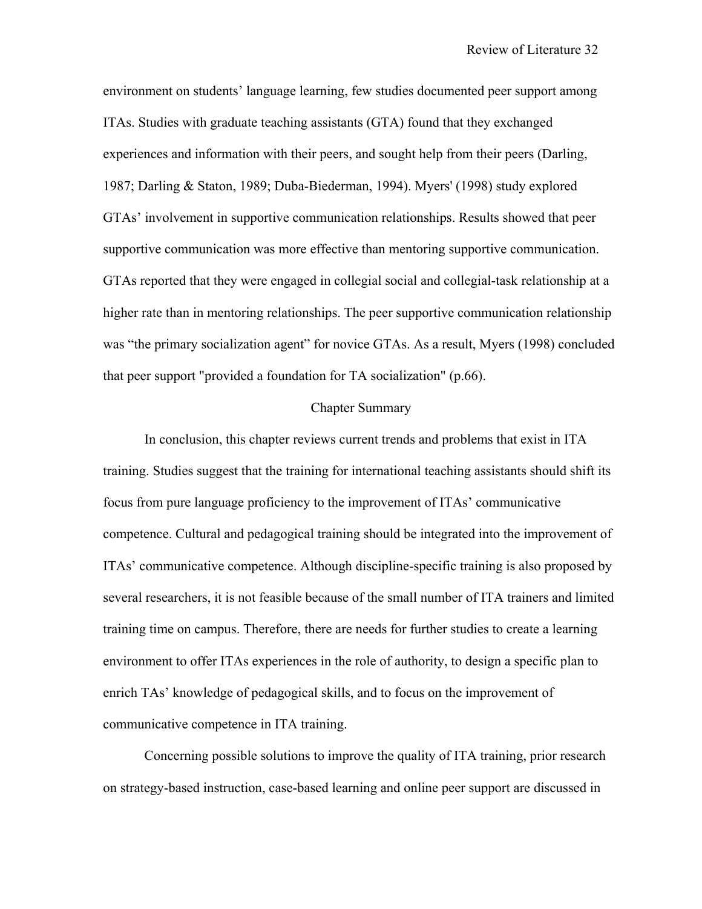environment on students' language learning, few studies documented peer support among ITAs. Studies with graduate teaching assistants (GTA) found that they exchanged experiences and information with their peers, and sought help from their peers (Darling, 1987; Darling & Staton, 1989; Duba-Biederman, 1994). Myers' (1998) study explored GTAs' involvement in supportive communication relationships. Results showed that peer supportive communication was more effective than mentoring supportive communication. GTAs reported that they were engaged in collegial social and collegial-task relationship at a higher rate than in mentoring relationships. The peer supportive communication relationship was "the primary socialization agent" for novice GTAs. As a result, Myers (1998) concluded that peer support "provided a foundation for TA socialization" (p.66).

## Chapter Summary

In conclusion, this chapter reviews current trends and problems that exist in ITA training. Studies suggest that the training for international teaching assistants should shift its focus from pure language proficiency to the improvement of ITAs' communicative competence. Cultural and pedagogical training should be integrated into the improvement of ITAs' communicative competence. Although discipline-specific training is also proposed by several researchers, it is not feasible because of the small number of ITA trainers and limited training time on campus. Therefore, there are needs for further studies to create a learning environment to offer ITAs experiences in the role of authority, to design a specific plan to enrich TAs' knowledge of pedagogical skills, and to focus on the improvement of communicative competence in ITA training.

Concerning possible solutions to improve the quality of ITA training, prior research on strategy-based instruction, case-based learning and online peer support are discussed in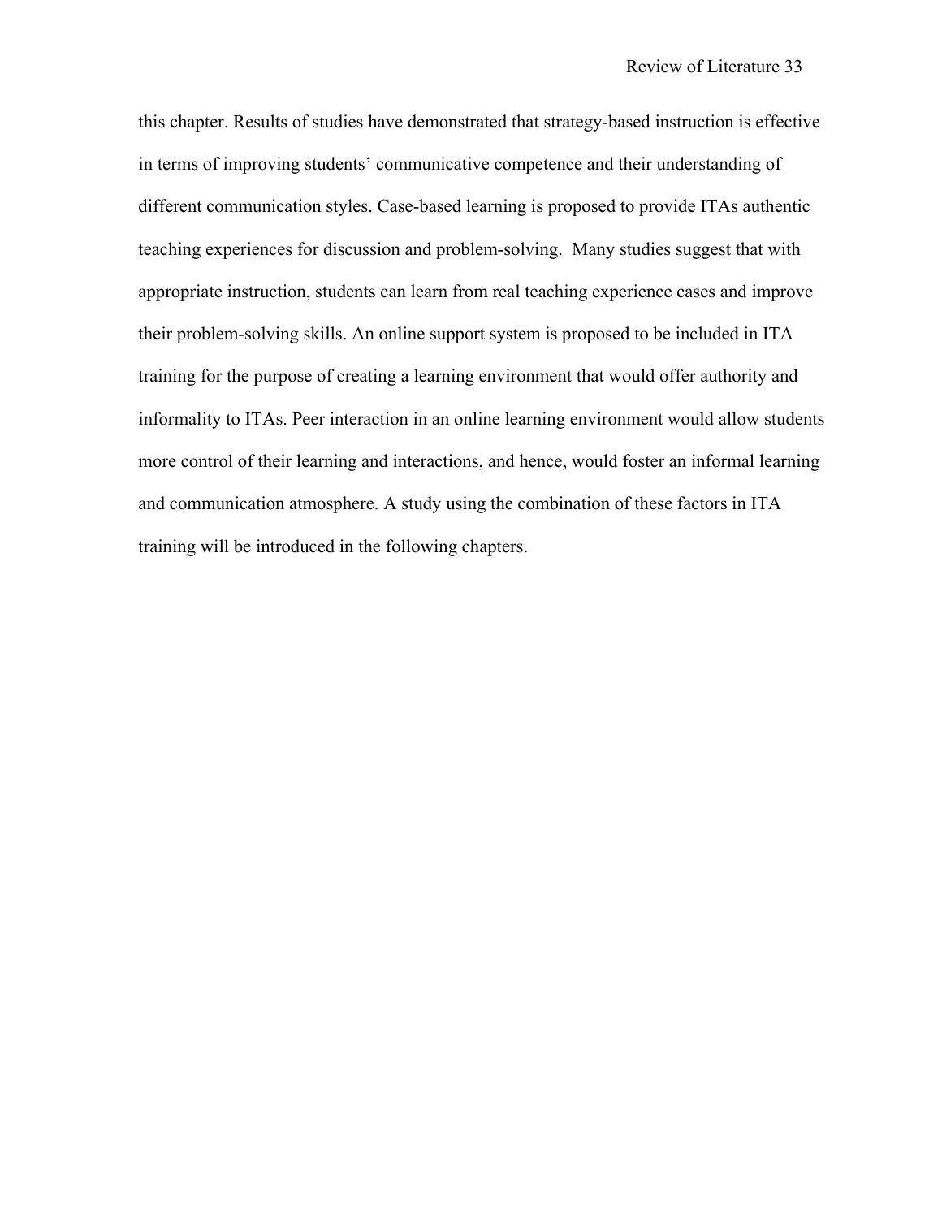this chapter. Results of studies have demonstrated that strategy-based instruction is effective in terms of improving students' communicative competence and their understanding of different communication styles. Case-based learning is proposed to provide ITAs authentic teaching experiences for discussion and problem-solving. Many studies suggest that with appropriate instruction, students can learn from real teaching experience cases and improve their problem-solving skills. An online support system is proposed to be included in ITA training for the purpose of creating a learning environment that would offer authority and informality to ITAs. Peer interaction in an online learning environment would allow students more control of their learning and interactions, and hence, would foster an informal learning and communication atmosphere. A study using the combination of these factors in ITA training will be introduced in the following chapters.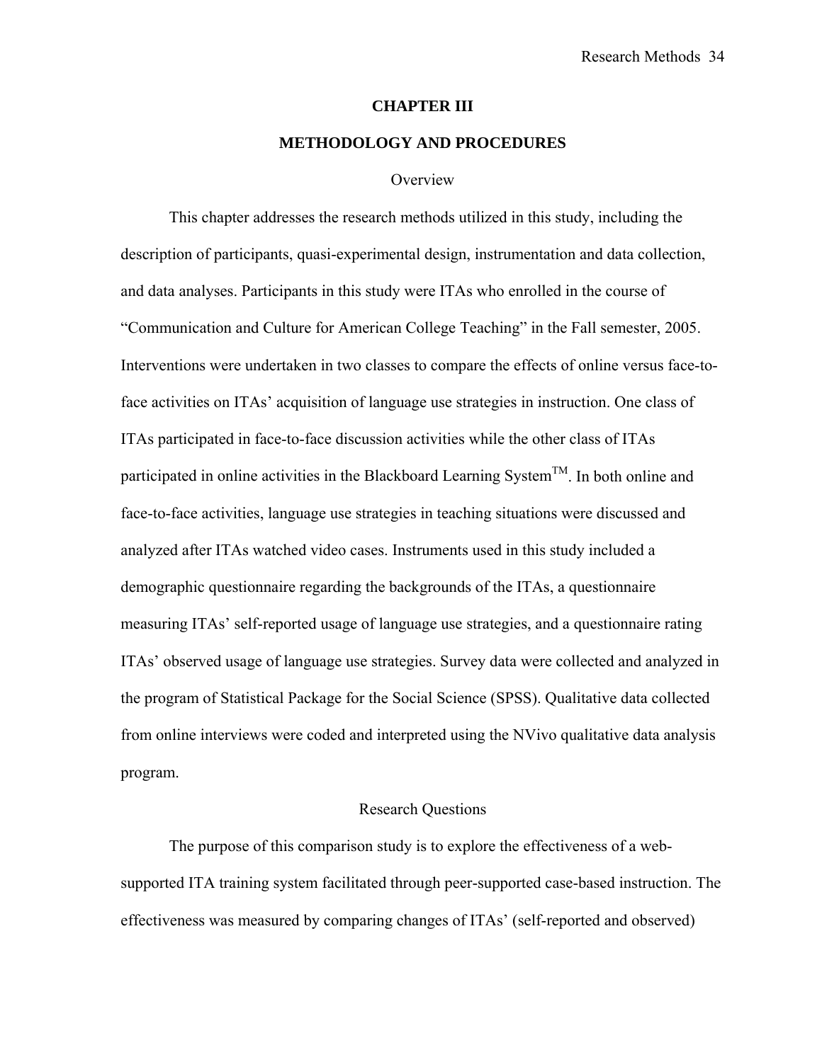# CHAPTER III

# METHODOLOGY AND PROCEDURES

## Overview

This chapter addresses the research methods utilized in this study, including the description of participants, quasi-experimental design, instrumentation and data collection, and data analyses. Participants in this study were ITAs who enrolled in the course of "Communication and Culture for American College Teaching" in the Fall semester, 2005. Interventions were undertaken in two classes to compare the effects of online versus face-to-face activities on ITAs' acquisition of language use strategies in instruction. One class of ITAs participated in face-to-face discussion activities while the other class of ITAs participated in online activities in the Blackboard Learning System™. In both online and face-to-face activities, language use strategies in teaching situations were discussed and analyzed after ITAs watched video cases. Instruments used in this study included a demographic questionnaire regarding the backgrounds of the ITAs, a questionnaire measuring ITAs' self-reported usage of language use strategies, and a questionnaire rating ITAs' observed usage of language use strategies. Survey data were collected and analyzed in the program of Statistical Package for the Social Science (SPSS). Qualitative data collected from online interviews were coded and interpreted using the NVivo qualitative data analysis program.

## Research Questions

The purpose of this comparison study is to explore the effectiveness of a web-supported ITA training system facilitated through peer-supported case-based instruction. The effectiveness was measured by comparing changes of ITAs' (self-reported and observed)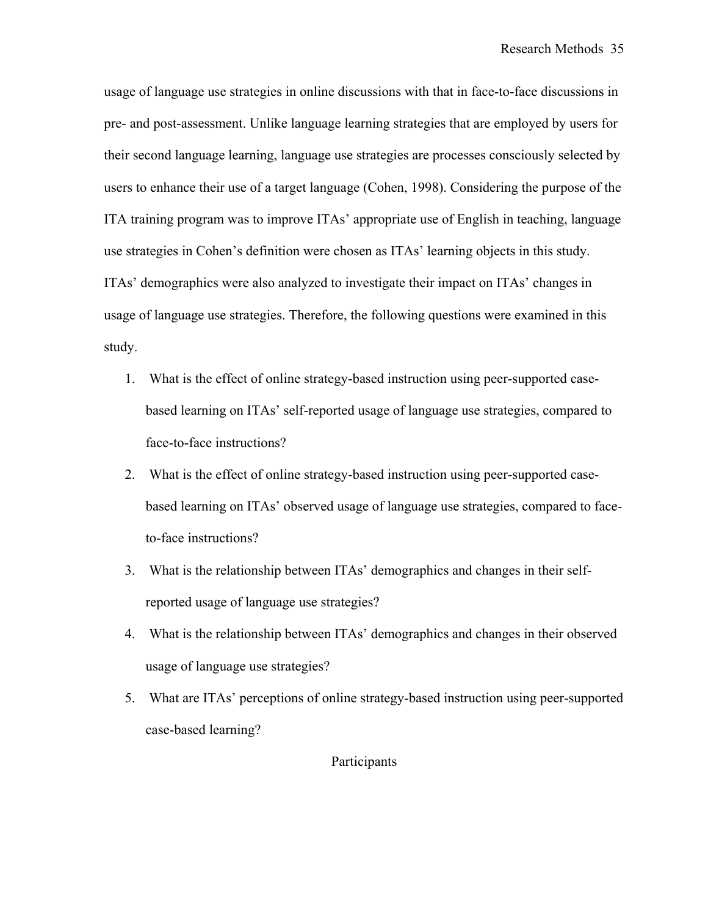usage of language use strategies in online discussions with that in face-to-face discussions in pre- and post-assessment. Unlike language learning strategies that are employed by users for their second language learning, language use strategies are processes consciously selected by users to enhance their use of a target language (Cohen, 1998). Considering the purpose of the ITA training program was to improve ITAs' appropriate use of English in teaching, language use strategies in Cohen's definition were chosen as ITAs' learning objects in this study. ITAs' demographics were also analyzed to investigate their impact on ITAs' changes in usage of language use strategies. Therefore, the following questions were examined in this study.

1. What is the effect of online strategy-based instruction using peer-supported case-based learning on ITAs' self-reported usage of language use strategies, compared to face-to-face instructions?
2. What is the effect of online strategy-based instruction using peer-supported case-based learning on ITAs' observed usage of language use strategies, compared to face-to-face instructions?
3. What is the relationship between ITAs' demographics and changes in their self-reported usage of language use strategies?
4. What is the relationship between ITAs' demographics and changes in their observed usage of language use strategies?
5. What are ITAs' perceptions of online strategy-based instruction using peer-supported case-based learning?

## Participants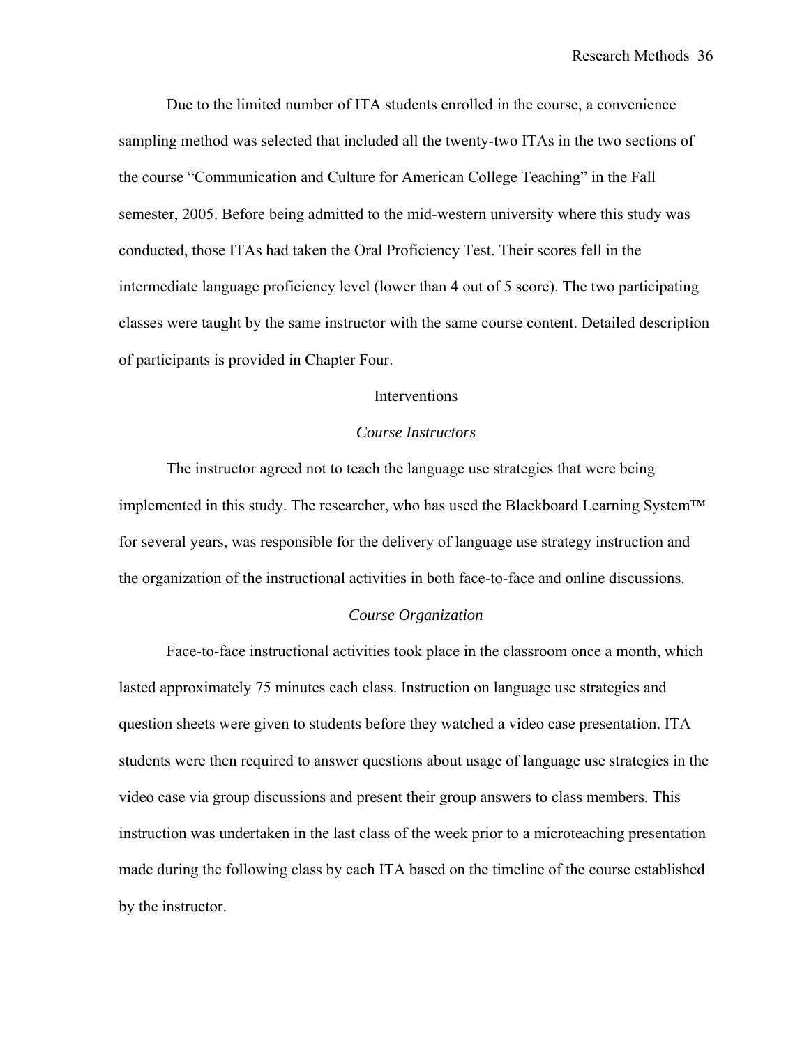Due to the limited number of ITA students enrolled in the course, a convenience sampling method was selected that included all the twenty-two ITAs in the two sections of the course "Communication and Culture for American College Teaching" in the Fall semester, 2005. Before being admitted to the mid-western university where this study was conducted, those ITAs had taken the Oral Proficiency Test. Their scores fell in the intermediate language proficiency level (lower than 4 out of 5 score). The two participating classes were taught by the same instructor with the same course content. Detailed description of participants is provided in Chapter Four.

## Interventions

### *Course Instructors*

The instructor agreed not to teach the language use strategies that were being implemented in this study. The researcher, who has used the Blackboard Learning System™ for several years, was responsible for the delivery of language use strategy instruction and the organization of the instructional activities in both face-to-face and online discussions.

### *Course Organization*

Face-to-face instructional activities took place in the classroom once a month, which lasted approximately 75 minutes each class. Instruction on language use strategies and question sheets were given to students before they watched a video case presentation. ITA students were then required to answer questions about usage of language use strategies in the video case via group discussions and present their group answers to class members. This instruction was undertaken in the last class of the week prior to a microteaching presentation made during the following class by each ITA based on the timeline of the course established by the instructor.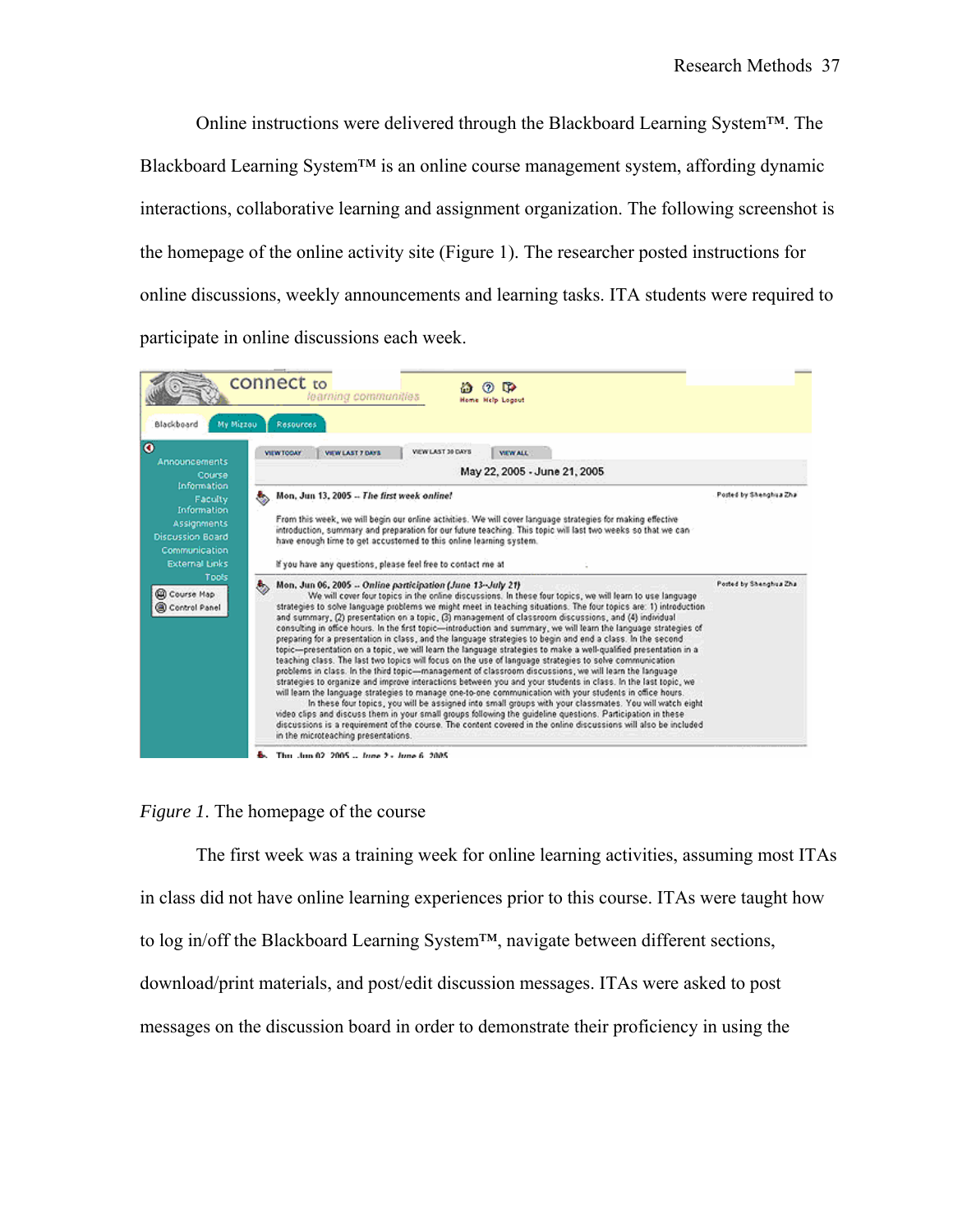Online instructions were delivered through the Blackboard Learning System™. The Blackboard Learning System™ is an online course management system, affording dynamic interactions, collaborative learning and assignment organization. The following screenshot is the homepage of the online activity site (Figure 1). The researcher posted instructions for online discussions, weekly announcements and learning tasks. ITA students were required to participate in online discussions each week.

*Figure 1*. The homepage of the course

The first week was a training week for online learning activities, assuming most ITAs in class did not have online learning experiences prior to this course. ITAs were taught how to log in/off the Blackboard Learning System™, navigate between different sections, download/print materials, and post/edit discussion messages. ITAs were asked to post messages on the discussion board in order to demonstrate their proficiency in using the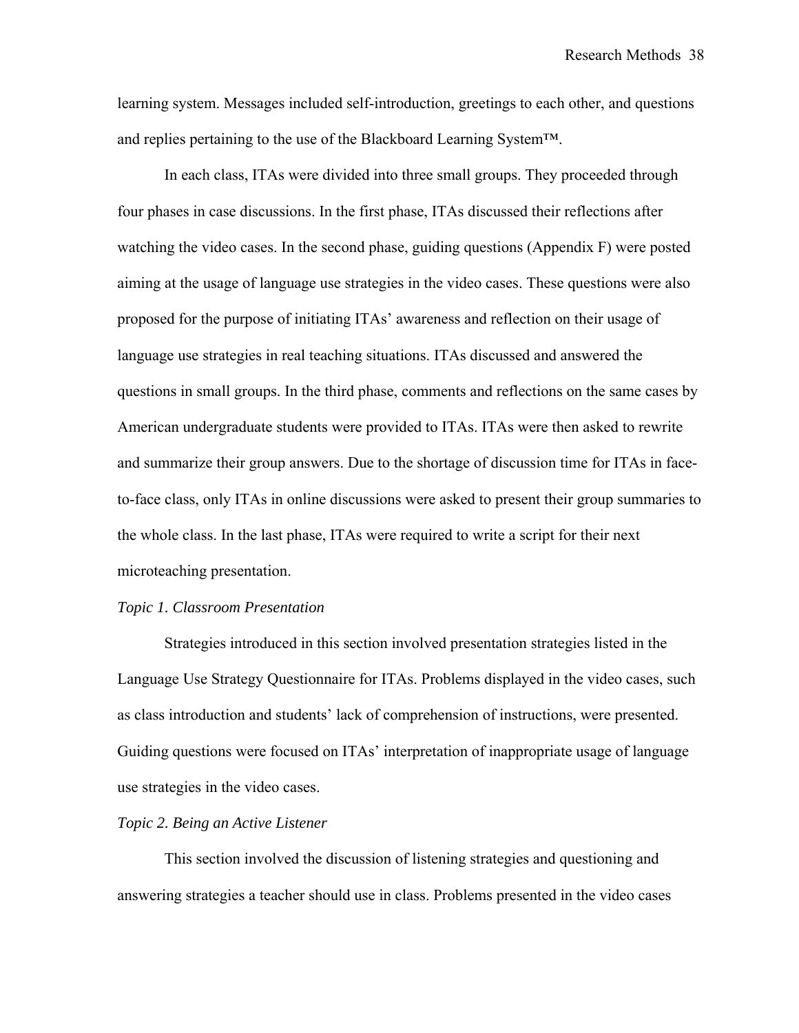learning system. Messages included self-introduction, greetings to each other, and questions and replies pertaining to the use of the Blackboard Learning System™.

In each class, ITAs were divided into three small groups. They proceeded through four phases in case discussions. In the first phase, ITAs discussed their reflections after watching the video cases. In the second phase, guiding questions (Appendix F) were posted aiming at the usage of language use strategies in the video cases. These questions were also proposed for the purpose of initiating ITAs' awareness and reflection on their usage of language use strategies in real teaching situations. ITAs discussed and answered the questions in small groups. In the third phase, comments and reflections on the same cases by American undergraduate students were provided to ITAs. ITAs were then asked to rewrite and summarize their group answers. Due to the shortage of discussion time for ITAs in face-to-face class, only ITAs in online discussions were asked to present their group summaries to the whole class. In the last phase, ITAs were required to write a script for their next microteaching presentation.

*Topic 1. Classroom Presentation*

Strategies introduced in this section involved presentation strategies listed in the Language Use Strategy Questionnaire for ITAs. Problems displayed in the video cases, such as class introduction and students' lack of comprehension of instructions, were presented. Guiding questions were focused on ITAs' interpretation of inappropriate usage of language use strategies in the video cases.

*Topic 2. Being an Active Listener*

This section involved the discussion of listening strategies and questioning and answering strategies a teacher should use in class. Problems presented in the video cases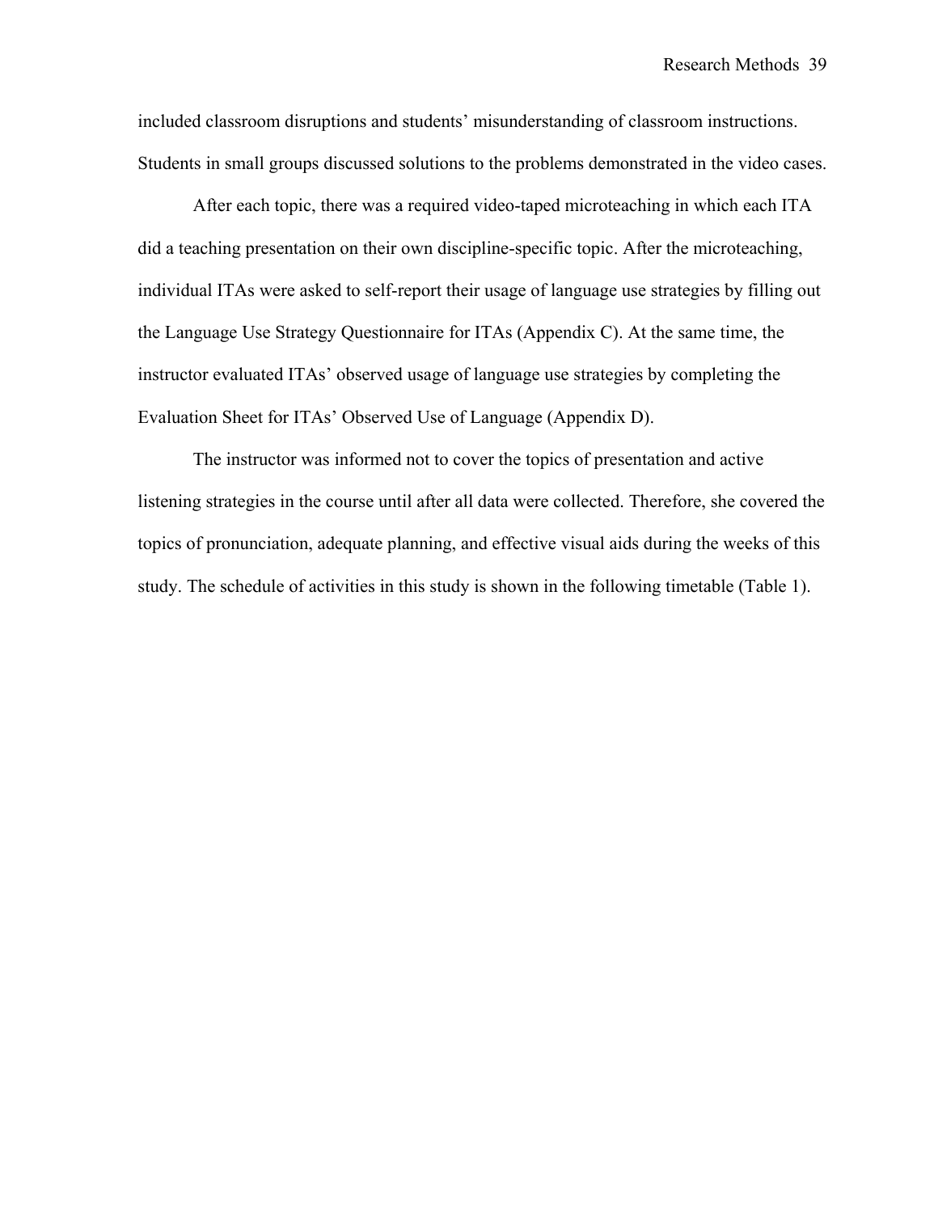included classroom disruptions and students' misunderstanding of classroom instructions. Students in small groups discussed solutions to the problems demonstrated in the video cases.

After each topic, there was a required video-taped microteaching in which each ITA did a teaching presentation on their own discipline-specific topic. After the microteaching, individual ITAs were asked to self-report their usage of language use strategies by filling out the Language Use Strategy Questionnaire for ITAs (Appendix C). At the same time, the instructor evaluated ITAs' observed usage of language use strategies by completing the Evaluation Sheet for ITAs' Observed Use of Language (Appendix D).

The instructor was informed not to cover the topics of presentation and active listening strategies in the course until after all data were collected. Therefore, she covered the topics of pronunciation, adequate planning, and effective visual aids during the weeks of this study. The schedule of activities in this study is shown in the following timetable (Table 1).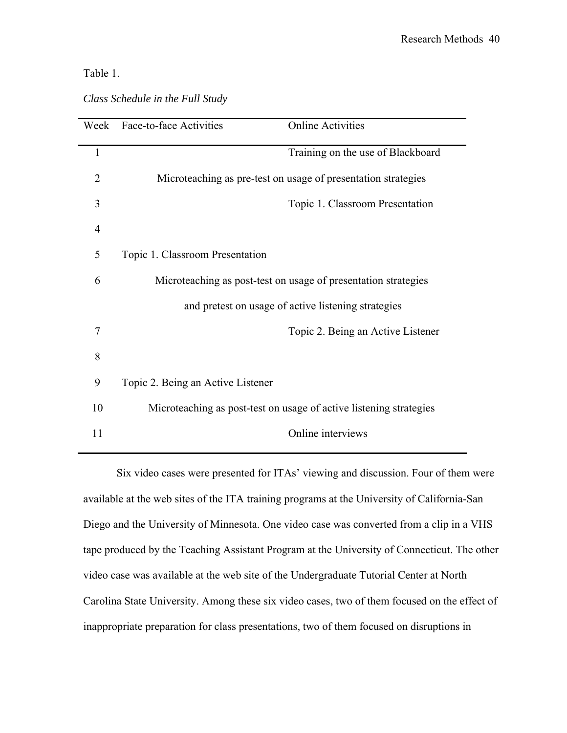Table 1.

*Class Schedule in the Full Study*

| Week | Face-to-face Activities | Online Activities |
|---|---|---|
| 1 | | Training on the use of Blackboard |
| 2 | Microteaching as pre-test on usage of presentation strategies | |
| 3 | | Topic 1. Classroom Presentation |
| 4 | | |
| 5 | Topic 1. Classroom Presentation | |
| 6 | Microteaching as post-test on usage of presentation strategies and pretest on usage of active listening strategies | |
| 7 | | Topic 2. Being an Active Listener |
| 8 | | |
| 9 | Topic 2. Being an Active Listener | |
| 10 | Microteaching as post-test on usage of active listening strategies | |
| 11 | | Online interviews |

Six video cases were presented for ITAs' viewing and discussion. Four of them were available at the web sites of the ITA training programs at the University of California-San Diego and the University of Minnesota. One video case was converted from a clip in a VHS tape produced by the Teaching Assistant Program at the University of Connecticut. The other video case was available at the web site of the Undergraduate Tutorial Center at North Carolina State University. Among these six video cases, two of them focused on the effect of inappropriate preparation for class presentations, two of them focused on disruptions in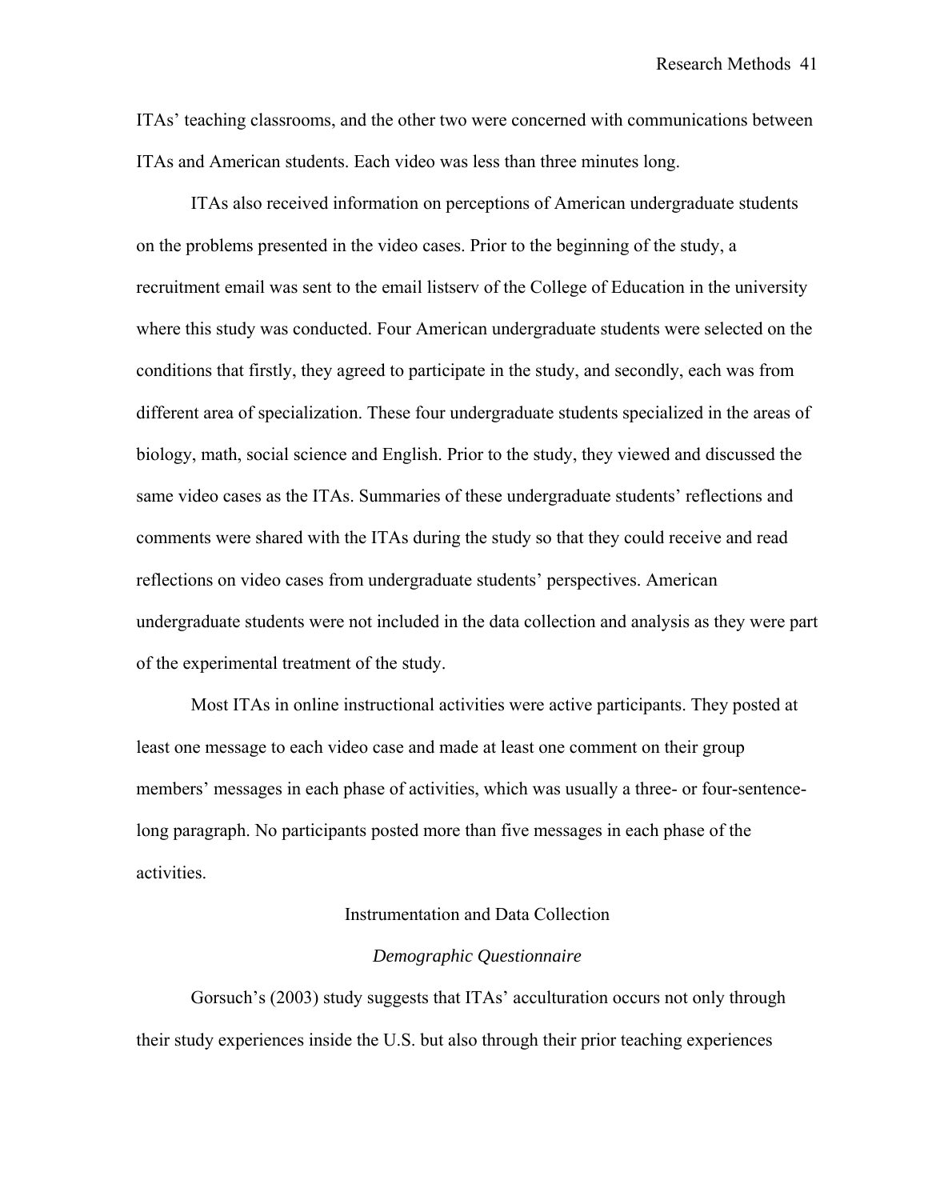ITAs' teaching classrooms, and the other two were concerned with communications between ITAs and American students. Each video was less than three minutes long.

ITAs also received information on perceptions of American undergraduate students on the problems presented in the video cases. Prior to the beginning of the study, a recruitment email was sent to the email listserv of the College of Education in the university where this study was conducted. Four American undergraduate students were selected on the conditions that firstly, they agreed to participate in the study, and secondly, each was from different area of specialization. These four undergraduate students specialized in the areas of biology, math, social science and English. Prior to the study, they viewed and discussed the same video cases as the ITAs. Summaries of these undergraduate students' reflections and comments were shared with the ITAs during the study so that they could receive and read reflections on video cases from undergraduate students' perspectives. American undergraduate students were not included in the data collection and analysis as they were part of the experimental treatment of the study.

Most ITAs in online instructional activities were active participants. They posted at least one message to each video case and made at least one comment on their group members' messages in each phase of activities, which was usually a three- or four-sentence-long paragraph. No participants posted more than five messages in each phase of the activities.

## Instrumentation and Data Collection

### *Demographic Questionnaire*

Gorsuch's (2003) study suggests that ITAs' acculturation occurs not only through their study experiences inside the U.S. but also through their prior teaching experiences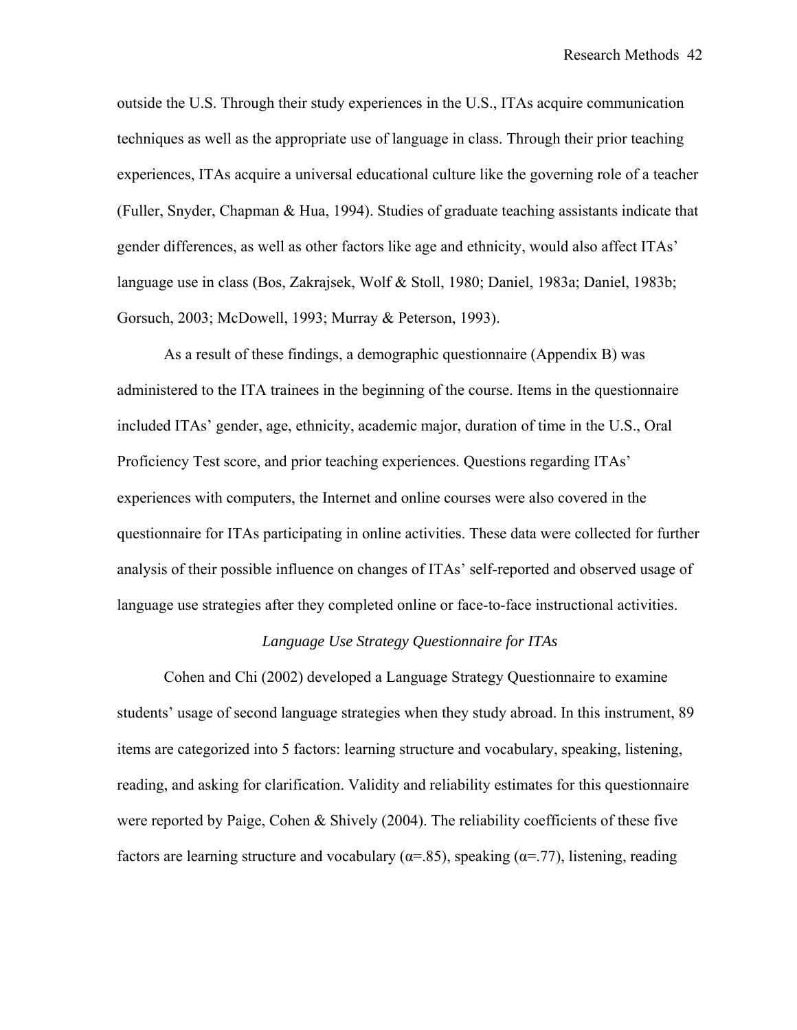outside the U.S. Through their study experiences in the U.S., ITAs acquire communication techniques as well as the appropriate use of language in class. Through their prior teaching experiences, ITAs acquire a universal educational culture like the governing role of a teacher (Fuller, Snyder, Chapman & Hua, 1994). Studies of graduate teaching assistants indicate that gender differences, as well as other factors like age and ethnicity, would also affect ITAs' language use in class (Bos, Zakrajsek, Wolf & Stoll, 1980; Daniel, 1983a; Daniel, 1983b; Gorsuch, 2003; McDowell, 1993; Murray & Peterson, 1993).

As a result of these findings, a demographic questionnaire (Appendix B) was administered to the ITA trainees in the beginning of the course. Items in the questionnaire included ITAs' gender, age, ethnicity, academic major, duration of time in the U.S., Oral Proficiency Test score, and prior teaching experiences. Questions regarding ITAs' experiences with computers, the Internet and online courses were also covered in the questionnaire for ITAs participating in online activities. These data were collected for further analysis of their possible influence on changes of ITAs' self-reported and observed usage of language use strategies after they completed online or face-to-face instructional activities.

### *Language Use Strategy Questionnaire for ITAs*

Cohen and Chi (2002) developed a Language Strategy Questionnaire to examine students' usage of second language strategies when they study abroad. In this instrument, 89 items are categorized into 5 factors: learning structure and vocabulary, speaking, listening, reading, and asking for clarification. Validity and reliability estimates for this questionnaire were reported by Paige, Cohen & Shively (2004). The reliability coefficients of these five factors are learning structure and vocabulary ($\alpha$=.85), speaking ($\alpha$=.77), listening, reading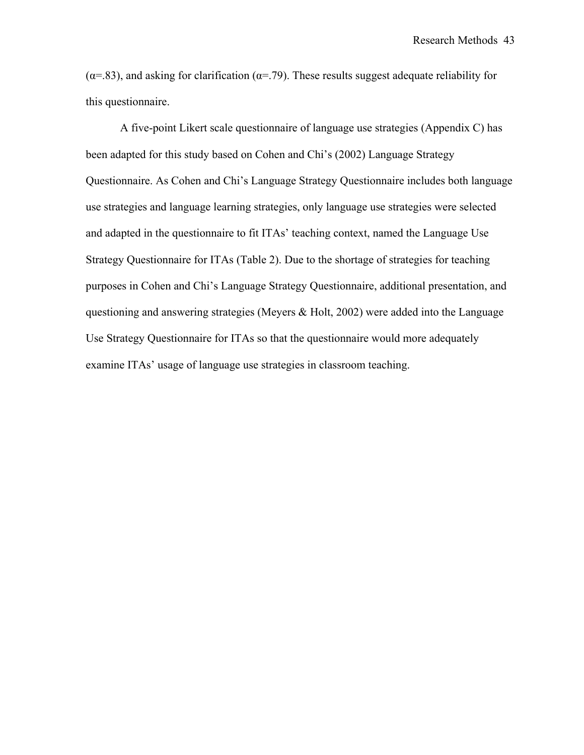($\alpha$=.83), and asking for clarification ($\alpha$=.79). These results suggest adequate reliability for this questionnaire.

A five-point Likert scale questionnaire of language use strategies (Appendix C) has been adapted for this study based on Cohen and Chi's (2002) Language Strategy Questionnaire. As Cohen and Chi's Language Strategy Questionnaire includes both language use strategies and language learning strategies, only language use strategies were selected and adapted in the questionnaire to fit ITAs' teaching context, named the Language Use Strategy Questionnaire for ITAs (Table 2). Due to the shortage of strategies for teaching purposes in Cohen and Chi's Language Strategy Questionnaire, additional presentation, and questioning and answering strategies (Meyers & Holt, 2002) were added into the Language Use Strategy Questionnaire for ITAs so that the questionnaire would more adequately examine ITAs' usage of language use strategies in classroom teaching.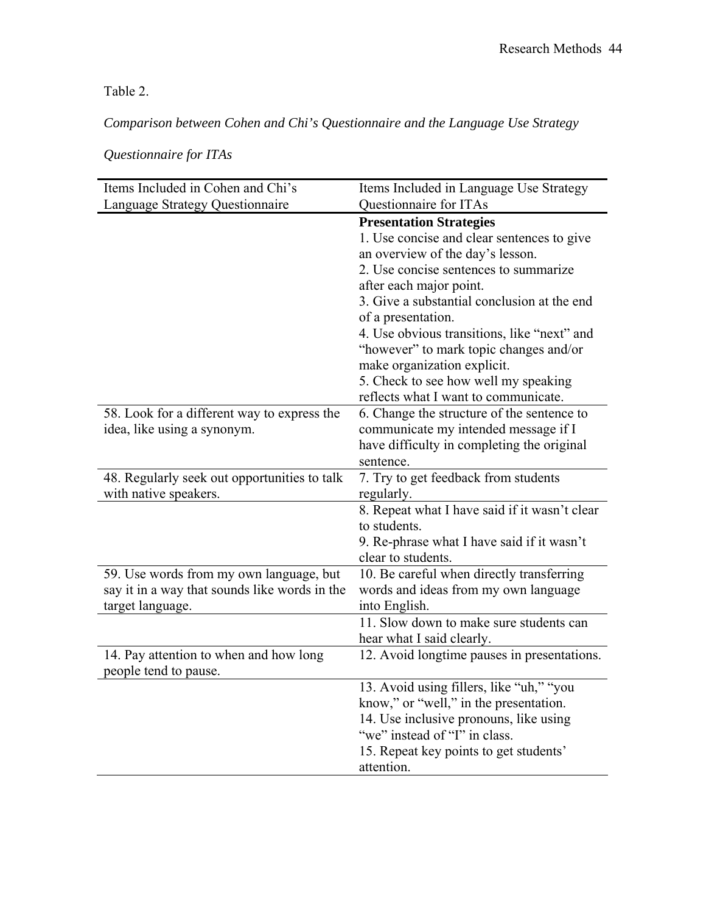Table 2.

*Comparison between Cohen and Chi's Questionnaire and the Language Use Strategy Questionnaire for ITAs*

| Items Included in Cohen and Chi's Language Strategy Questionnaire | Items Included in Language Use Strategy Questionnaire for ITAs |
|---|---|
| | **Presentation Strategies**<br>1. Use concise and clear sentences to give an overview of the day's lesson.<br>2. Use concise sentences to summarize after each major point.<br>3. Give a substantial conclusion at the end of a presentation.<br>4. Use obvious transitions, like "next" and "however" to mark topic changes and/or make organization explicit.<br>5. Check to see how well my speaking reflects what I want to communicate. |
| 58. Look for a different way to express the idea, like using a synonym. | 6. Change the structure of the sentence to communicate my intended message if I have difficulty in completing the original sentence. |
| 48. Regularly seek out opportunities to talk with native speakers. | 7. Try to get feedback from students regularly. |
| | 8. Repeat what I have said if it wasn't clear to students.<br>9. Re-phrase what I have said if it wasn't clear to students. |
| 59. Use words from my own language, but say it in a way that sounds like words in the target language. | 10. Be careful when directly transferring words and ideas from my own language into English. |
| | 11. Slow down to make sure students can hear what I said clearly. |
| 14. Pay attention to when and how long people tend to pause. | 12. Avoid longtime pauses in presentations. |
| | 13. Avoid using fillers, like "uh," "you know," or "well," in the presentation.<br>14. Use inclusive pronouns, like using "we" instead of "I" in class.<br>15. Repeat key points to get students' attention. |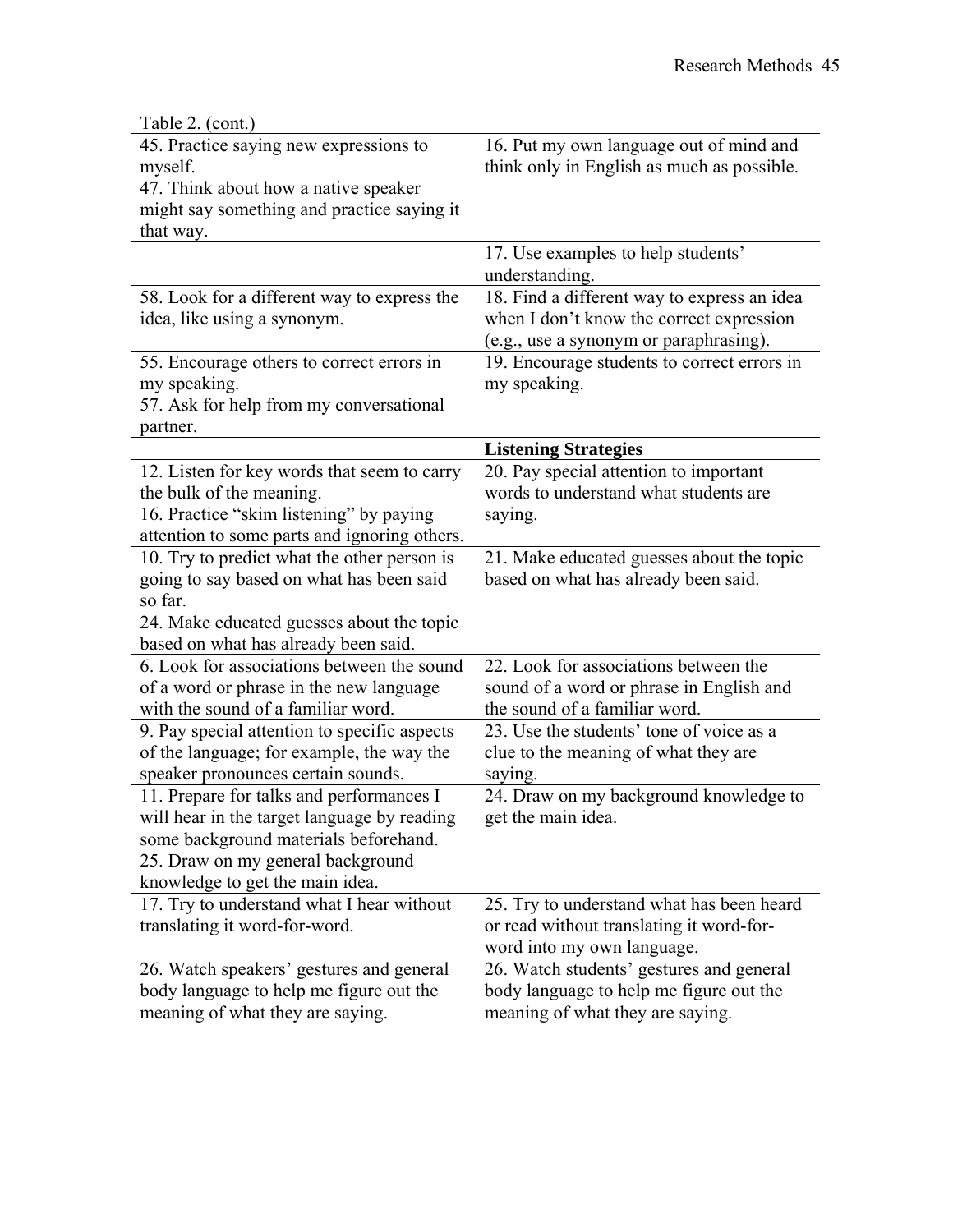Table 2. (cont.)

| | |
|---|---|
| 45. Practice saying new expressions to myself.<br>47. Think about how a native speaker might say something and practice saying it that way. | 16. Put my own language out of mind and think only in English as much as possible. |
| | 17. Use examples to help students' understanding. |
| 58. Look for a different way to express the idea, like using a synonym. | 18. Find a different way to express an idea when I don't know the correct expression (e.g., use a synonym or paraphrasing). |
| 55. Encourage others to correct errors in my speaking.<br>57. Ask for help from my conversational partner. | 19. Encourage students to correct errors in my speaking. |
| | **Listening Strategies** |
| 12. Listen for key words that seem to carry the bulk of the meaning.<br>16. Practice "skim listening" by paying attention to some parts and ignoring others. | 20. Pay special attention to important words to understand what students are saying. |
| 10. Try to predict what the other person is going to say based on what has been said so far.<br>24. Make educated guesses about the topic based on what has already been said. | 21. Make educated guesses about the topic based on what has already been said. |
| 6. Look for associations between the sound of a word or phrase in the new language with the sound of a familiar word. | 22. Look for associations between the sound of a word or phrase in English and the sound of a familiar word. |
| 9. Pay special attention to specific aspects of the language; for example, the way the speaker pronounces certain sounds. | 23. Use the students' tone of voice as a clue to the meaning of what they are saying. |
| 11. Prepare for talks and performances I will hear in the target language by reading some background materials beforehand.<br>25. Draw on my general background knowledge to get the main idea. | 24. Draw on my background knowledge to get the main idea. |
| 17. Try to understand what I hear without translating it word-for-word. | 25. Try to understand what has been heard or read without translating it word-for-word into my own language. |
| 26. Watch speakers' gestures and general body language to help me figure out the meaning of what they are saying. | 26. Watch students' gestures and general body language to help me figure out the meaning of what they are saying. |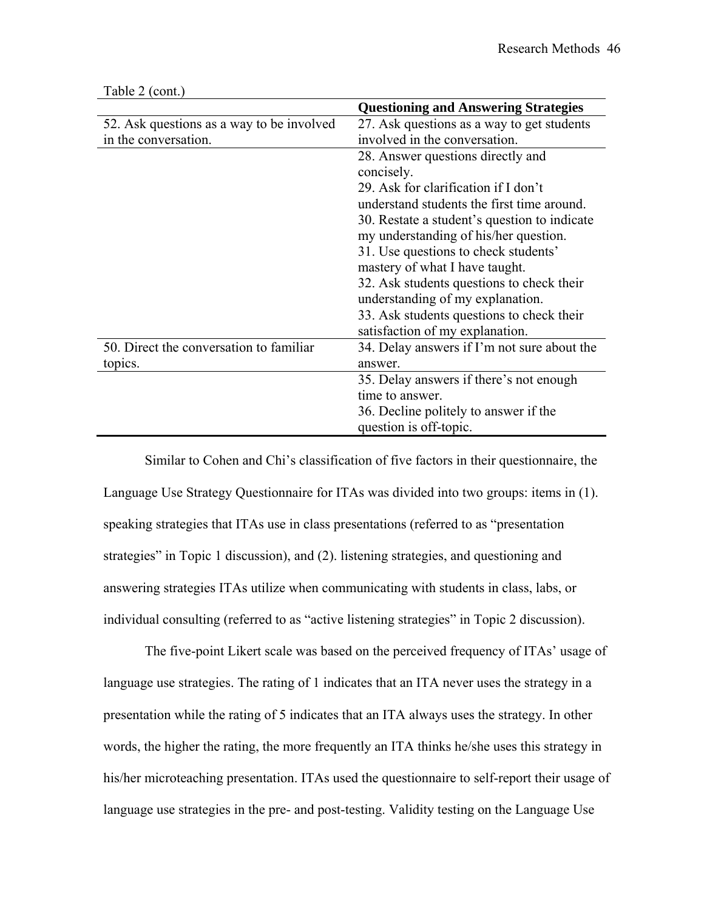Table 2 (cont.)

| | **Questioning and Answering Strategies** |
|---|---|
| 52. Ask questions as a way to be involved in the conversation. | 27. Ask questions as a way to get students involved in the conversation. |
| | 28. Answer questions directly and concisely.<br>29. Ask for clarification if I don't understand students the first time around.<br>30. Restate a student's question to indicate my understanding of his/her question.<br>31. Use questions to check students' mastery of what I have taught.<br>32. Ask students questions to check their understanding of my explanation.<br>33. Ask students questions to check their satisfaction of my explanation. |
| 50. Direct the conversation to familiar topics. | 34. Delay answers if I'm not sure about the answer. |
| | 35. Delay answers if there's not enough time to answer.<br>36. Decline politely to answer if the question is off-topic. |

Similar to Cohen and Chi's classification of five factors in their questionnaire, the Language Use Strategy Questionnaire for ITAs was divided into two groups: items in (1). speaking strategies that ITAs use in class presentations (referred to as "presentation strategies" in Topic 1 discussion), and (2). listening strategies, and questioning and answering strategies ITAs utilize when communicating with students in class, labs, or individual consulting (referred to as "active listening strategies" in Topic 2 discussion).

The five-point Likert scale was based on the perceived frequency of ITAs' usage of language use strategies. The rating of 1 indicates that an ITA never uses the strategy in a presentation while the rating of 5 indicates that an ITA always uses the strategy. In other words, the higher the rating, the more frequently an ITA thinks he/she uses this strategy in his/her microteaching presentation. ITAs used the questionnaire to self-report their usage of language use strategies in the pre- and post-testing. Validity testing on the Language Use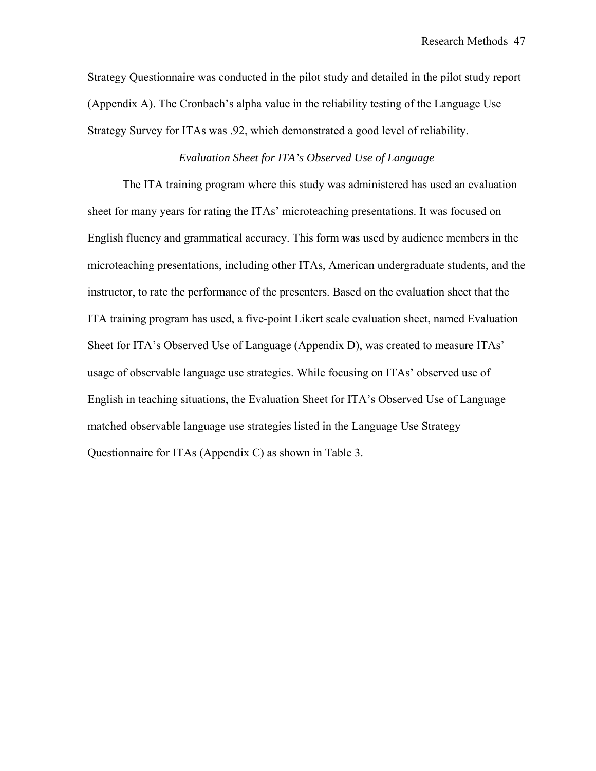Strategy Questionnaire was conducted in the pilot study and detailed in the pilot study report (Appendix A). The Cronbach's alpha value in the reliability testing of the Language Use Strategy Survey for ITAs was .92, which demonstrated a good level of reliability.

### *Evaluation Sheet for ITA's Observed Use of Language*

The ITA training program where this study was administered has used an evaluation sheet for many years for rating the ITAs' microteaching presentations. It was focused on English fluency and grammatical accuracy. This form was used by audience members in the microteaching presentations, including other ITAs, American undergraduate students, and the instructor, to rate the performance of the presenters. Based on the evaluation sheet that the ITA training program has used, a five-point Likert scale evaluation sheet, named Evaluation Sheet for ITA's Observed Use of Language (Appendix D), was created to measure ITAs' usage of observable language use strategies. While focusing on ITAs' observed use of English in teaching situations, the Evaluation Sheet for ITA's Observed Use of Language matched observable language use strategies listed in the Language Use Strategy Questionnaire for ITAs (Appendix C) as shown in Table 3.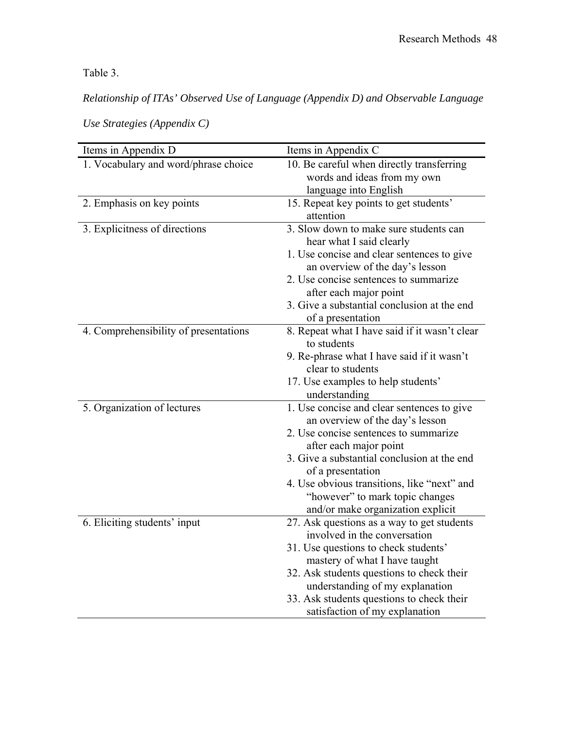Table 3.

*Relationship of ITAs' Observed Use of Language (Appendix D) and Observable Language Use Strategies (Appendix C)*

| Items in Appendix D | Items in Appendix C |
|---|---|
| 1. Vocabulary and word/phrase choice | 10. Be careful when directly transferring words and ideas from my own language into English |
| 2. Emphasis on key points | 15. Repeat key points to get students' attention |
| 3. Explicitness of directions | 3. Slow down to make sure students can hear what I said clearly<br>1. Use concise and clear sentences to give an overview of the day's lesson<br>2. Use concise sentences to summarize after each major point<br>3. Give a substantial conclusion at the end of a presentation |
| 4. Comprehensibility of presentations | 8. Repeat what I have said if it wasn't clear to students<br>9. Re-phrase what I have said if it wasn't clear to students<br>17. Use examples to help students' understanding |
| 5. Organization of lectures | 1. Use concise and clear sentences to give an overview of the day's lesson<br>2. Use concise sentences to summarize after each major point<br>3. Give a substantial conclusion at the end of a presentation<br>4. Use obvious transitions, like "next" and "however" to mark topic changes and/or make organization explicit |
| 6. Eliciting students' input | 27. Ask questions as a way to get students involved in the conversation<br>31. Use questions to check students' mastery of what I have taught<br>32. Ask students questions to check their understanding of my explanation<br>33. Ask students questions to check their satisfaction of my explanation |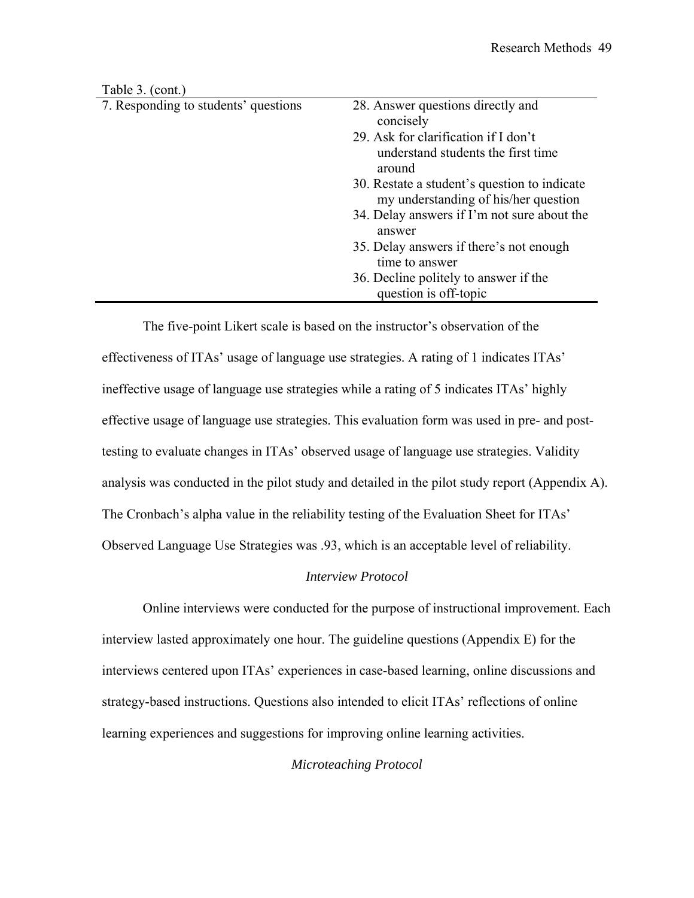Table 3. (cont.)

| | |
|---|---|
| 7. Responding to students' questions | 28. Answer questions directly and concisely<br>29. Ask for clarification if I don't understand students the first time around<br>30. Restate a student's question to indicate my understanding of his/her question<br>34. Delay answers if I'm not sure about the answer<br>35. Delay answers if there's not enough time to answer<br>36. Decline politely to answer if the question is off-topic |

The five-point Likert scale is based on the instructor's observation of the effectiveness of ITAs' usage of language use strategies. A rating of 1 indicates ITAs' ineffective usage of language use strategies while a rating of 5 indicates ITAs' highly effective usage of language use strategies. This evaluation form was used in pre- and post-testing to evaluate changes in ITAs' observed usage of language use strategies. Validity analysis was conducted in the pilot study and detailed in the pilot study report (Appendix A). The Cronbach's alpha value in the reliability testing of the Evaluation Sheet for ITAs' Observed Language Use Strategies was .93, which is an acceptable level of reliability.

### *Interview Protocol*

Online interviews were conducted for the purpose of instructional improvement. Each interview lasted approximately one hour. The guideline questions (Appendix E) for the interviews centered upon ITAs' experiences in case-based learning, online discussions and strategy-based instructions. Questions also intended to elicit ITAs' reflections of online learning experiences and suggestions for improving online learning activities.

### *Microteaching Protocol*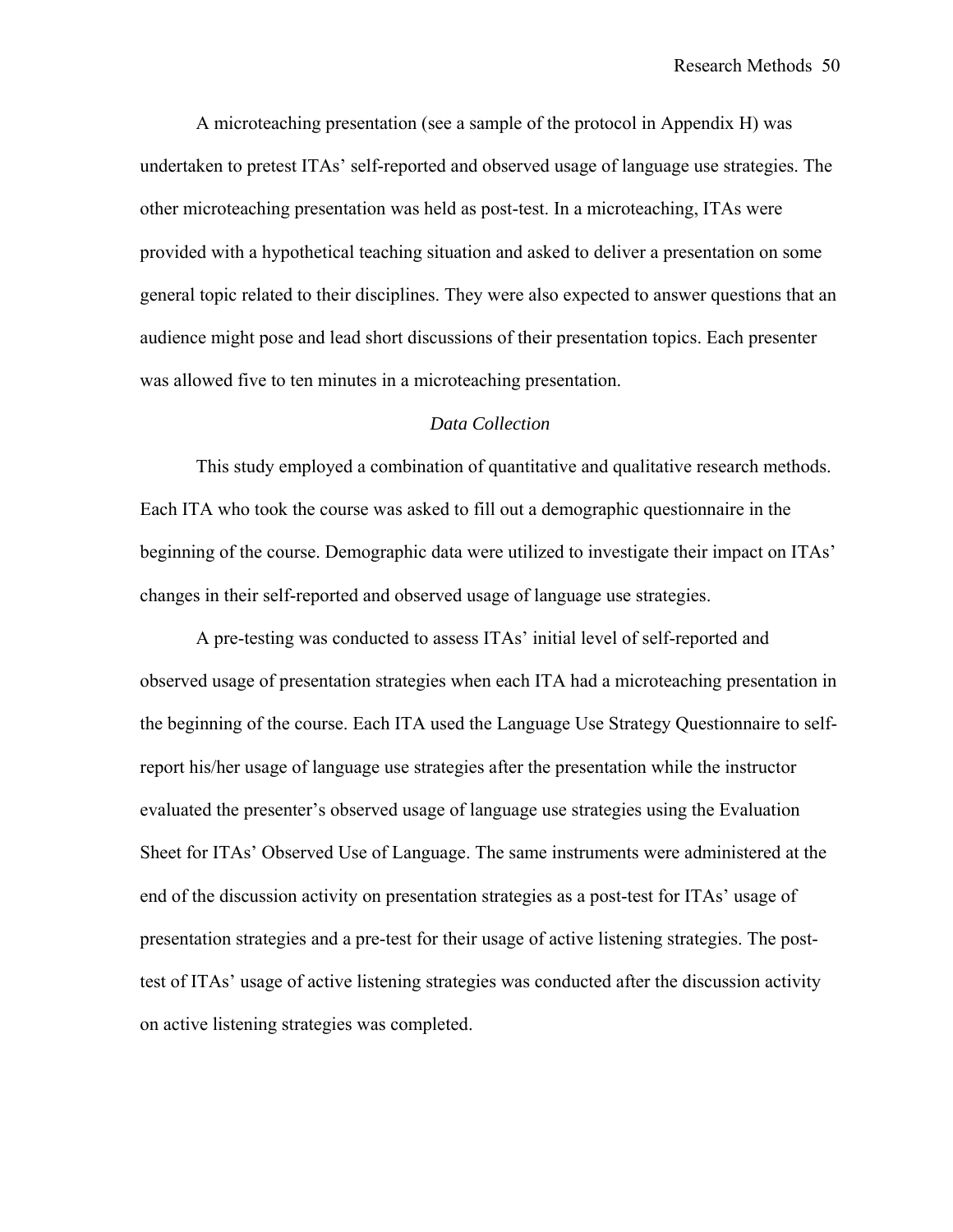A microteaching presentation (see a sample of the protocol in Appendix H) was undertaken to pretest ITAs' self-reported and observed usage of language use strategies. The other microteaching presentation was held as post-test. In a microteaching, ITAs were provided with a hypothetical teaching situation and asked to deliver a presentation on some general topic related to their disciplines. They were also expected to answer questions that an audience might pose and lead short discussions of their presentation topics. Each presenter was allowed five to ten minutes in a microteaching presentation.

### *Data Collection*

This study employed a combination of quantitative and qualitative research methods. Each ITA who took the course was asked to fill out a demographic questionnaire in the beginning of the course. Demographic data were utilized to investigate their impact on ITAs' changes in their self-reported and observed usage of language use strategies.

A pre-testing was conducted to assess ITAs' initial level of self-reported and observed usage of presentation strategies when each ITA had a microteaching presentation in the beginning of the course. Each ITA used the Language Use Strategy Questionnaire to self-report his/her usage of language use strategies after the presentation while the instructor evaluated the presenter's observed usage of language use strategies using the Evaluation Sheet for ITAs' Observed Use of Language. The same instruments were administered at the end of the discussion activity on presentation strategies as a post-test for ITAs' usage of presentation strategies and a pre-test for their usage of active listening strategies. The post-test of ITAs' usage of active listening strategies was conducted after the discussion activity on active listening strategies was completed.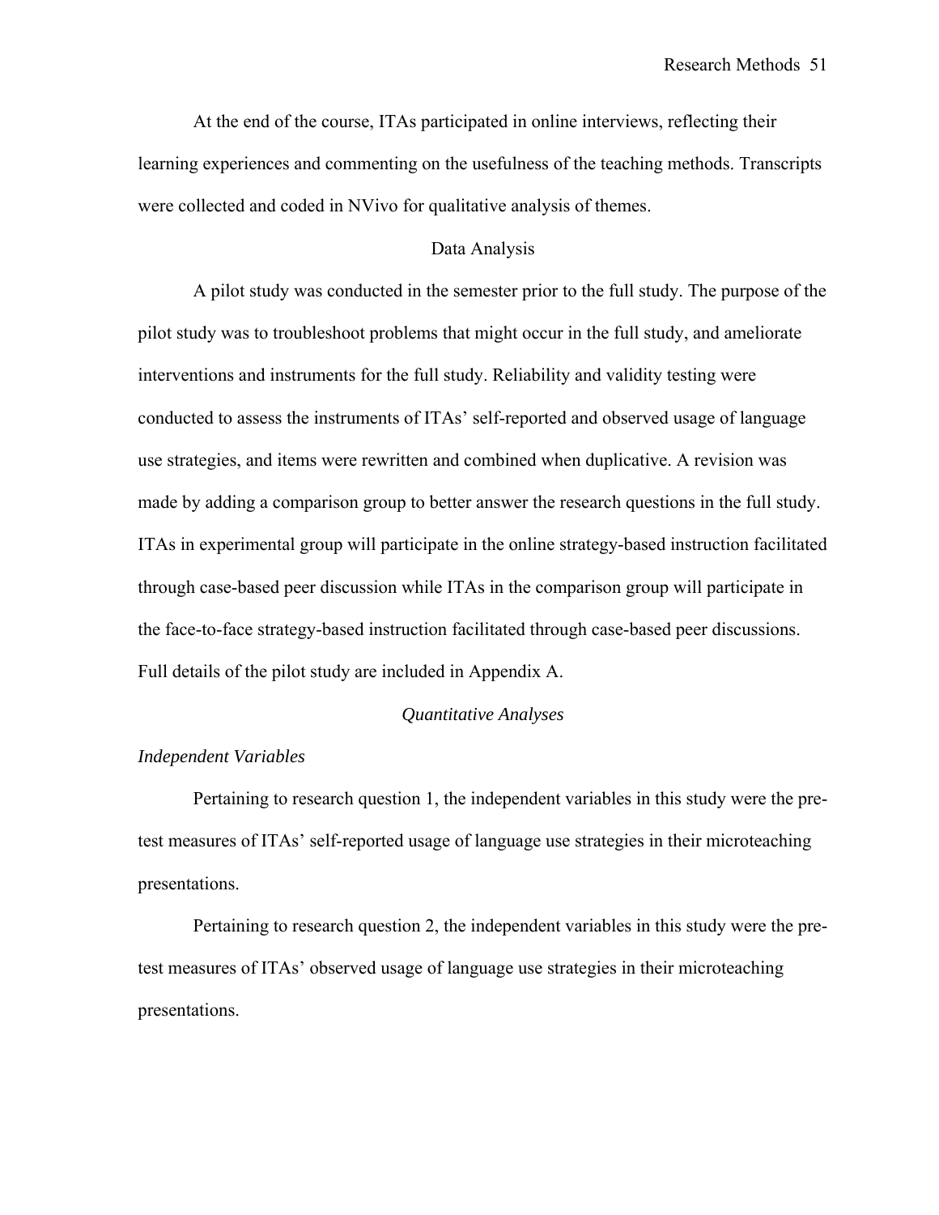At the end of the course, ITAs participated in online interviews, reflecting their learning experiences and commenting on the usefulness of the teaching methods. Transcripts were collected and coded in NVivo for qualitative analysis of themes.

## Data Analysis

A pilot study was conducted in the semester prior to the full study. The purpose of the pilot study was to troubleshoot problems that might occur in the full study, and ameliorate interventions and instruments for the full study. Reliability and validity testing were conducted to assess the instruments of ITAs' self-reported and observed usage of language use strategies, and items were rewritten and combined when duplicative. A revision was made by adding a comparison group to better answer the research questions in the full study. ITAs in experimental group will participate in the online strategy-based instruction facilitated through case-based peer discussion while ITAs in the comparison group will participate in the face-to-face strategy-based instruction facilitated through case-based peer discussions. Full details of the pilot study are included in Appendix A.

### *Quantitative Analyses*

#### *Independent Variables*

Pertaining to research question 1, the independent variables in this study were the pre-test measures of ITAs' self-reported usage of language use strategies in their microteaching presentations.

Pertaining to research question 2, the independent variables in this study were the pre-test measures of ITAs' observed usage of language use strategies in their microteaching presentations.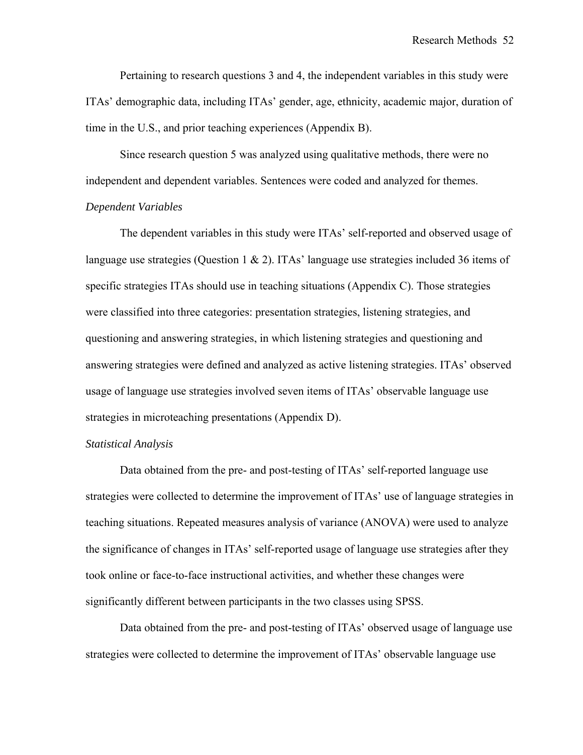Pertaining to research questions 3 and 4, the independent variables in this study were ITAs' demographic data, including ITAs' gender, age, ethnicity, academic major, duration of time in the U.S., and prior teaching experiences (Appendix B).

Since research question 5 was analyzed using qualitative methods, there were no independent and dependent variables. Sentences were coded and analyzed for themes.

*Dependent Variables*

The dependent variables in this study were ITAs' self-reported and observed usage of language use strategies (Question 1 & 2). ITAs' language use strategies included 36 items of specific strategies ITAs should use in teaching situations (Appendix C). Those strategies were classified into three categories: presentation strategies, listening strategies, and questioning and answering strategies, in which listening strategies and questioning and answering strategies were defined and analyzed as active listening strategies. ITAs' observed usage of language use strategies involved seven items of ITAs' observable language use strategies in microteaching presentations (Appendix D).

*Statistical Analysis*

Data obtained from the pre- and post-testing of ITAs' self-reported language use strategies were collected to determine the improvement of ITAs' use of language strategies in teaching situations. Repeated measures analysis of variance (ANOVA) were used to analyze the significance of changes in ITAs' self-reported usage of language use strategies after they took online or face-to-face instructional activities, and whether these changes were significantly different between participants in the two classes using SPSS.

Data obtained from the pre- and post-testing of ITAs' observed usage of language use strategies were collected to determine the improvement of ITAs' observable language use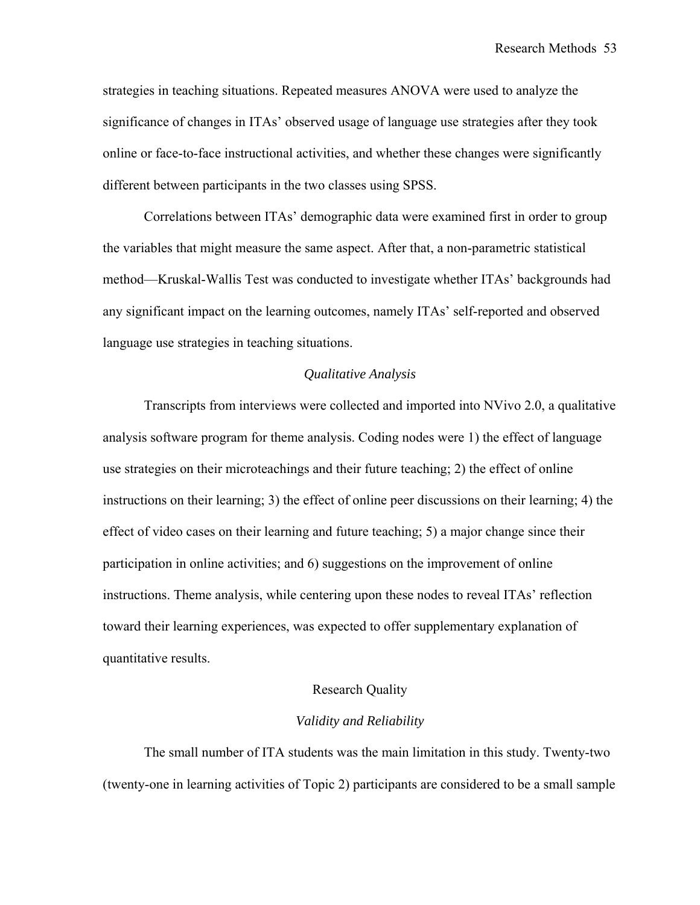strategies in teaching situations. Repeated measures ANOVA were used to analyze the significance of changes in ITAs' observed usage of language use strategies after they took online or face-to-face instructional activities, and whether these changes were significantly different between participants in the two classes using SPSS.

Correlations between ITAs' demographic data were examined first in order to group the variables that might measure the same aspect. After that, a non-parametric statistical method—Kruskal-Wallis Test was conducted to investigate whether ITAs' backgrounds had any significant impact on the learning outcomes, namely ITAs' self-reported and observed language use strategies in teaching situations.

### *Qualitative Analysis*

Transcripts from interviews were collected and imported into NVivo 2.0, a qualitative analysis software program for theme analysis. Coding nodes were 1) the effect of language use strategies on their microteachings and their future teaching; 2) the effect of online instructions on their learning; 3) the effect of online peer discussions on their learning; 4) the effect of video cases on their learning and future teaching; 5) a major change since their participation in online activities; and 6) suggestions on the improvement of online instructions. Theme analysis, while centering upon these nodes to reveal ITAs' reflection toward their learning experiences, was expected to offer supplementary explanation of quantitative results.

## Research Quality

### *Validity and Reliability*

The small number of ITA students was the main limitation in this study. Twenty-two (twenty-one in learning activities of Topic 2) participants are considered to be a small sample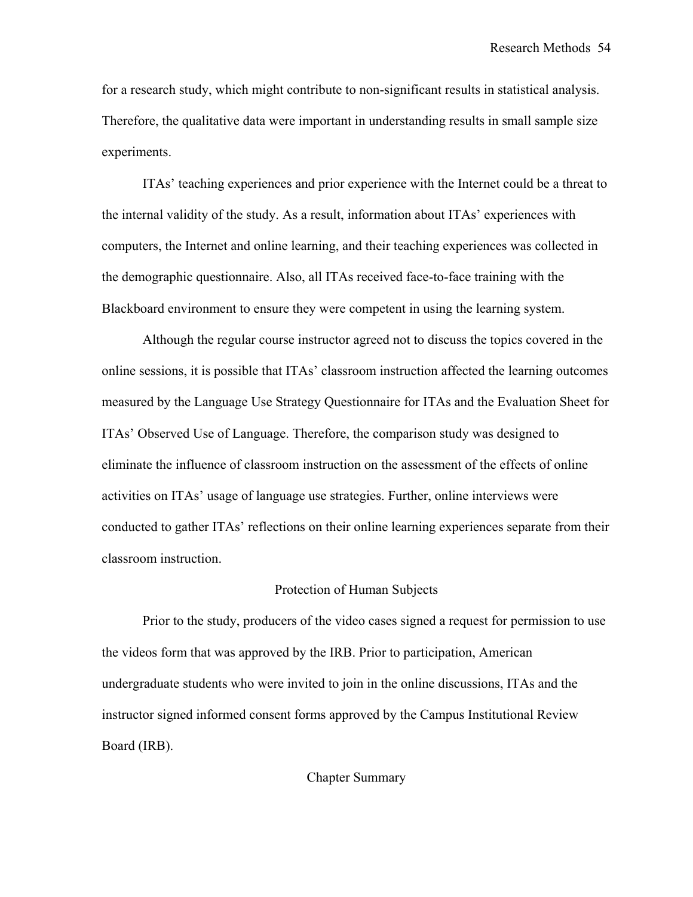for a research study, which might contribute to non-significant results in statistical analysis. Therefore, the qualitative data were important in understanding results in small sample size experiments.

ITAs' teaching experiences and prior experience with the Internet could be a threat to the internal validity of the study. As a result, information about ITAs' experiences with computers, the Internet and online learning, and their teaching experiences was collected in the demographic questionnaire. Also, all ITAs received face-to-face training with the Blackboard environment to ensure they were competent in using the learning system.

Although the regular course instructor agreed not to discuss the topics covered in the online sessions, it is possible that ITAs' classroom instruction affected the learning outcomes measured by the Language Use Strategy Questionnaire for ITAs and the Evaluation Sheet for ITAs' Observed Use of Language. Therefore, the comparison study was designed to eliminate the influence of classroom instruction on the assessment of the effects of online activities on ITAs' usage of language use strategies. Further, online interviews were conducted to gather ITAs' reflections on their online learning experiences separate from their classroom instruction.

## Protection of Human Subjects

Prior to the study, producers of the video cases signed a request for permission to use the videos form that was approved by the IRB. Prior to participation, American undergraduate students who were invited to join in the online discussions, ITAs and the instructor signed informed consent forms approved by the Campus Institutional Review Board (IRB).

## Chapter Summary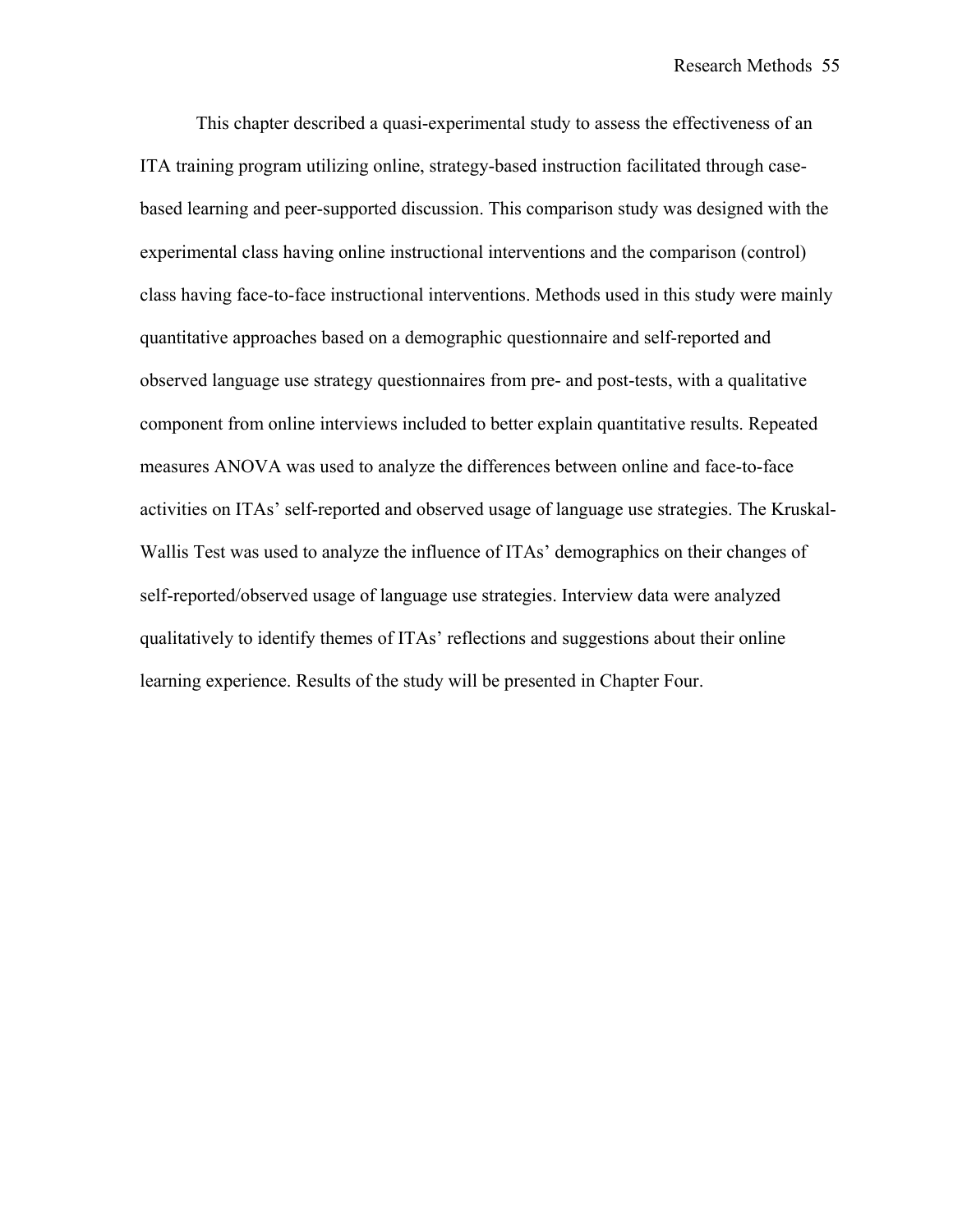This chapter described a quasi-experimental study to assess the effectiveness of an ITA training program utilizing online, strategy-based instruction facilitated through case-based learning and peer-supported discussion. This comparison study was designed with the experimental class having online instructional interventions and the comparison (control) class having face-to-face instructional interventions. Methods used in this study were mainly quantitative approaches based on a demographic questionnaire and self-reported and observed language use strategy questionnaires from pre- and post-tests, with a qualitative component from online interviews included to better explain quantitative results. Repeated measures ANOVA was used to analyze the differences between online and face-to-face activities on ITAs' self-reported and observed usage of language use strategies. The Kruskal-Wallis Test was used to analyze the influence of ITAs' demographics on their changes of self-reported/observed usage of language use strategies. Interview data were analyzed qualitatively to identify themes of ITAs' reflections and suggestions about their online learning experience. Results of the study will be presented in Chapter Four.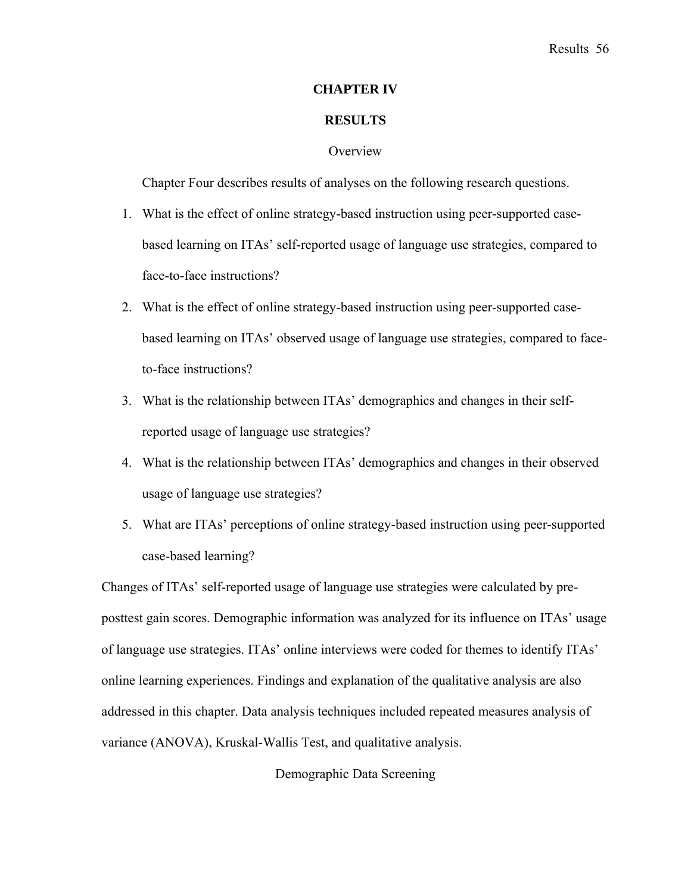# CHAPTER IV

# RESULTS

## Overview

Chapter Four describes results of analyses on the following research questions.

1. What is the effect of online strategy-based instruction using peer-supported case-based learning on ITAs' self-reported usage of language use strategies, compared to face-to-face instructions?
2. What is the effect of online strategy-based instruction using peer-supported case-based learning on ITAs' observed usage of language use strategies, compared to face-to-face instructions?
3. What is the relationship between ITAs' demographics and changes in their self-reported usage of language use strategies?
4. What is the relationship between ITAs' demographics and changes in their observed usage of language use strategies?
5. What are ITAs' perceptions of online strategy-based instruction using peer-supported case-based learning?

Changes of ITAs' self-reported usage of language use strategies were calculated by pre-posttest gain scores. Demographic information was analyzed for its influence on ITAs' usage of language use strategies. ITAs' online interviews were coded for themes to identify ITAs' online learning experiences. Findings and explanation of the qualitative analysis are also addressed in this chapter. Data analysis techniques included repeated measures analysis of variance (ANOVA), Kruskal-Wallis Test, and qualitative analysis.

## Demographic Data Screening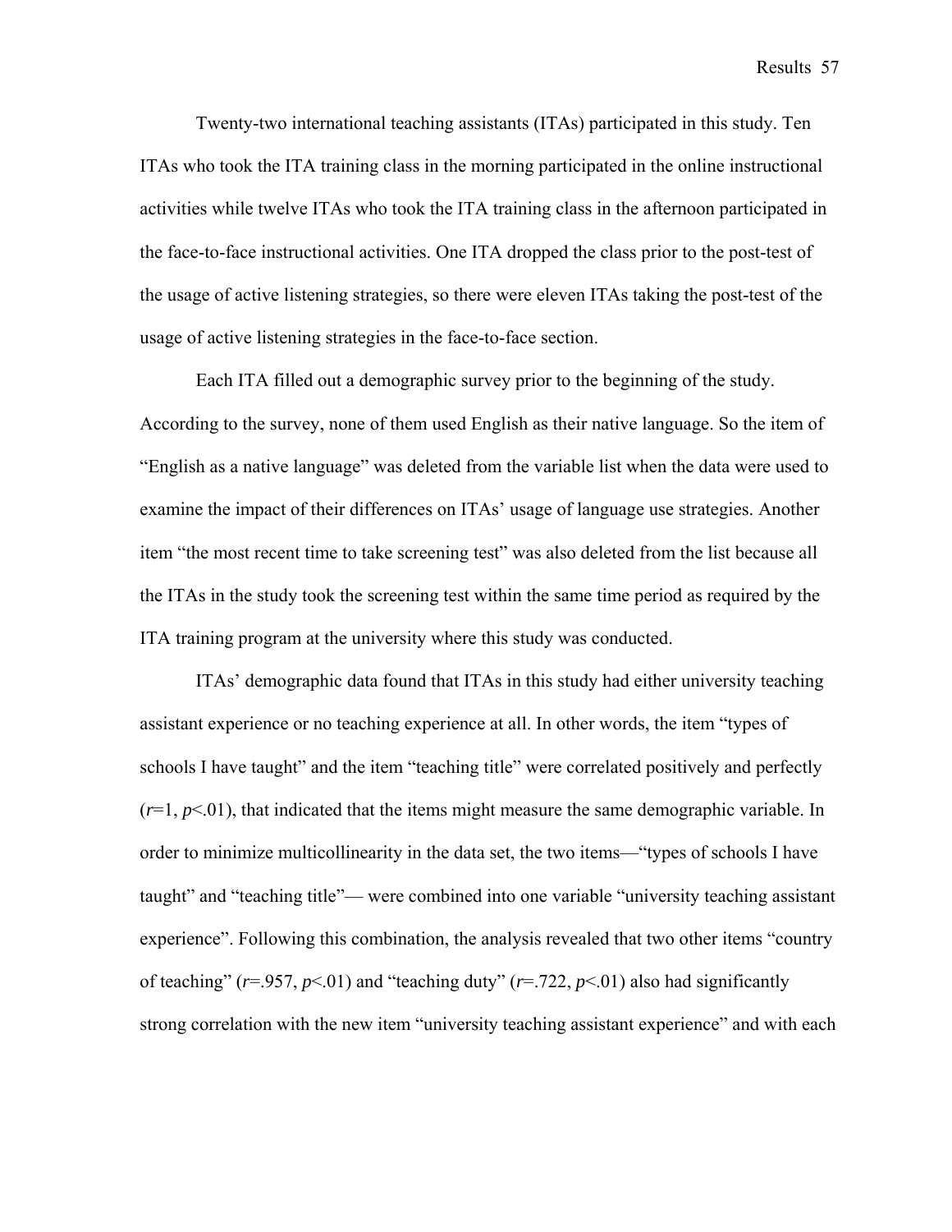Twenty-two international teaching assistants (ITAs) participated in this study. Ten ITAs who took the ITA training class in the morning participated in the online instructional activities while twelve ITAs who took the ITA training class in the afternoon participated in the face-to-face instructional activities. One ITA dropped the class prior to the post-test of the usage of active listening strategies, so there were eleven ITAs taking the post-test of the usage of active listening strategies in the face-to-face section.

Each ITA filled out a demographic survey prior to the beginning of the study. According to the survey, none of them used English as their native language. So the item of "English as a native language" was deleted from the variable list when the data were used to examine the impact of their differences on ITAs' usage of language use strategies. Another item "the most recent time to take screening test" was also deleted from the list because all the ITAs in the study took the screening test within the same time period as required by the ITA training program at the university where this study was conducted.

ITAs' demographic data found that ITAs in this study had either university teaching assistant experience or no teaching experience at all. In other words, the item "types of schools I have taught" and the item "teaching title" were correlated positively and perfectly ($r$=1, $p$<.01), that indicated that the items might measure the same demographic variable. In order to minimize multicollinearity in the data set, the two items—"types of schools I have taught" and "teaching title"— were combined into one variable "university teaching assistant experience". Following this combination, the analysis revealed that two other items "country of teaching" ($r$=.957, $p$<.01) and "teaching duty" ($r$=.722, $p$<.01) also had significantly strong correlation with the new item "university teaching assistant experience" and with each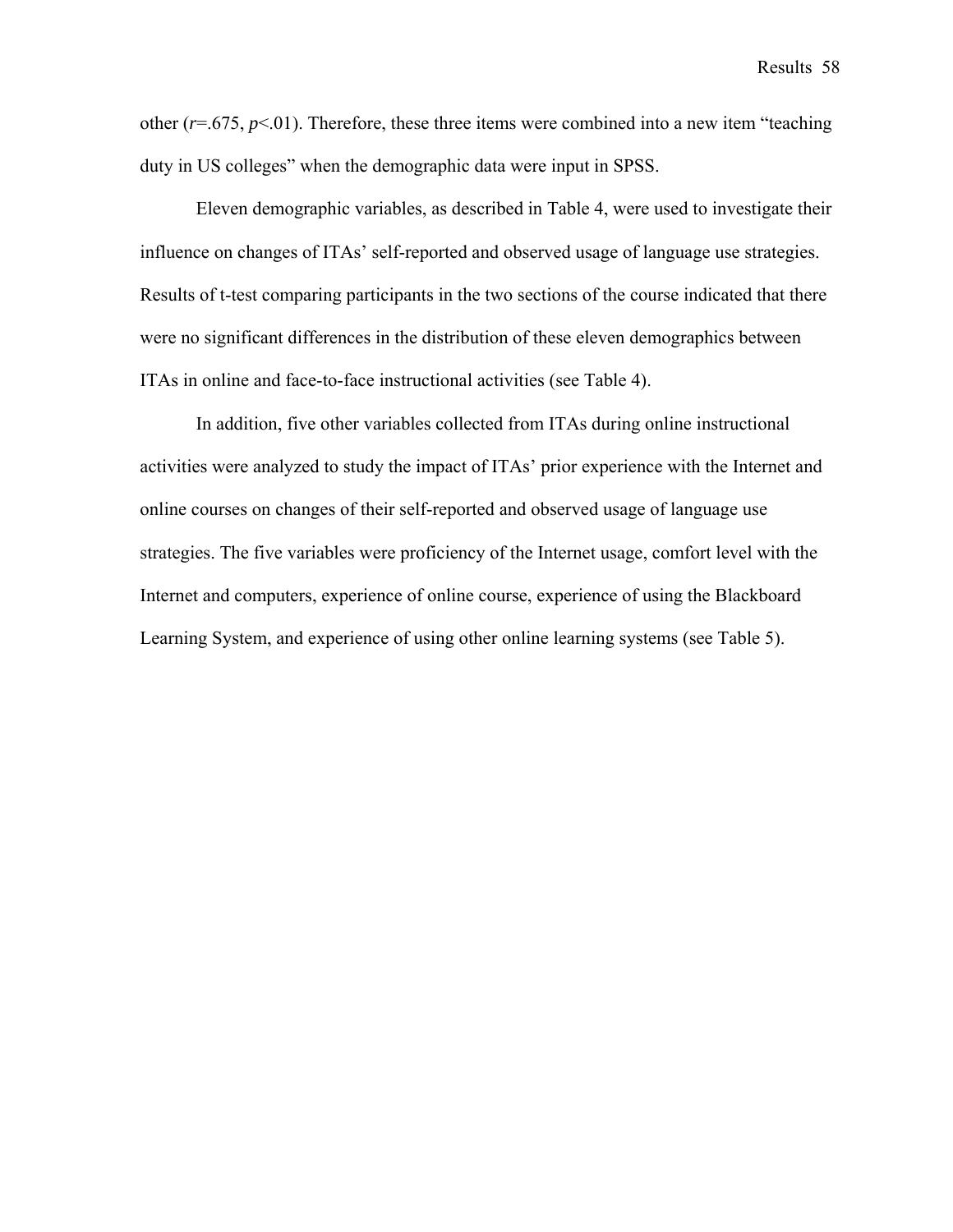other ($r$=.675, $p$<.01). Therefore, these three items were combined into a new item "teaching duty in US colleges" when the demographic data were input in SPSS.

Eleven demographic variables, as described in Table 4, were used to investigate their influence on changes of ITAs' self-reported and observed usage of language use strategies. Results of t-test comparing participants in the two sections of the course indicated that there were no significant differences in the distribution of these eleven demographics between ITAs in online and face-to-face instructional activities (see Table 4).

In addition, five other variables collected from ITAs during online instructional activities were analyzed to study the impact of ITAs' prior experience with the Internet and online courses on changes of their self-reported and observed usage of language use strategies. The five variables were proficiency of the Internet usage, comfort level with the Internet and computers, experience of online course, experience of using the Blackboard Learning System, and experience of using other online learning systems (see Table 5).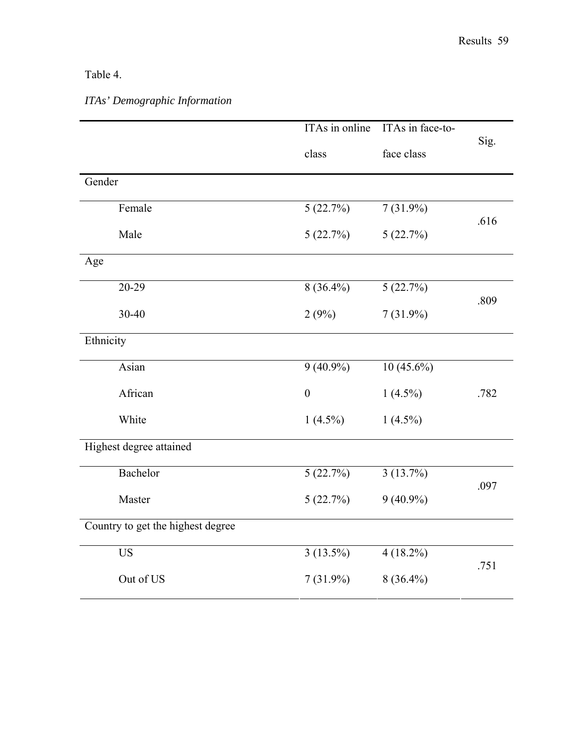Table 4.

*ITAs' Demographic Information*

| | ITAs in online class | ITAs in face-to-face class | Sig. |
|---|---|---|---|
| Gender | | | |
| Female | 5 (22.7%) | 7 (31.9%) | .616 |
| Male | 5 (22.7%) | 5 (22.7%) | |
| Age | | | |
| 20-29 | 8 (36.4%) | 5 (22.7%) | .809 |
| 30-40 | 2 (9%) | 7 (31.9%) | |
| Ethnicity | | | |
| Asian | 9 (40.9%) | 10 (45.6%) | |
| African | 0 | 1 (4.5%) | .782 |
| White | 1 (4.5%) | 1 (4.5%) | |
| Highest degree attained | | | |
| Bachelor | 5 (22.7%) | 3 (13.7%) | .097 |
| Master | 5 (22.7%) | 9 (40.9%) | |
| Country to get the highest degree | | | |
| US | 3 (13.5%) | 4 (18.2%) | .751 |
| Out of US | 7 (31.9%) | 8 (36.4%) | |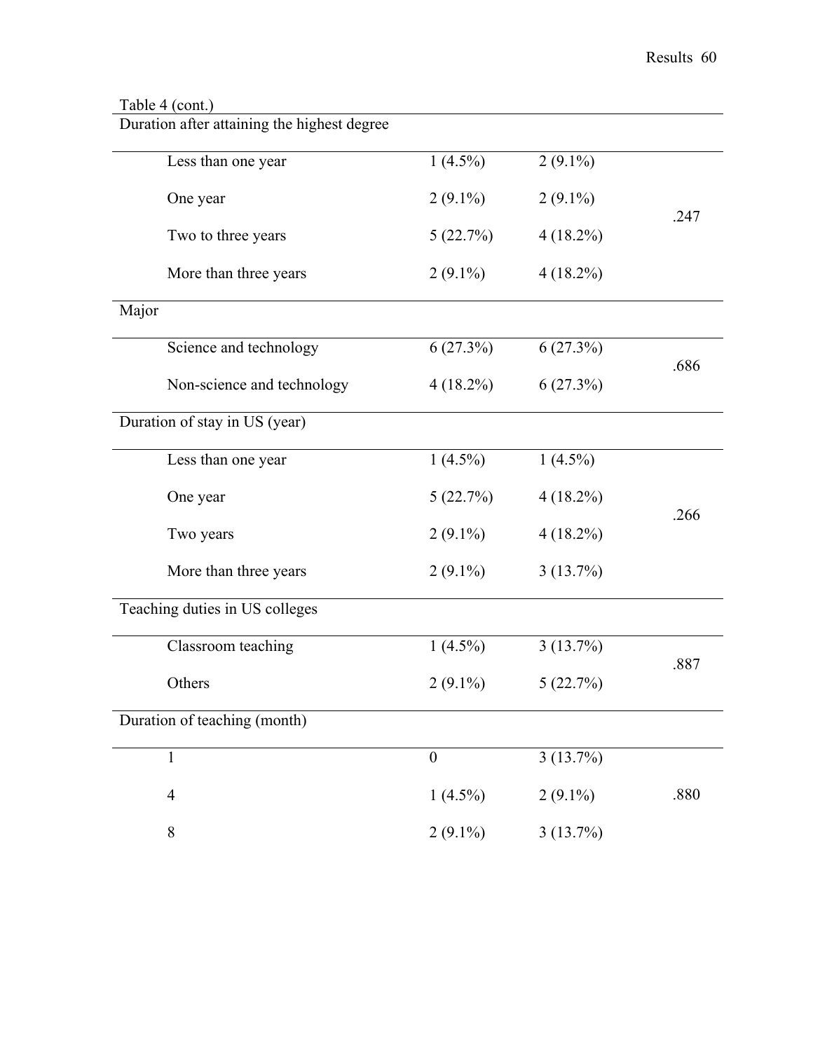Table 4 (cont.)

| | | | |
|---|---|---|---|
| **Duration after attaining the highest degree** | | | |
| Less than one year | 1 (4.5%) | 2 (9.1%) | .247 |
| One year | 2 (9.1%) | 2 (9.1%) | |
| Two to three years | 5 (22.7%) | 4 (18.2%) | |
| More than three years | 2 (9.1%) | 4 (18.2%) | |
| **Major** | | | |
| Science and technology | 6 (27.3%) | 6 (27.3%) | .686 |
| Non-science and technology | 4 (18.2%) | 6 (27.3%) | |
| **Duration of stay in US (year)** | | | |
| Less than one year | 1 (4.5%) | 1 (4.5%) | .266 |
| One year | 5 (22.7%) | 4 (18.2%) | |
| Two years | 2 (9.1%) | 4 (18.2%) | |
| More than three years | 2 (9.1%) | 3 (13.7%) | |
| **Teaching duties in US colleges** | | | |
| Classroom teaching | 1 (4.5%) | 3 (13.7%) | .887 |
| Others | 2 (9.1%) | 5 (22.7%) | |
| **Duration of teaching (month)** | | | |
| 1 | 0 | 3 (13.7%) | .880 |
| 4 | 1 (4.5%) | 2 (9.1%) | |
| 8 | 2 (9.1%) | 3 (13.7%) | |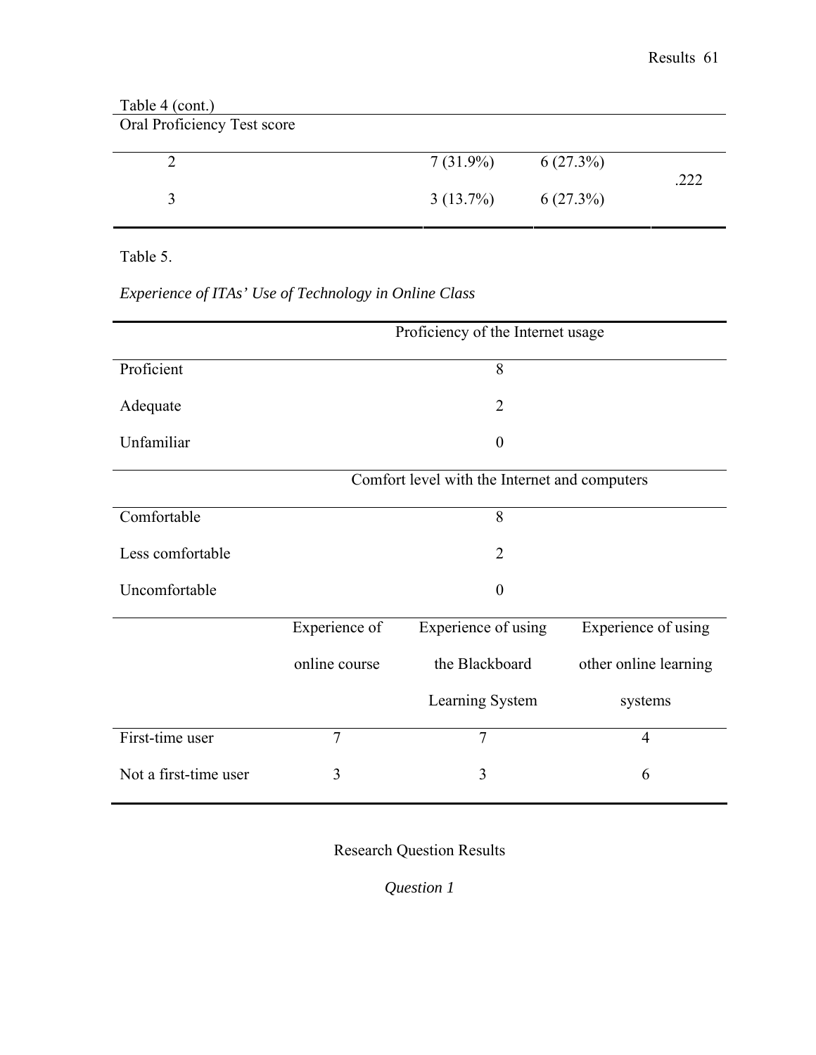Table 4 (cont.)

| Oral Proficiency Test score | | | |
|---|---|---|---|
| 2 | 7 (31.9%) | 6 (27.3%) | .222 |
| 3 | 3 (13.7%) | 6 (27.3%) | |

Table 5.

*Experience of ITAs' Use of Technology in Online Class*

| | Proficiency of the Internet usage | | |
|---|---|---|---|
| Proficient | 8 | | |
| Adequate | 2 | | |
| Unfamiliar | 0 | | |
| | Comfort level with the Internet and computers | | |
| Comfortable | 8 | | |
| Less comfortable | 2 | | |
| Uncomfortable | 0 | | |
| | Experience of online course | Experience of using the Blackboard Learning System | Experience of using other online learning systems |
| First-time user | 7 | 7 | 4 |
| Not a first-time user | 3 | 3 | 6 |

## Research Question Results

### *Question 1*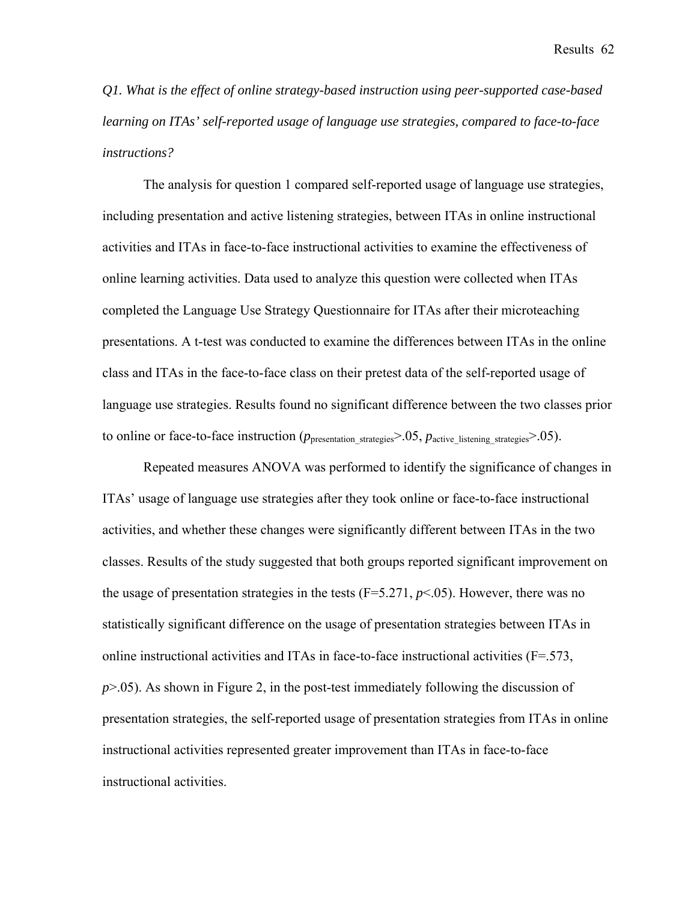*Q1. What is the effect of online strategy-based instruction using peer-supported case-based learning on ITAs' self-reported usage of language use strategies, compared to face-to-face instructions?*

The analysis for question 1 compared self-reported usage of language use strategies, including presentation and active listening strategies, between ITAs in online instructional activities and ITAs in face-to-face instructional activities to examine the effectiveness of online learning activities. Data used to analyze this question were collected when ITAs completed the Language Use Strategy Questionnaire for ITAs after their microteaching presentations. A t-test was conducted to examine the differences between ITAs in the online class and ITAs in the face-to-face class on their pretest data of the self-reported usage of language use strategies. Results found no significant difference between the two classes prior to online or face-to-face instruction ($p_{presentation\_strategies}>.05$, $p_{active\_listening\_strategies}>.05$).

Repeated measures ANOVA was performed to identify the significance of changes in ITAs' usage of language use strategies after they took online or face-to-face instructional activities, and whether these changes were significantly different between ITAs in the two classes. Results of the study suggested that both groups reported significant improvement on the usage of presentation strategies in the tests ($F=5.271$, $p<.05$). However, there was no statistically significant difference on the usage of presentation strategies between ITAs in online instructional activities and ITAs in face-to-face instructional activities ($F=.573$, $p>.05$). As shown in Figure 2, in the post-test immediately following the discussion of presentation strategies, the self-reported usage of presentation strategies from ITAs in online instructional activities represented greater improvement than ITAs in face-to-face instructional activities.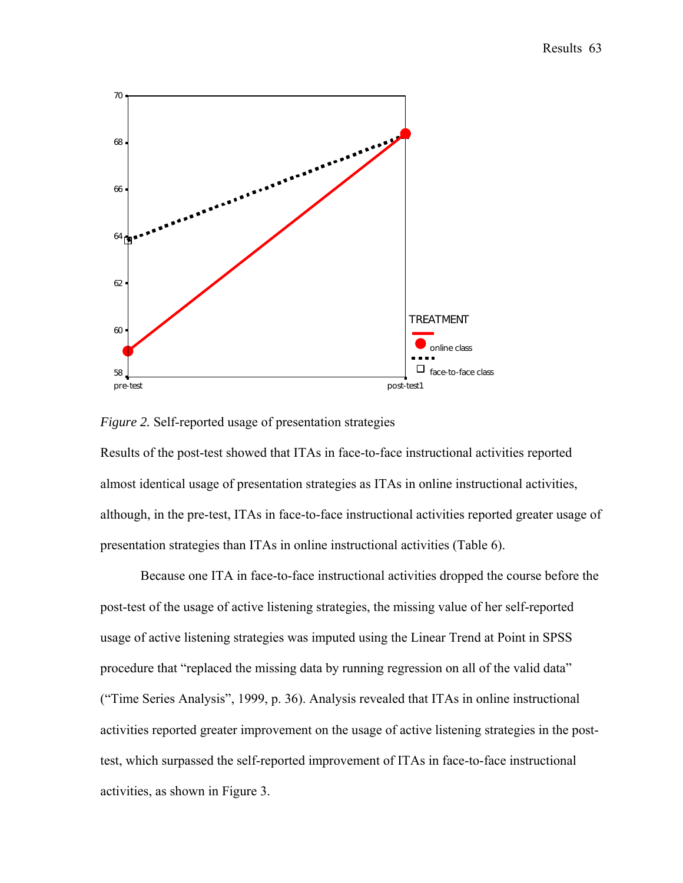*Figure 2.* Self-reported usage of presentation strategies

Results of the post-test showed that ITAs in face-to-face instructional activities reported almost identical usage of presentation strategies as ITAs in online instructional activities, although, in the pre-test, ITAs in face-to-face instructional activities reported greater usage of presentation strategies than ITAs in online instructional activities (Table 6).

Because one ITA in face-to-face instructional activities dropped the course before the post-test of the usage of active listening strategies, the missing value of her self-reported usage of active listening strategies was imputed using the Linear Trend at Point in SPSS procedure that "replaced the missing data by running regression on all of the valid data" ("Time Series Analysis", 1999, p. 36). Analysis revealed that ITAs in online instructional activities reported greater improvement on the usage of active listening strategies in the post-test, which surpassed the self-reported improvement of ITAs in face-to-face instructional activities, as shown in Figure 3.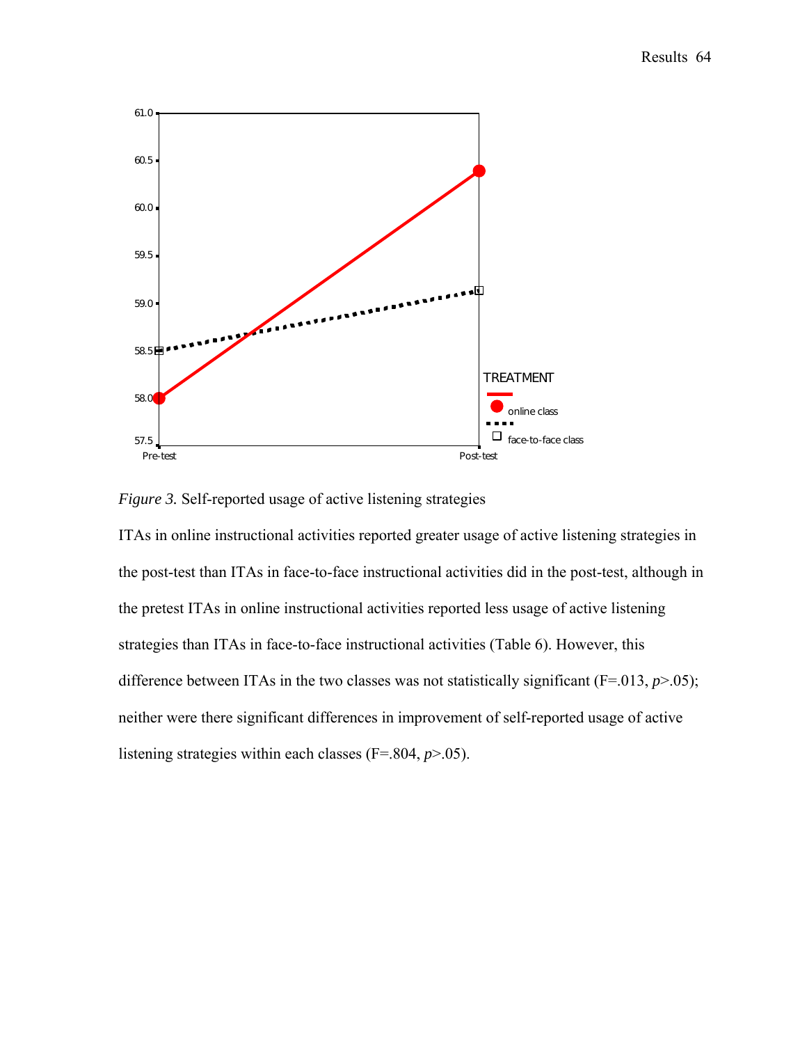*Figure 3.* Self-reported usage of active listening strategies

ITAs in online instructional activities reported greater usage of active listening strategies in the post-test than ITAs in face-to-face instructional activities did in the post-test, although in the pretest ITAs in online instructional activities reported less usage of active listening strategies than ITAs in face-to-face instructional activities (Table 6). However, this difference between ITAs in the two classes was not statistically significant (F=.013, $p$>.05); neither were there significant differences in improvement of self-reported usage of active listening strategies within each classes (F=.804, $p$>.05).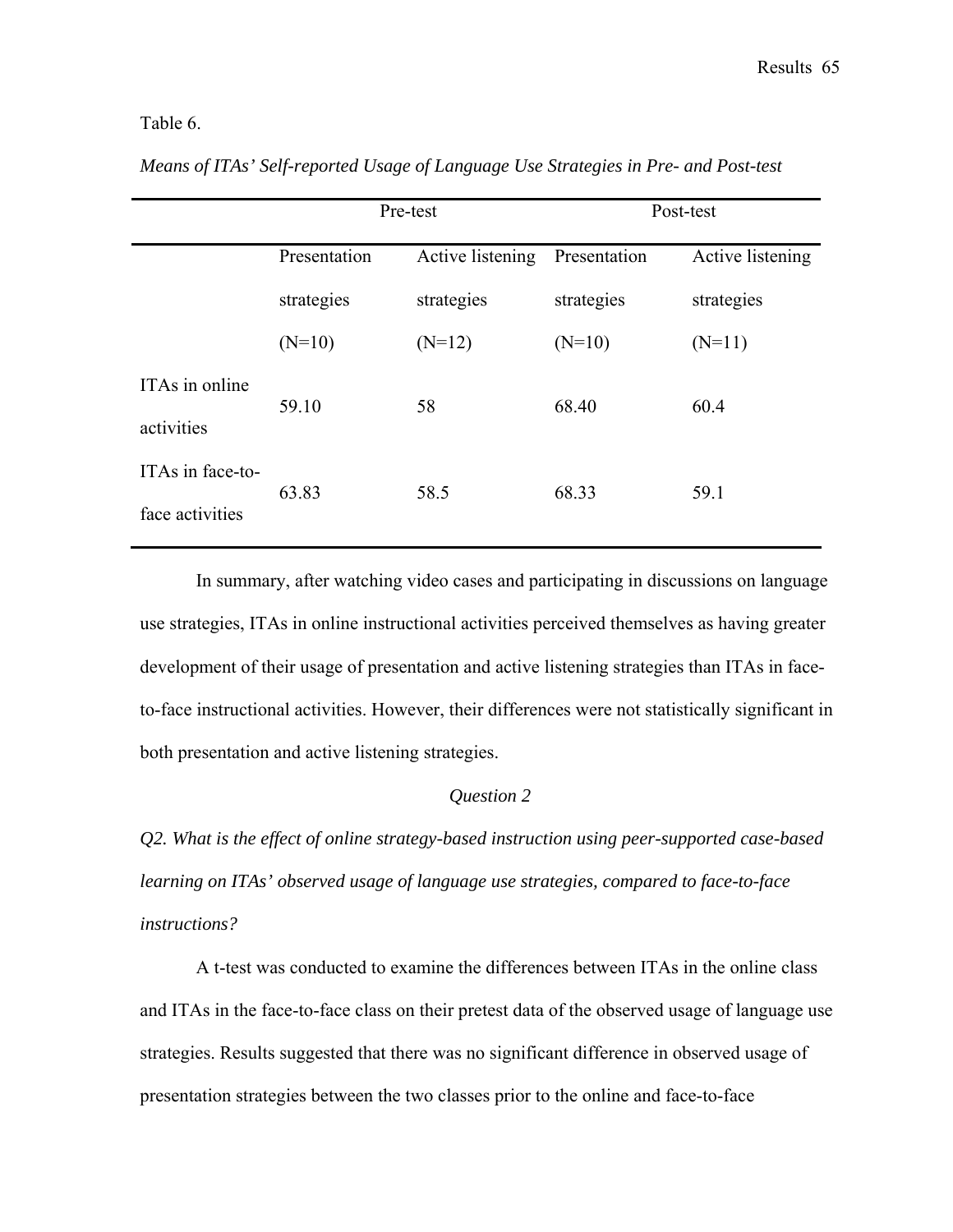Table 6.

*Means of ITAs' Self-reported Usage of Language Use Strategies in Pre- and Post-test*

| | Pre-test | | Post-test | |
|---|---|---|---|---|
| | Presentation strategies (N=10) | Active listening strategies (N=12) | Presentation strategies (N=10) | Active listening strategies (N=11) |
| ITAs in online activities | 59.10 | 58 | 68.40 | 60.4 |
| ITAs in face-to-face activities | 63.83 | 58.5 | 68.33 | 59.1 |

In summary, after watching video cases and participating in discussions on language use strategies, ITAs in online instructional activities perceived themselves as having greater development of their usage of presentation and active listening strategies than ITAs in face-to-face instructional activities. However, their differences were not statistically significant in both presentation and active listening strategies.

### *Question 2*

*Q2. What is the effect of online strategy-based instruction using peer-supported case-based learning on ITAs' observed usage of language use strategies, compared to face-to-face instructions?*

A t-test was conducted to examine the differences between ITAs in the online class and ITAs in the face-to-face class on their pretest data of the observed usage of language use strategies. Results suggested that there was no significant difference in observed usage of presentation strategies between the two classes prior to the online and face-to-face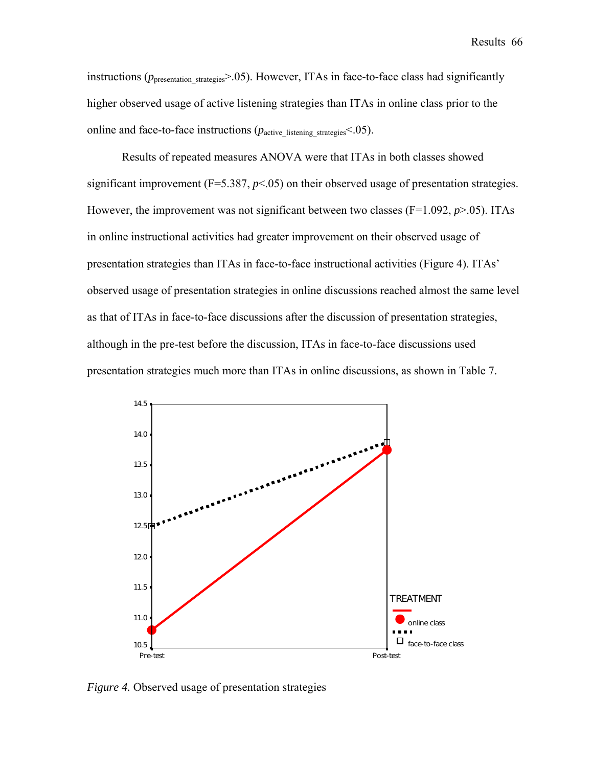instructions ($p_{presentation\_strategies}$>.05). However, ITAs in face-to-face class had significantly higher observed usage of active listening strategies than ITAs in online class prior to the online and face-to-face instructions ($p_{active\_listening\_strategies}$<.05).

Results of repeated measures ANOVA were that ITAs in both classes showed significant improvement ($F$=5.387, $p$<.05) on their observed usage of presentation strategies. However, the improvement was not significant between two classes ($F$=1.092, $p$>.05). ITAs in online instructional activities had greater improvement on their observed usage of presentation strategies than ITAs in face-to-face instructional activities (Figure 4). ITAs' observed usage of presentation strategies in online discussions reached almost the same level as that of ITAs in face-to-face discussions after the discussion of presentation strategies, although in the pre-test before the discussion, ITAs in face-to-face discussions used presentation strategies much more than ITAs in online discussions, as shown in Table 7.

*Figure 4.* Observed usage of presentation strategies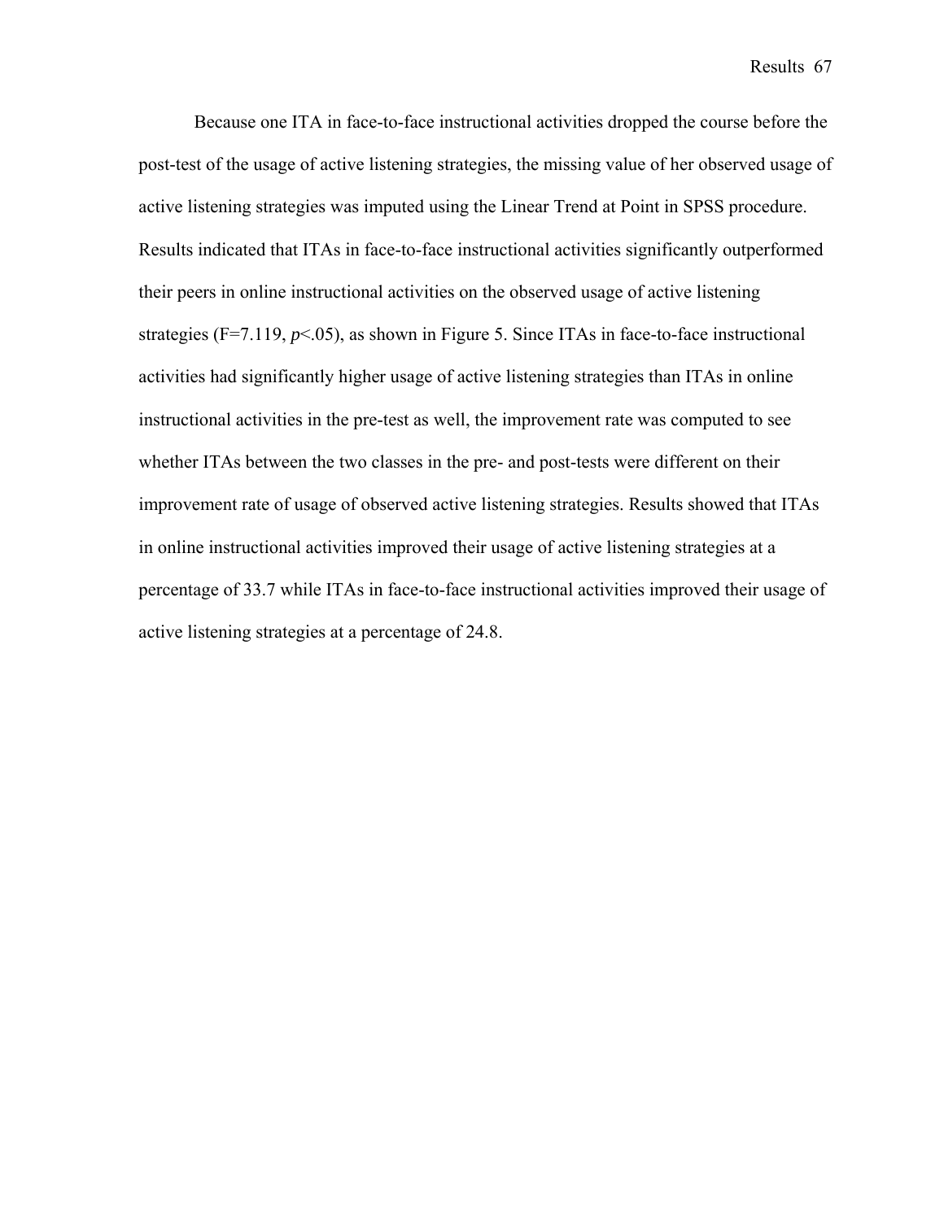Because one ITA in face-to-face instructional activities dropped the course before the post-test of the usage of active listening strategies, the missing value of her observed usage of active listening strategies was imputed using the Linear Trend at Point in SPSS procedure. Results indicated that ITAs in face-to-face instructional activities significantly outperformed their peers in online instructional activities on the observed usage of active listening strategies ($F=7.119$, $p<.05$), as shown in Figure 5. Since ITAs in face-to-face instructional activities had significantly higher usage of active listening strategies than ITAs in online instructional activities in the pre-test as well, the improvement rate was computed to see whether ITAs between the two classes in the pre- and post-tests were different on their improvement rate of usage of observed active listening strategies. Results showed that ITAs in online instructional activities improved their usage of active listening strategies at a percentage of 33.7 while ITAs in face-to-face instructional activities improved their usage of active listening strategies at a percentage of 24.8.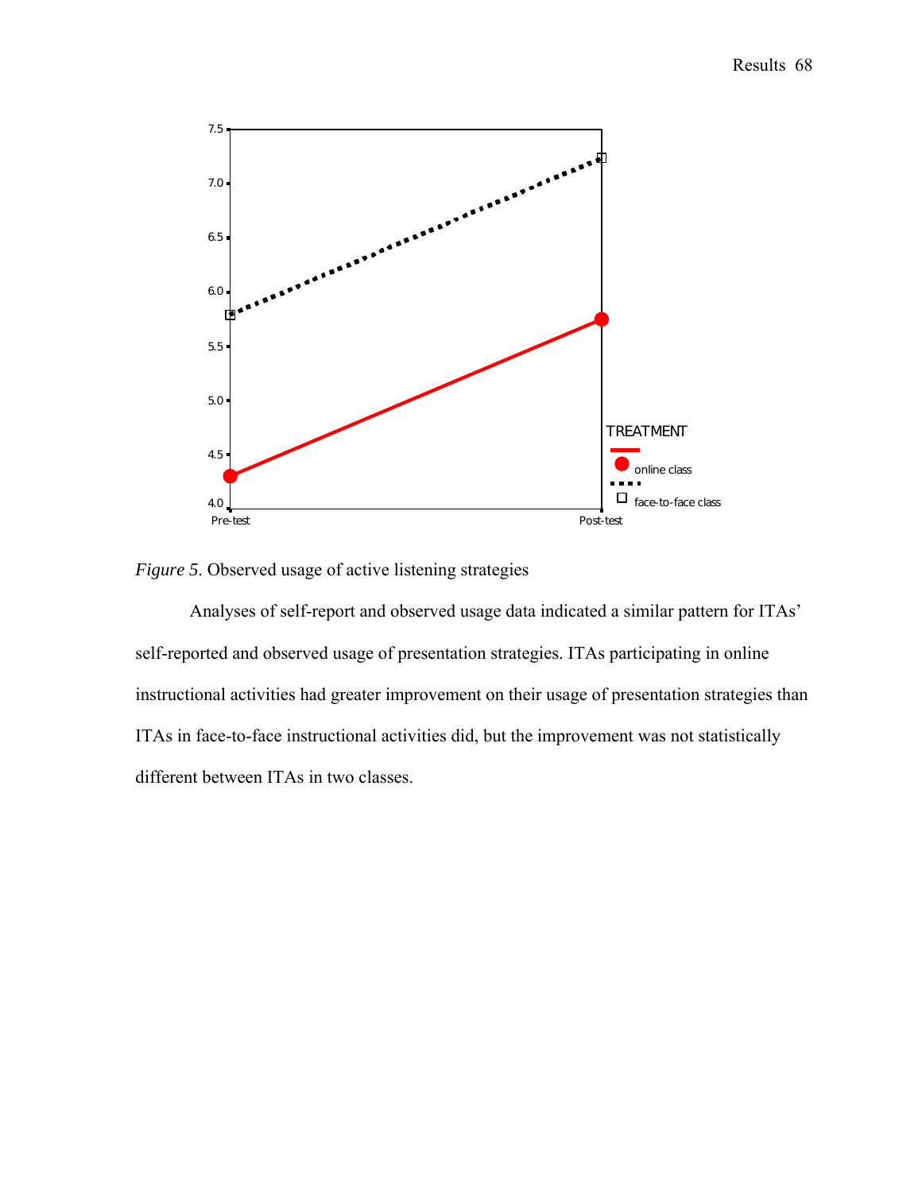*Figure 5*. Observed usage of active listening strategies

Analyses of self-report and observed usage data indicated a similar pattern for ITAs' self-reported and observed usage of presentation strategies. ITAs participating in online instructional activities had greater improvement on their usage of presentation strategies than ITAs in face-to-face instructional activities did, but the improvement was not statistically different between ITAs in two classes.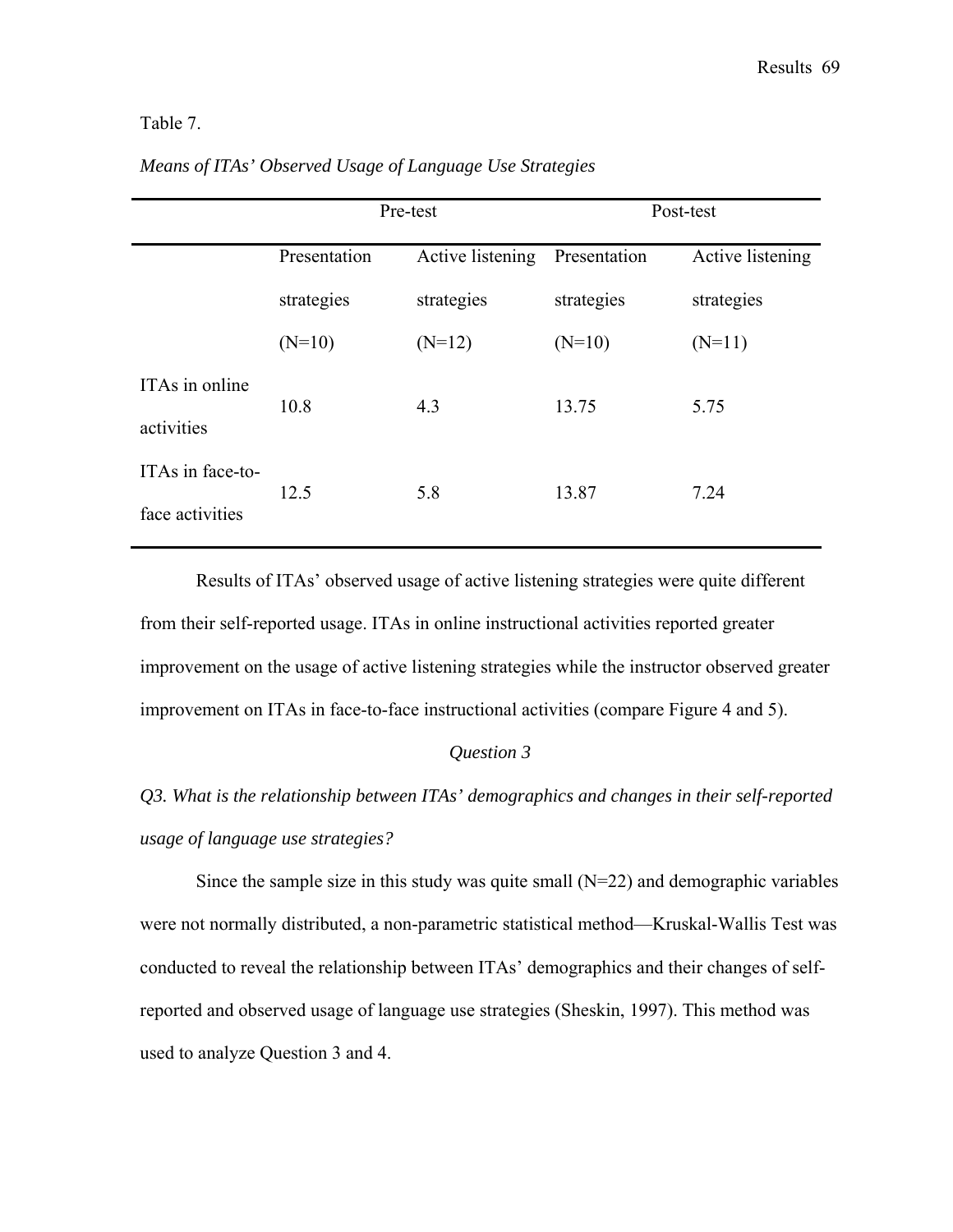Table 7.

*Means of ITAs' Observed Usage of Language Use Strategies*

| | Pre-test | | Post-test | |
|---|---|---|---|---|
| | Presentation strategies (N=10) | Active listening strategies (N=12) | Presentation strategies (N=10) | Active listening strategies (N=11) |
| ITAs in online activities | 10.8 | 4.3 | 13.75 | 5.75 |
| ITAs in face-to-face activities | 12.5 | 5.8 | 13.87 | 7.24 |

Results of ITAs' observed usage of active listening strategies were quite different from their self-reported usage. ITAs in online instructional activities reported greater improvement on the usage of active listening strategies while the instructor observed greater improvement on ITAs in face-to-face instructional activities (compare Figure 4 and 5).

*Question 3*

*Q3. What is the relationship between ITAs' demographics and changes in their self-reported usage of language use strategies?*

Since the sample size in this study was quite small (N=22) and demographic variables were not normally distributed, a non-parametric statistical method—Kruskal-Wallis Test was conducted to reveal the relationship between ITAs' demographics and their changes of self-reported and observed usage of language use strategies (Sheskin, 1997). This method was used to analyze Question 3 and 4.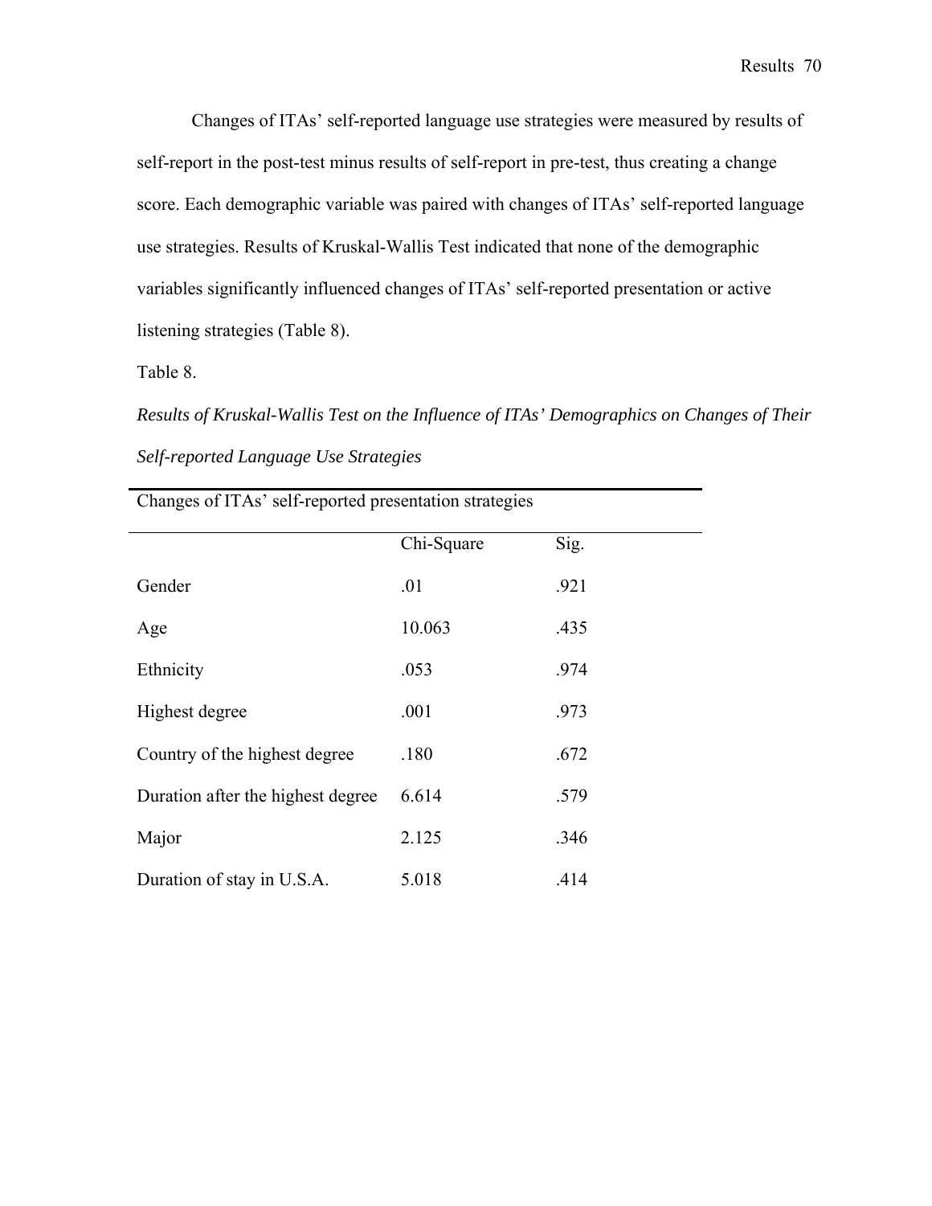Changes of ITAs' self-reported language use strategies were measured by results of self-report in the post-test minus results of self-report in pre-test, thus creating a change score. Each demographic variable was paired with changes of ITAs' self-reported language use strategies. Results of Kruskal-Wallis Test indicated that none of the demographic variables significantly influenced changes of ITAs' self-reported presentation or active listening strategies (Table 8).

Table 8.

*Results of Kruskal-Wallis Test on the Influence of ITAs' Demographics on Changes of Their Self-reported Language Use Strategies*

| Changes of ITAs' self-reported presentation strategies | | |
|---|---|---|
| | Chi-Square | Sig. |
| Gender | .01 | .921 |
| Age | 10.063 | .435 |
| Ethnicity | .053 | .974 |
| Highest degree | .001 | .973 |
| Country of the highest degree | .180 | .672 |
| Duration after the highest degree | 6.614 | .579 |
| Major | 2.125 | .346 |
| Duration of stay in U.S.A. | 5.018 | .414 |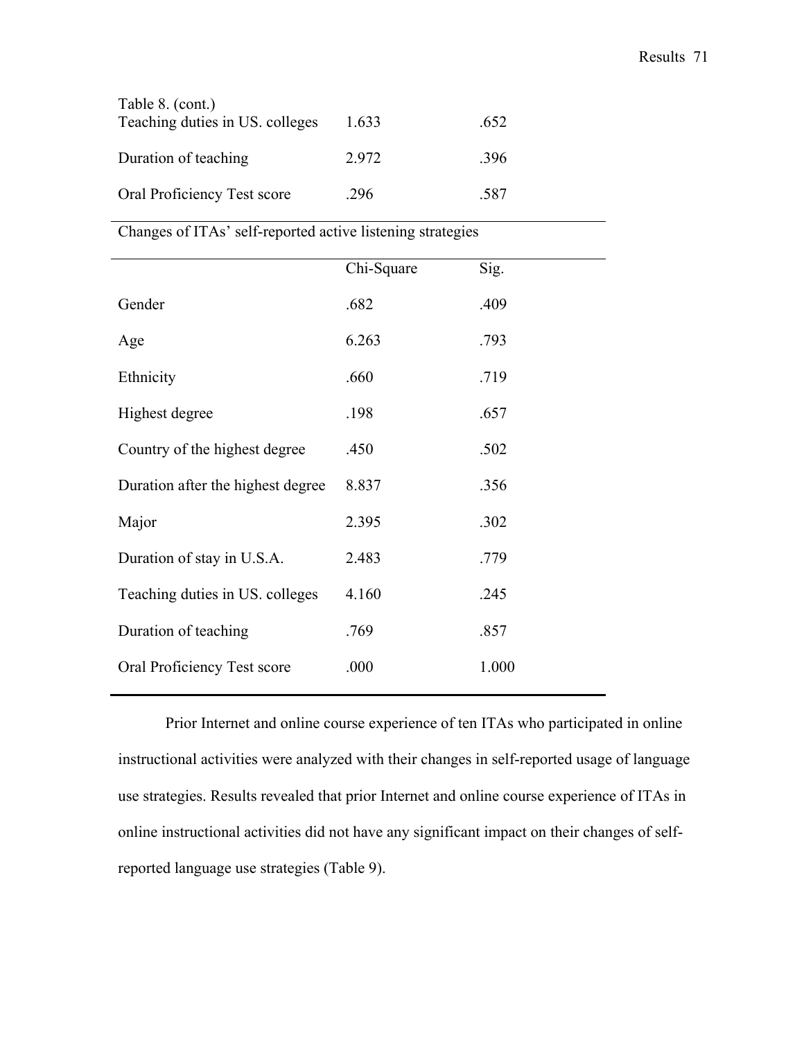Table 8. (cont.)

| | | |
|---|---|---|
| Teaching duties in US. colleges | 1.633 | .652 |
| Duration of teaching | 2.972 | .396 |
| Oral Proficiency Test score | .296 | .587 |

Changes of ITAs' self-reported active listening strategies

| | Chi-Square | Sig. |
|---|---|---|
| Gender | .682 | .409 |
| Age | 6.263 | .793 |
| Ethnicity | .660 | .719 |
| Highest degree | .198 | .657 |
| Country of the highest degree | .450 | .502 |
| Duration after the highest degree | 8.837 | .356 |
| Major | 2.395 | .302 |
| Duration of stay in U.S.A. | 2.483 | .779 |
| Teaching duties in US. colleges | 4.160 | .245 |
| Duration of teaching | .769 | .857 |
| Oral Proficiency Test score | .000 | 1.000 |

Prior Internet and online course experience of ten ITAs who participated in online instructional activities were analyzed with their changes in self-reported usage of language use strategies. Results revealed that prior Internet and online course experience of ITAs in online instructional activities did not have any significant impact on their changes of self-reported language use strategies (Table 9).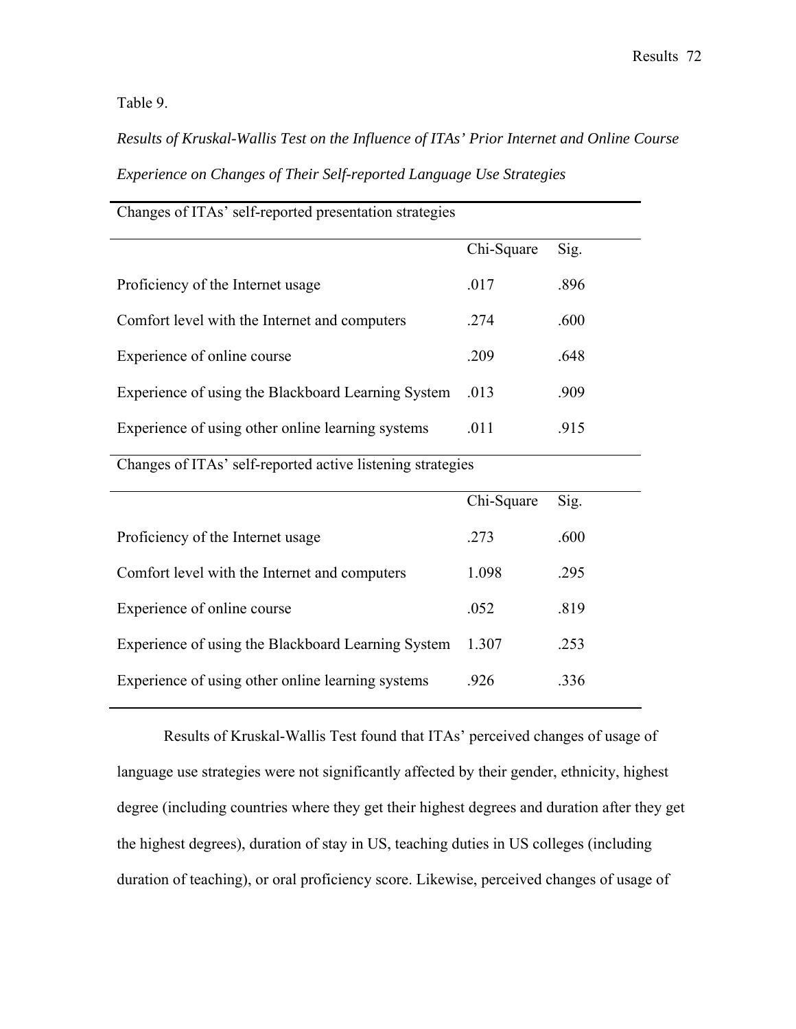Table 9.

*Results of Kruskal-Wallis Test on the Influence of ITAs' Prior Internet and Online Course Experience on Changes of Their Self-reported Language Use Strategies*

| Changes of ITAs' self-reported presentation strategies | | |
|---|---|---|
| | Chi-Square | Sig. |
| Proficiency of the Internet usage | .017 | .896 |
| Comfort level with the Internet and computers | .274 | .600 |
| Experience of online course | .209 | .648 |
| Experience of using the Blackboard Learning System | .013 | .909 |
| Experience of using other online learning systems | .011 | .915 |
| **Changes of ITAs' self-reported active listening strategies** | | |
| | Chi-Square | Sig. |
| Proficiency of the Internet usage | .273 | .600 |
| Comfort level with the Internet and computers | 1.098 | .295 |
| Experience of online course | .052 | .819 |
| Experience of using the Blackboard Learning System | 1.307 | .253 |
| Experience of using other online learning systems | .926 | .336 |

Results of Kruskal-Wallis Test found that ITAs' perceived changes of usage of language use strategies were not significantly affected by their gender, ethnicity, highest degree (including countries where they get their highest degrees and duration after they get the highest degrees), duration of stay in US, teaching duties in US colleges (including duration of teaching), or oral proficiency score. Likewise, perceived changes of usage of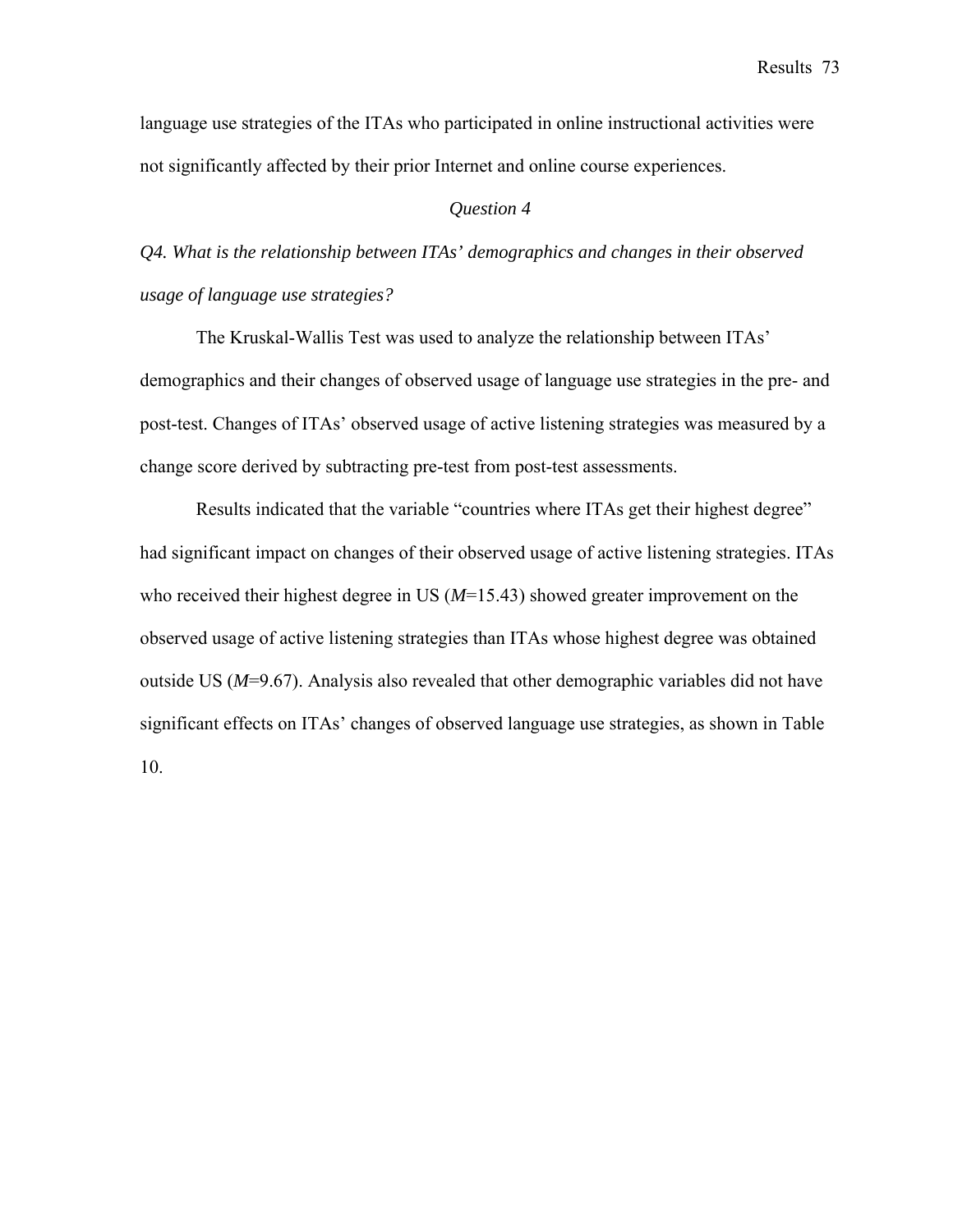language use strategies of the ITAs who participated in online instructional activities were not significantly affected by their prior Internet and online course experiences.

### *Question 4*

*Q4. What is the relationship between ITAs' demographics and changes in their observed usage of language use strategies?*

The Kruskal-Wallis Test was used to analyze the relationship between ITAs' demographics and their changes of observed usage of language use strategies in the pre- and post-test. Changes of ITAs' observed usage of active listening strategies was measured by a change score derived by subtracting pre-test from post-test assessments.

Results indicated that the variable "countries where ITAs get their highest degree" had significant impact on changes of their observed usage of active listening strategies. ITAs who received their highest degree in US ($M$=15.43) showed greater improvement on the observed usage of active listening strategies than ITAs whose highest degree was obtained outside US ($M$=9.67). Analysis also revealed that other demographic variables did not have significant effects on ITAs' changes of observed language use strategies, as shown in Table 10.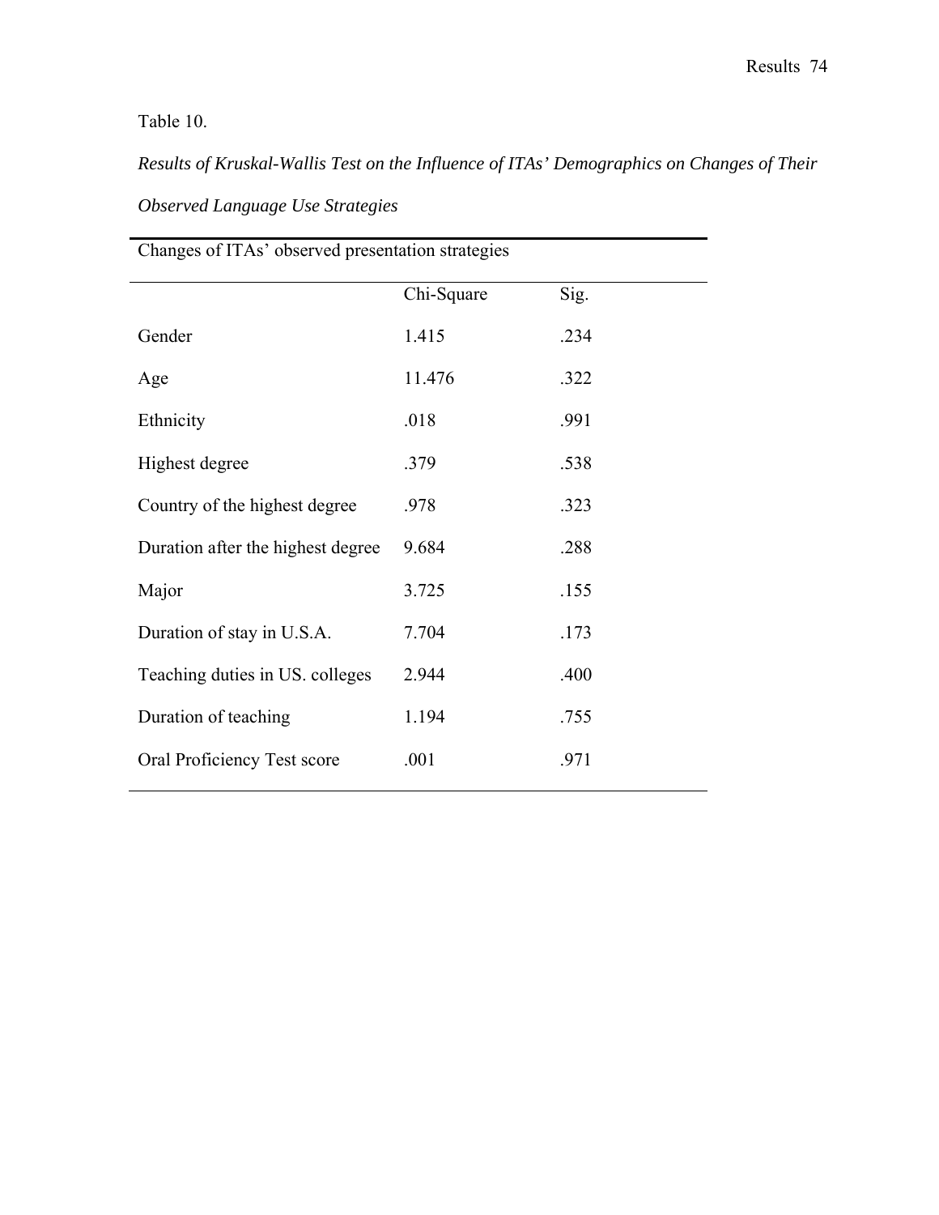Table 10.

*Results of Kruskal-Wallis Test on the Influence of ITAs' Demographics on Changes of Their Observed Language Use Strategies*

| Changes of ITAs' observed presentation strategies | | |
|---|---|---|
| | Chi-Square | Sig. |
| Gender | 1.415 | .234 |
| Age | 11.476 | .322 |
| Ethnicity | .018 | .991 |
| Highest degree | .379 | .538 |
| Country of the highest degree | .978 | .323 |
| Duration after the highest degree | 9.684 | .288 |
| Major | 3.725 | .155 |
| Duration of stay in U.S.A. | 7.704 | .173 |
| Teaching duties in US. colleges | 2.944 | .400 |
| Duration of teaching | 1.194 | .755 |
| Oral Proficiency Test score | .001 | .971 |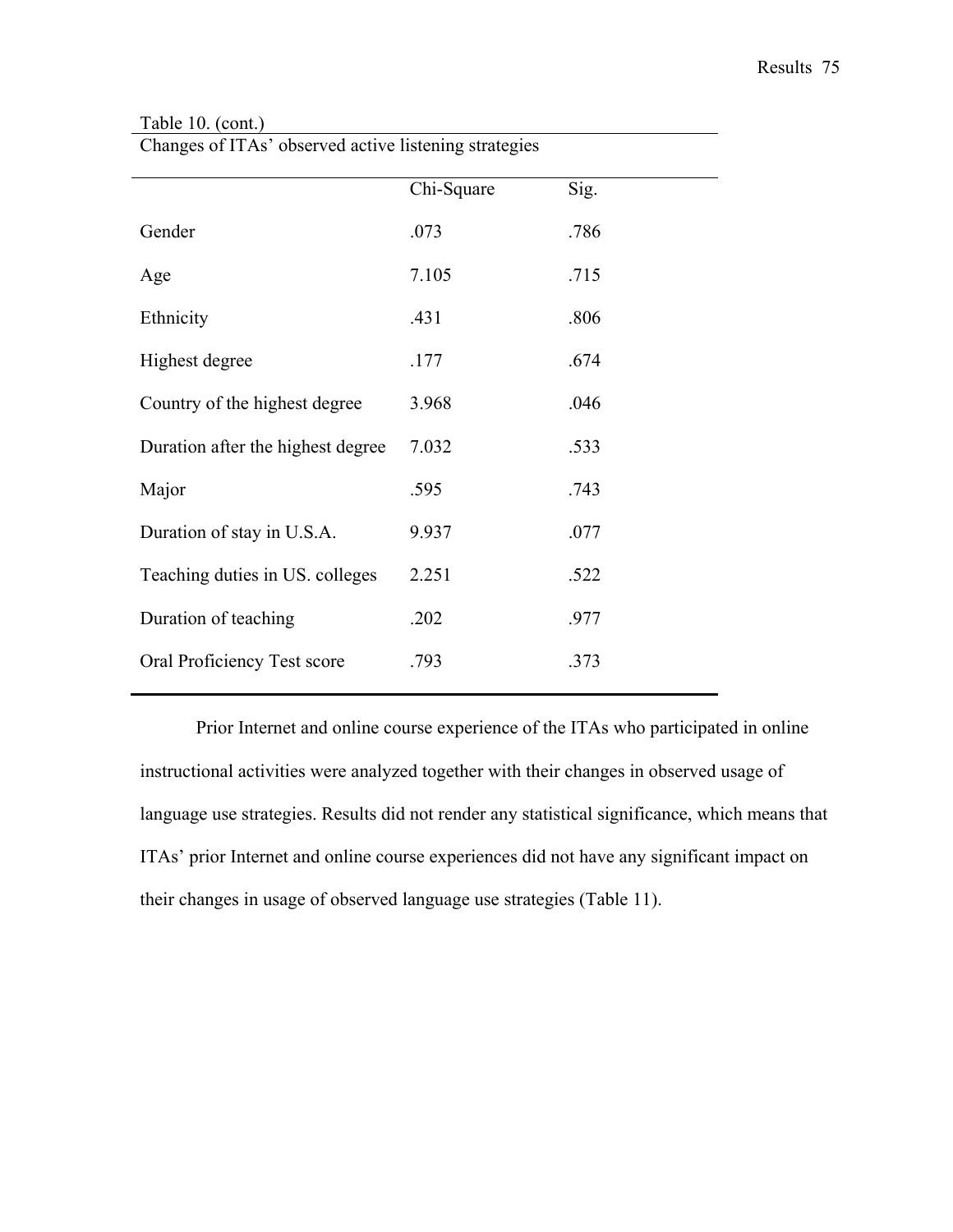Table 10. (cont.)

Changes of ITAs' observed active listening strategies

| | Chi-Square | Sig. |
|---|---|---|
| Gender | .073 | .786 |
| Age | 7.105 | .715 |
| Ethnicity | .431 | .806 |
| Highest degree | .177 | .674 |
| Country of the highest degree | 3.968 | .046 |
| Duration after the highest degree | 7.032 | .533 |
| Major | .595 | .743 |
| Duration of stay in U.S.A. | 9.937 | .077 |
| Teaching duties in US. colleges | 2.251 | .522 |
| Duration of teaching | .202 | .977 |
| Oral Proficiency Test score | .793 | .373 |

Prior Internet and online course experience of the ITAs who participated in online instructional activities were analyzed together with their changes in observed usage of language use strategies. Results did not render any statistical significance, which means that ITAs' prior Internet and online course experiences did not have any significant impact on their changes in usage of observed language use strategies (Table 11).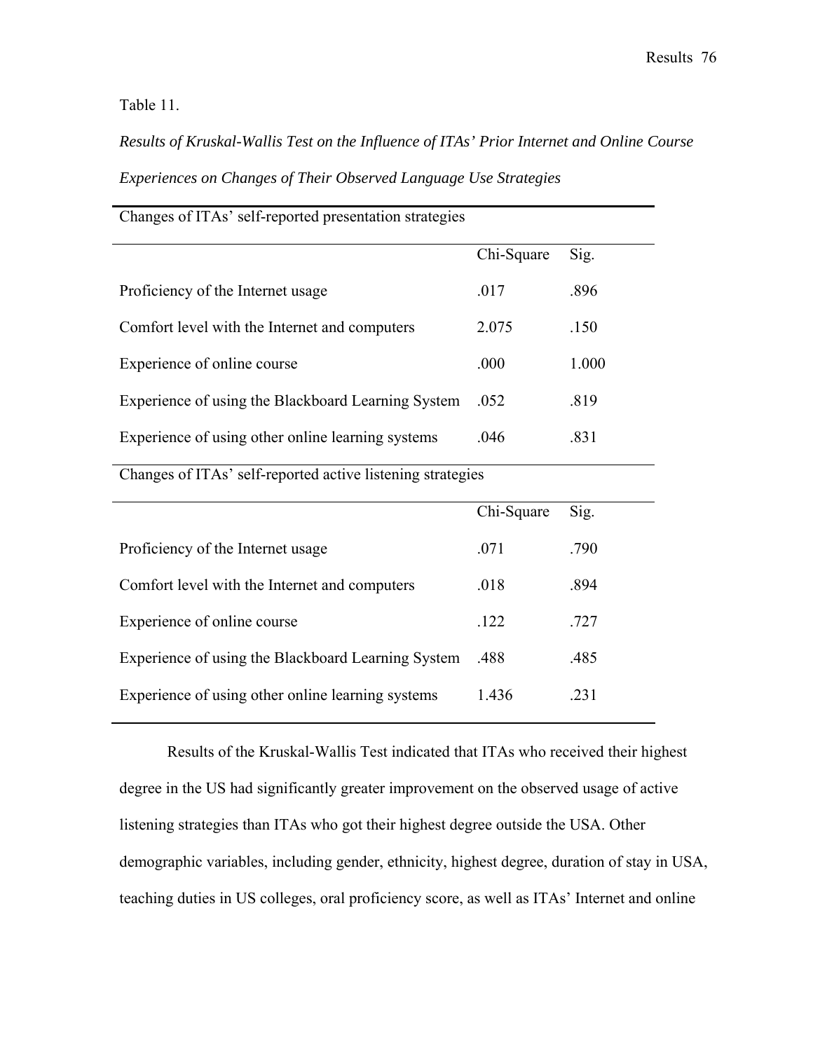Table 11.

*Results of Kruskal-Wallis Test on the Influence of ITAs' Prior Internet and Online Course Experiences on Changes of Their Observed Language Use Strategies*

| Changes of ITAs' self-reported presentation strategies | | |
|---|---|---|
| | Chi-Square | Sig. |
| Proficiency of the Internet usage | .017 | .896 |
| Comfort level with the Internet and computers | 2.075 | .150 |
| Experience of online course | .000 | 1.000 |
| Experience of using the Blackboard Learning System | .052 | .819 |
| Experience of using other online learning systems | .046 | .831 |
| **Changes of ITAs' self-reported active listening strategies** | | |
| | Chi-Square | Sig. |
| Proficiency of the Internet usage | .071 | .790 |
| Comfort level with the Internet and computers | .018 | .894 |
| Experience of online course | .122 | .727 |
| Experience of using the Blackboard Learning System | .488 | .485 |
| Experience of using other online learning systems | 1.436 | .231 |

Results of the Kruskal-Wallis Test indicated that ITAs who received their highest degree in the US had significantly greater improvement on the observed usage of active listening strategies than ITAs who got their highest degree outside the USA. Other demographic variables, including gender, ethnicity, highest degree, duration of stay in USA, teaching duties in US colleges, oral proficiency score, as well as ITAs' Internet and online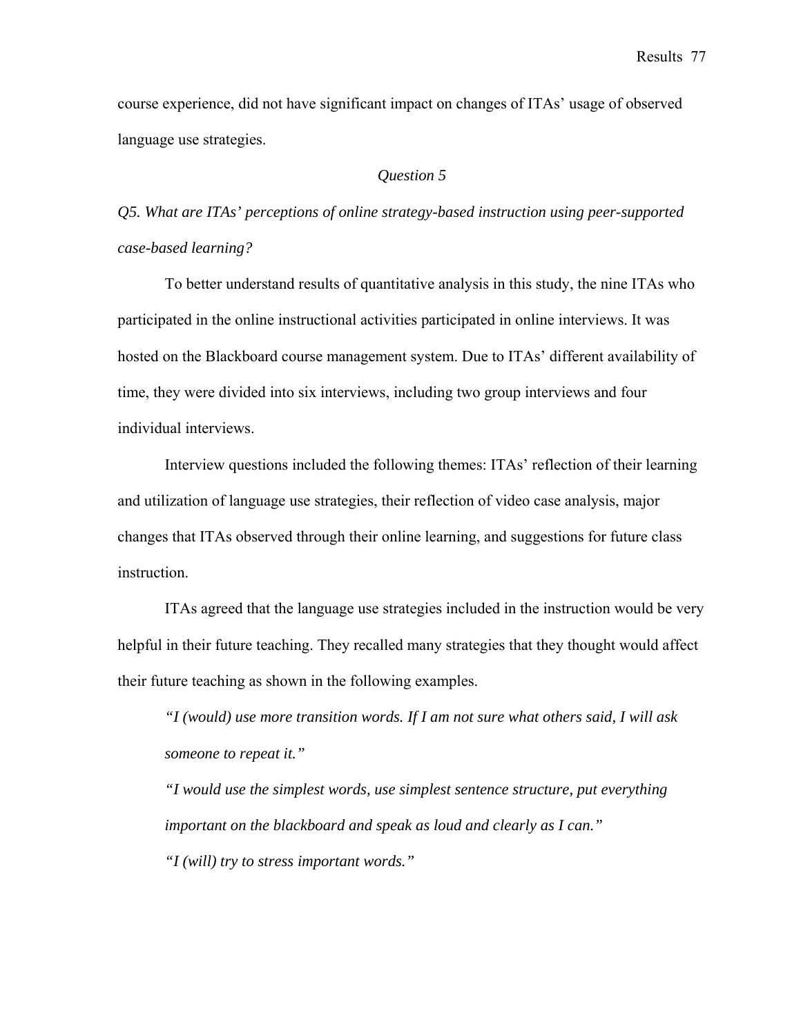course experience, did not have significant impact on changes of ITAs' usage of observed language use strategies.

### *Question 5*

*Q5. What are ITAs' perceptions of online strategy-based instruction using peer-supported case-based learning?*

To better understand results of quantitative analysis in this study, the nine ITAs who participated in the online instructional activities participated in online interviews. It was hosted on the Blackboard course management system. Due to ITAs' different availability of time, they were divided into six interviews, including two group interviews and four individual interviews.

Interview questions included the following themes: ITAs' reflection of their learning and utilization of language use strategies, their reflection of video case analysis, major changes that ITAs observed through their online learning, and suggestions for future class instruction.

ITAs agreed that the language use strategies included in the instruction would be very helpful in their future teaching. They recalled many strategies that they thought would affect their future teaching as shown in the following examples.

> *"I (would) use more transition words. If I am not sure what others said, I will ask someone to repeat it."*
>
> *"I would use the simplest words, use simplest sentence structure, put everything important on the blackboard and speak as loud and clearly as I can."*
>
> *"I (will) try to stress important words."*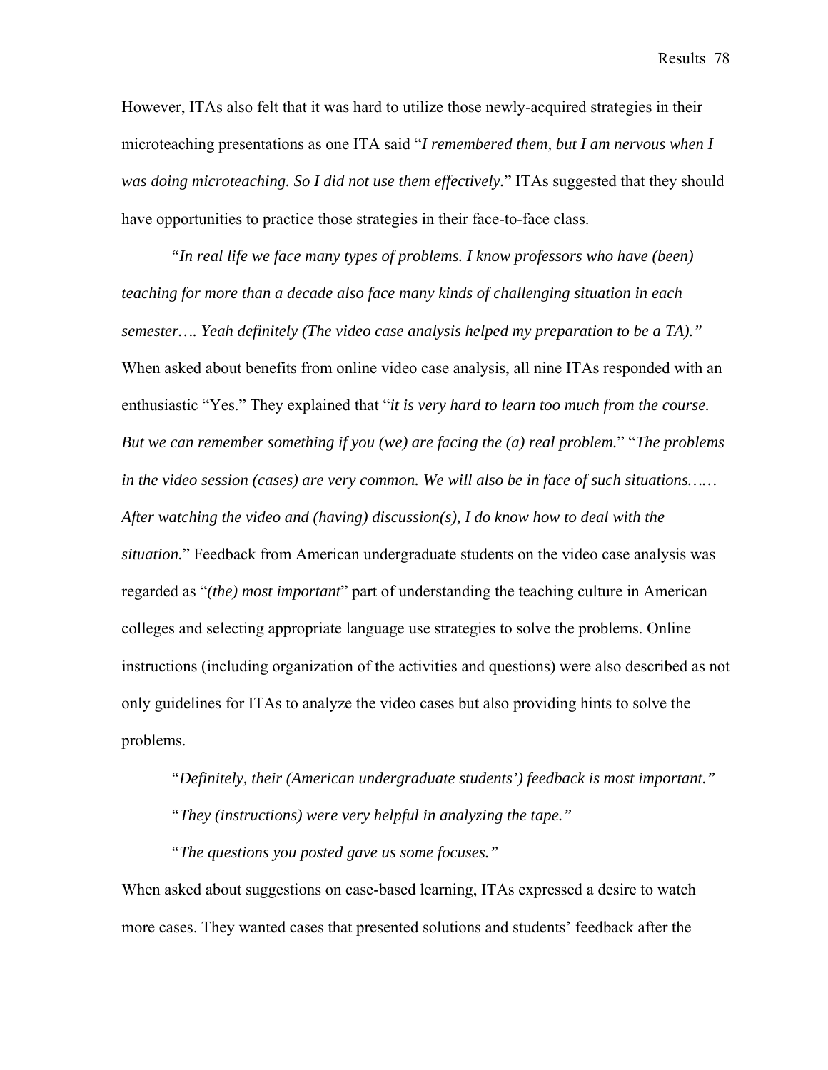However, ITAs also felt that it was hard to utilize those newly-acquired strategies in their microteaching presentations as one ITA said "*I remembered them, but I am nervous when I was doing microteaching. So I did not use them effectively.*" ITAs suggested that they should have opportunities to practice those strategies in their face-to-face class.

*"In real life we face many types of problems. I know professors who have (been) teaching for more than a decade also face many kinds of challenging situation in each semester…. Yeah definitely (The video case analysis helped my preparation to be a TA)."*

When asked about benefits from online video case analysis, all nine ITAs responded with an enthusiastic "Yes." They explained that "*it is very hard to learn too much from the course. But we can remember something if ~~you~~ (we) are facing ~~the~~ (a) real problem.*" "*The problems in the video ~~session~~ (cases) are very common. We will also be in face of such situations…… After watching the video and (having) discussion(s), I do know how to deal with the situation.*" Feedback from American undergraduate students on the video case analysis was regarded as "*(the) most important*" part of understanding the teaching culture in American colleges and selecting appropriate language use strategies to solve the problems. Online instructions (including organization of the activities and questions) were also described as not only guidelines for ITAs to analyze the video cases but also providing hints to solve the problems.

*"Definitely, their (American undergraduate students') feedback is most important."*

*"They (instructions) were very helpful in analyzing the tape."*

*"The questions you posted gave us some focuses."*

When asked about suggestions on case-based learning, ITAs expressed a desire to watch more cases. They wanted cases that presented solutions and students' feedback after the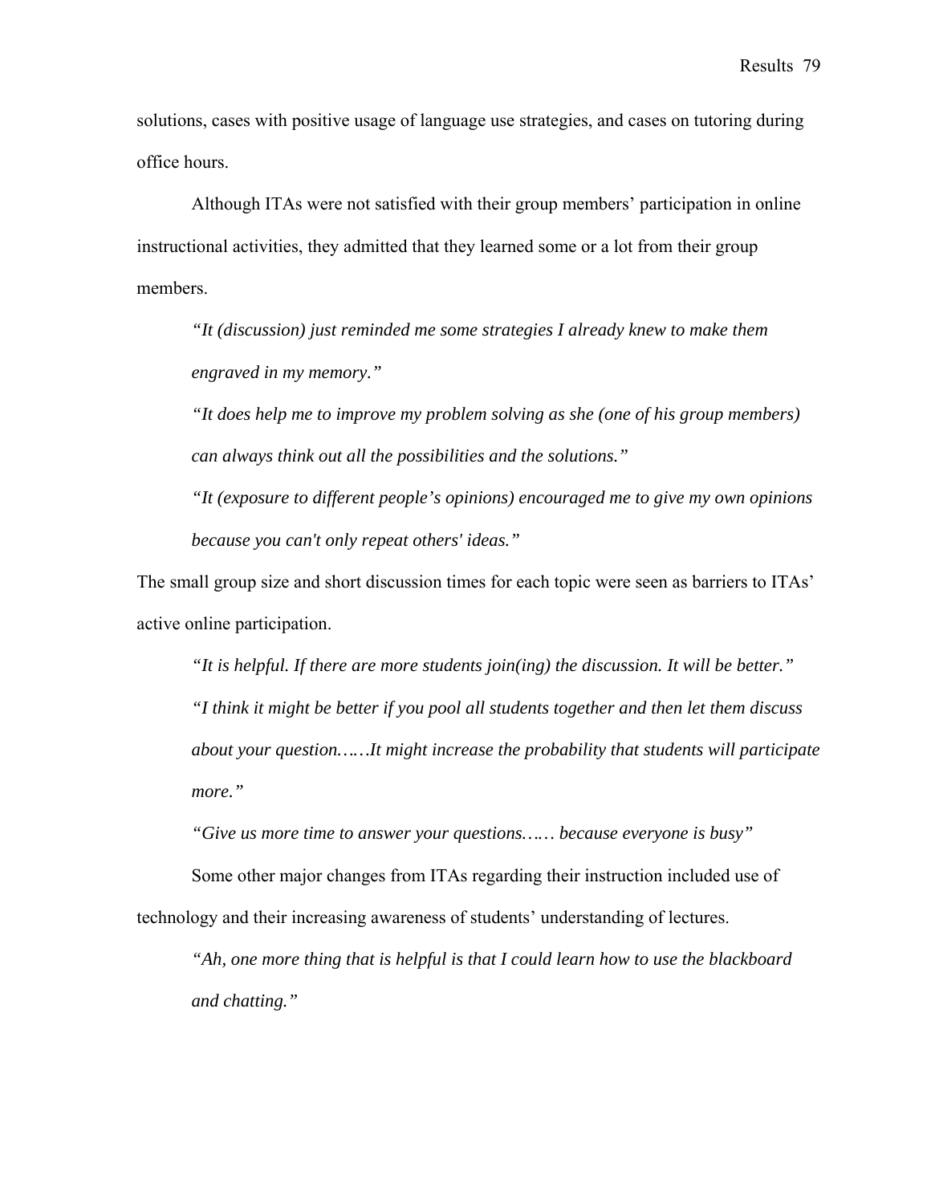solutions, cases with positive usage of language use strategies, and cases on tutoring during office hours.

Although ITAs were not satisfied with their group members' participation in online instructional activities, they admitted that they learned some or a lot from their group members.

> *"It (discussion) just reminded me some strategies I already knew to make them engraved in my memory."*
>
> *"It does help me to improve my problem solving as she (one of his group members) can always think out all the possibilities and the solutions."*
>
> *"It (exposure to different people's opinions) encouraged me to give my own opinions because you can't only repeat others' ideas."*

The small group size and short discussion times for each topic were seen as barriers to ITAs' active online participation.

> *"It is helpful. If there are more students join(ing) the discussion. It will be better."*
>
> *"I think it might be better if you pool all students together and then let them discuss about your question……It might increase the probability that students will participate more."*
>
> *"Give us more time to answer your questions…… because everyone is busy"*

Some other major changes from ITAs regarding their instruction included use of technology and their increasing awareness of students' understanding of lectures.

> *"Ah, one more thing that is helpful is that I could learn how to use the blackboard and chatting."*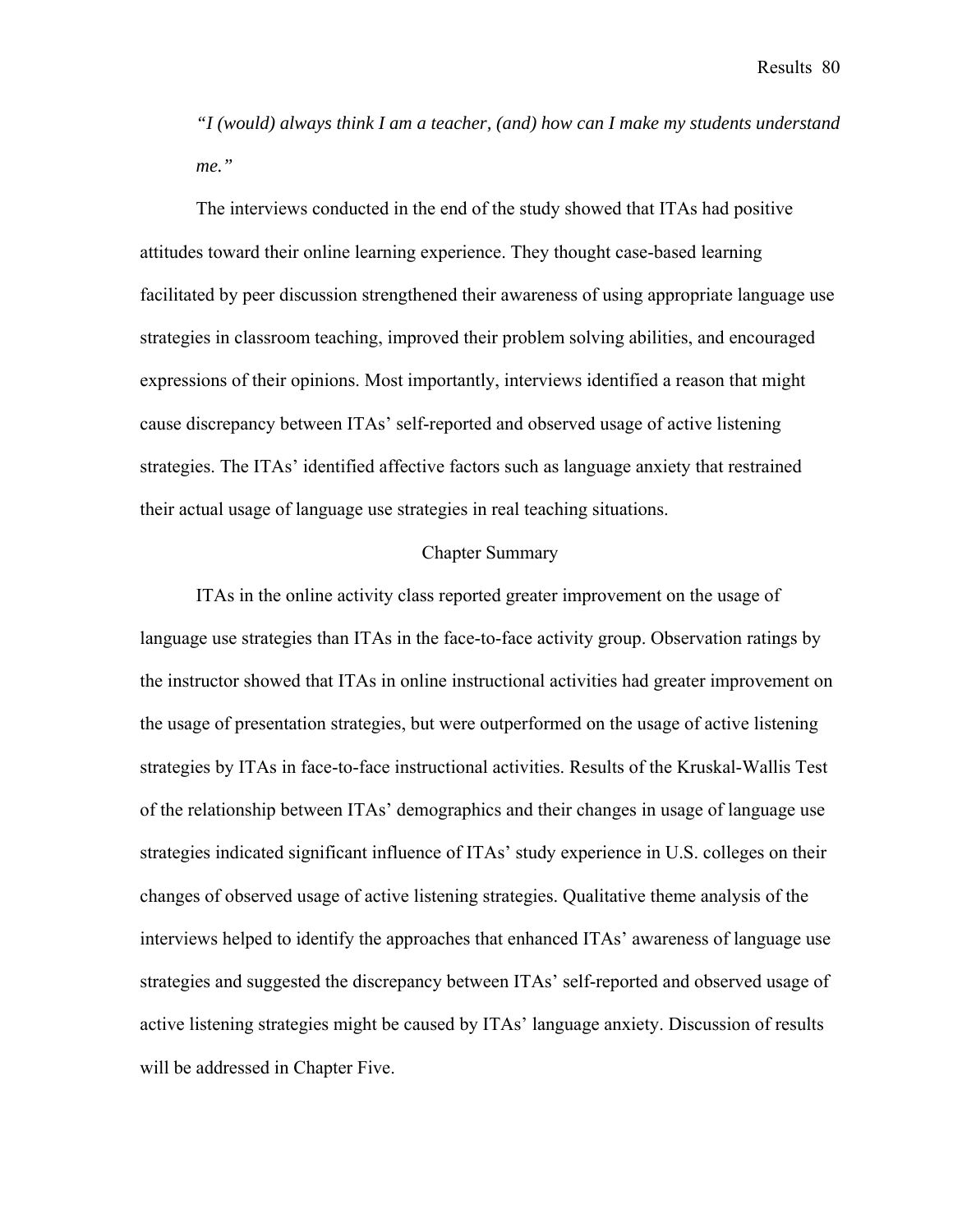*"I (would) always think I am a teacher, (and) how can I make my students understand me."*

The interviews conducted in the end of the study showed that ITAs had positive attitudes toward their online learning experience. They thought case-based learning facilitated by peer discussion strengthened their awareness of using appropriate language use strategies in classroom teaching, improved their problem solving abilities, and encouraged expressions of their opinions. Most importantly, interviews identified a reason that might cause discrepancy between ITAs' self-reported and observed usage of active listening strategies. The ITAs' identified affective factors such as language anxiety that restrained their actual usage of language use strategies in real teaching situations.

## Chapter Summary

ITAs in the online activity class reported greater improvement on the usage of language use strategies than ITAs in the face-to-face activity group. Observation ratings by the instructor showed that ITAs in online instructional activities had greater improvement on the usage of presentation strategies, but were outperformed on the usage of active listening strategies by ITAs in face-to-face instructional activities. Results of the Kruskal-Wallis Test of the relationship between ITAs' demographics and their changes in usage of language use strategies indicated significant influence of ITAs' study experience in U.S. colleges on their changes of observed usage of active listening strategies. Qualitative theme analysis of the interviews helped to identify the approaches that enhanced ITAs' awareness of language use strategies and suggested the discrepancy between ITAs' self-reported and observed usage of active listening strategies might be caused by ITAs' language anxiety. Discussion of results will be addressed in Chapter Five.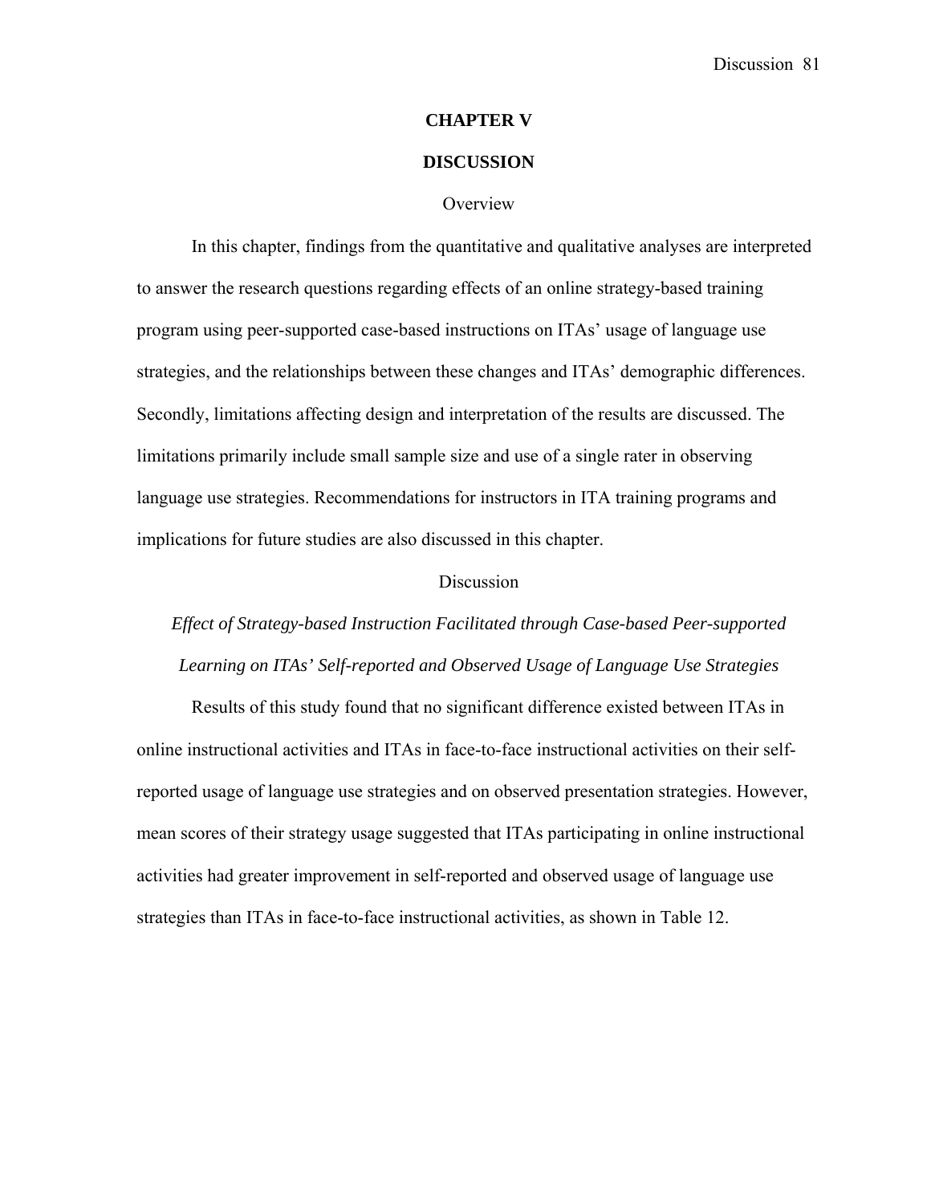# CHAPTER V

# DISCUSSION

## Overview

In this chapter, findings from the quantitative and qualitative analyses are interpreted to answer the research questions regarding effects of an online strategy-based training program using peer-supported case-based instructions on ITAs' usage of language use strategies, and the relationships between these changes and ITAs' demographic differences. Secondly, limitations affecting design and interpretation of the results are discussed. The limitations primarily include small sample size and use of a single rater in observing language use strategies. Recommendations for instructors in ITA training programs and implications for future studies are also discussed in this chapter.

## Discussion

### *Effect of Strategy-based Instruction Facilitated through Case-based Peer-supported Learning on ITAs' Self-reported and Observed Usage of Language Use Strategies*

Results of this study found that no significant difference existed between ITAs in online instructional activities and ITAs in face-to-face instructional activities on their self-reported usage of language use strategies and on observed presentation strategies. However, mean scores of their strategy usage suggested that ITAs participating in online instructional activities had greater improvement in self-reported and observed usage of language use strategies than ITAs in face-to-face instructional activities, as shown in Table 12.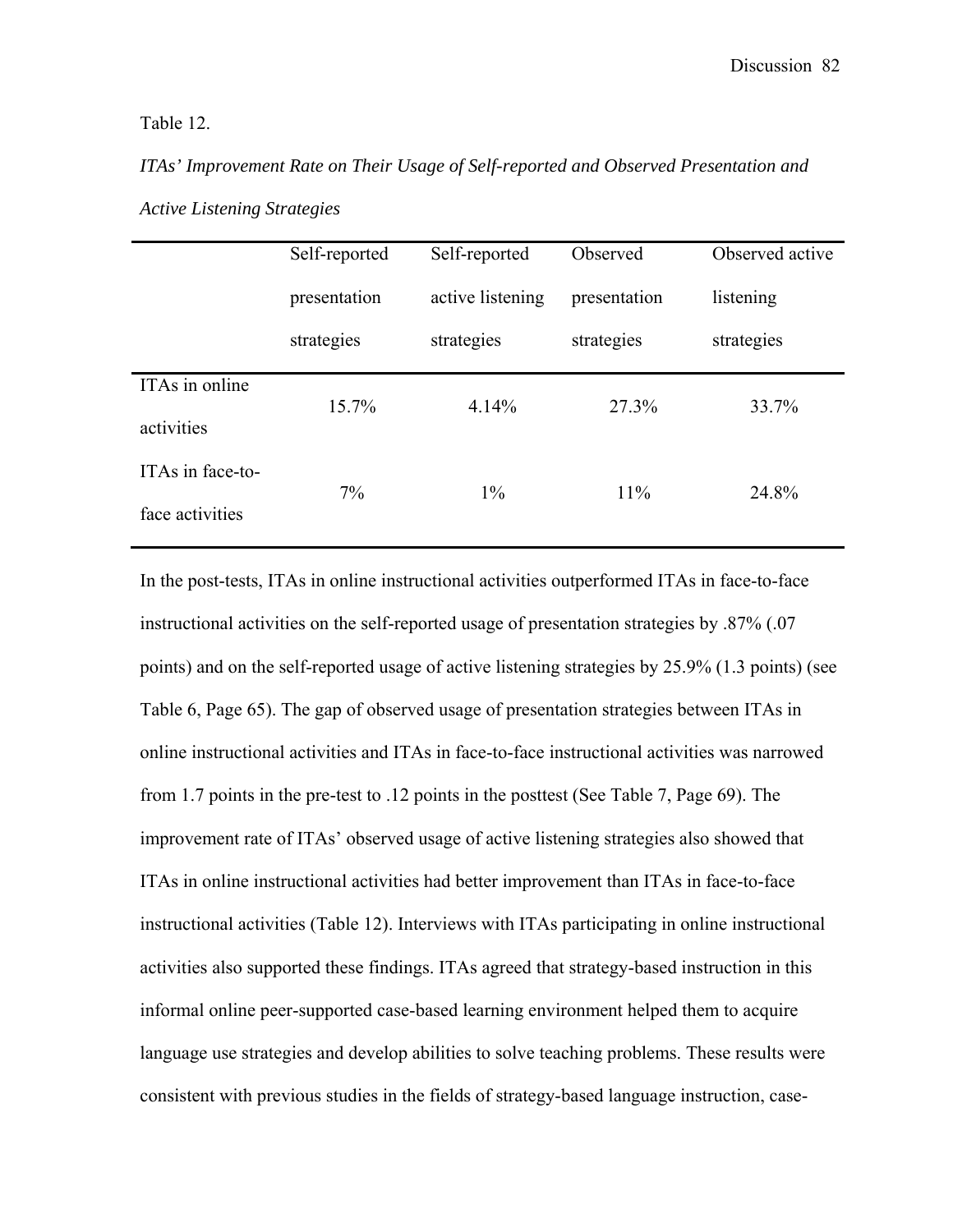Table 12.

*ITAs' Improvement Rate on Their Usage of Self-reported and Observed Presentation and Active Listening Strategies*

| | Self-reported presentation strategies | Self-reported active listening strategies | Observed presentation strategies | Observed active listening strategies |
|---|---|---|---|---|
| ITAs in online activities | 15.7% | 4.14% | 27.3% | 33.7% |
| ITAs in face-to-face activities | 7% | 1% | 11% | 24.8% |

In the post-tests, ITAs in online instructional activities outperformed ITAs in face-to-face instructional activities on the self-reported usage of presentation strategies by .87% (.07 points) and on the self-reported usage of active listening strategies by 25.9% (1.3 points) (see Table 6, Page 65). The gap of observed usage of presentation strategies between ITAs in online instructional activities and ITAs in face-to-face instructional activities was narrowed from 1.7 points in the pre-test to .12 points in the posttest (See Table 7, Page 69). The improvement rate of ITAs' observed usage of active listening strategies also showed that ITAs in online instructional activities had better improvement than ITAs in face-to-face instructional activities (Table 12). Interviews with ITAs participating in online instructional activities also supported these findings. ITAs agreed that strategy-based instruction in this informal online peer-supported case-based learning environment helped them to acquire language use strategies and develop abilities to solve teaching problems. These results were consistent with previous studies in the fields of strategy-based language instruction, case-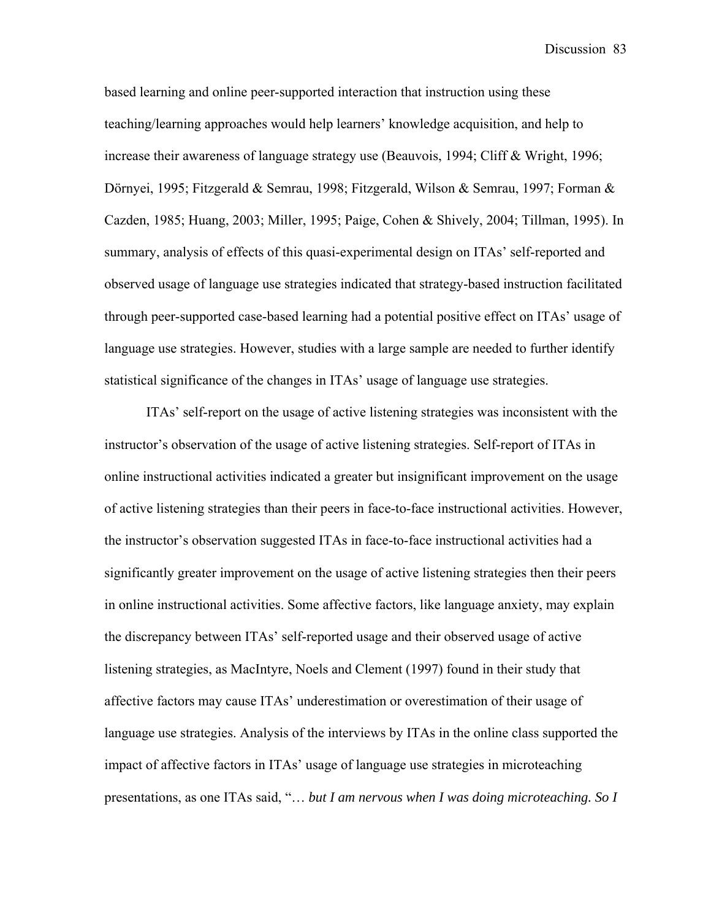based learning and online peer-supported interaction that instruction using these teaching/learning approaches would help learners' knowledge acquisition, and help to increase their awareness of language strategy use (Beauvois, 1994; Cliff & Wright, 1996; Dörnyei, 1995; Fitzgerald & Semrau, 1998; Fitzgerald, Wilson & Semrau, 1997; Forman & Cazden, 1985; Huang, 2003; Miller, 1995; Paige, Cohen & Shively, 2004; Tillman, 1995). In summary, analysis of effects of this quasi-experimental design on ITAs' self-reported and observed usage of language use strategies indicated that strategy-based instruction facilitated through peer-supported case-based learning had a potential positive effect on ITAs' usage of language use strategies. However, studies with a large sample are needed to further identify statistical significance of the changes in ITAs' usage of language use strategies.

ITAs' self-report on the usage of active listening strategies was inconsistent with the instructor's observation of the usage of active listening strategies. Self-report of ITAs in online instructional activities indicated a greater but insignificant improvement on the usage of active listening strategies than their peers in face-to-face instructional activities. However, the instructor's observation suggested ITAs in face-to-face instructional activities had a significantly greater improvement on the usage of active listening strategies then their peers in online instructional activities. Some affective factors, like language anxiety, may explain the discrepancy between ITAs' self-reported usage and their observed usage of active listening strategies, as MacIntyre, Noels and Clement (1997) found in their study that affective factors may cause ITAs' underestimation or overestimation of their usage of language use strategies. Analysis of the interviews by ITAs in the online class supported the impact of affective factors in ITAs' usage of language use strategies in microteaching presentations, as one ITAs said, "*… but I am nervous when I was doing microteaching. So I*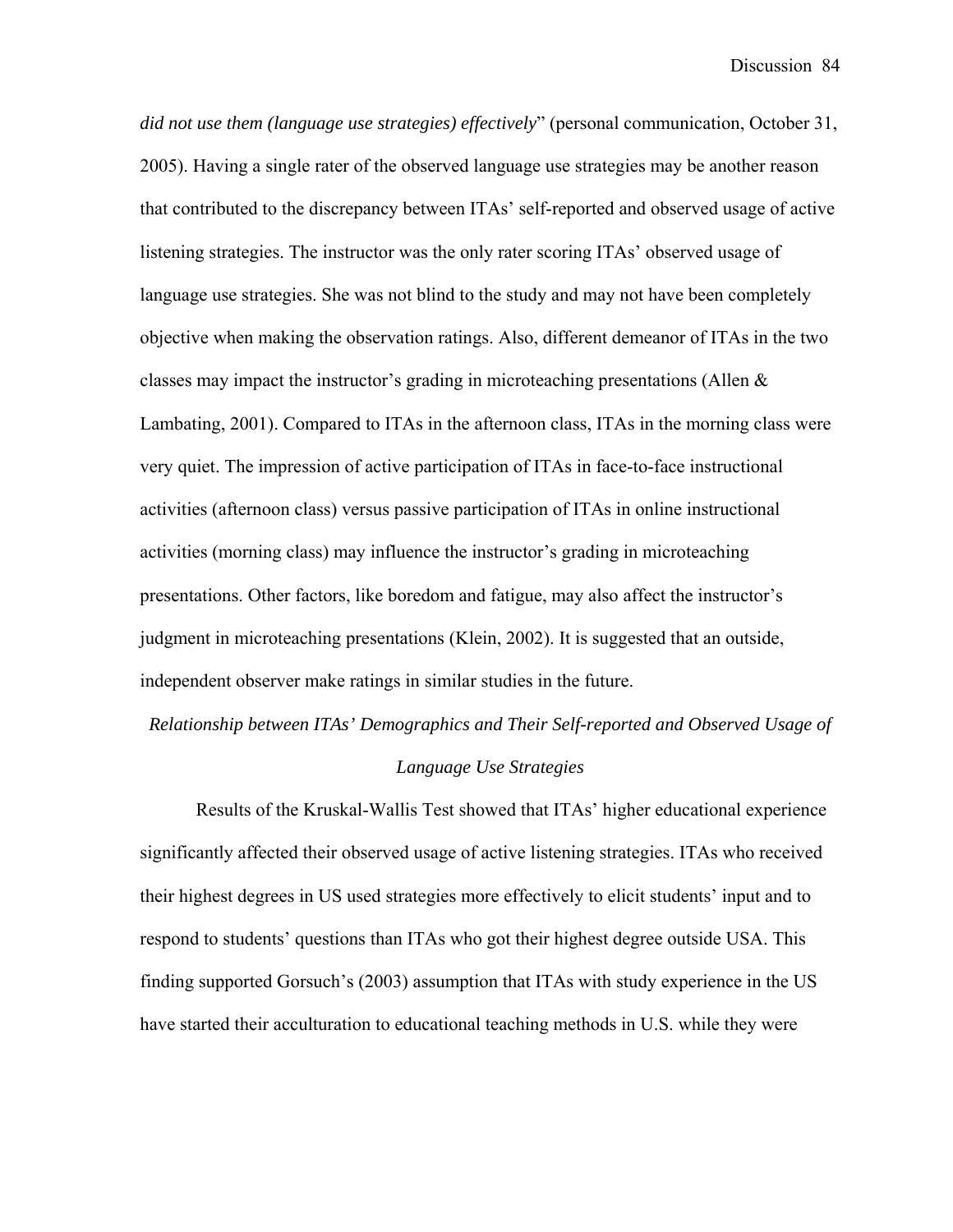*did not use them (language use strategies) effectively*" (personal communication, October 31, 2005). Having a single rater of the observed language use strategies may be another reason that contributed to the discrepancy between ITAs' self-reported and observed usage of active listening strategies. The instructor was the only rater scoring ITAs' observed usage of language use strategies. She was not blind to the study and may not have been completely objective when making the observation ratings. Also, different demeanor of ITAs in the two classes may impact the instructor's grading in microteaching presentations (Allen & Lambating, 2001). Compared to ITAs in the afternoon class, ITAs in the morning class were very quiet. The impression of active participation of ITAs in face-to-face instructional activities (afternoon class) versus passive participation of ITAs in online instructional activities (morning class) may influence the instructor's grading in microteaching presentations. Other factors, like boredom and fatigue, may also affect the instructor's judgment in microteaching presentations (Klein, 2002). It is suggested that an outside, independent observer make ratings in similar studies in the future.

### *Relationship between ITAs' Demographics and Their Self-reported and Observed Usage of Language Use Strategies*

Results of the Kruskal-Wallis Test showed that ITAs' higher educational experience significantly affected their observed usage of active listening strategies. ITAs who received their highest degrees in US used strategies more effectively to elicit students' input and to respond to students' questions than ITAs who got their highest degree outside USA. This finding supported Gorsuch's (2003) assumption that ITAs with study experience in the US have started their acculturation to educational teaching methods in U.S. while they were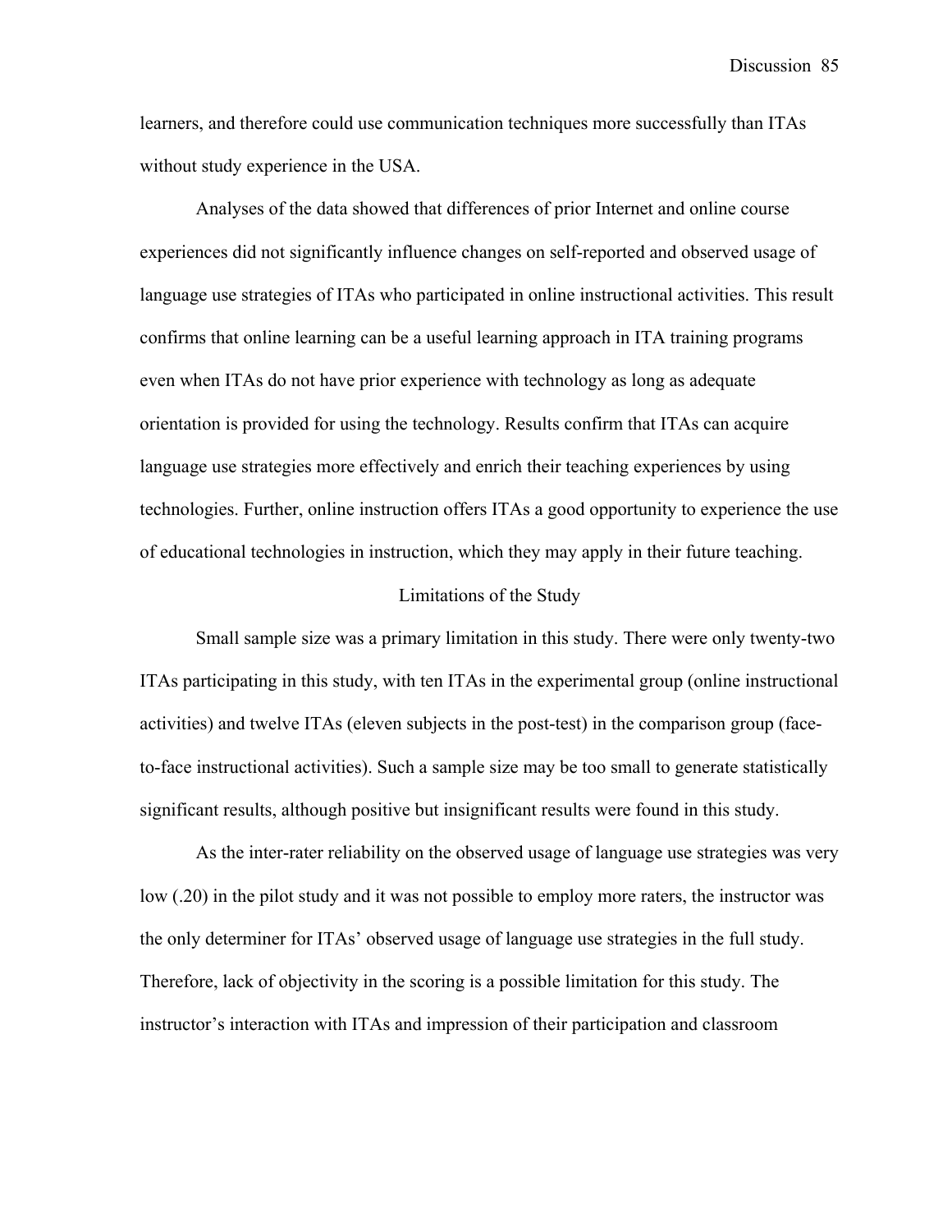learners, and therefore could use communication techniques more successfully than ITAs without study experience in the USA.

Analyses of the data showed that differences of prior Internet and online course experiences did not significantly influence changes on self-reported and observed usage of language use strategies of ITAs who participated in online instructional activities. This result confirms that online learning can be a useful learning approach in ITA training programs even when ITAs do not have prior experience with technology as long as adequate orientation is provided for using the technology. Results confirm that ITAs can acquire language use strategies more effectively and enrich their teaching experiences by using technologies. Further, online instruction offers ITAs a good opportunity to experience the use of educational technologies in instruction, which they may apply in their future teaching.

## Limitations of the Study

Small sample size was a primary limitation in this study. There were only twenty-two ITAs participating in this study, with ten ITAs in the experimental group (online instructional activities) and twelve ITAs (eleven subjects in the post-test) in the comparison group (face-to-face instructional activities). Such a sample size may be too small to generate statistically significant results, although positive but insignificant results were found in this study.

As the inter-rater reliability on the observed usage of language use strategies was very low (.20) in the pilot study and it was not possible to employ more raters, the instructor was the only determiner for ITAs' observed usage of language use strategies in the full study. Therefore, lack of objectivity in the scoring is a possible limitation for this study. The instructor's interaction with ITAs and impression of their participation and classroom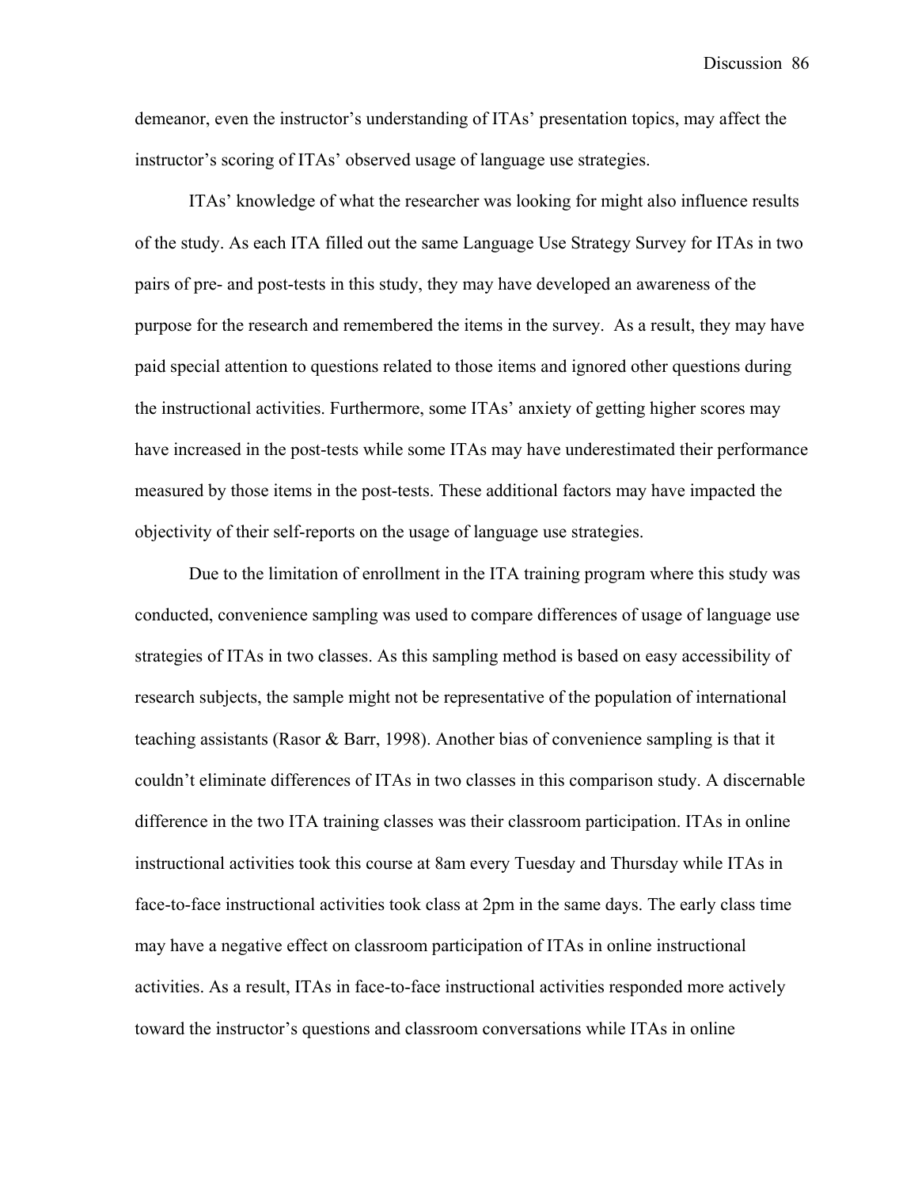demeanor, even the instructor's understanding of ITAs' presentation topics, may affect the instructor's scoring of ITAs' observed usage of language use strategies.

ITAs' knowledge of what the researcher was looking for might also influence results of the study. As each ITA filled out the same Language Use Strategy Survey for ITAs in two pairs of pre- and post-tests in this study, they may have developed an awareness of the purpose for the research and remembered the items in the survey. As a result, they may have paid special attention to questions related to those items and ignored other questions during the instructional activities. Furthermore, some ITAs' anxiety of getting higher scores may have increased in the post-tests while some ITAs may have underestimated their performance measured by those items in the post-tests. These additional factors may have impacted the objectivity of their self-reports on the usage of language use strategies.

Due to the limitation of enrollment in the ITA training program where this study was conducted, convenience sampling was used to compare differences of usage of language use strategies of ITAs in two classes. As this sampling method is based on easy accessibility of research subjects, the sample might not be representative of the population of international teaching assistants (Rasor & Barr, 1998). Another bias of convenience sampling is that it couldn't eliminate differences of ITAs in two classes in this comparison study. A discernable difference in the two ITA training classes was their classroom participation. ITAs in online instructional activities took this course at 8am every Tuesday and Thursday while ITAs in face-to-face instructional activities took class at 2pm in the same days. The early class time may have a negative effect on classroom participation of ITAs in online instructional activities. As a result, ITAs in face-to-face instructional activities responded more actively toward the instructor's questions and classroom conversations while ITAs in online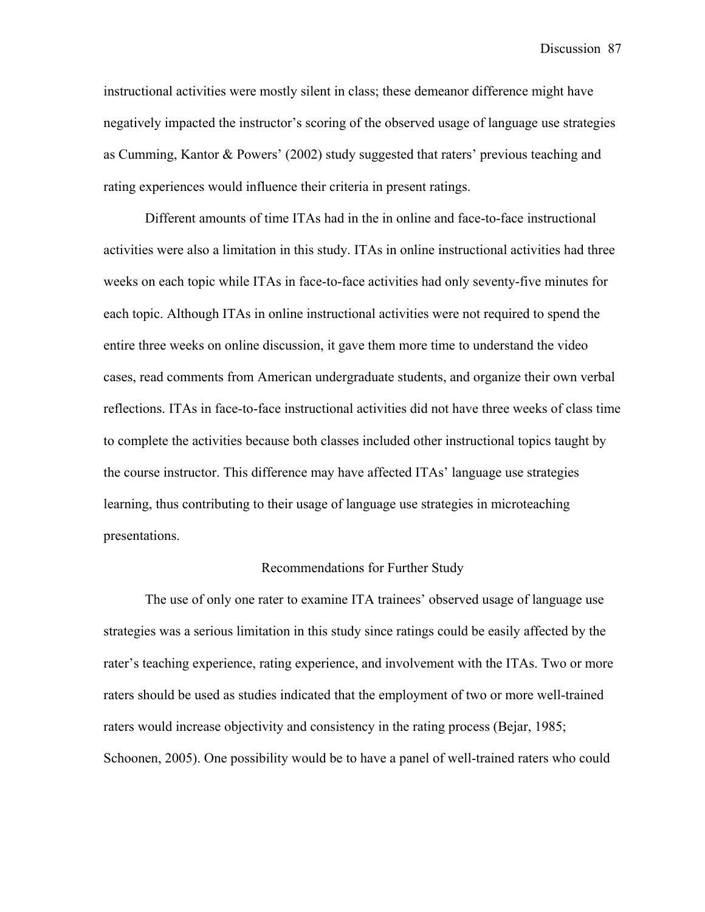instructional activities were mostly silent in class; these demeanor difference might have negatively impacted the instructor's scoring of the observed usage of language use strategies as Cumming, Kantor & Powers' (2002) study suggested that raters' previous teaching and rating experiences would influence their criteria in present ratings.

Different amounts of time ITAs had in the in online and face-to-face instructional activities were also a limitation in this study. ITAs in online instructional activities had three weeks on each topic while ITAs in face-to-face activities had only seventy-five minutes for each topic. Although ITAs in online instructional activities were not required to spend the entire three weeks on online discussion, it gave them more time to understand the video cases, read comments from American undergraduate students, and organize their own verbal reflections. ITAs in face-to-face instructional activities did not have three weeks of class time to complete the activities because both classes included other instructional topics taught by the course instructor. This difference may have affected ITAs' language use strategies learning, thus contributing to their usage of language use strategies in microteaching presentations.

## Recommendations for Further Study

The use of only one rater to examine ITA trainees' observed usage of language use strategies was a serious limitation in this study since ratings could be easily affected by the rater's teaching experience, rating experience, and involvement with the ITAs. Two or more raters should be used as studies indicated that the employment of two or more well-trained raters would increase objectivity and consistency in the rating process (Bejar, 1985; Schoonen, 2005). One possibility would be to have a panel of well-trained raters who could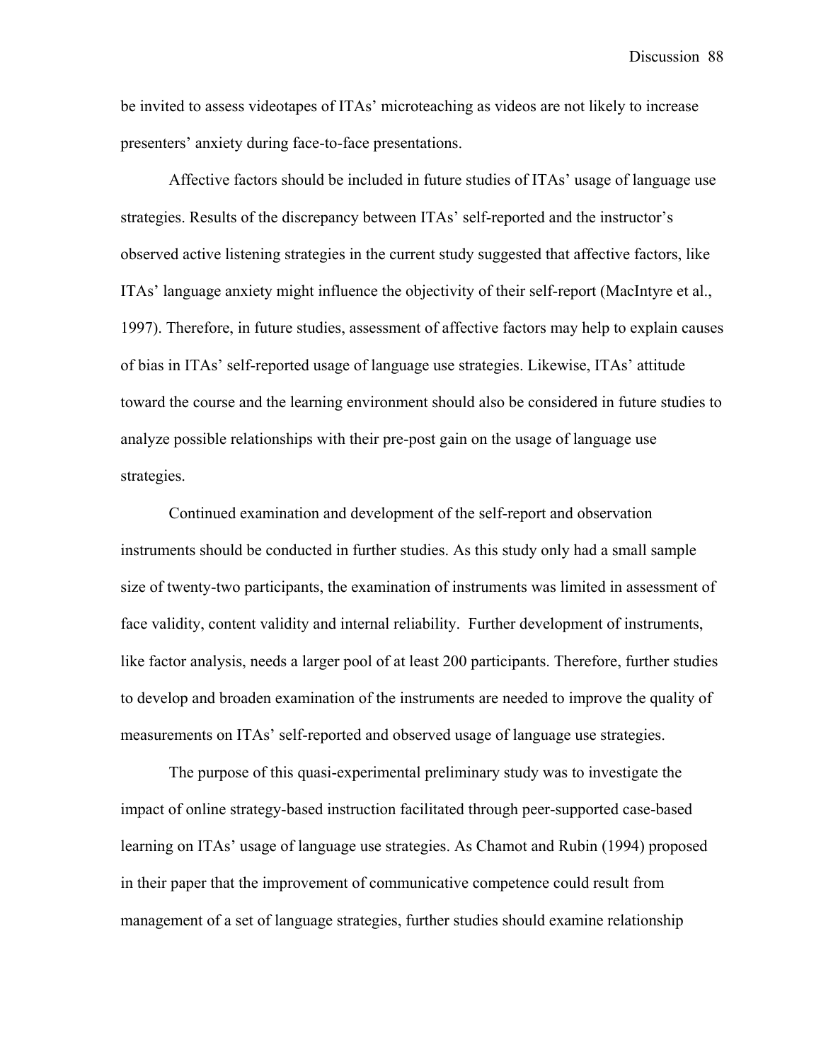be invited to assess videotapes of ITAs' microteaching as videos are not likely to increase presenters' anxiety during face-to-face presentations.

Affective factors should be included in future studies of ITAs' usage of language use strategies. Results of the discrepancy between ITAs' self-reported and the instructor's observed active listening strategies in the current study suggested that affective factors, like ITAs' language anxiety might influence the objectivity of their self-report (MacIntyre et al., 1997). Therefore, in future studies, assessment of affective factors may help to explain causes of bias in ITAs' self-reported usage of language use strategies. Likewise, ITAs' attitude toward the course and the learning environment should also be considered in future studies to analyze possible relationships with their pre-post gain on the usage of language use strategies.

Continued examination and development of the self-report and observation instruments should be conducted in further studies. As this study only had a small sample size of twenty-two participants, the examination of instruments was limited in assessment of face validity, content validity and internal reliability. Further development of instruments, like factor analysis, needs a larger pool of at least 200 participants. Therefore, further studies to develop and broaden examination of the instruments are needed to improve the quality of measurements on ITAs' self-reported and observed usage of language use strategies.

The purpose of this quasi-experimental preliminary study was to investigate the impact of online strategy-based instruction facilitated through peer-supported case-based learning on ITAs' usage of language use strategies. As Chamot and Rubin (1994) proposed in their paper that the improvement of communicative competence could result from management of a set of language strategies, further studies should examine relationship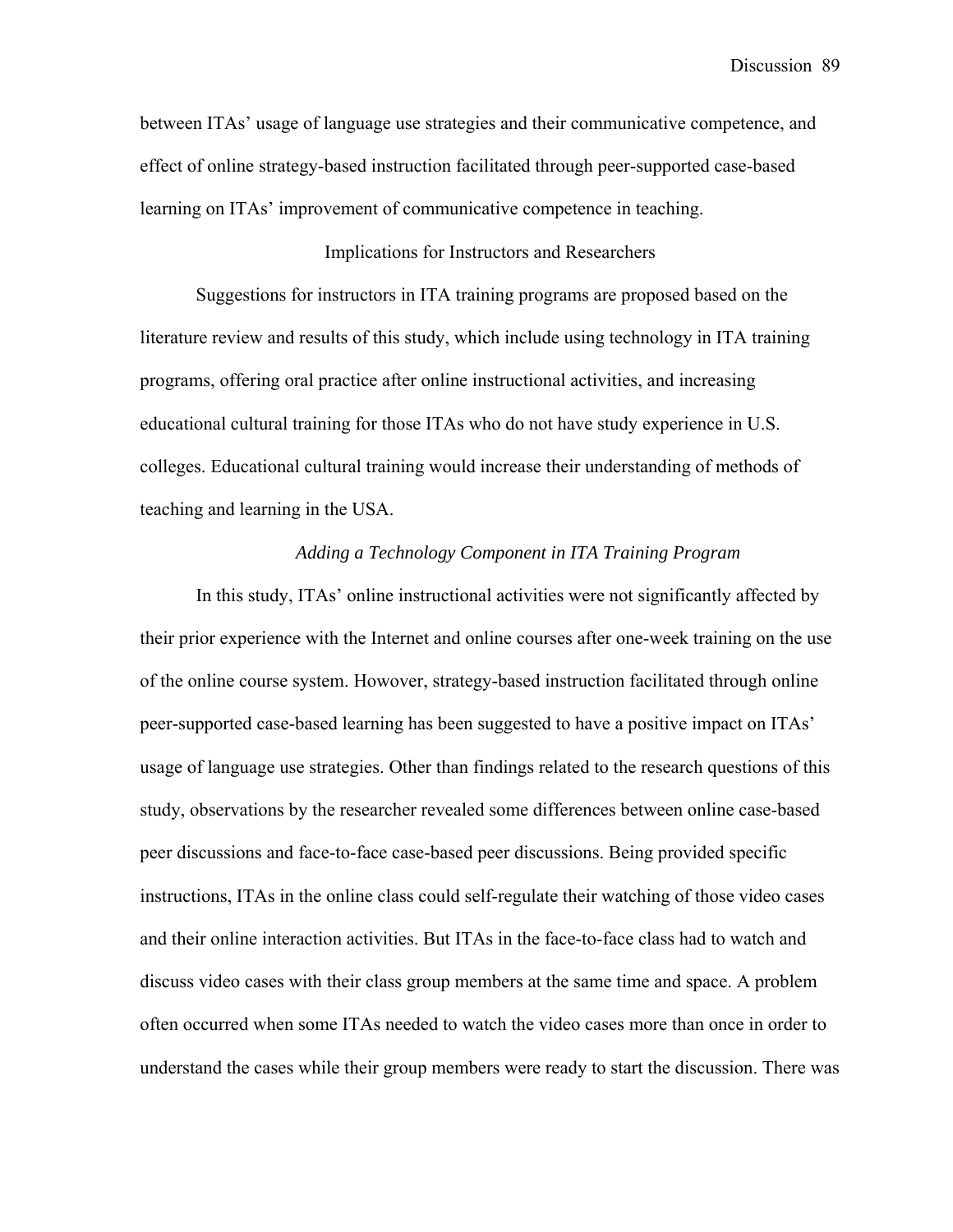between ITAs' usage of language use strategies and their communicative competence, and effect of online strategy-based instruction facilitated through peer-supported case-based learning on ITAs' improvement of communicative competence in teaching.

## Implications for Instructors and Researchers

Suggestions for instructors in ITA training programs are proposed based on the literature review and results of this study, which include using technology in ITA training programs, offering oral practice after online instructional activities, and increasing educational cultural training for those ITAs who do not have study experience in U.S. colleges. Educational cultural training would increase their understanding of methods of teaching and learning in the USA.

### *Adding a Technology Component in ITA Training Program*

In this study, ITAs' online instructional activities were not significantly affected by their prior experience with the Internet and online courses after one-week training on the use of the online course system. However, strategy-based instruction facilitated through online peer-supported case-based learning has been suggested to have a positive impact on ITAs' usage of language use strategies. Other than findings related to the research questions of this study, observations by the researcher revealed some differences between online case-based peer discussions and face-to-face case-based peer discussions. Being provided specific instructions, ITAs in the online class could self-regulate their watching of those video cases and their online interaction activities. But ITAs in the face-to-face class had to watch and discuss video cases with their class group members at the same time and space. A problem often occurred when some ITAs needed to watch the video cases more than once in order to understand the cases while their group members were ready to start the discussion. There was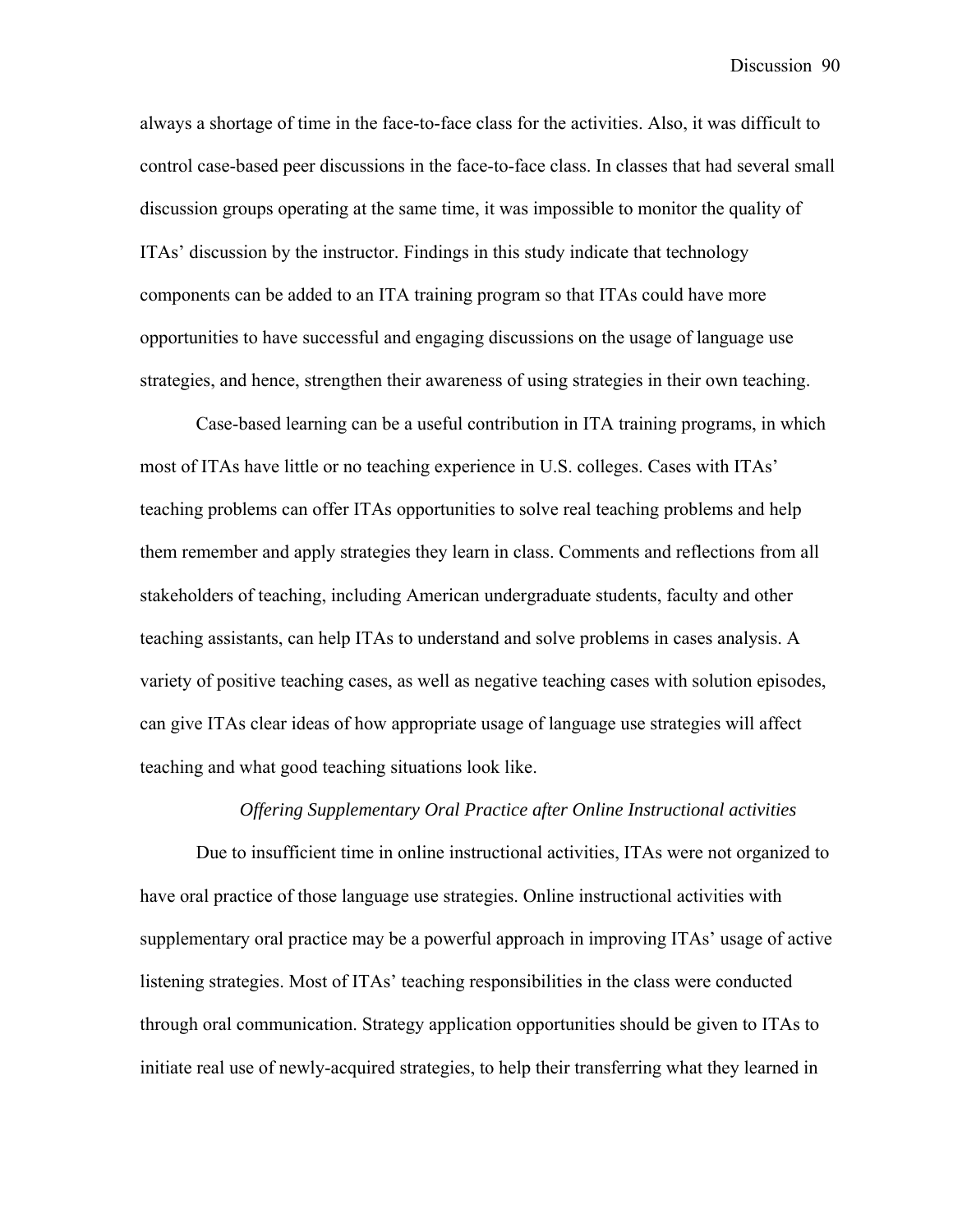always a shortage of time in the face-to-face class for the activities. Also, it was difficult to control case-based peer discussions in the face-to-face class. In classes that had several small discussion groups operating at the same time, it was impossible to monitor the quality of ITAs' discussion by the instructor. Findings in this study indicate that technology components can be added to an ITA training program so that ITAs could have more opportunities to have successful and engaging discussions on the usage of language use strategies, and hence, strengthen their awareness of using strategies in their own teaching.

Case-based learning can be a useful contribution in ITA training programs, in which most of ITAs have little or no teaching experience in U.S. colleges. Cases with ITAs' teaching problems can offer ITAs opportunities to solve real teaching problems and help them remember and apply strategies they learn in class. Comments and reflections from all stakeholders of teaching, including American undergraduate students, faculty and other teaching assistants, can help ITAs to understand and solve problems in cases analysis. A variety of positive teaching cases, as well as negative teaching cases with solution episodes, can give ITAs clear ideas of how appropriate usage of language use strategies will affect teaching and what good teaching situations look like.

### *Offering Supplementary Oral Practice after Online Instructional activities*

Due to insufficient time in online instructional activities, ITAs were not organized to have oral practice of those language use strategies. Online instructional activities with supplementary oral practice may be a powerful approach in improving ITAs' usage of active listening strategies. Most of ITAs' teaching responsibilities in the class were conducted through oral communication. Strategy application opportunities should be given to ITAs to initiate real use of newly-acquired strategies, to help their transferring what they learned in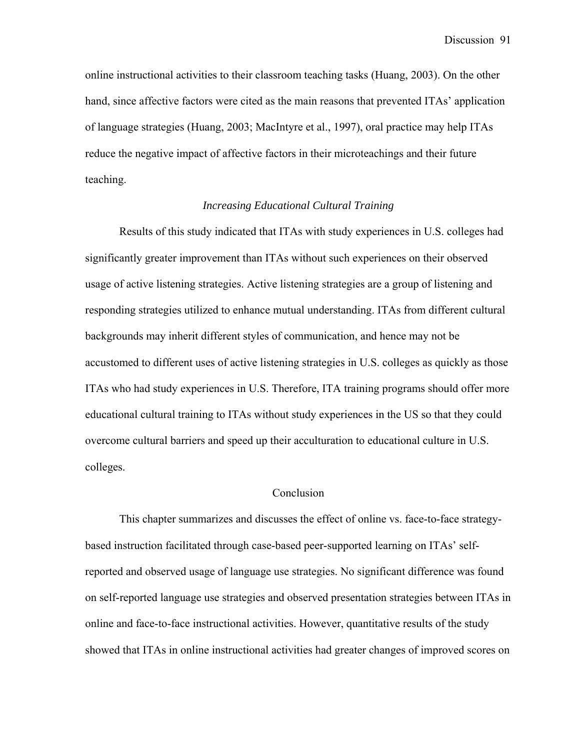online instructional activities to their classroom teaching tasks (Huang, 2003). On the other hand, since affective factors were cited as the main reasons that prevented ITAs' application of language strategies (Huang, 2003; MacIntyre et al., 1997), oral practice may help ITAs reduce the negative impact of affective factors in their microteachings and their future teaching.

### *Increasing Educational Cultural Training*

Results of this study indicated that ITAs with study experiences in U.S. colleges had significantly greater improvement than ITAs without such experiences on their observed usage of active listening strategies. Active listening strategies are a group of listening and responding strategies utilized to enhance mutual understanding. ITAs from different cultural backgrounds may inherit different styles of communication, and hence may not be accustomed to different uses of active listening strategies in U.S. colleges as quickly as those ITAs who had study experiences in U.S. Therefore, ITA training programs should offer more educational cultural training to ITAs without study experiences in the US so that they could overcome cultural barriers and speed up their acculturation to educational culture in U.S. colleges.

## Conclusion

This chapter summarizes and discusses the effect of online vs. face-to-face strategy-based instruction facilitated through case-based peer-supported learning on ITAs' self-reported and observed usage of language use strategies. No significant difference was found on self-reported language use strategies and observed presentation strategies between ITAs in online and face-to-face instructional activities. However, quantitative results of the study showed that ITAs in online instructional activities had greater changes of improved scores on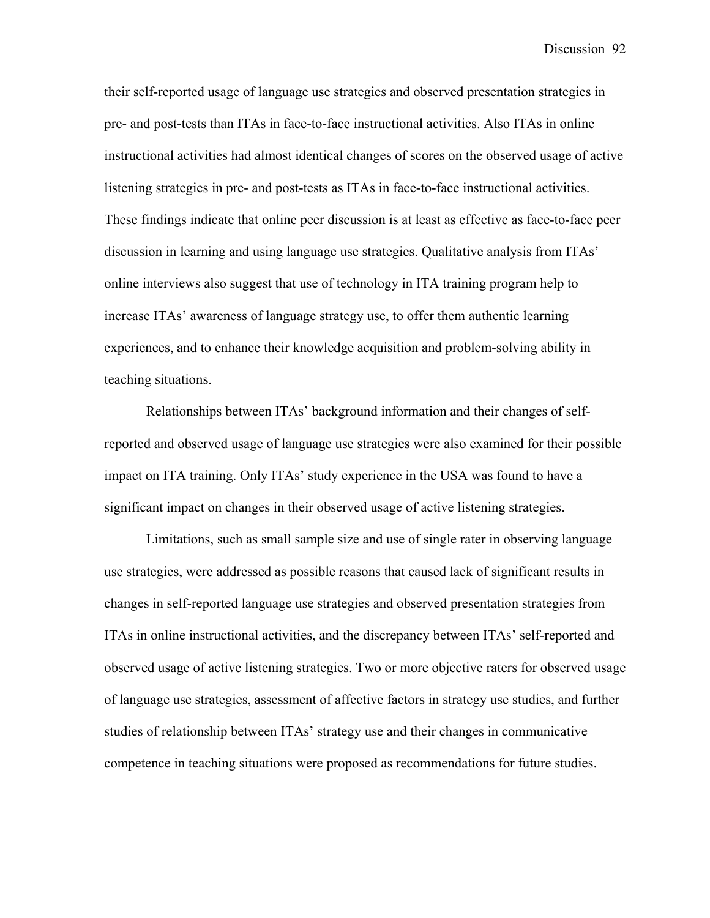their self-reported usage of language use strategies and observed presentation strategies in pre- and post-tests than ITAs in face-to-face instructional activities. Also ITAs in online instructional activities had almost identical changes of scores on the observed usage of active listening strategies in pre- and post-tests as ITAs in face-to-face instructional activities. These findings indicate that online peer discussion is at least as effective as face-to-face peer discussion in learning and using language use strategies. Qualitative analysis from ITAs' online interviews also suggest that use of technology in ITA training program help to increase ITAs' awareness of language strategy use, to offer them authentic learning experiences, and to enhance their knowledge acquisition and problem-solving ability in teaching situations.

Relationships between ITAs' background information and their changes of self-reported and observed usage of language use strategies were also examined for their possible impact on ITA training. Only ITAs' study experience in the USA was found to have a significant impact on changes in their observed usage of active listening strategies.

Limitations, such as small sample size and use of single rater in observing language use strategies, were addressed as possible reasons that caused lack of significant results in changes in self-reported language use strategies and observed presentation strategies from ITAs in online instructional activities, and the discrepancy between ITAs' self-reported and observed usage of active listening strategies. Two or more objective raters for observed usage of language use strategies, assessment of affective factors in strategy use studies, and further studies of relationship between ITAs' strategy use and their changes in communicative competence in teaching situations were proposed as recommendations for future studies.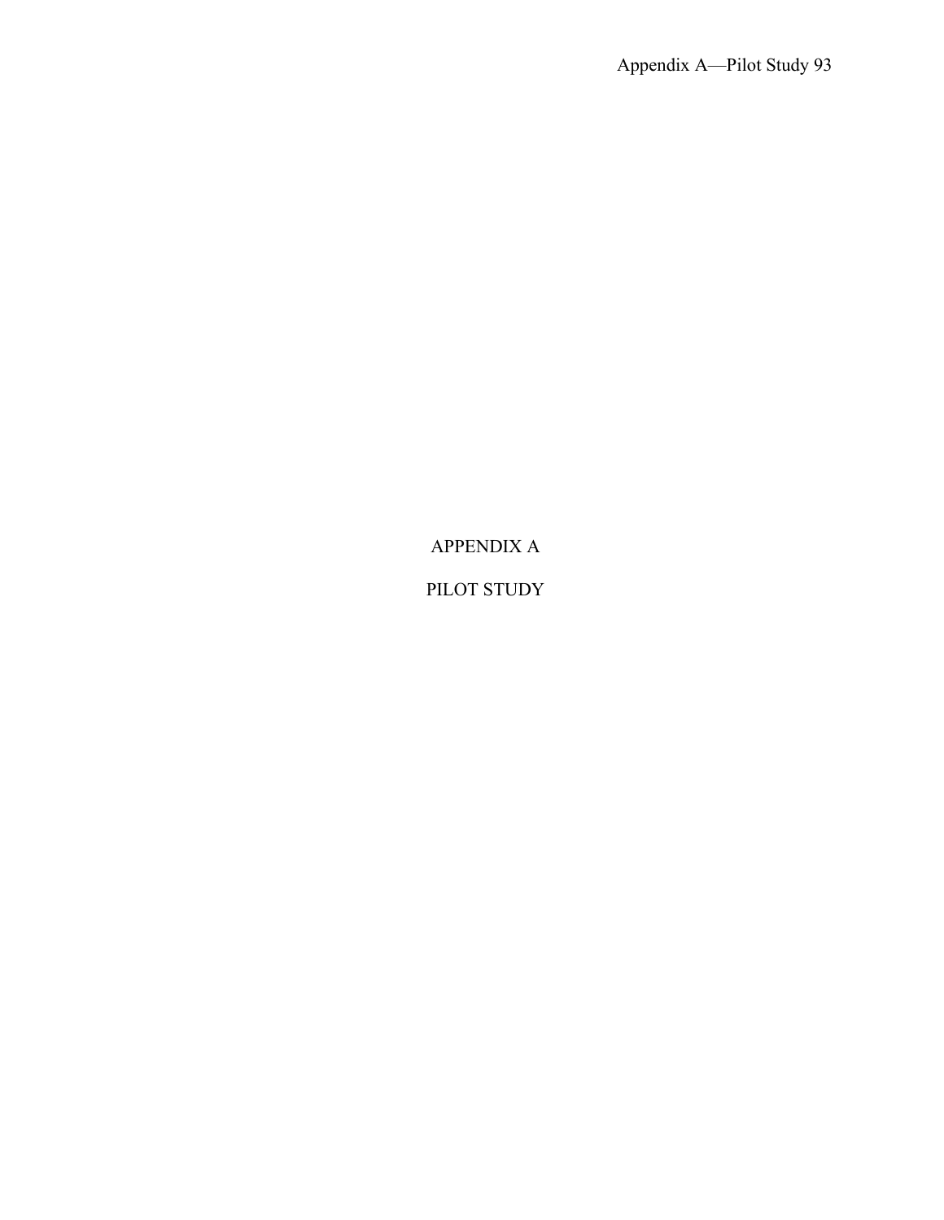# APPENDIX A

# PILOT STUDY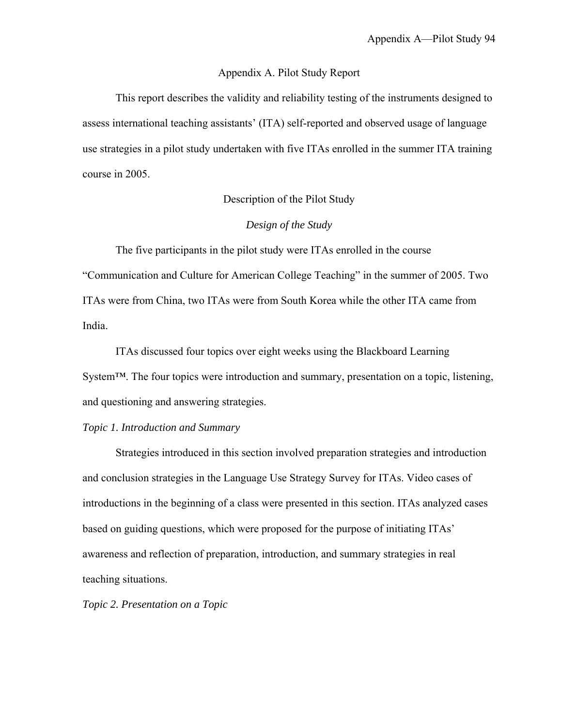# Appendix A. Pilot Study Report

This report describes the validity and reliability testing of the instruments designed to assess international teaching assistants' (ITA) self-reported and observed usage of language use strategies in a pilot study undertaken with five ITAs enrolled in the summer ITA training course in 2005.

## Description of the Pilot Study

### *Design of the Study*

The five participants in the pilot study were ITAs enrolled in the course "Communication and Culture for American College Teaching" in the summer of 2005. Two ITAs were from China, two ITAs were from South Korea while the other ITA came from India.

ITAs discussed four topics over eight weeks using the Blackboard Learning System™. The four topics were introduction and summary, presentation on a topic, listening, and questioning and answering strategies.

#### *Topic 1. Introduction and Summary*

Strategies introduced in this section involved preparation strategies and introduction and conclusion strategies in the Language Use Strategy Survey for ITAs. Video cases of introductions in the beginning of a class were presented in this section. ITAs analyzed cases based on guiding questions, which were proposed for the purpose of initiating ITAs' awareness and reflection of preparation, introduction, and summary strategies in real teaching situations.

#### *Topic 2. Presentation on a Topic*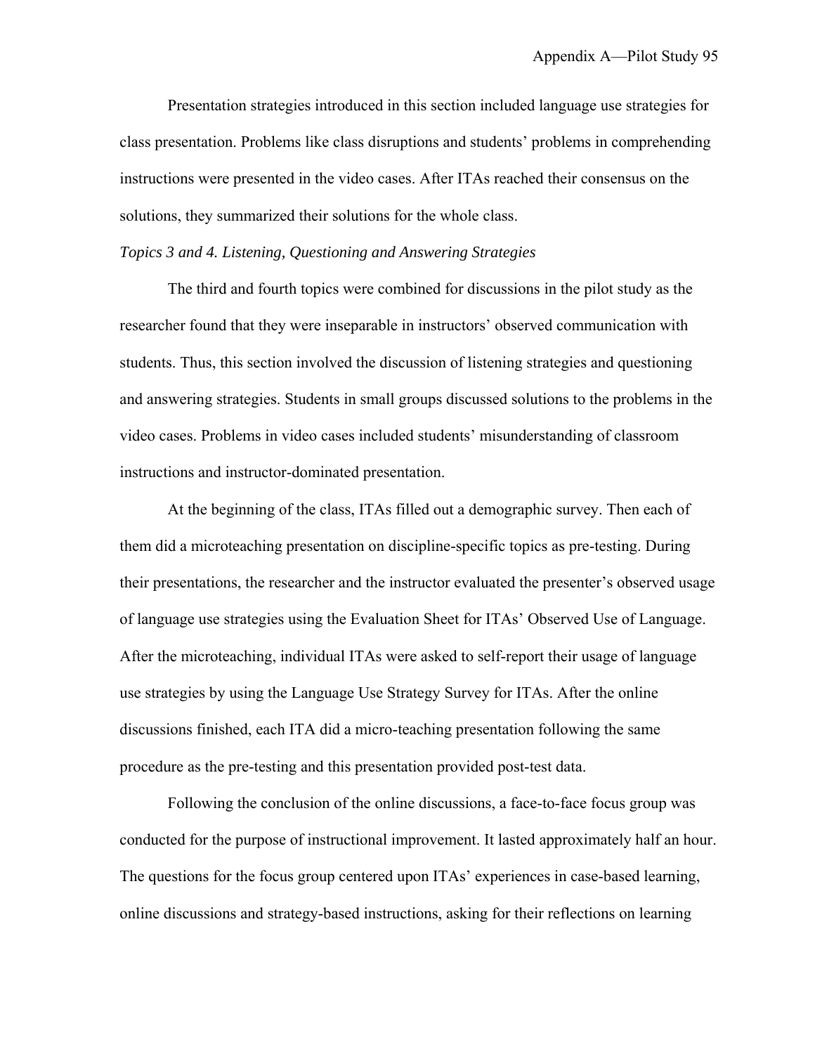Presentation strategies introduced in this section included language use strategies for class presentation. Problems like class disruptions and students' problems in comprehending instructions were presented in the video cases. After ITAs reached their consensus on the solutions, they summarized their solutions for the whole class.

*Topics 3 and 4. Listening, Questioning and Answering Strategies*

The third and fourth topics were combined for discussions in the pilot study as the researcher found that they were inseparable in instructors' observed communication with students. Thus, this section involved the discussion of listening strategies and questioning and answering strategies. Students in small groups discussed solutions to the problems in the video cases. Problems in video cases included students' misunderstanding of classroom instructions and instructor-dominated presentation.

At the beginning of the class, ITAs filled out a demographic survey. Then each of them did a microteaching presentation on discipline-specific topics as pre-testing. During their presentations, the researcher and the instructor evaluated the presenter's observed usage of language use strategies using the Evaluation Sheet for ITAs' Observed Use of Language. After the microteaching, individual ITAs were asked to self-report their usage of language use strategies by using the Language Use Strategy Survey for ITAs. After the online discussions finished, each ITA did a micro-teaching presentation following the same procedure as the pre-testing and this presentation provided post-test data.

Following the conclusion of the online discussions, a face-to-face focus group was conducted for the purpose of instructional improvement. It lasted approximately half an hour. The questions for the focus group centered upon ITAs' experiences in case-based learning, online discussions and strategy-based instructions, asking for their reflections on learning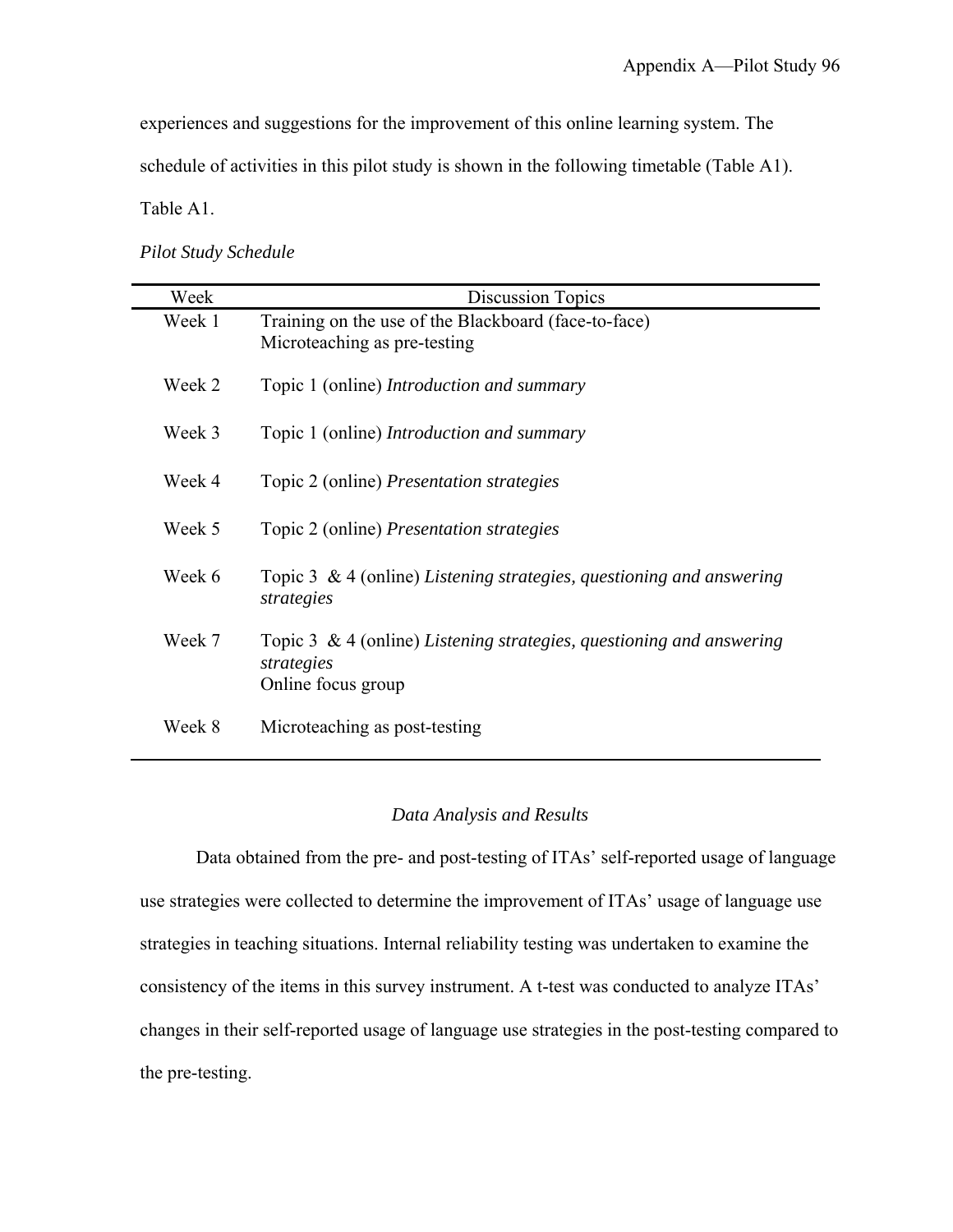experiences and suggestions for the improvement of this online learning system. The schedule of activities in this pilot study is shown in the following timetable (Table A1).

Table A1.

*Pilot Study Schedule*

| Week | Discussion Topics |
|---|---|
| Week 1 | Training on the use of the Blackboard (face-to-face)<br>Microteaching as pre-testing |
| Week 2 | Topic 1 (online) *Introduction and summary* |
| Week 3 | Topic 1 (online) *Introduction and summary* |
| Week 4 | Topic 2 (online) *Presentation strategies* |
| Week 5 | Topic 2 (online) *Presentation strategies* |
| Week 6 | Topic 3 & 4 (online) *Listening strategies, questioning and answering strategies* |
| Week 7 | Topic 3 & 4 (online) *Listening strategies, questioning and answering strategies*<br>Online focus group |
| Week 8 | Microteaching as post-testing |

### *Data Analysis and Results*

Data obtained from the pre- and post-testing of ITAs' self-reported usage of language use strategies were collected to determine the improvement of ITAs' usage of language use strategies in teaching situations. Internal reliability testing was undertaken to examine the consistency of the items in this survey instrument. A t-test was conducted to analyze ITAs' changes in their self-reported usage of language use strategies in the post-testing compared to the pre-testing.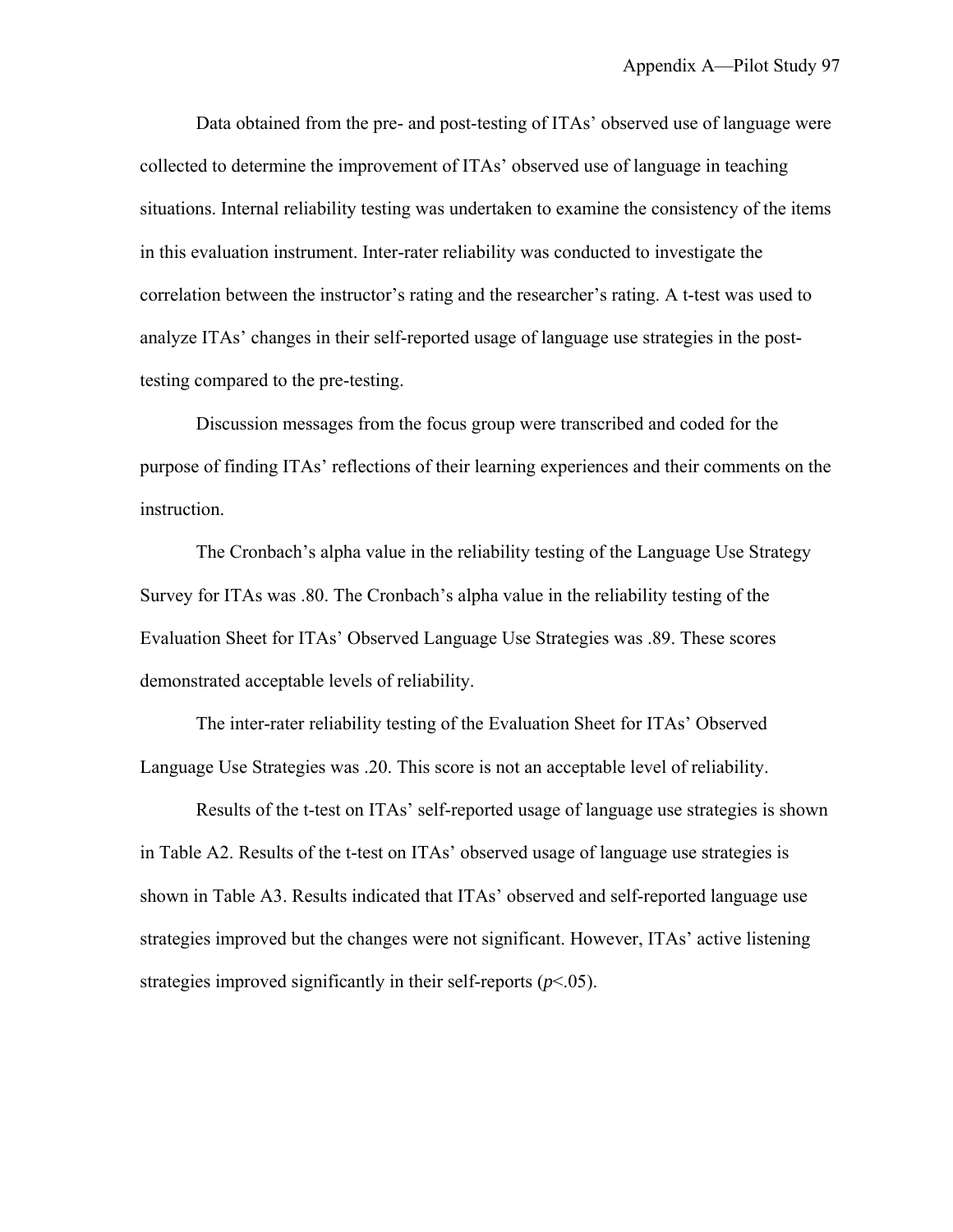Data obtained from the pre- and post-testing of ITAs' observed use of language were collected to determine the improvement of ITAs' observed use of language in teaching situations. Internal reliability testing was undertaken to examine the consistency of the items in this evaluation instrument. Inter-rater reliability was conducted to investigate the correlation between the instructor's rating and the researcher's rating. A t-test was used to analyze ITAs' changes in their self-reported usage of language use strategies in the post-testing compared to the pre-testing.

Discussion messages from the focus group were transcribed and coded for the purpose of finding ITAs' reflections of their learning experiences and their comments on the instruction.

The Cronbach's alpha value in the reliability testing of the Language Use Strategy Survey for ITAs was .80. The Cronbach's alpha value in the reliability testing of the Evaluation Sheet for ITAs' Observed Language Use Strategies was .89. These scores demonstrated acceptable levels of reliability.

The inter-rater reliability testing of the Evaluation Sheet for ITAs' Observed Language Use Strategies was .20. This score is not an acceptable level of reliability.

Results of the t-test on ITAs' self-reported usage of language use strategies is shown in Table A2. Results of the t-test on ITAs' observed usage of language use strategies is shown in Table A3. Results indicated that ITAs' observed and self-reported language use strategies improved but the changes were not significant. However, ITAs' active listening strategies improved significantly in their self-reports ($p<.05$).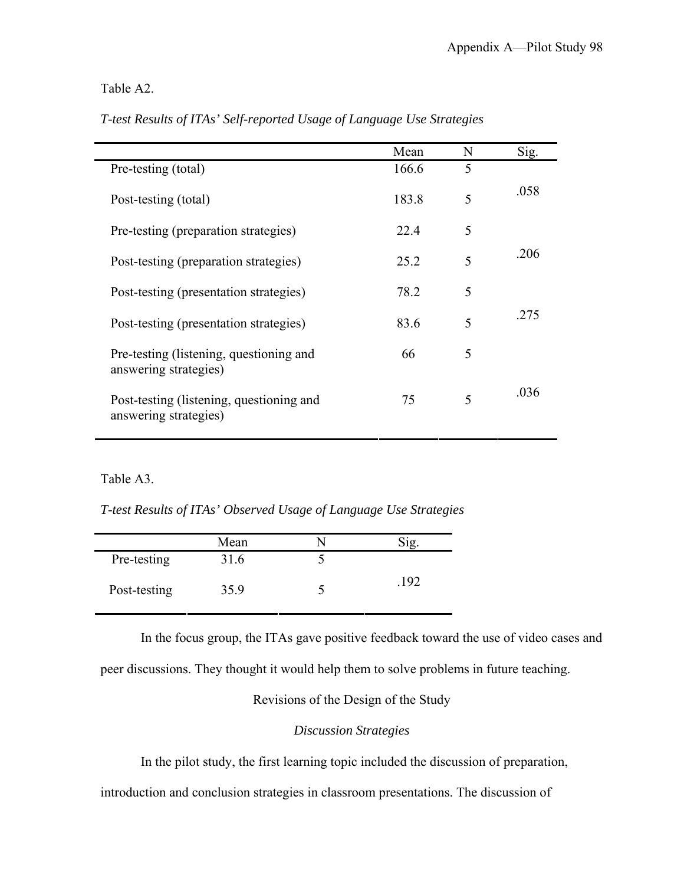Table A2.

*T-test Results of ITAs' Self-reported Usage of Language Use Strategies*

| | Mean | N | Sig. |
|---|---|---|---|
| Pre-testing (total) | 166.6 | 5 | |
| Post-testing (total) | 183.8 | 5 | .058 |
| Pre-testing (preparation strategies) | 22.4 | 5 | |
| Post-testing (preparation strategies) | 25.2 | 5 | .206 |
| Post-testing (presentation strategies) | 78.2 | 5 | |
| Post-testing (presentation strategies) | 83.6 | 5 | .275 |
| Pre-testing (listening, questioning and answering strategies) | 66 | 5 | |
| Post-testing (listening, questioning and answering strategies) | 75 | 5 | .036 |

Table A3.

*T-test Results of ITAs' Observed Usage of Language Use Strategies*

| | Mean | N | Sig. |
|---|---|---|---|
| Pre-testing | 31.6 | 5 | |
| Post-testing | 35.9 | 5 | .192 |

In the focus group, the ITAs gave positive feedback toward the use of video cases and peer discussions. They thought it would help them to solve problems in future teaching.

## Revisions of the Design of the Study

### *Discussion Strategies*

In the pilot study, the first learning topic included the discussion of preparation, introduction and conclusion strategies in classroom presentations. The discussion of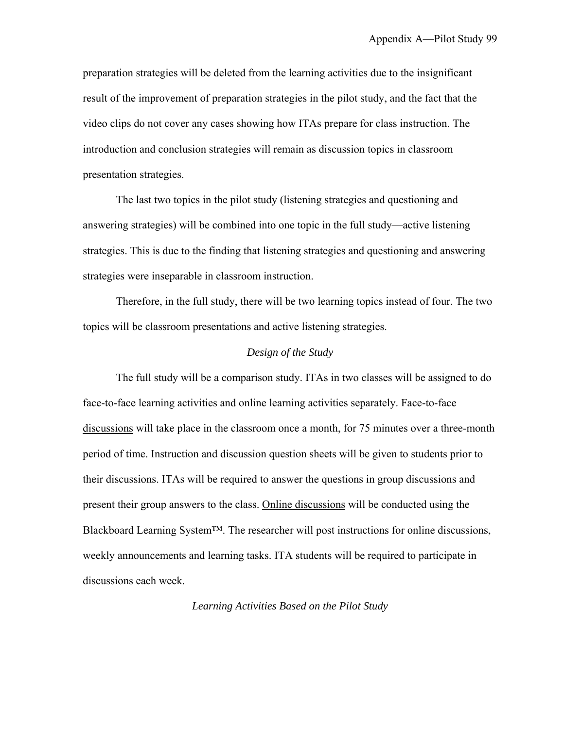preparation strategies will be deleted from the learning activities due to the insignificant result of the improvement of preparation strategies in the pilot study, and the fact that the video clips do not cover any cases showing how ITAs prepare for class instruction. The introduction and conclusion strategies will remain as discussion topics in classroom presentation strategies.

The last two topics in the pilot study (listening strategies and questioning and answering strategies) will be combined into one topic in the full study—active listening strategies. This is due to the finding that listening strategies and questioning and answering strategies were inseparable in classroom instruction.

Therefore, in the full study, there will be two learning topics instead of four. The two topics will be classroom presentations and active listening strategies.

### *Design of the Study*

The full study will be a comparison study. ITAs in two classes will be assigned to do face-to-face learning activities and online learning activities separately. <u>Face-to-face discussions</u> will take place in the classroom once a month, for 75 minutes over a three-month period of time. Instruction and discussion question sheets will be given to students prior to their discussions. ITAs will be required to answer the questions in group discussions and present their group answers to the class. <u>Online discussions</u> will be conducted using the Blackboard Learning System™. The researcher will post instructions for online discussions, weekly announcements and learning tasks. ITA students will be required to participate in discussions each week.

### *Learning Activities Based on the Pilot Study*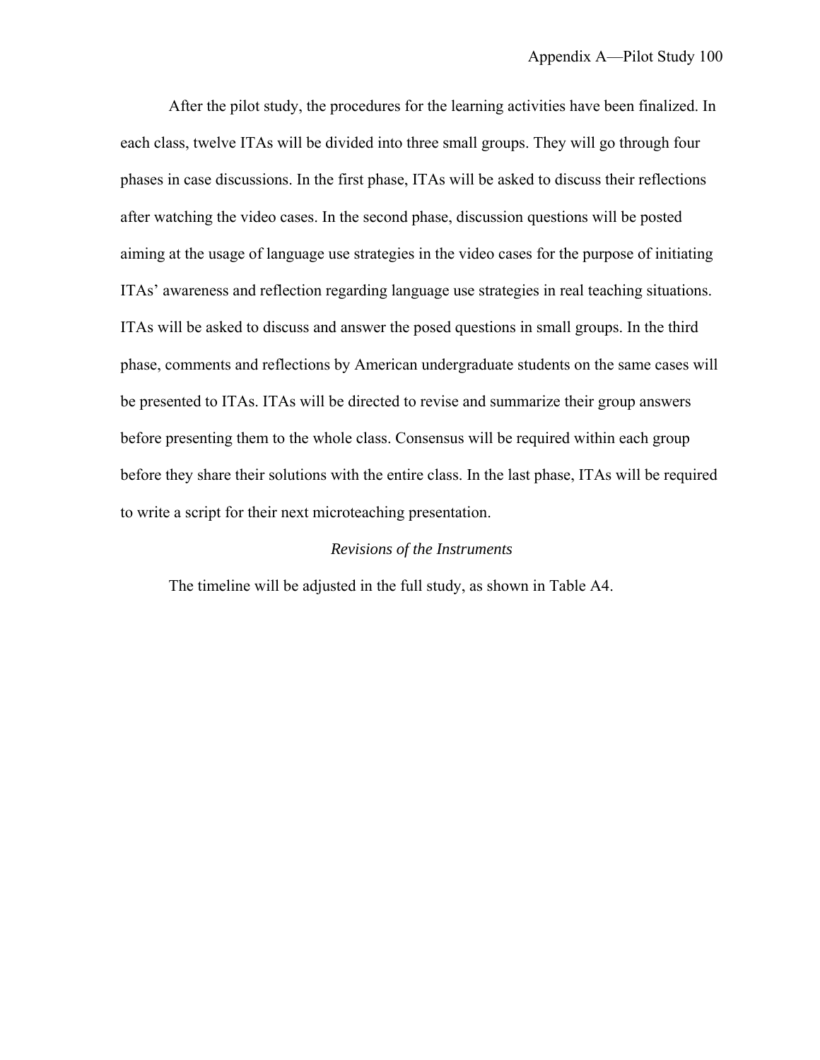After the pilot study, the procedures for the learning activities have been finalized. In each class, twelve ITAs will be divided into three small groups. They will go through four phases in case discussions. In the first phase, ITAs will be asked to discuss their reflections after watching the video cases. In the second phase, discussion questions will be posted aiming at the usage of language use strategies in the video cases for the purpose of initiating ITAs' awareness and reflection regarding language use strategies in real teaching situations. ITAs will be asked to discuss and answer the posed questions in small groups. In the third phase, comments and reflections by American undergraduate students on the same cases will be presented to ITAs. ITAs will be directed to revise and summarize their group answers before presenting them to the whole class. Consensus will be required within each group before they share their solutions with the entire class. In the last phase, ITAs will be required to write a script for their next microteaching presentation.

### *Revisions of the Instruments*

The timeline will be adjusted in the full study, as shown in Table A4.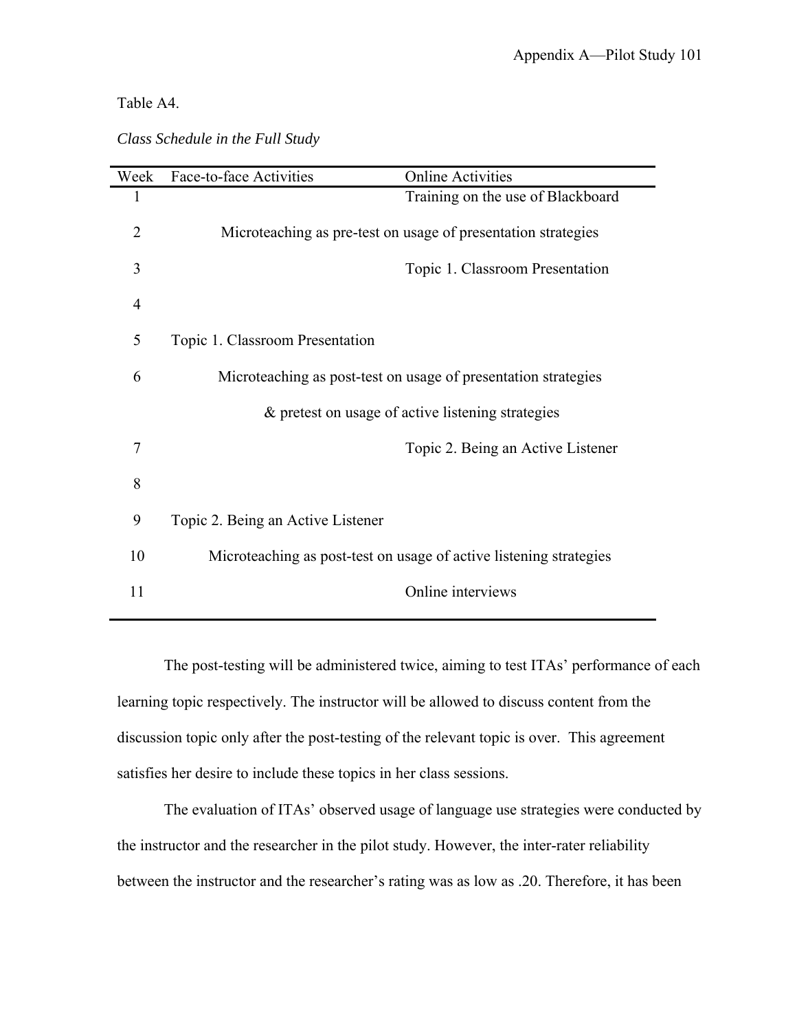Table A4.

*Class Schedule in the Full Study*

| Week | Face-to-face Activities | Online Activities |
|---|---|---|
| 1 | | Training on the use of Blackboard |
| 2 | Microteaching as pre-test on usage of presentation strategies | |
| 3 | | Topic 1. Classroom Presentation |
| 4 | | |
| 5 | Topic 1. Classroom Presentation | |
| 6 | Microteaching as post-test on usage of presentation strategies & pretest on usage of active listening strategies | |
| 7 | | Topic 2. Being an Active Listener |
| 8 | | |
| 9 | Topic 2. Being an Active Listener | |
| 10 | Microteaching as post-test on usage of active listening strategies | |
| 11 | | Online interviews |

The post-testing will be administered twice, aiming to test ITAs' performance of each learning topic respectively. The instructor will be allowed to discuss content from the discussion topic only after the post-testing of the relevant topic is over. This agreement satisfies her desire to include these topics in her class sessions.

The evaluation of ITAs' observed usage of language use strategies were conducted by the instructor and the researcher in the pilot study. However, the inter-rater reliability between the instructor and the researcher's rating was as low as .20. Therefore, it has been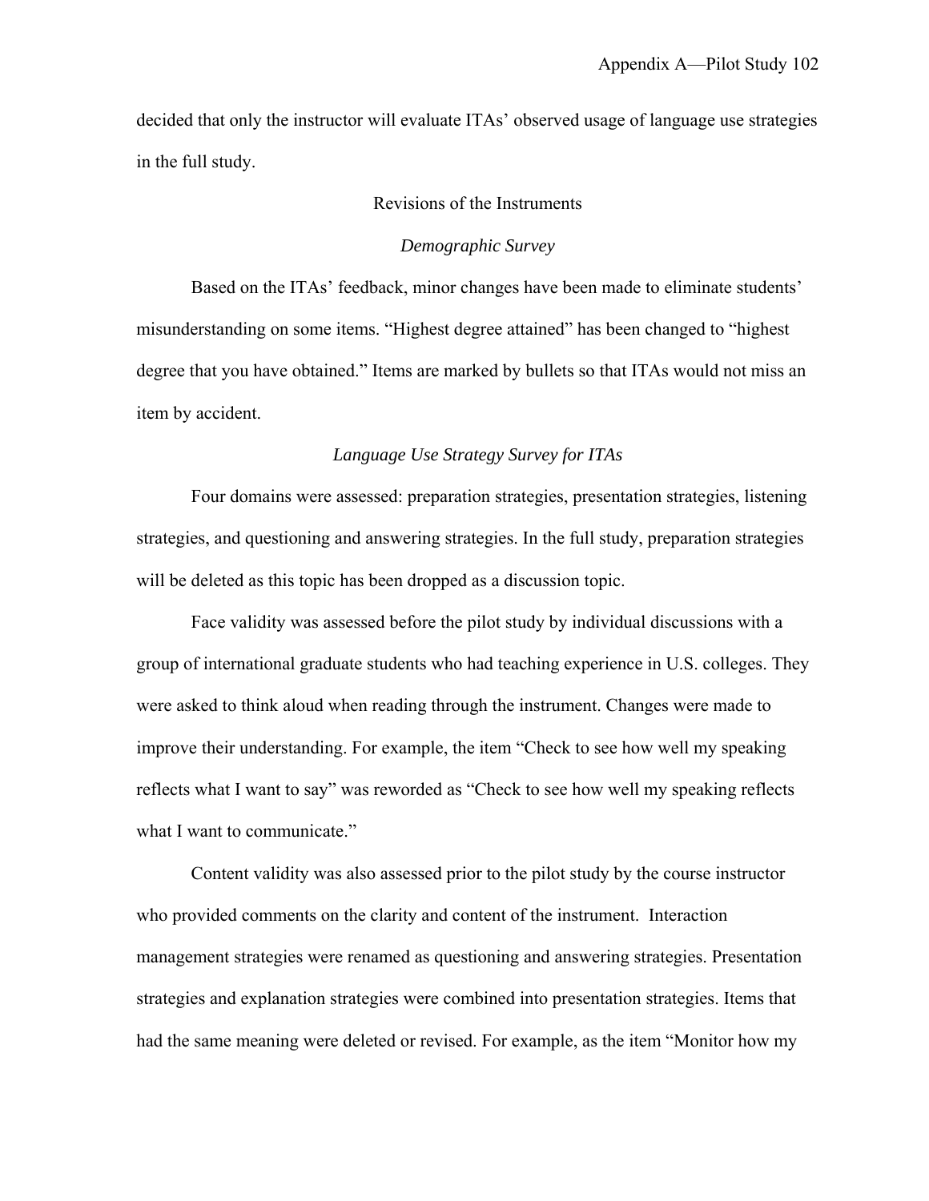decided that only the instructor will evaluate ITAs' observed usage of language use strategies in the full study.

## Revisions of the Instruments

### *Demographic Survey*

Based on the ITAs' feedback, minor changes have been made to eliminate students' misunderstanding on some items. "Highest degree attained" has been changed to "highest degree that you have obtained." Items are marked by bullets so that ITAs would not miss an item by accident.

### *Language Use Strategy Survey for ITAs*

Four domains were assessed: preparation strategies, presentation strategies, listening strategies, and questioning and answering strategies. In the full study, preparation strategies will be deleted as this topic has been dropped as a discussion topic.

Face validity was assessed before the pilot study by individual discussions with a group of international graduate students who had teaching experience in U.S. colleges. They were asked to think aloud when reading through the instrument. Changes were made to improve their understanding. For example, the item "Check to see how well my speaking reflects what I want to say" was reworded as "Check to see how well my speaking reflects what I want to communicate."

Content validity was also assessed prior to the pilot study by the course instructor who provided comments on the clarity and content of the instrument. Interaction management strategies were renamed as questioning and answering strategies. Presentation strategies and explanation strategies were combined into presentation strategies. Items that had the same meaning were deleted or revised. For example, as the item "Monitor how my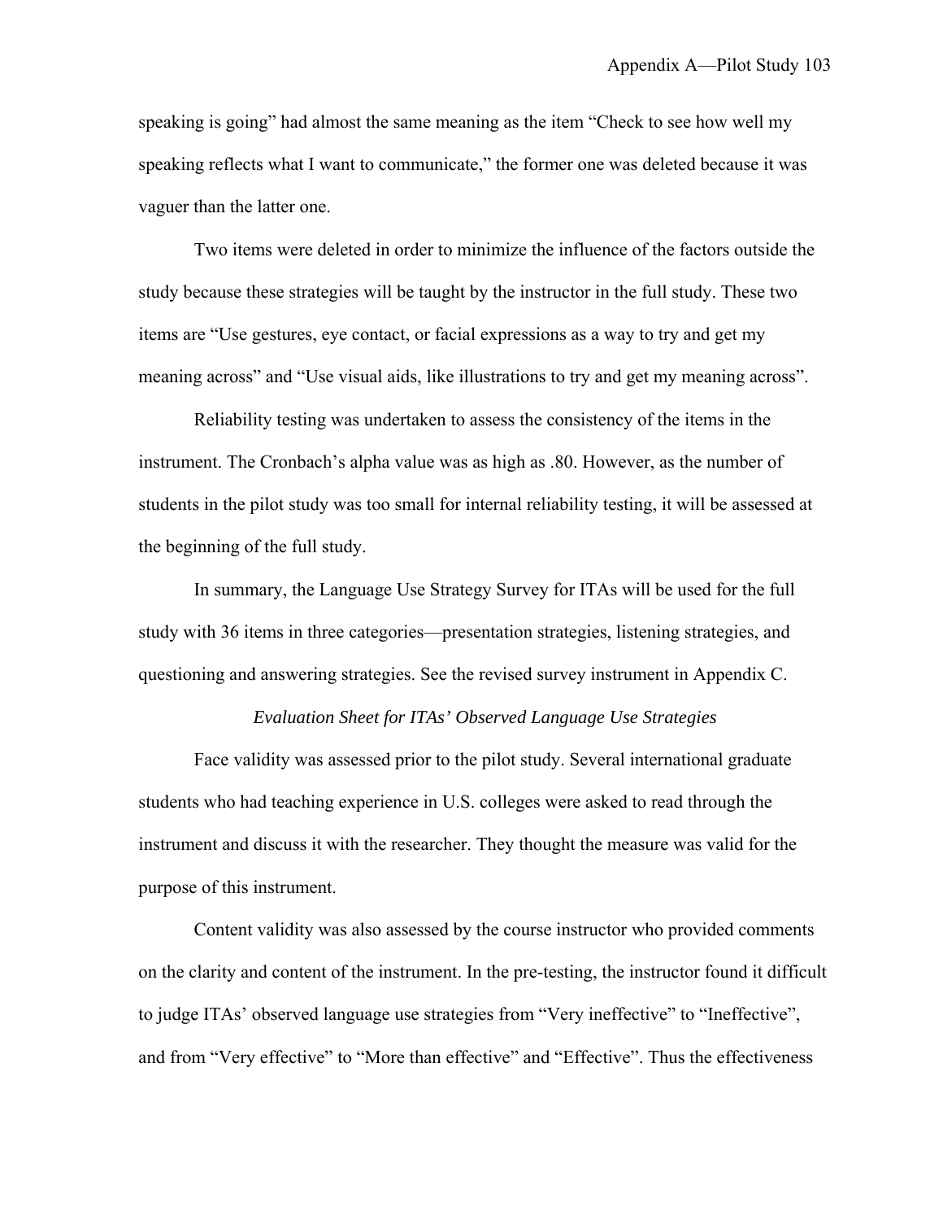speaking is going" had almost the same meaning as the item "Check to see how well my speaking reflects what I want to communicate," the former one was deleted because it was vaguer than the latter one.

Two items were deleted in order to minimize the influence of the factors outside the study because these strategies will be taught by the instructor in the full study. These two items are "Use gestures, eye contact, or facial expressions as a way to try and get my meaning across" and "Use visual aids, like illustrations to try and get my meaning across".

Reliability testing was undertaken to assess the consistency of the items in the instrument. The Cronbach's alpha value was as high as .80. However, as the number of students in the pilot study was too small for internal reliability testing, it will be assessed at the beginning of the full study.

In summary, the Language Use Strategy Survey for ITAs will be used for the full study with 36 items in three categories—presentation strategies, listening strategies, and questioning and answering strategies. See the revised survey instrument in Appendix C.

### *Evaluation Sheet for ITAs' Observed Language Use Strategies*

Face validity was assessed prior to the pilot study. Several international graduate students who had teaching experience in U.S. colleges were asked to read through the instrument and discuss it with the researcher. They thought the measure was valid for the purpose of this instrument.

Content validity was also assessed by the course instructor who provided comments on the clarity and content of the instrument. In the pre-testing, the instructor found it difficult to judge ITAs' observed language use strategies from "Very ineffective" to "Ineffective", and from "Very effective" to "More than effective" and "Effective". Thus the effectiveness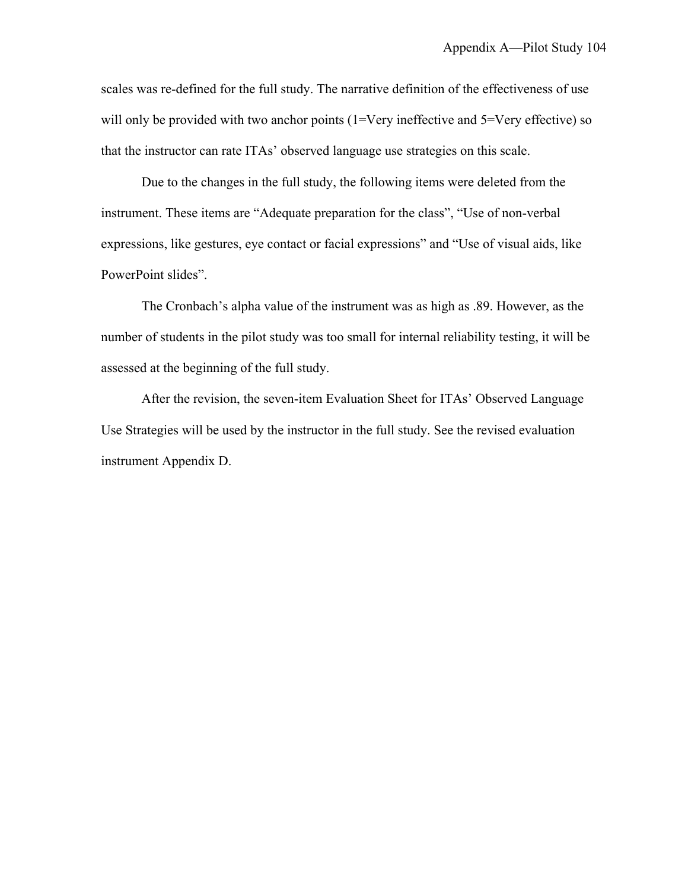scales was re-defined for the full study. The narrative definition of the effectiveness of use will only be provided with two anchor points (1=Very ineffective and 5=Very effective) so that the instructor can rate ITAs' observed language use strategies on this scale.

Due to the changes in the full study, the following items were deleted from the instrument. These items are "Adequate preparation for the class", "Use of non-verbal expressions, like gestures, eye contact or facial expressions" and "Use of visual aids, like PowerPoint slides".

The Cronbach's alpha value of the instrument was as high as .89. However, as the number of students in the pilot study was too small for internal reliability testing, it will be assessed at the beginning of the full study.

After the revision, the seven-item Evaluation Sheet for ITAs' Observed Language Use Strategies will be used by the instructor in the full study. See the revised evaluation instrument Appendix D.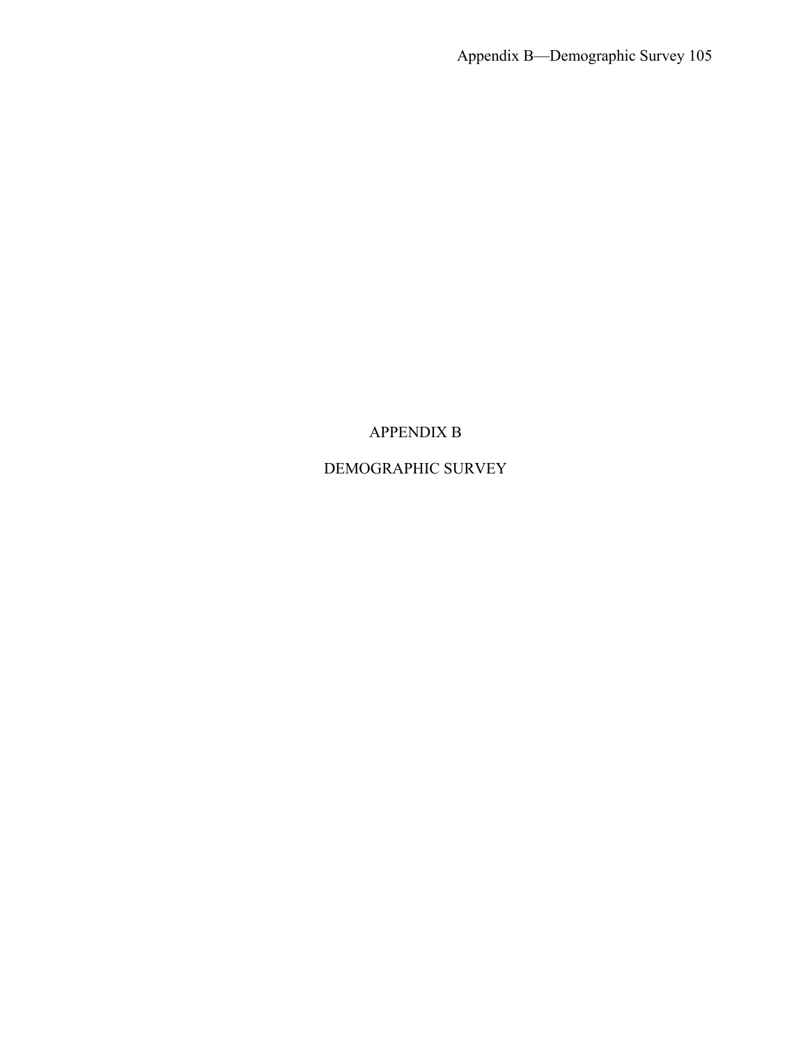# APPENDIX B

# DEMOGRAPHIC SURVEY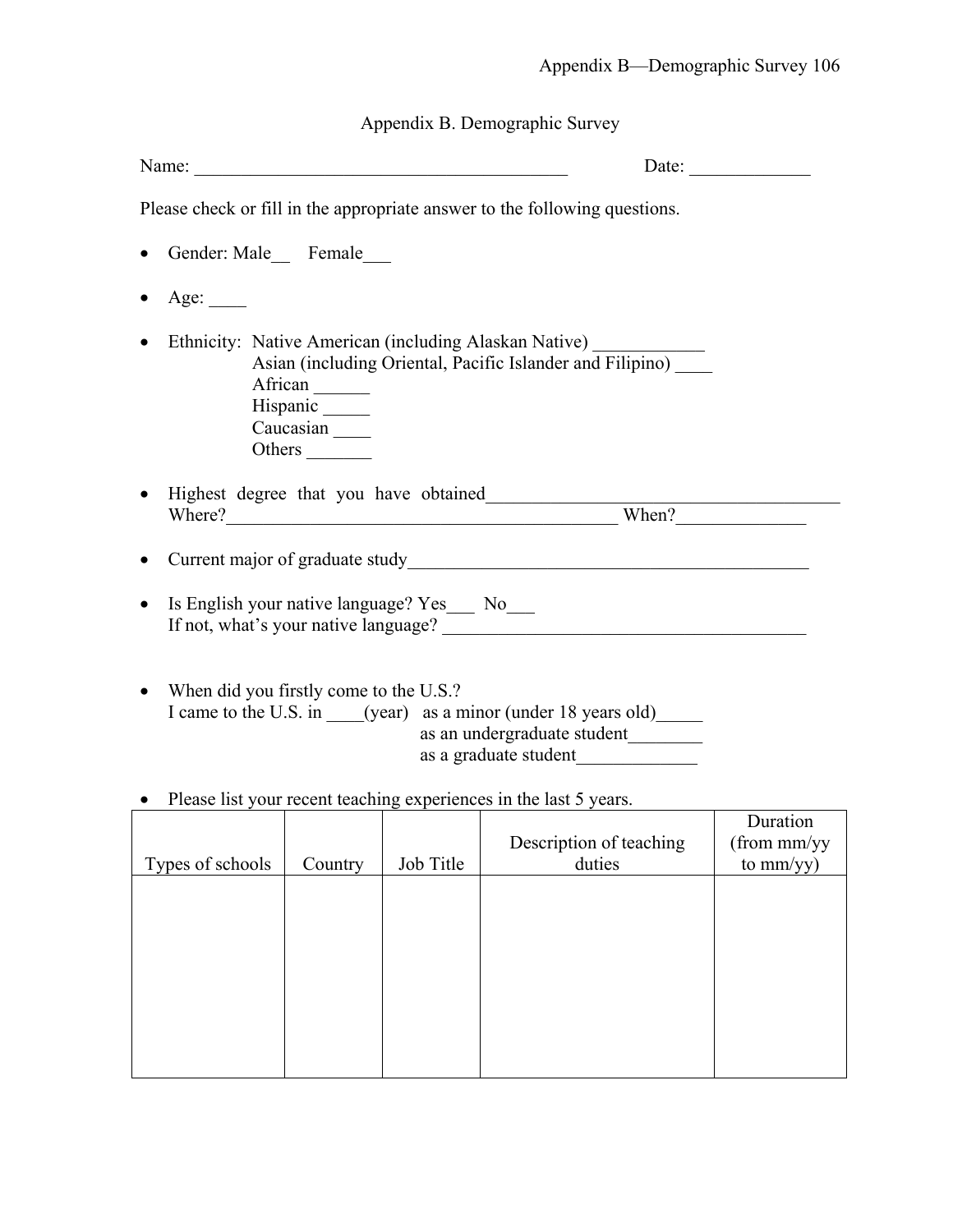# Appendix B. Demographic Survey

Name: ________________________________________ Date: _____________

Please check or fill in the appropriate answer to the following questions.

- Gender: Male__ Female___
- Age: ____
- Ethnicity: Native American (including Alaskan Native) ____________
  Asian (including Oriental, Pacific Islander and Filipino) ____
  African ______
  Hispanic _____
  Caucasian ____
  Others _______
- Highest degree that you have obtained_______________________________________
  Where?___________________________________________ When?______________
- Current major of graduate study____________________________________________
- Is English your native language? Yes___ No___
  If not, what's your native language? ________________________________________
- When did you firstly come to the U.S.?
  I came to the U.S. in ____(year) as a minor (under 18 years old)_____
  as an undergraduate student________
  as a graduate student_____________
- Please list your recent teaching experiences in the last 5 years.

| Types of schools | Country | Job Title | Description of teaching duties | Duration (from mm/yy to mm/yy) |
|---|---|---|---|---|
| | | | | |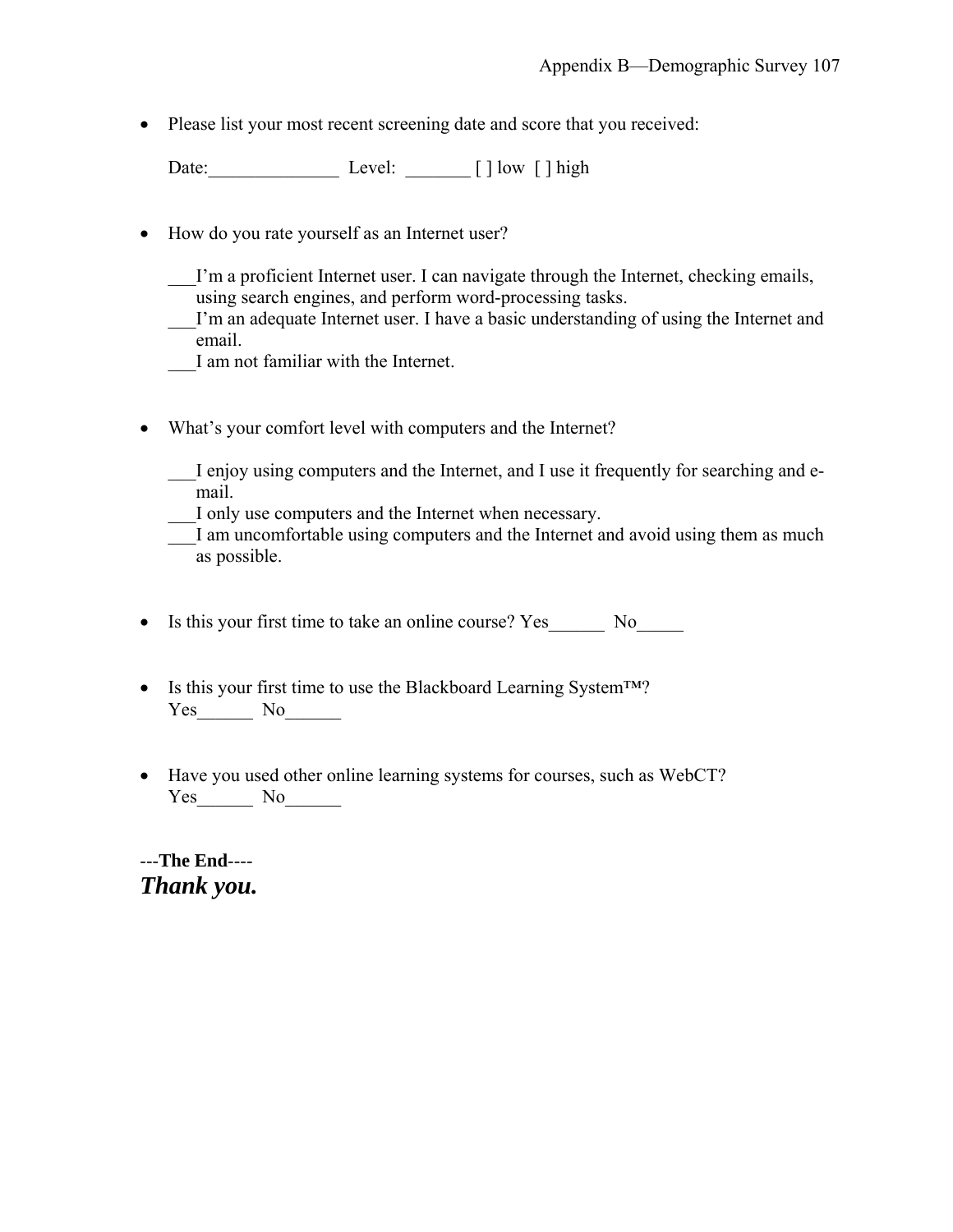- Please list your most recent screening date and score that you received:

  Date:______________ Level: _______ [ ] low [ ] high

- How do you rate yourself as an Internet user?

  ___I'm a proficient Internet user. I can navigate through the Internet, checking emails, using search engines, and perform word-processing tasks.
  ___I'm an adequate Internet user. I have a basic understanding of using the Internet and email.
  ___I am not familiar with the Internet.

- What's your comfort level with computers and the Internet?

  ___I enjoy using computers and the Internet, and I use it frequently for searching and e-mail.
  ___I only use computers and the Internet when necessary.
  ___I am uncomfortable using computers and the Internet and avoid using them as much as possible.

- Is this your first time to take an online course? Yes______ No_____

- Is this your first time to use the Blackboard Learning System™?
  Yes______ No______

- Have you used other online learning systems for courses, such as WebCT?
  Yes______ No______

---**The End**----

***Thank you.***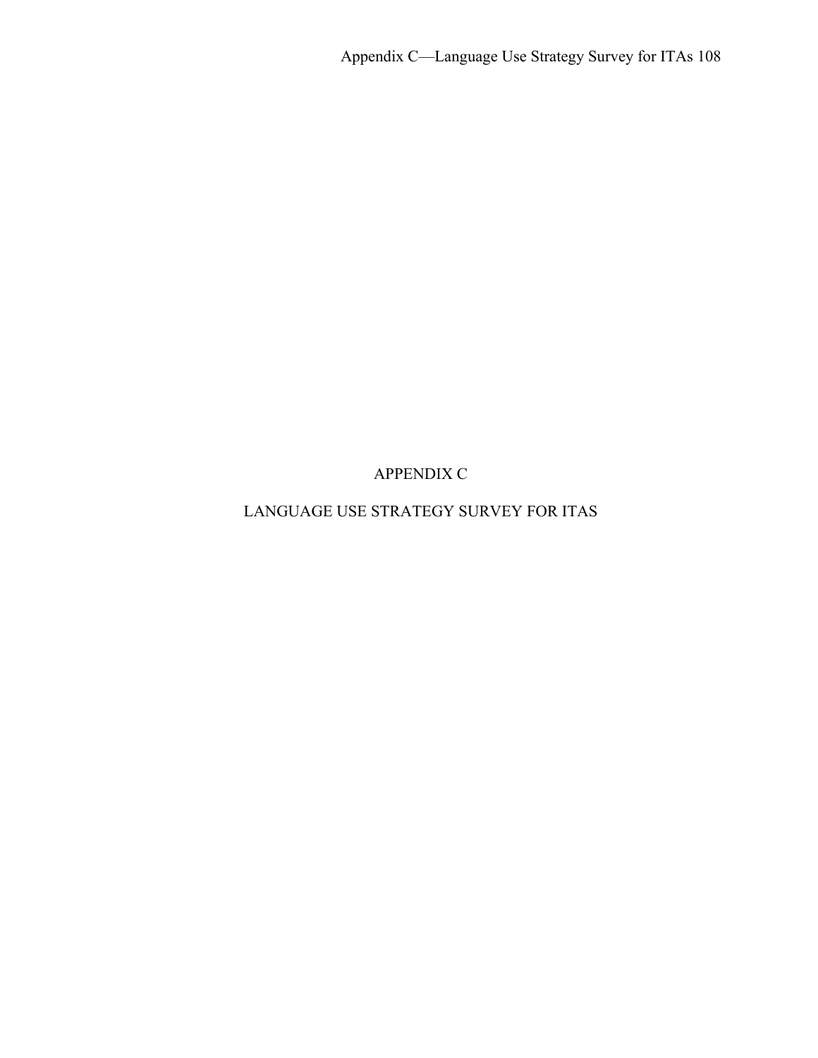# APPENDIX C

# LANGUAGE USE STRATEGY SURVEY FOR ITAS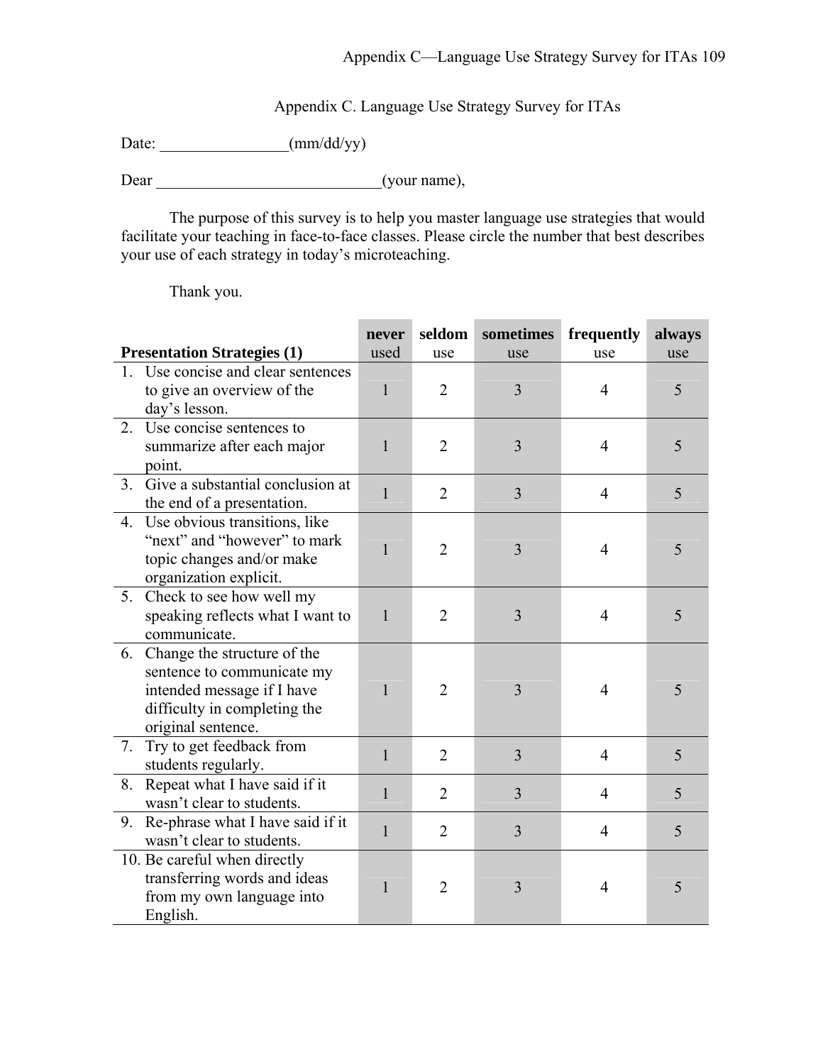Appendix C. Language Use Strategy Survey for ITAs

Date: ________________(mm/dd/yy)

Dear ____________________________(your name),

The purpose of this survey is to help you master language use strategies that would facilitate your teaching in face-to-face classes. Please circle the number that best describes your use of each strategy in today's microteaching.

Thank you.

| **Presentation Strategies (1)** | **never** used | **seldom** use | **sometimes** use | **frequently** use | **always** use |
|---|---|---|---|---|---|
| 1. Use concise and clear sentences to give an overview of the day's lesson. | 1 | 2 | 3 | 4 | 5 |
| 2. Use concise sentences to summarize after each major point. | 1 | 2 | 3 | 4 | 5 |
| 3. Give a substantial conclusion at the end of a presentation. | 1 | 2 | 3 | 4 | 5 |
| 4. Use obvious transitions, like "next" and "however" to mark topic changes and/or make organization explicit. | 1 | 2 | 3 | 4 | 5 |
| 5. Check to see how well my speaking reflects what I want to communicate. | 1 | 2 | 3 | 4 | 5 |
| 6. Change the structure of the sentence to communicate my intended message if I have difficulty in completing the original sentence. | 1 | 2 | 3 | 4 | 5 |
| 7. Try to get feedback from students regularly. | 1 | 2 | 3 | 4 | 5 |
| 8. Repeat what I have said if it wasn't clear to students. | 1 | 2 | 3 | 4 | 5 |
| 9. Re-phrase what I have said if it wasn't clear to students. | 1 | 2 | 3 | 4 | 5 |
| 10. Be careful when directly transferring words and ideas from my own language into English. | 1 | 2 | 3 | 4 | 5 |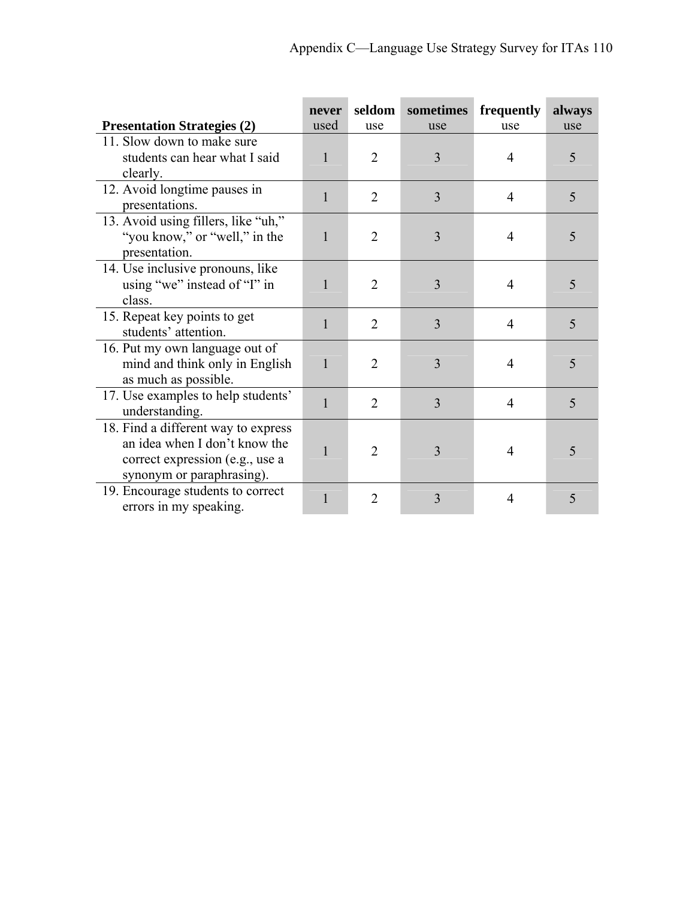| Presentation Strategies (2) | never used | seldom use | sometimes use | frequently use | always use |
|---|---|---|---|---|---|
| 11. Slow down to make sure students can hear what I said clearly. | 1 | 2 | 3 | 4 | 5 |
| 12. Avoid longtime pauses in presentations. | 1 | 2 | 3 | 4 | 5 |
| 13. Avoid using fillers, like "uh," "you know," or "well," in the presentation. | 1 | 2 | 3 | 4 | 5 |
| 14. Use inclusive pronouns, like using "we" instead of "I" in class. | 1 | 2 | 3 | 4 | 5 |
| 15. Repeat key points to get students' attention. | 1 | 2 | 3 | 4 | 5 |
| 16. Put my own language out of mind and think only in English as much as possible. | 1 | 2 | 3 | 4 | 5 |
| 17. Use examples to help students' understanding. | 1 | 2 | 3 | 4 | 5 |
| 18. Find a different way to express an idea when I don't know the correct expression (e.g., use a synonym or paraphrasing). | 1 | 2 | 3 | 4 | 5 |
| 19. Encourage students to correct errors in my speaking. | 1 | 2 | 3 | 4 | 5 |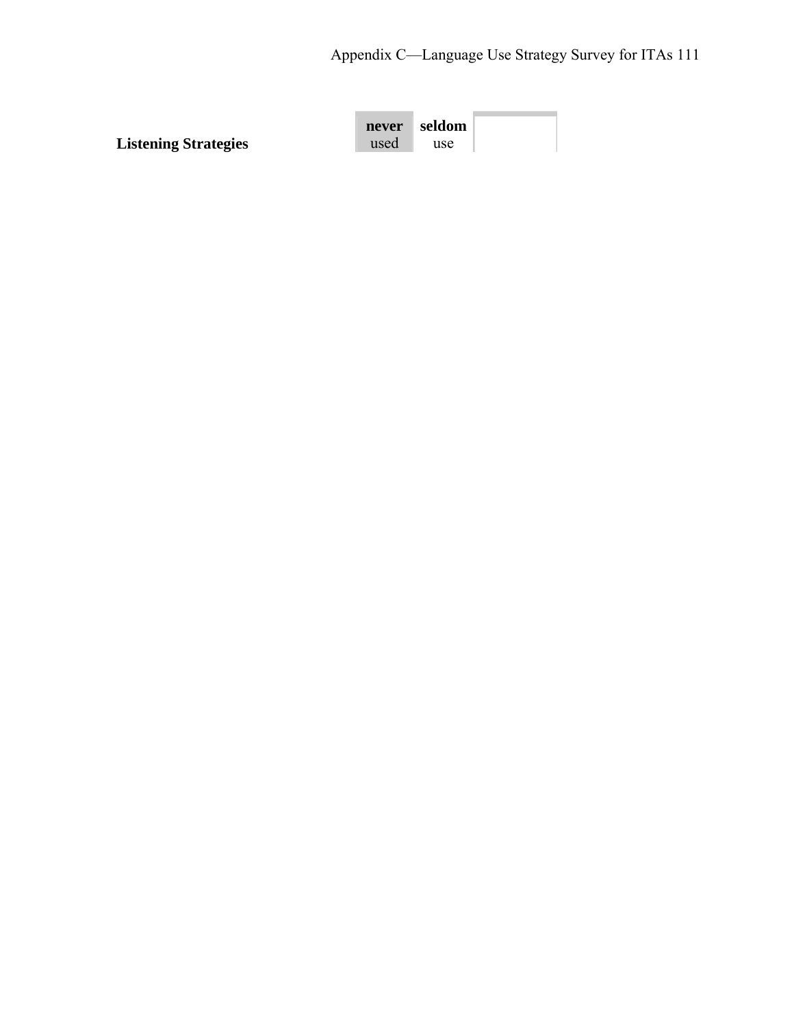**Listening Strategies**

| never used | seldom use | |
|---|---|---|